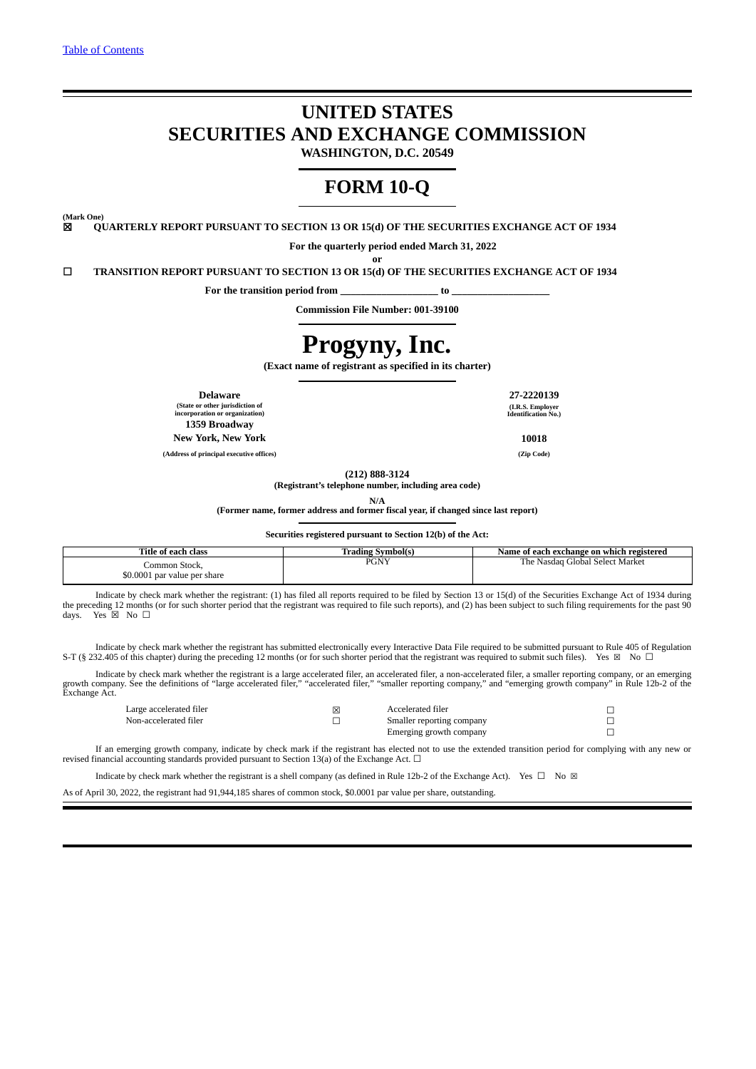Table of Contents

# UNITED STATES
# SECURITIES AND EXCHANGE COMMISSION
**WASHINGTON, D.C. 20549**

# FORM 10-Q

**(Mark One)**

☒ **QUARTERLY REPORT PURSUANT TO SECTION 13 OR 15(d) OF THE SECURITIES EXCHANGE ACT OF 1934**

**For the quarterly period ended March 31, 2022**

**or**

☐ **TRANSITION REPORT PURSUANT TO SECTION 13 OR 15(d) OF THE SECURITIES EXCHANGE ACT OF 1934**

**For the transition period from __________________ to __________________**

**Commission File Number: 001-39100**

# Progyny, Inc.
**(Exact name of registrant as specified in its charter)**

| | |
|---|---|
| **Delaware** | **27-2220139** |
| **(State or other jurisdiction of incorporation or organization)** | **(I.R.S. Employer Identification No.)** |
| **1359 Broadway** | |
| **New York, New York** | **10018** |
| **(Address of principal executive offices)** | **(Zip Code)** |

**(212) 888-3124**
**(Registrant's telephone number, including area code)**

**N/A**
**(Former name, former address and former fiscal year, if changed since last report)**

**Securities registered pursuant to Section 12(b) of the Act:**

| Title of each class | Trading Symbol(s) | Name of each exchange on which registered |
|---|---|---|
| Common Stock, $0.0001 par value per share | PGNY | The Nasdaq Global Select Market |

Indicate by check mark whether the registrant: (1) has filed all reports required to be filed by Section 13 or 15(d) of the Securities Exchange Act of 1934 during the preceding 12 months (or for such shorter period that the registrant was required to file such reports), and (2) has been subject to such filing requirements for the past 90 days. Yes ☒ No ☐

Indicate by check mark whether the registrant has submitted electronically every Interactive Data File required to be submitted pursuant to Rule 405 of Regulation S-T (§ 232.405 of this chapter) during the preceding 12 months (or for such shorter period that the registrant was required to submit such files). Yes ☒ No ☐

Indicate by check mark whether the registrant is a large accelerated filer, an accelerated filer, a non-accelerated filer, a smaller reporting company, or an emerging growth company. See the definitions of "large accelerated filer," "accelerated filer," "smaller reporting company," and "emerging growth company" in Rule 12b-2 of the Exchange Act.

| | | | |
|---|---|---|---|
| Large accelerated filer | ☒ | Accelerated filer | ☐ |
| Non-accelerated filer | ☐ | Smaller reporting company | ☐ |
| | | Emerging growth company | ☐ |

If an emerging growth company, indicate by check mark if the registrant has elected not to use the extended transition period for complying with any new or revised financial accounting standards provided pursuant to Section 13(a) of the Exchange Act. ☐

Indicate by check mark whether the registrant is a shell company (as defined in Rule 12b-2 of the Exchange Act). Yes ☐ No ☒

As of April 30, 2022, the registrant had 91,944,185 shares of common stock, $0.0001 par value per share, outstanding.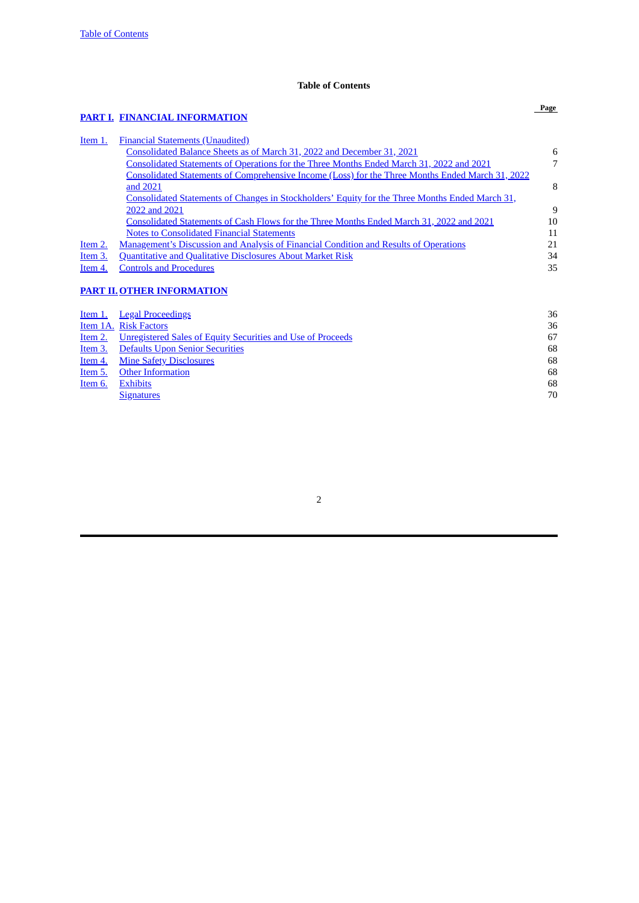**Table of Contents**

| | | Page |
|---|---|---|
| **PART I.** | **FINANCIAL INFORMATION** | |
| Item 1. | Financial Statements (Unaudited) | |
| | Consolidated Balance Sheets as of March 31, 2022 and December 31, 2021 | 6 |
| | Consolidated Statements of Operations for the Three Months Ended March 31, 2022 and 2021 | 7 |
| | Consolidated Statements of Comprehensive Income (Loss) for the Three Months Ended March 31, 2022 and 2021 | 8 |
| | Consolidated Statements of Changes in Stockholders' Equity for the Three Months Ended March 31, 2022 and 2021 | 9 |
| | Consolidated Statements of Cash Flows for the Three Months Ended March 31, 2022 and 2021 | 10 |
| | Notes to Consolidated Financial Statements | 11 |
| Item 2. | Management's Discussion and Analysis of Financial Condition and Results of Operations | 21 |
| Item 3. | Quantitative and Qualitative Disclosures About Market Risk | 34 |
| Item 4. | Controls and Procedures | 35 |
| **PART II.** | **OTHER INFORMATION** | |
| Item 1. | Legal Proceedings | 36 |
| Item 1A. | Risk Factors | 36 |
| Item 2. | Unregistered Sales of Equity Securities and Use of Proceeds | 67 |
| Item 3. | Defaults Upon Senior Securities | 68 |
| Item 4. | Mine Safety Disclosures | 68 |
| Item 5. | Other Information | 68 |
| Item 6. | Exhibits | 68 |
| | Signatures | 70 |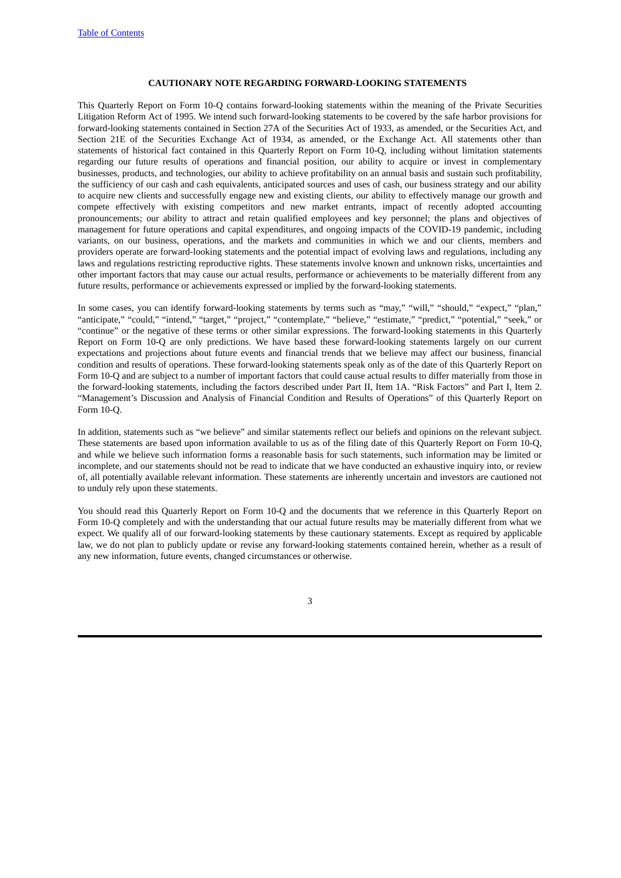## CAUTIONARY NOTE REGARDING FORWARD-LOOKING STATEMENTS

This Quarterly Report on Form 10-Q contains forward-looking statements within the meaning of the Private Securities Litigation Reform Act of 1995. We intend such forward-looking statements to be covered by the safe harbor provisions for forward-looking statements contained in Section 27A of the Securities Act of 1933, as amended, or the Securities Act, and Section 21E of the Securities Exchange Act of 1934, as amended, or the Exchange Act. All statements other than statements of historical fact contained in this Quarterly Report on Form 10-Q, including without limitation statements regarding our future results of operations and financial position, our ability to acquire or invest in complementary businesses, products, and technologies, our ability to achieve profitability on an annual basis and sustain such profitability, the sufficiency of our cash and cash equivalents, anticipated sources and uses of cash, our business strategy and our ability to acquire new clients and successfully engage new and existing clients, our ability to effectively manage our growth and compete effectively with existing competitors and new market entrants, impact of recently adopted accounting pronouncements; our ability to attract and retain qualified employees and key personnel; the plans and objectives of management for future operations and capital expenditures, and ongoing impacts of the COVID-19 pandemic, including variants, on our business, operations, and the markets and communities in which we and our clients, members and providers operate are forward-looking statements and the potential impact of evolving laws and regulations, including any laws and regulations restricting reproductive rights. These statements involve known and unknown risks, uncertainties and other important factors that may cause our actual results, performance or achievements to be materially different from any future results, performance or achievements expressed or implied by the forward-looking statements.

In some cases, you can identify forward-looking statements by terms such as "may," "will," "should," "expect," "plan," "anticipate," "could," "intend," "target," "project," "contemplate," "believe," "estimate," "predict," "potential," "seek," or "continue" or the negative of these terms or other similar expressions. The forward-looking statements in this Quarterly Report on Form 10-Q are only predictions. We have based these forward-looking statements largely on our current expectations and projections about future events and financial trends that we believe may affect our business, financial condition and results of operations. These forward-looking statements speak only as of the date of this Quarterly Report on Form 10-Q and are subject to a number of important factors that could cause actual results to differ materially from those in the forward-looking statements, including the factors described under Part II, Item 1A. "Risk Factors" and Part I, Item 2. "Management's Discussion and Analysis of Financial Condition and Results of Operations" of this Quarterly Report on Form 10-Q.

In addition, statements such as "we believe" and similar statements reflect our beliefs and opinions on the relevant subject. These statements are based upon information available to us as of the filing date of this Quarterly Report on Form 10-Q, and while we believe such information forms a reasonable basis for such statements, such information may be limited or incomplete, and our statements should not be read to indicate that we have conducted an exhaustive inquiry into, or review of, all potentially available relevant information. These statements are inherently uncertain and investors are cautioned not to unduly rely upon these statements.

You should read this Quarterly Report on Form 10-Q and the documents that we reference in this Quarterly Report on Form 10-Q completely and with the understanding that our actual future results may be materially different from what we expect. We qualify all of our forward-looking statements by these cautionary statements. Except as required by applicable law, we do not plan to publicly update or revise any forward-looking statements contained herein, whether as a result of any new information, future events, changed circumstances or otherwise.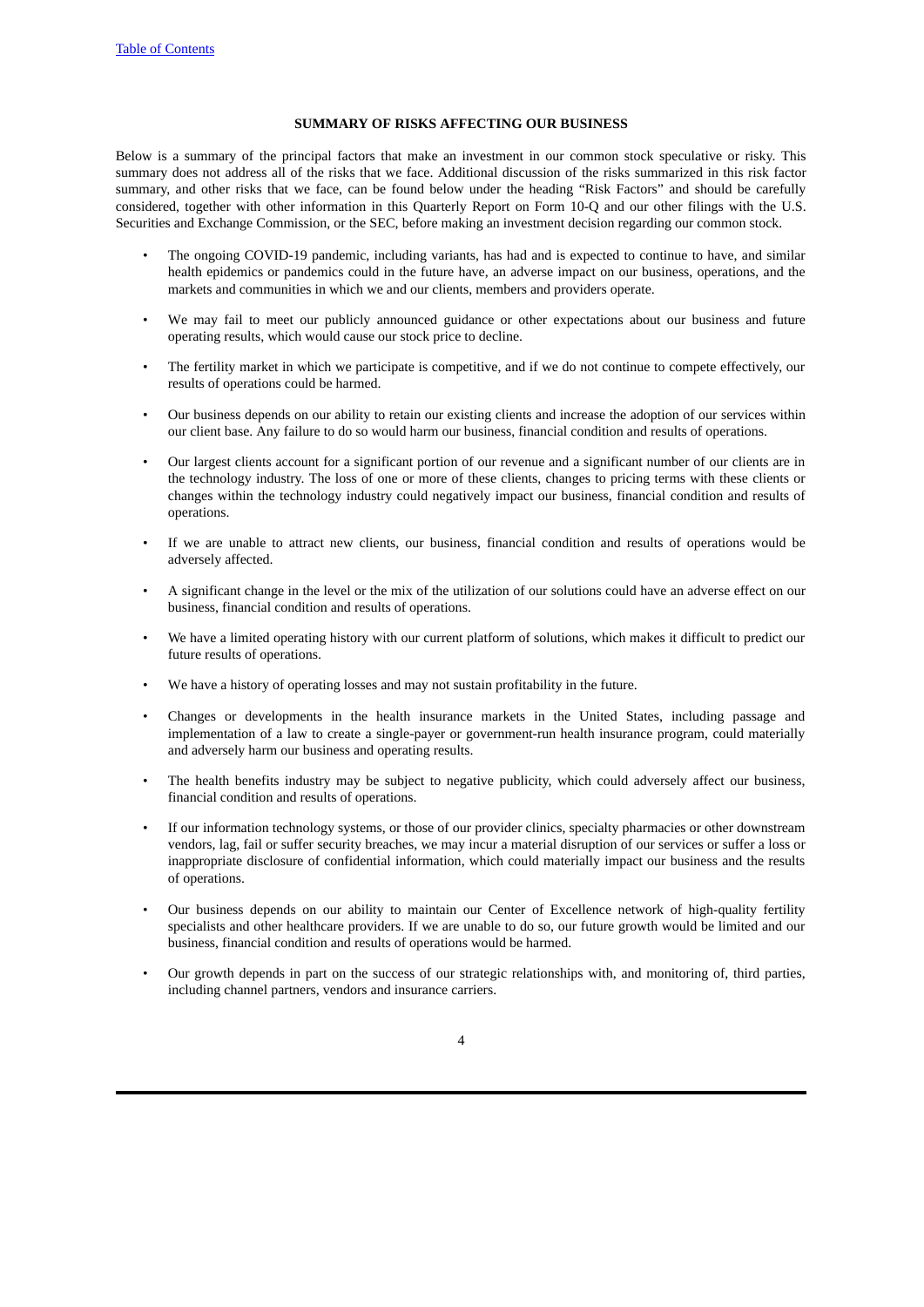## SUMMARY OF RISKS AFFECTING OUR BUSINESS

Below is a summary of the principal factors that make an investment in our common stock speculative or risky. This summary does not address all of the risks that we face. Additional discussion of the risks summarized in this risk factor summary, and other risks that we face, can be found below under the heading "Risk Factors" and should be carefully considered, together with other information in this Quarterly Report on Form 10-Q and our other filings with the U.S. Securities and Exchange Commission, or the SEC, before making an investment decision regarding our common stock.

- The ongoing COVID-19 pandemic, including variants, has had and is expected to continue to have, and similar health epidemics or pandemics could in the future have, an adverse impact on our business, operations, and the markets and communities in which we and our clients, members and providers operate.
- We may fail to meet our publicly announced guidance or other expectations about our business and future operating results, which would cause our stock price to decline.
- The fertility market in which we participate is competitive, and if we do not continue to compete effectively, our results of operations could be harmed.
- Our business depends on our ability to retain our existing clients and increase the adoption of our services within our client base. Any failure to do so would harm our business, financial condition and results of operations.
- Our largest clients account for a significant portion of our revenue and a significant number of our clients are in the technology industry. The loss of one or more of these clients, changes to pricing terms with these clients or changes within the technology industry could negatively impact our business, financial condition and results of operations.
- If we are unable to attract new clients, our business, financial condition and results of operations would be adversely affected.
- A significant change in the level or the mix of the utilization of our solutions could have an adverse effect on our business, financial condition and results of operations.
- We have a limited operating history with our current platform of solutions, which makes it difficult to predict our future results of operations.
- We have a history of operating losses and may not sustain profitability in the future.
- Changes or developments in the health insurance markets in the United States, including passage and implementation of a law to create a single-payer or government-run health insurance program, could materially and adversely harm our business and operating results.
- The health benefits industry may be subject to negative publicity, which could adversely affect our business, financial condition and results of operations.
- If our information technology systems, or those of our provider clinics, specialty pharmacies or other downstream vendors, lag, fail or suffer security breaches, we may incur a material disruption of our services or suffer a loss or inappropriate disclosure of confidential information, which could materially impact our business and the results of operations.
- Our business depends on our ability to maintain our Center of Excellence network of high-quality fertility specialists and other healthcare providers. If we are unable to do so, our future growth would be limited and our business, financial condition and results of operations would be harmed.
- Our growth depends in part on the success of our strategic relationships with, and monitoring of, third parties, including channel partners, vendors and insurance carriers.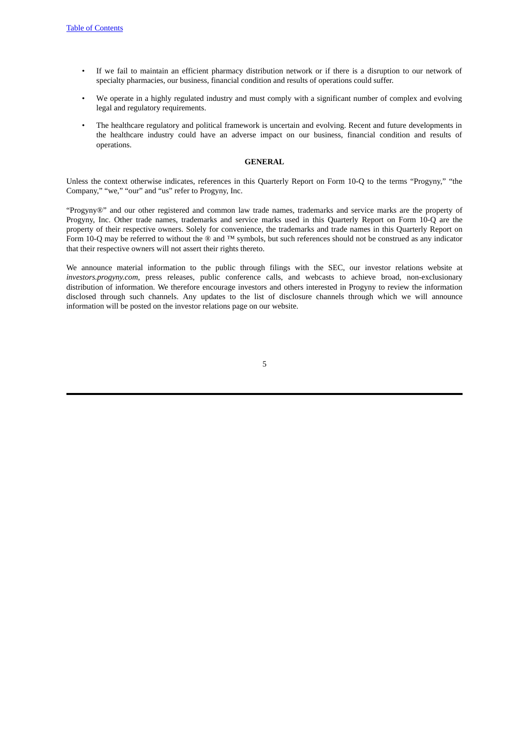- If we fail to maintain an efficient pharmacy distribution network or if there is a disruption to our network of specialty pharmacies, our business, financial condition and results of operations could suffer.
- We operate in a highly regulated industry and must comply with a significant number of complex and evolving legal and regulatory requirements.
- The healthcare regulatory and political framework is uncertain and evolving. Recent and future developments in the healthcare industry could have an adverse impact on our business, financial condition and results of operations.

## GENERAL

Unless the context otherwise indicates, references in this Quarterly Report on Form 10-Q to the terms "Progyny," "the Company," "we," "our" and "us" refer to Progyny, Inc.

"Progyny®" and our other registered and common law trade names, trademarks and service marks are the property of Progyny, Inc. Other trade names, trademarks and service marks used in this Quarterly Report on Form 10-Q are the property of their respective owners. Solely for convenience, the trademarks and trade names in this Quarterly Report on Form 10-Q may be referred to without the ® and ™ symbols, but such references should not be construed as any indicator that their respective owners will not assert their rights thereto.

We announce material information to the public through filings with the SEC, our investor relations website at *investors.progyny.com*, press releases, public conference calls, and webcasts to achieve broad, non-exclusionary distribution of information. We therefore encourage investors and others interested in Progyny to review the information disclosed through such channels. Any updates to the list of disclosure channels through which we will announce information will be posted on the investor relations page on our website.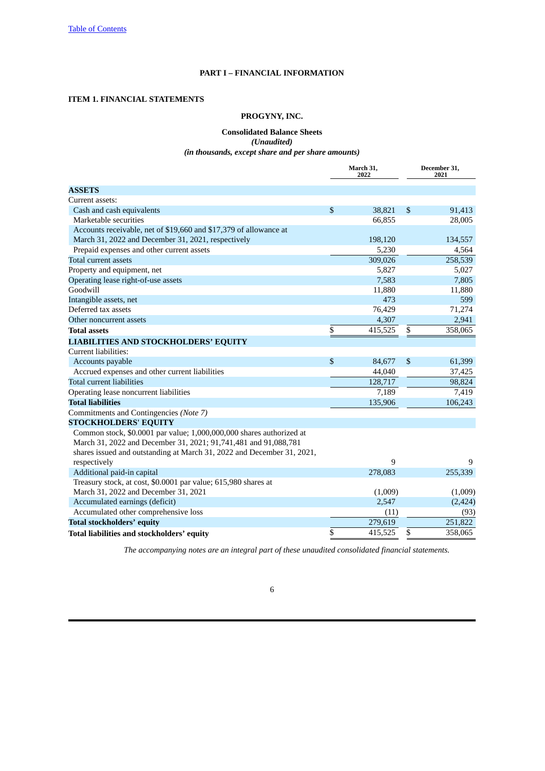[Table of Contents](#)

# PART I – FINANCIAL INFORMATION

## ITEM 1. FINANCIAL STATEMENTS

### PROGYNY, INC.

**Consolidated Balance Sheets**
*(Unaudited)*
*(in thousands, except share and per share amounts)*

| | March 31, 2022 | December 31, 2021 |
|---|---|---|
| **ASSETS** | | |
| Current assets: | | |
| Cash and cash equivalents | $ 38,821 | $ 91,413 |
| Marketable securities | 66,855 | 28,005 |
| Accounts receivable, net of $19,660 and $17,379 of allowance at March 31, 2022 and December 31, 2021, respectively | 198,120 | 134,557 |
| Prepaid expenses and other current assets | 5,230 | 4,564 |
| Total current assets | 309,026 | 258,539 |
| Property and equipment, net | 5,827 | 5,027 |
| Operating lease right-of-use assets | 7,583 | 7,805 |
| Goodwill | 11,880 | 11,880 |
| Intangible assets, net | 473 | 599 |
| Deferred tax assets | 76,429 | 71,274 |
| Other noncurrent assets | 4,307 | 2,941 |
| **Total assets** | $ 415,525 | $ 358,065 |
| **LIABILITIES AND STOCKHOLDERS' EQUITY** | | |
| Current liabilities: | | |
| Accounts payable | $ 84,677 | $ 61,399 |
| Accrued expenses and other current liabilities | 44,040 | 37,425 |
| Total current liabilities | 128,717 | 98,824 |
| Operating lease noncurrent liabilities | 7,189 | 7,419 |
| **Total liabilities** | 135,906 | 106,243 |
| Commitments and Contingencies *(Note 7)* | | |
| **STOCKHOLDERS' EQUITY** | | |
| Common stock, $0.0001 par value; 1,000,000,000 shares authorized at March 31, 2022 and December 31, 2021; 91,741,481 and 91,088,781 shares issued and outstanding at March 31, 2022 and December 31, 2021, respectively | 9 | 9 |
| Additional paid-in capital | 278,083 | 255,339 |
| Treasury stock, at cost, $0.0001 par value; 615,980 shares at March 31, 2022 and December 31, 2021 | (1,009) | (1,009) |
| Accumulated earnings (deficit) | 2,547 | (2,424) |
| Accumulated other comprehensive loss | (11) | (93) |
| **Total stockholders' equity** | 279,619 | 251,822 |
| **Total liabilities and stockholders' equity** | $ 415,525 | $ 358,065 |

*The accompanying notes are an integral part of these unaudited consolidated financial statements.*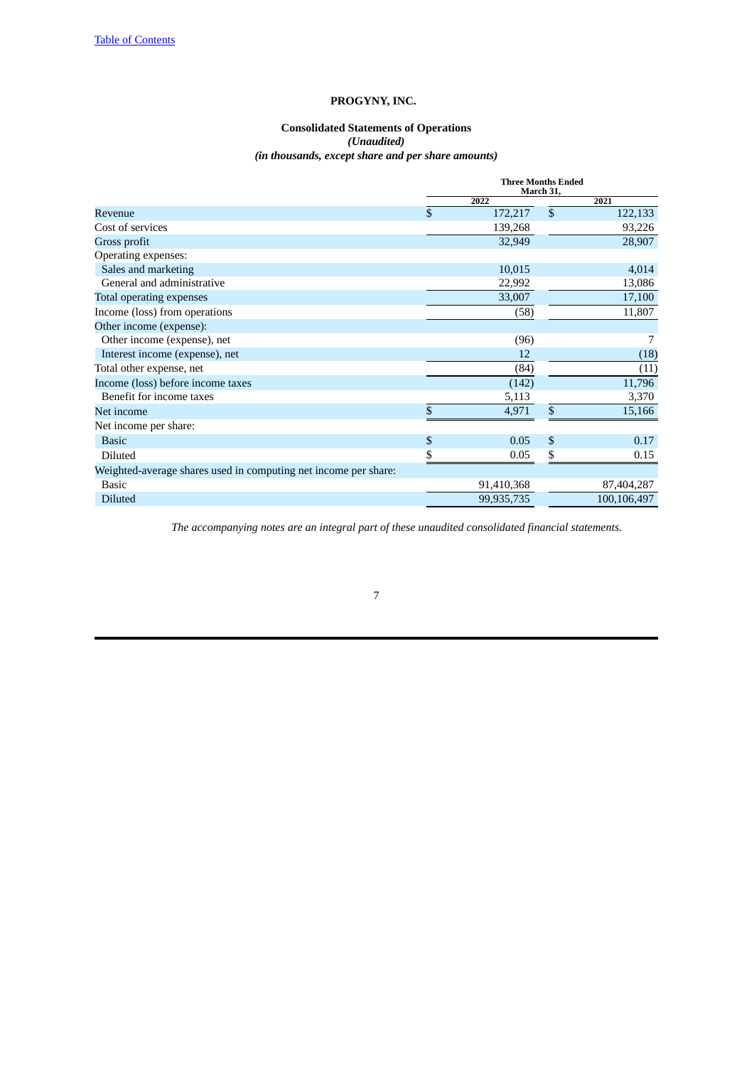**PROGYNY, INC.**

**Consolidated Statements of Operations**
***(Unaudited)***
***(in thousands, except share and per share amounts)***

| | Three Months Ended March 31, | |
|---|---|---|
| | 2022 | 2021 |
| Revenue | $ 172,217 | $ 122,133 |
| Cost of services | 139,268 | 93,226 |
| Gross profit | 32,949 | 28,907 |
| Operating expenses: | | |
| Sales and marketing | 10,015 | 4,014 |
| General and administrative | 22,992 | 13,086 |
| Total operating expenses | 33,007 | 17,100 |
| Income (loss) from operations | (58) | 11,807 |
| Other income (expense): | | |
| Other income (expense), net | (96) | 7 |
| Interest income (expense), net | 12 | (18) |
| Total other expense, net | (84) | (11) |
| Income (loss) before income taxes | (142) | 11,796 |
| Benefit for income taxes | 5,113 | 3,370 |
| Net income | $ 4,971 | $ 15,166 |
| Net income per share: | | |
| Basic | $ 0.05 | $ 0.17 |
| Diluted | $ 0.05 | $ 0.15 |
| Weighted-average shares used in computing net income per share: | | |
| Basic | 91,410,368 | 87,404,287 |
| Diluted | 99,935,735 | 100,106,497 |

*The accompanying notes are an integral part of these unaudited consolidated financial statements.*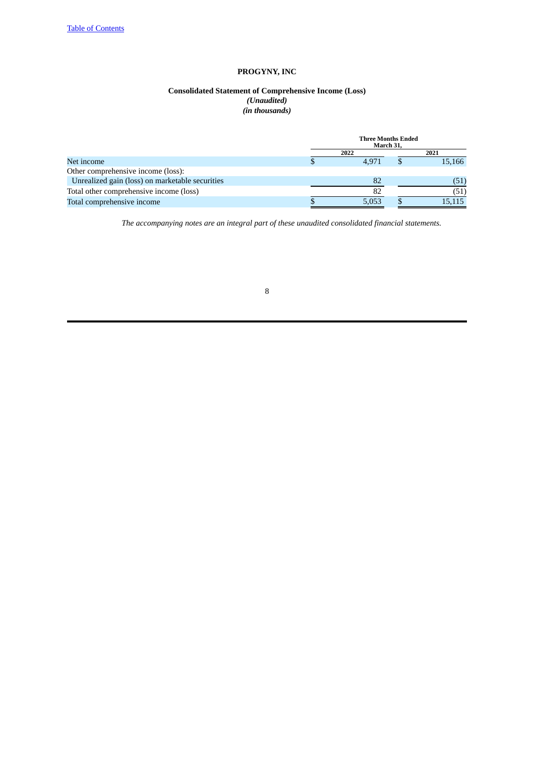# PROGYNY, INC

## Consolidated Statement of Comprehensive Income (Loss)

*(Unaudited)*

*(in thousands)*

| | Three Months Ended March 31, | |
|---|---|---|
| | 2022 | 2021 |
| Net income | $ 4,971 | $ 15,166 |
| Other comprehensive income (loss): | | |
| Unrealized gain (loss) on marketable securities | 82 | (51) |
| Total other comprehensive income (loss) | 82 | (51) |
| Total comprehensive income | $ 5,053 | $ 15,115 |

*The accompanying notes are an integral part of these unaudited consolidated financial statements.*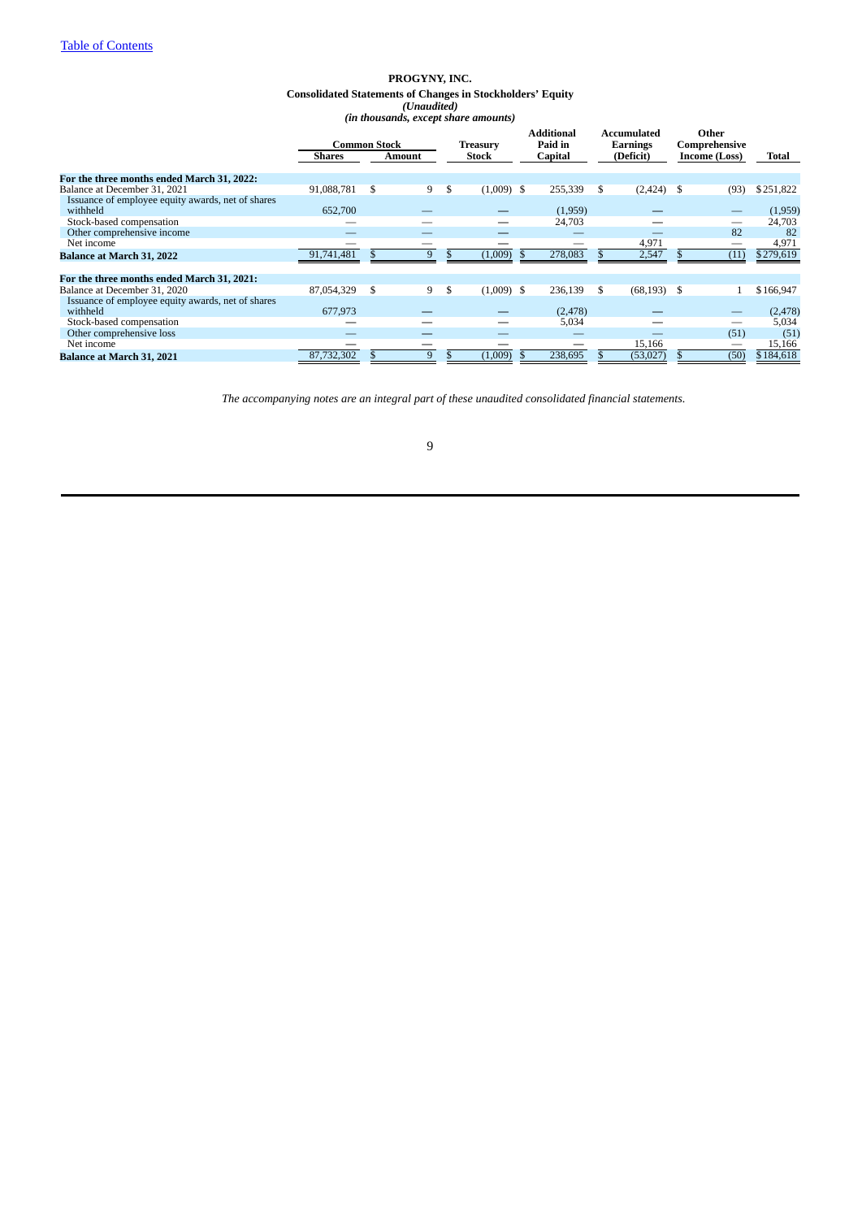[Table of Contents](#)

**PROGYNY, INC.**

**Consolidated Statements of Changes in Stockholders' Equity**

*(Unaudited)*

*(in thousands, except share amounts)*

| | Common Stock | | Treasury Stock | Additional Paid in Capital | Accumulated Earnings (Deficit) | Other Comprehensive Income (Loss) | Total |
|---|---|---|---|---|---|---|---|
| | Shares | Amount | | | | | |
| **For the three months ended March 31, 2022:** | | | | | | | |
| Balance at December 31, 2021 | 91,088,781 | $ 9 | $ (1,009) | $ 255,339 | $ (2,424) | $ (93) | $251,822 |
| Issuance of employee equity awards, net of shares withheld | 652,700 | — | — | (1,959) | — | — | (1,959) |
| Stock-based compensation | — | — | — | 24,703 | — | — | 24,703 |
| Other comprehensive income | — | — | — | — | — | 82 | 82 |
| Net income | — | — | — | — | 4,971 | — | 4,971 |
| **Balance at March 31, 2022** | 91,741,481 | $ 9 | $ (1,009) | $ 278,083 | $ 2,547 | $ (11) | $279,619 |
| **For the three months ended March 31, 2021:** | | | | | | | |
| Balance at December 31, 2020 | 87,054,329 | $ 9 | $ (1,009) | $ 236,139 | $ (68,193) | $ 1 | $166,947 |
| Issuance of employee equity awards, net of shares withheld | 677,973 | — | — | (2,478) | — | — | (2,478) |
| Stock-based compensation | — | — | — | 5,034 | — | — | 5,034 |
| Other comprehensive loss | — | — | — | — | — | (51) | (51) |
| Net income | — | — | — | — | 15,166 | — | 15,166 |
| **Balance at March 31, 2021** | 87,732,302 | $ 9 | $ (1,009) | $ 238,695 | $ (53,027) | $ (50) | $184,618 |

*The accompanying notes are an integral part of these unaudited consolidated financial statements.*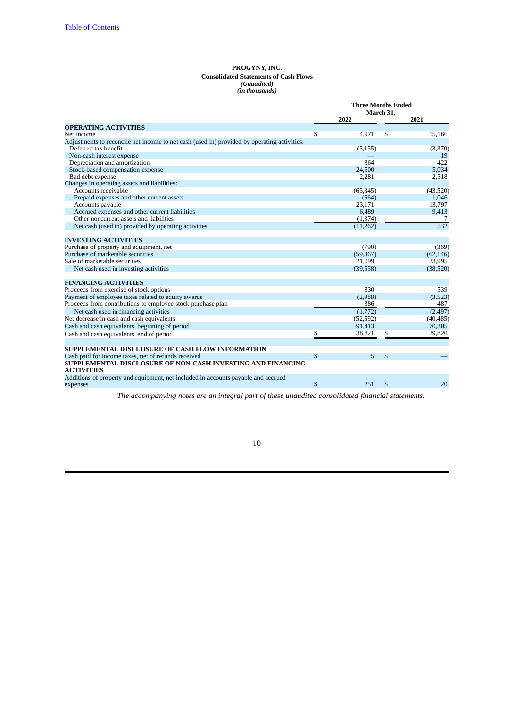[Table of Contents](#)

**PROGYNY, INC.**
**Consolidated Statements of Cash Flows**
*(Unaudited)*
*(in thousands)*

| | Three Months Ended March 31, | |
|---|---|---|
| | 2022 | 2021 |
| **OPERATING ACTIVITIES** | | |
| Net income | $ 4,971 | $ 15,166 |
| Adjustments to reconcile net income to net cash (used in) provided by operating activities: | | |
| Deferred tax benefit | (5,155) | (3,370) |
| Non-cash interest expense | — | 19 |
| Depreciation and amortization | 364 | 422 |
| Stock-based compensation expense | 24,500 | 5,034 |
| Bad debt expense | 2,281 | 2,518 |
| Changes in operating assets and liabilities: | | |
| Accounts receivable | (65,845) | (43,520) |
| Prepaid expenses and other current assets | (664) | 1,046 |
| Accounts payable | 23,171 | 13,797 |
| Accrued expenses and other current liabilities | 6,489 | 9,413 |
| Other noncurrent assets and liabilities | (1,374) | 7 |
| Net cash (used in) provided by operating activities | (11,262) | 532 |
| **INVESTING ACTIVITIES** | | |
| Purchase of property and equipment, net | (790) | (369) |
| Purchase of marketable securities | (59,867) | (62,146) |
| Sale of marketable securities | 21,099 | 23,995 |
| Net cash used in investing activities | (39,558) | (38,520) |
| **FINANCING ACTIVITIES** | | |
| Proceeds from exercise of stock options | 830 | 539 |
| Payment of employee taxes related to equity awards | (2,988) | (3,523) |
| Proceeds from contributions to employee stock purchase plan | 386 | 487 |
| Net cash used in financing activities | (1,772) | (2,497) |
| Net decrease in cash and cash equivalents | (52,592) | (40,485) |
| Cash and cash equivalents, beginning of period | 91,413 | 70,305 |
| Cash and cash equivalents, end of period | $ 38,821 | $ 29,820 |
| **SUPPLEMENTAL DISCLOSURE OF CASH FLOW INFORMATION** | | |
| Cash paid for income taxes, net of refunds received | $ 5 | $ — |
| **SUPPLEMENTAL DISCLOSURE OF NON-CASH INVESTING AND FINANCING ACTIVITIES** | | |
| Additions of property and equipment, net included in accounts payable and accrued expenses | $ 251 | $ 20 |

*The accompanying notes are an integral part of these unaudited consolidated financial statements.*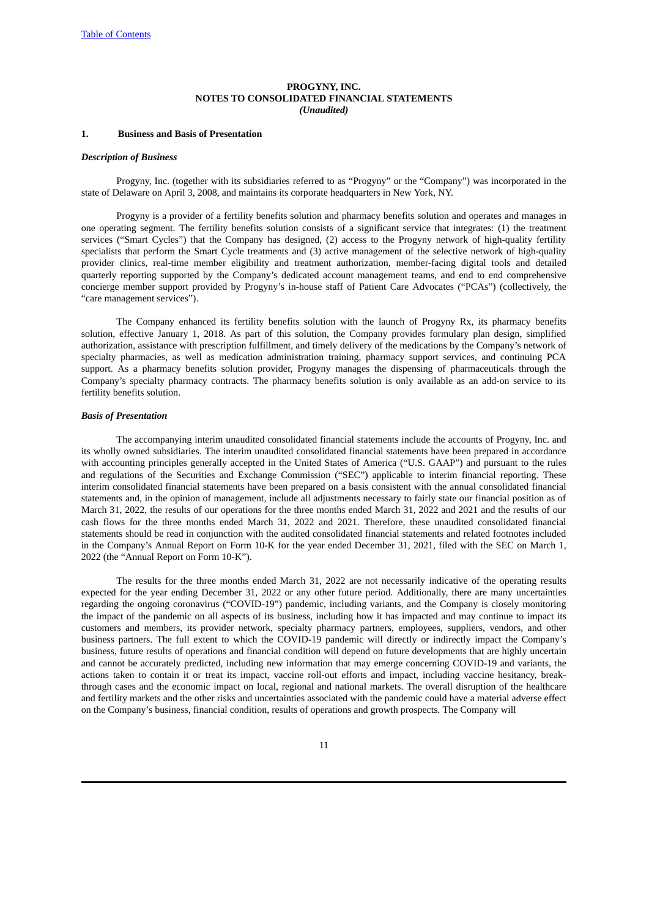**PROGYNY, INC.**
**NOTES TO CONSOLIDATED FINANCIAL STATEMENTS**
***(Unaudited)***

## 1. Business and Basis of Presentation

### *Description of Business*

Progyny, Inc. (together with its subsidiaries referred to as "Progyny" or the "Company") was incorporated in the state of Delaware on April 3, 2008, and maintains its corporate headquarters in New York, NY.

Progyny is a provider of a fertility benefits solution and pharmacy benefits solution and operates and manages in one operating segment. The fertility benefits solution consists of a significant service that integrates: (1) the treatment services ("Smart Cycles") that the Company has designed, (2) access to the Progyny network of high-quality fertility specialists that perform the Smart Cycle treatments and (3) active management of the selective network of high-quality provider clinics, real-time member eligibility and treatment authorization, member-facing digital tools and detailed quarterly reporting supported by the Company's dedicated account management teams, and end to end comprehensive concierge member support provided by Progyny's in-house staff of Patient Care Advocates ("PCAs") (collectively, the "care management services").

The Company enhanced its fertility benefits solution with the launch of Progyny Rx, its pharmacy benefits solution, effective January 1, 2018. As part of this solution, the Company provides formulary plan design, simplified authorization, assistance with prescription fulfillment, and timely delivery of the medications by the Company's network of specialty pharmacies, as well as medication administration training, pharmacy support services, and continuing PCA support. As a pharmacy benefits solution provider, Progyny manages the dispensing of pharmaceuticals through the Company's specialty pharmacy contracts. The pharmacy benefits solution is only available as an add-on service to its fertility benefits solution.

### *Basis of Presentation*

The accompanying interim unaudited consolidated financial statements include the accounts of Progyny, Inc. and its wholly owned subsidiaries. The interim unaudited consolidated financial statements have been prepared in accordance with accounting principles generally accepted in the United States of America ("U.S. GAAP") and pursuant to the rules and regulations of the Securities and Exchange Commission ("SEC") applicable to interim financial reporting. These interim consolidated financial statements have been prepared on a basis consistent with the annual consolidated financial statements and, in the opinion of management, include all adjustments necessary to fairly state our financial position as of March 31, 2022, the results of our operations for the three months ended March 31, 2022 and 2021 and the results of our cash flows for the three months ended March 31, 2022 and 2021. Therefore, these unaudited consolidated financial statements should be read in conjunction with the audited consolidated financial statements and related footnotes included in the Company's Annual Report on Form 10-K for the year ended December 31, 2021, filed with the SEC on March 1, 2022 (the "Annual Report on Form 10-K").

The results for the three months ended March 31, 2022 are not necessarily indicative of the operating results expected for the year ending December 31, 2022 or any other future period. Additionally, there are many uncertainties regarding the ongoing coronavirus ("COVID-19") pandemic, including variants, and the Company is closely monitoring the impact of the pandemic on all aspects of its business, including how it has impacted and may continue to impact its customers and members, its provider network, specialty pharmacy partners, employees, suppliers, vendors, and other business partners. The full extent to which the COVID-19 pandemic will directly or indirectly impact the Company's business, future results of operations and financial condition will depend on future developments that are highly uncertain and cannot be accurately predicted, including new information that may emerge concerning COVID-19 and variants, the actions taken to contain it or treat its impact, vaccine roll-out efforts and impact, including vaccine hesitancy, break-through cases and the economic impact on local, regional and national markets. The overall disruption of the healthcare and fertility markets and the other risks and uncertainties associated with the pandemic could have a material adverse effect on the Company's business, financial condition, results of operations and growth prospects. The Company will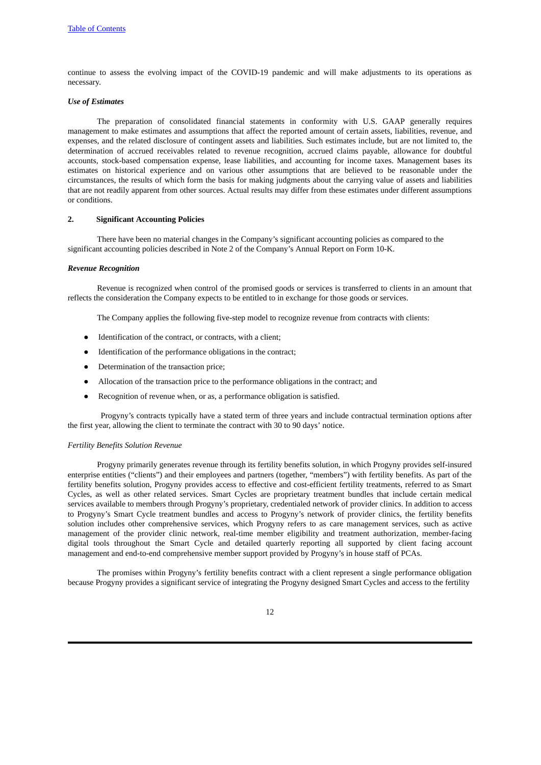continue to assess the evolving impact of the COVID-19 pandemic and will make adjustments to its operations as necessary.

***Use of Estimates***

The preparation of consolidated financial statements in conformity with U.S. GAAP generally requires management to make estimates and assumptions that affect the reported amount of certain assets, liabilities, revenue, and expenses, and the related disclosure of contingent assets and liabilities. Such estimates include, but are not limited to, the determination of accrued receivables related to revenue recognition, accrued claims payable, allowance for doubtful accounts, stock-based compensation expense, lease liabilities, and accounting for income taxes. Management bases its estimates on historical experience and on various other assumptions that are believed to be reasonable under the circumstances, the results of which form the basis for making judgments about the carrying value of assets and liabilities that are not readily apparent from other sources. Actual results may differ from these estimates under different assumptions or conditions.

## 2. Significant Accounting Policies

There have been no material changes in the Company's significant accounting policies as compared to the significant accounting policies described in Note 2 of the Company's Annual Report on Form 10-K.

***Revenue Recognition***

Revenue is recognized when control of the promised goods or services is transferred to clients in an amount that reflects the consideration the Company expects to be entitled to in exchange for those goods or services.

The Company applies the following five-step model to recognize revenue from contracts with clients:

- Identification of the contract, or contracts, with a client;
- Identification of the performance obligations in the contract;
- Determination of the transaction price;
- Allocation of the transaction price to the performance obligations in the contract; and
- Recognition of revenue when, or as, a performance obligation is satisfied.

Progyny's contracts typically have a stated term of three years and include contractual termination options after the first year, allowing the client to terminate the contract with 30 to 90 days' notice.

*Fertility Benefits Solution Revenue*

Progyny primarily generates revenue through its fertility benefits solution, in which Progyny provides self-insured enterprise entities ("clients") and their employees and partners (together, "members") with fertility benefits. As part of the fertility benefits solution, Progyny provides access to effective and cost-efficient fertility treatments, referred to as Smart Cycles, as well as other related services. Smart Cycles are proprietary treatment bundles that include certain medical services available to members through Progyny's proprietary, credentialed network of provider clinics. In addition to access to Progyny's Smart Cycle treatment bundles and access to Progyny's network of provider clinics, the fertility benefits solution includes other comprehensive services, which Progyny refers to as care management services, such as active management of the provider clinic network, real-time member eligibility and treatment authorization, member-facing digital tools throughout the Smart Cycle and detailed quarterly reporting all supported by client facing account management and end-to-end comprehensive member support provided by Progyny's in house staff of PCAs.

The promises within Progyny's fertility benefits contract with a client represent a single performance obligation because Progyny provides a significant service of integrating the Progyny designed Smart Cycles and access to the fertility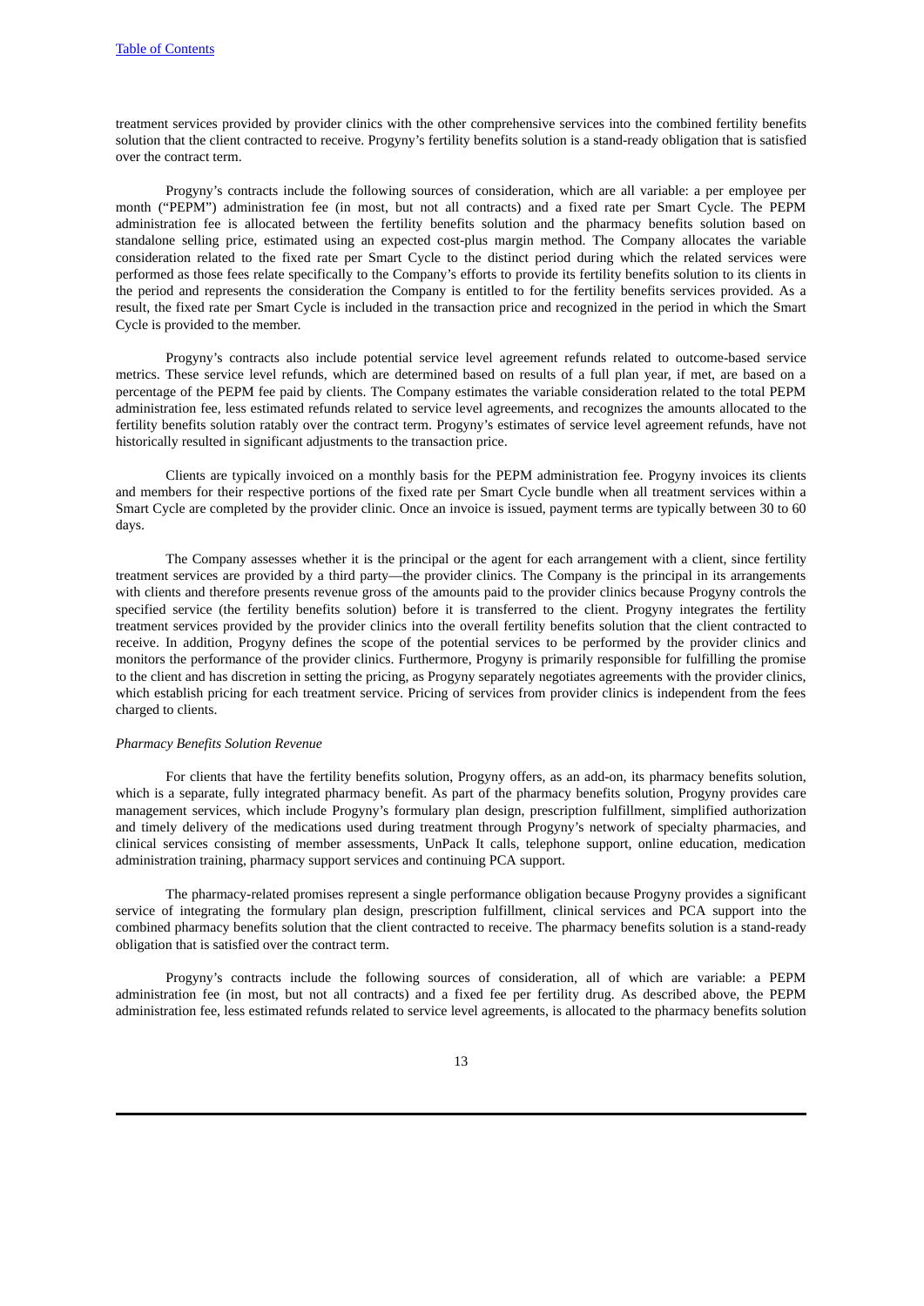treatment services provided by provider clinics with the other comprehensive services into the combined fertility benefits solution that the client contracted to receive. Progyny's fertility benefits solution is a stand-ready obligation that is satisfied over the contract term.

Progyny's contracts include the following sources of consideration, which are all variable: a per employee per month ("PEPM") administration fee (in most, but not all contracts) and a fixed rate per Smart Cycle. The PEPM administration fee is allocated between the fertility benefits solution and the pharmacy benefits solution based on standalone selling price, estimated using an expected cost-plus margin method. The Company allocates the variable consideration related to the fixed rate per Smart Cycle to the distinct period during which the related services were performed as those fees relate specifically to the Company's efforts to provide its fertility benefits solution to its clients in the period and represents the consideration the Company is entitled to for the fertility benefits services provided. As a result, the fixed rate per Smart Cycle is included in the transaction price and recognized in the period in which the Smart Cycle is provided to the member.

Progyny's contracts also include potential service level agreement refunds related to outcome-based service metrics. These service level refunds, which are determined based on results of a full plan year, if met, are based on a percentage of the PEPM fee paid by clients. The Company estimates the variable consideration related to the total PEPM administration fee, less estimated refunds related to service level agreements, and recognizes the amounts allocated to the fertility benefits solution ratably over the contract term. Progyny's estimates of service level agreement refunds, have not historically resulted in significant adjustments to the transaction price.

Clients are typically invoiced on a monthly basis for the PEPM administration fee. Progyny invoices its clients and members for their respective portions of the fixed rate per Smart Cycle bundle when all treatment services within a Smart Cycle are completed by the provider clinic. Once an invoice is issued, payment terms are typically between 30 to 60 days.

The Company assesses whether it is the principal or the agent for each arrangement with a client, since fertility treatment services are provided by a third party—the provider clinics. The Company is the principal in its arrangements with clients and therefore presents revenue gross of the amounts paid to the provider clinics because Progyny controls the specified service (the fertility benefits solution) before it is transferred to the client. Progyny integrates the fertility treatment services provided by the provider clinics into the overall fertility benefits solution that the client contracted to receive. In addition, Progyny defines the scope of the potential services to be performed by the provider clinics and monitors the performance of the provider clinics. Furthermore, Progyny is primarily responsible for fulfilling the promise to the client and has discretion in setting the pricing, as Progyny separately negotiates agreements with the provider clinics, which establish pricing for each treatment service. Pricing of services from provider clinics is independent from the fees charged to clients.

*Pharmacy Benefits Solution Revenue*

For clients that have the fertility benefits solution, Progyny offers, as an add-on, its pharmacy benefits solution, which is a separate, fully integrated pharmacy benefit. As part of the pharmacy benefits solution, Progyny provides care management services, which include Progyny's formulary plan design, prescription fulfillment, simplified authorization and timely delivery of the medications used during treatment through Progyny's network of specialty pharmacies, and clinical services consisting of member assessments, UnPack It calls, telephone support, online education, medication administration training, pharmacy support services and continuing PCA support.

The pharmacy-related promises represent a single performance obligation because Progyny provides a significant service of integrating the formulary plan design, prescription fulfillment, clinical services and PCA support into the combined pharmacy benefits solution that the client contracted to receive. The pharmacy benefits solution is a stand-ready obligation that is satisfied over the contract term.

Progyny's contracts include the following sources of consideration, all of which are variable: a PEPM administration fee (in most, but not all contracts) and a fixed fee per fertility drug. As described above, the PEPM administration fee, less estimated refunds related to service level agreements, is allocated to the pharmacy benefits solution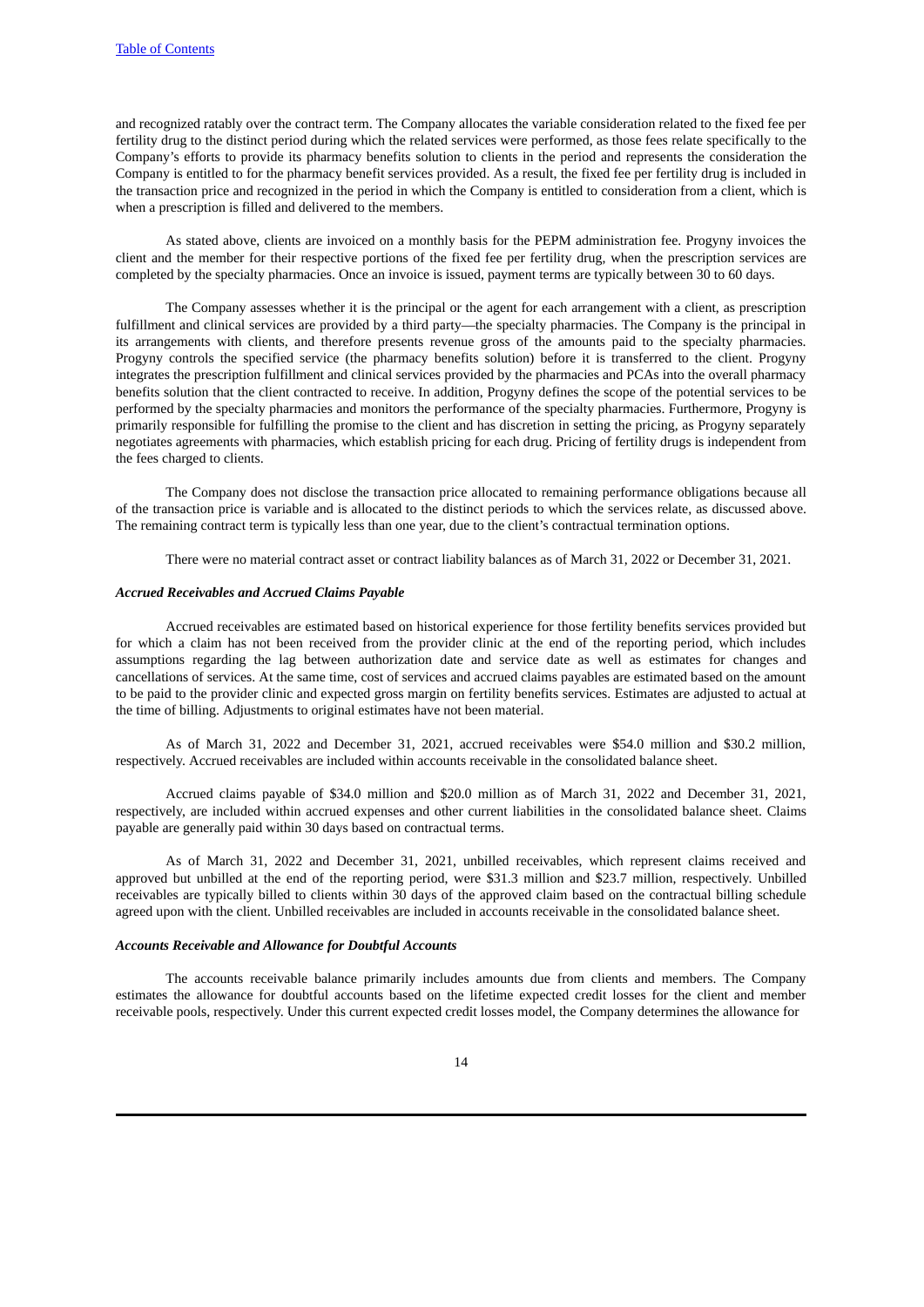and recognized ratably over the contract term. The Company allocates the variable consideration related to the fixed fee per fertility drug to the distinct period during which the related services were performed, as those fees relate specifically to the Company's efforts to provide its pharmacy benefits solution to clients in the period and represents the consideration the Company is entitled to for the pharmacy benefit services provided. As a result, the fixed fee per fertility drug is included in the transaction price and recognized in the period in which the Company is entitled to consideration from a client, which is when a prescription is filled and delivered to the members.

As stated above, clients are invoiced on a monthly basis for the PEPM administration fee. Progyny invoices the client and the member for their respective portions of the fixed fee per fertility drug, when the prescription services are completed by the specialty pharmacies. Once an invoice is issued, payment terms are typically between 30 to 60 days.

The Company assesses whether it is the principal or the agent for each arrangement with a client, as prescription fulfillment and clinical services are provided by a third party—the specialty pharmacies. The Company is the principal in its arrangements with clients, and therefore presents revenue gross of the amounts paid to the specialty pharmacies. Progyny controls the specified service (the pharmacy benefits solution) before it is transferred to the client. Progyny integrates the prescription fulfillment and clinical services provided by the pharmacies and PCAs into the overall pharmacy benefits solution that the client contracted to receive. In addition, Progyny defines the scope of the potential services to be performed by the specialty pharmacies and monitors the performance of the specialty pharmacies. Furthermore, Progyny is primarily responsible for fulfilling the promise to the client and has discretion in setting the pricing, as Progyny separately negotiates agreements with pharmacies, which establish pricing for each drug. Pricing of fertility drugs is independent from the fees charged to clients.

The Company does not disclose the transaction price allocated to remaining performance obligations because all of the transaction price is variable and is allocated to the distinct periods to which the services relate, as discussed above. The remaining contract term is typically less than one year, due to the client's contractual termination options.

There were no material contract asset or contract liability balances as of March 31, 2022 or December 31, 2021.

***Accrued Receivables and Accrued Claims Payable***

Accrued receivables are estimated based on historical experience for those fertility benefits services provided but for which a claim has not been received from the provider clinic at the end of the reporting period, which includes assumptions regarding the lag between authorization date and service date as well as estimates for changes and cancellations of services. At the same time, cost of services and accrued claims payables are estimated based on the amount to be paid to the provider clinic and expected gross margin on fertility benefits services. Estimates are adjusted to actual at the time of billing. Adjustments to original estimates have not been material.

As of March 31, 2022 and December 31, 2021, accrued receivables were $54.0 million and $30.2 million, respectively. Accrued receivables are included within accounts receivable in the consolidated balance sheet.

Accrued claims payable of $34.0 million and $20.0 million as of March 31, 2022 and December 31, 2021, respectively, are included within accrued expenses and other current liabilities in the consolidated balance sheet. Claims payable are generally paid within 30 days based on contractual terms.

As of March 31, 2022 and December 31, 2021, unbilled receivables, which represent claims received and approved but unbilled at the end of the reporting period, were $31.3 million and $23.7 million, respectively. Unbilled receivables are typically billed to clients within 30 days of the approved claim based on the contractual billing schedule agreed upon with the client. Unbilled receivables are included in accounts receivable in the consolidated balance sheet.

***Accounts Receivable and Allowance for Doubtful Accounts***

The accounts receivable balance primarily includes amounts due from clients and members. The Company estimates the allowance for doubtful accounts based on the lifetime expected credit losses for the client and member receivable pools, respectively. Under this current expected credit losses model, the Company determines the allowance for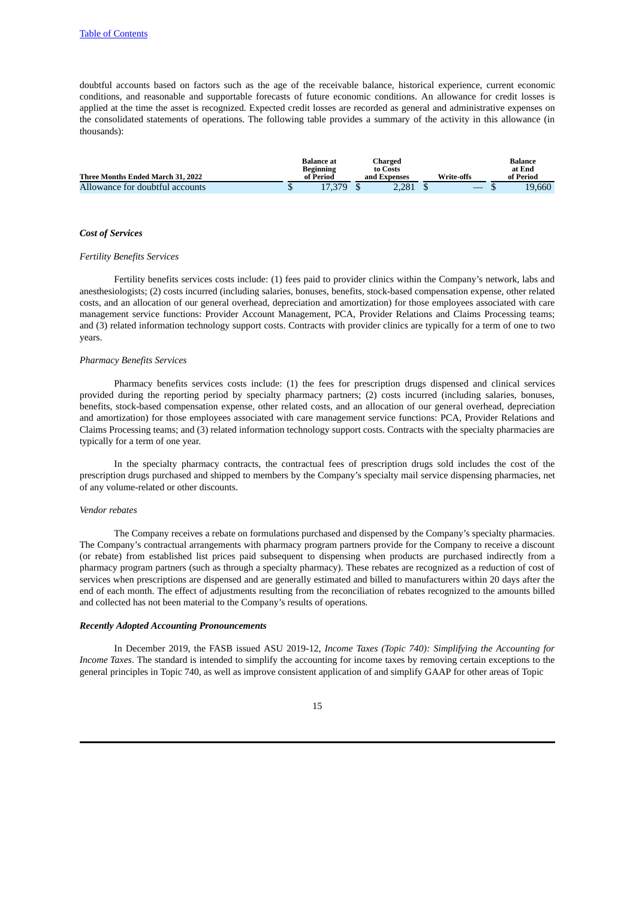doubtful accounts based on factors such as the age of the receivable balance, historical experience, current economic conditions, and reasonable and supportable forecasts of future economic conditions. An allowance for credit losses is applied at the time the asset is recognized. Expected credit losses are recorded as general and administrative expenses on the consolidated statements of operations. The following table provides a summary of the activity in this allowance (in thousands):

| Three Months Ended March 31, 2022 | Balance at Beginning of Period | Charged to Costs and Expenses | Write-offs | Balance at End of Period |
|---|---|---|---|---|
| Allowance for doubtful accounts | $ 17,379 | $ 2,281 | $ — | $ 19,660 |

### *Cost of Services*

*Fertility Benefits Services*

Fertility benefits services costs include: (1) fees paid to provider clinics within the Company's network, labs and anesthesiologists; (2) costs incurred (including salaries, bonuses, benefits, stock-based compensation expense, other related costs, and an allocation of our general overhead, depreciation and amortization) for those employees associated with care management service functions: Provider Account Management, PCA, Provider Relations and Claims Processing teams; and (3) related information technology support costs. Contracts with provider clinics are typically for a term of one to two years.

*Pharmacy Benefits Services*

Pharmacy benefits services costs include: (1) the fees for prescription drugs dispensed and clinical services provided during the reporting period by specialty pharmacy partners; (2) costs incurred (including salaries, bonuses, benefits, stock-based compensation expense, other related costs, and an allocation of our general overhead, depreciation and amortization) for those employees associated with care management service functions: PCA, Provider Relations and Claims Processing teams; and (3) related information technology support costs. Contracts with the specialty pharmacies are typically for a term of one year.

In the specialty pharmacy contracts, the contractual fees of prescription drugs sold includes the cost of the prescription drugs purchased and shipped to members by the Company's specialty mail service dispensing pharmacies, net of any volume-related or other discounts.

*Vendor rebates*

The Company receives a rebate on formulations purchased and dispensed by the Company's specialty pharmacies. The Company's contractual arrangements with pharmacy program partners provide for the Company to receive a discount (or rebate) from established list prices paid subsequent to dispensing when products are purchased indirectly from a pharmacy program partners (such as through a specialty pharmacy). These rebates are recognized as a reduction of cost of services when prescriptions are dispensed and are generally estimated and billed to manufacturers within 20 days after the end of each month. The effect of adjustments resulting from the reconciliation of rebates recognized to the amounts billed and collected has not been material to the Company's results of operations.

### *Recently Adopted Accounting Pronouncements*

In December 2019, the FASB issued ASU 2019-12, *Income Taxes (Topic 740): Simplifying the Accounting for Income Taxes*. The standard is intended to simplify the accounting for income taxes by removing certain exceptions to the general principles in Topic 740, as well as improve consistent application of and simplify GAAP for other areas of Topic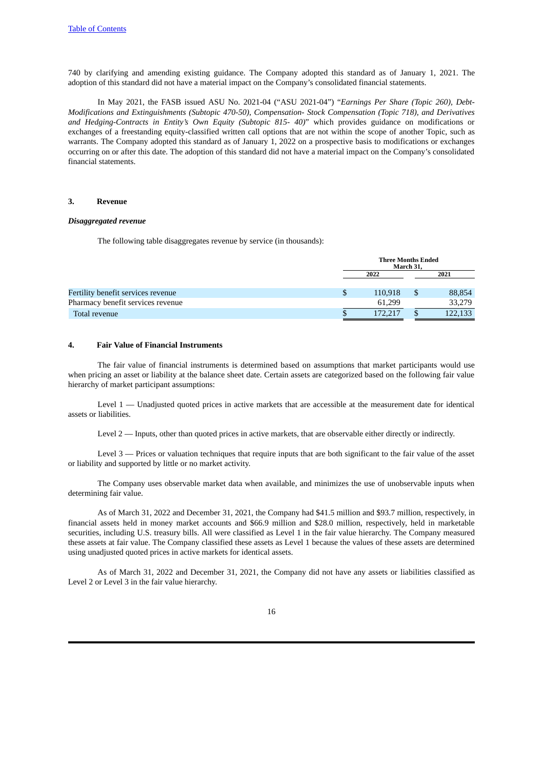740 by clarifying and amending existing guidance. The Company adopted this standard as of January 1, 2021. The adoption of this standard did not have a material impact on the Company's consolidated financial statements.

In May 2021, the FASB issued ASU No. 2021-04 ("ASU 2021-04") "*Earnings Per Share (Topic 260), Debt-Modifications and Extinguishments (Subtopic 470-50), Compensation- Stock Compensation (Topic 718), and Derivatives and Hedging-Contracts in Entity's Own Equity (Subtopic 815- 40)*" which provides guidance on modifications or exchanges of a freestanding equity-classified written call options that are not within the scope of another Topic, such as warrants. The Company adopted this standard as of January 1, 2022 on a prospective basis to modifications or exchanges occurring on or after this date. The adoption of this standard did not have a material impact on the Company's consolidated financial statements.

### 3. Revenue

***Disaggregated revenue***

The following table disaggregates revenue by service (in thousands):

| | Three Months Ended March 31, | |
|---|---|---|
| | 2022 | 2021 |
| Fertility benefit services revenue | $ 110,918 | $ 88,854 |
| Pharmacy benefit services revenue | 61,299 | 33,279 |
| Total revenue | $ 172,217 | $ 122,133 |

### 4. Fair Value of Financial Instruments

The fair value of financial instruments is determined based on assumptions that market participants would use when pricing an asset or liability at the balance sheet date. Certain assets are categorized based on the following fair value hierarchy of market participant assumptions:

Level 1 — Unadjusted quoted prices in active markets that are accessible at the measurement date for identical assets or liabilities.

Level 2 — Inputs, other than quoted prices in active markets, that are observable either directly or indirectly.

Level 3 — Prices or valuation techniques that require inputs that are both significant to the fair value of the asset or liability and supported by little or no market activity.

The Company uses observable market data when available, and minimizes the use of unobservable inputs when determining fair value.

As of March 31, 2022 and December 31, 2021, the Company had $41.5 million and $93.7 million, respectively, in financial assets held in money market accounts and $66.9 million and $28.0 million, respectively, held in marketable securities, including U.S. treasury bills. All were classified as Level 1 in the fair value hierarchy. The Company measured these assets at fair value. The Company classified these assets as Level 1 because the values of these assets are determined using unadjusted quoted prices in active markets for identical assets.

As of March 31, 2022 and December 31, 2021, the Company did not have any assets or liabilities classified as Level 2 or Level 3 in the fair value hierarchy.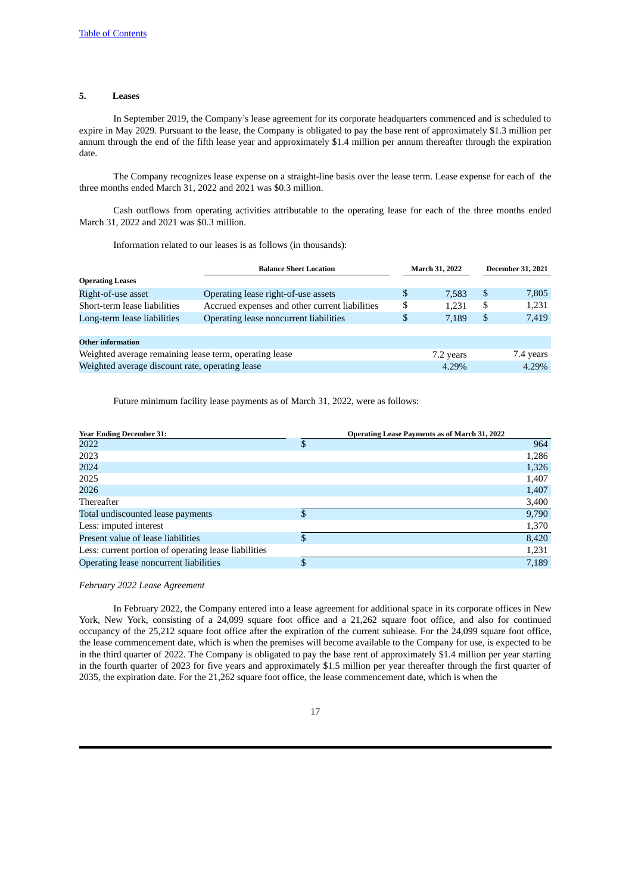## 5. Leases

In September 2019, the Company's lease agreement for its corporate headquarters commenced and is scheduled to expire in May 2029. Pursuant to the lease, the Company is obligated to pay the base rent of approximately $1.3 million per annum through the end of the fifth lease year and approximately $1.4 million per annum thereafter through the expiration date.

The Company recognizes lease expense on a straight-line basis over the lease term. Lease expense for each of the three months ended March 31, 2022 and 2021 was $0.3 million.

Cash outflows from operating activities attributable to the operating lease for each of the three months ended March 31, 2022 and 2021 was $0.3 million.

Information related to our leases is as follows (in thousands):

| | Balance Sheet Location | March 31, 2022 | December 31, 2021 |
|---|---|---|---|
| **Operating Leases** | | | |
| Right-of-use asset | Operating lease right-of-use assets | $ 7,583 | $ 7,805 |
| Short-term lease liabilities | Accrued expenses and other current liabilities | $ 1,231 | $ 1,231 |
| Long-term lease liabilities | Operating lease noncurrent liabilities | $ 7,189 | $ 7,419 |
| | | | |
| **Other information** | | | |
| Weighted average remaining lease term, operating lease | | 7.2 years | 7.4 years |
| Weighted average discount rate, operating lease | | 4.29% | 4.29% |

Future minimum facility lease payments as of March 31, 2022, were as follows:

| Year Ending December 31: | Operating Lease Payments as of March 31, 2022 |
|---|---|
| 2022 | $ 964 |
| 2023 | 1,286 |
| 2024 | 1,326 |
| 2025 | 1,407 |
| 2026 | 1,407 |
| Thereafter | 3,400 |
| Total undiscounted lease payments | $ 9,790 |
| Less: imputed interest | 1,370 |
| Present value of lease liabilities | $ 8,420 |
| Less: current portion of operating lease liabilities | 1,231 |
| Operating lease noncurrent liabilities | $ 7,189 |

*February 2022 Lease Agreement*

In February 2022, the Company entered into a lease agreement for additional space in its corporate offices in New York, New York, consisting of a 24,099 square foot office and a 21,262 square foot office, and also for continued occupancy of the 25,212 square foot office after the expiration of the current sublease. For the 24,099 square foot office, the lease commencement date, which is when the premises will become available to the Company for use, is expected to be in the third quarter of 2022. The Company is obligated to pay the base rent of approximately $1.4 million per year starting in the fourth quarter of 2023 for five years and approximately $1.5 million per year thereafter through the first quarter of 2035, the expiration date. For the 21,262 square foot office, the lease commencement date, which is when the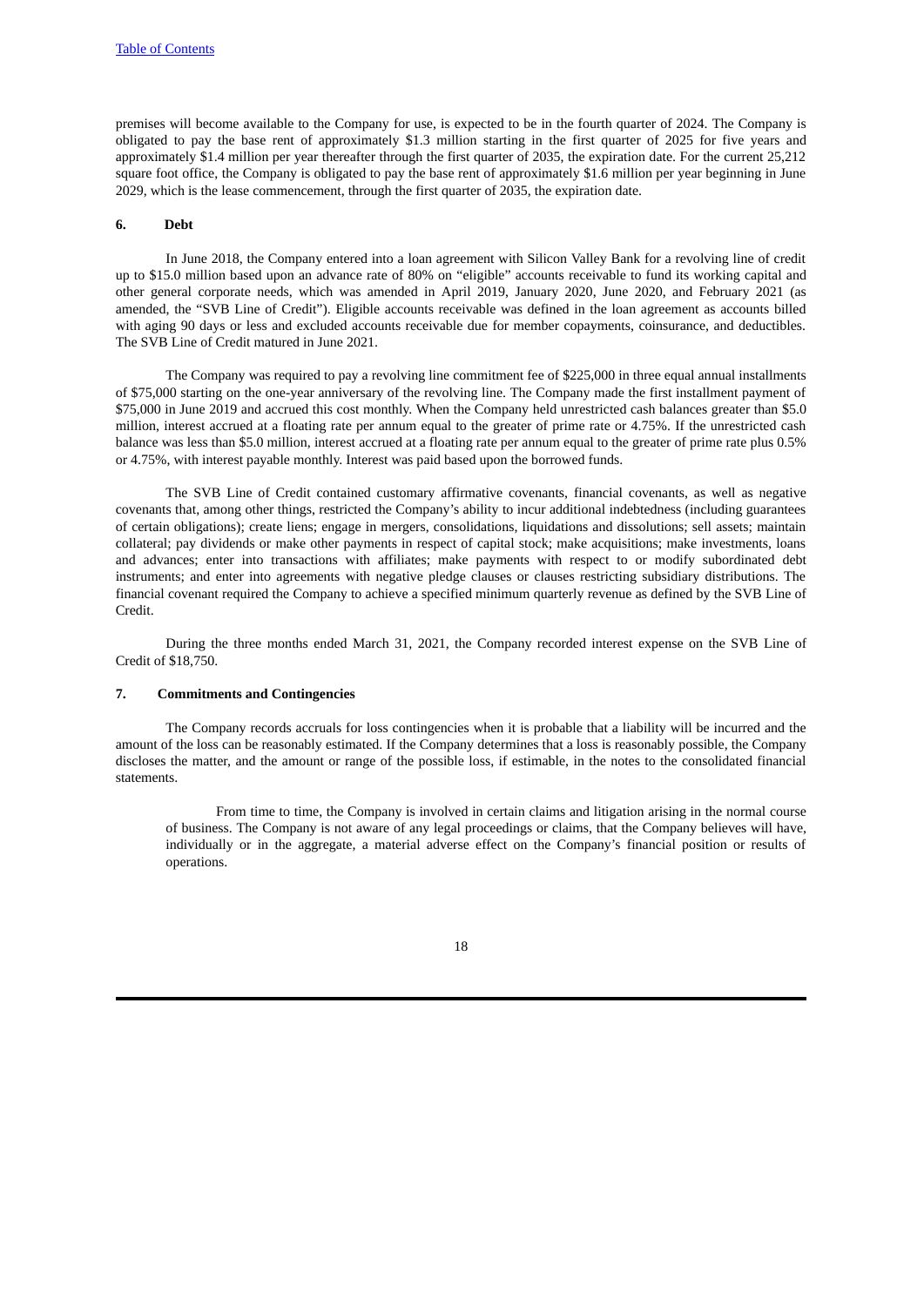premises will become available to the Company for use, is expected to be in the fourth quarter of 2024. The Company is obligated to pay the base rent of approximately $1.3 million starting in the first quarter of 2025 for five years and approximately $1.4 million per year thereafter through the first quarter of 2035, the expiration date. For the current 25,212 square foot office, the Company is obligated to pay the base rent of approximately $1.6 million per year beginning in June 2029, which is the lease commencement, through the first quarter of 2035, the expiration date.

## 6. Debt

In June 2018, the Company entered into a loan agreement with Silicon Valley Bank for a revolving line of credit up to $15.0 million based upon an advance rate of 80% on "eligible" accounts receivable to fund its working capital and other general corporate needs, which was amended in April 2019, January 2020, June 2020, and February 2021 (as amended, the "SVB Line of Credit"). Eligible accounts receivable was defined in the loan agreement as accounts billed with aging 90 days or less and excluded accounts receivable due for member copayments, coinsurance, and deductibles. The SVB Line of Credit matured in June 2021.

The Company was required to pay a revolving line commitment fee of $225,000 in three equal annual installments of $75,000 starting on the one-year anniversary of the revolving line. The Company made the first installment payment of $75,000 in June 2019 and accrued this cost monthly. When the Company held unrestricted cash balances greater than $5.0 million, interest accrued at a floating rate per annum equal to the greater of prime rate or 4.75%. If the unrestricted cash balance was less than $5.0 million, interest accrued at a floating rate per annum equal to the greater of prime rate plus 0.5% or 4.75%, with interest payable monthly. Interest was paid based upon the borrowed funds.

The SVB Line of Credit contained customary affirmative covenants, financial covenants, as well as negative covenants that, among other things, restricted the Company's ability to incur additional indebtedness (including guarantees of certain obligations); create liens; engage in mergers, consolidations, liquidations and dissolutions; sell assets; maintain collateral; pay dividends or make other payments in respect of capital stock; make acquisitions; make investments, loans and advances; enter into transactions with affiliates; make payments with respect to or modify subordinated debt instruments; and enter into agreements with negative pledge clauses or clauses restricting subsidiary distributions. The financial covenant required the Company to achieve a specified minimum quarterly revenue as defined by the SVB Line of Credit.

During the three months ended March 31, 2021, the Company recorded interest expense on the SVB Line of Credit of $18,750.

## 7. Commitments and Contingencies

The Company records accruals for loss contingencies when it is probable that a liability will be incurred and the amount of the loss can be reasonably estimated. If the Company determines that a loss is reasonably possible, the Company discloses the matter, and the amount or range of the possible loss, if estimable, in the notes to the consolidated financial statements.

From time to time, the Company is involved in certain claims and litigation arising in the normal course of business. The Company is not aware of any legal proceedings or claims, that the Company believes will have, individually or in the aggregate, a material adverse effect on the Company's financial position or results of operations.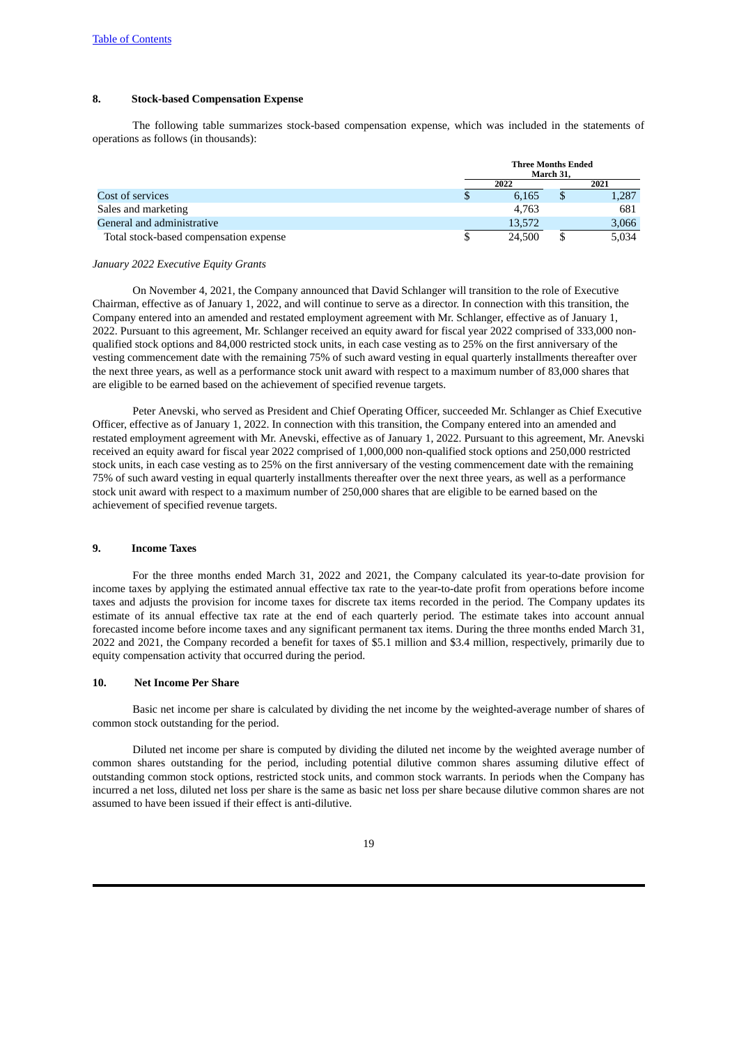## 8. Stock-based Compensation Expense

The following table summarizes stock-based compensation expense, which was included in the statements of operations as follows (in thousands):

| | Three Months Ended March 31, | |
|---|---|---|
| | 2022 | 2021 |
| Cost of services | $ 6,165 | $ 1,287 |
| Sales and marketing | 4,763 | 681 |
| General and administrative | 13,572 | 3,066 |
| Total stock-based compensation expense | $ 24,500 | $ 5,034 |

*January 2022 Executive Equity Grants*

On November 4, 2021, the Company announced that David Schlanger will transition to the role of Executive Chairman, effective as of January 1, 2022, and will continue to serve as a director. In connection with this transition, the Company entered into an amended and restated employment agreement with Mr. Schlanger, effective as of January 1, 2022. Pursuant to this agreement, Mr. Schlanger received an equity award for fiscal year 2022 comprised of 333,000 non-qualified stock options and 84,000 restricted stock units, in each case vesting as to 25% on the first anniversary of the vesting commencement date with the remaining 75% of such award vesting in equal quarterly installments thereafter over the next three years, as well as a performance stock unit award with respect to a maximum number of 83,000 shares that are eligible to be earned based on the achievement of specified revenue targets.

Peter Anevski, who served as President and Chief Operating Officer, succeeded Mr. Schlanger as Chief Executive Officer, effective as of January 1, 2022. In connection with this transition, the Company entered into an amended and restated employment agreement with Mr. Anevski, effective as of January 1, 2022. Pursuant to this agreement, Mr. Anevski received an equity award for fiscal year 2022 comprised of 1,000,000 non-qualified stock options and 250,000 restricted stock units, in each case vesting as to 25% on the first anniversary of the vesting commencement date with the remaining 75% of such award vesting in equal quarterly installments thereafter over the next three years, as well as a performance stock unit award with respect to a maximum number of 250,000 shares that are eligible to be earned based on the achievement of specified revenue targets.

## 9. Income Taxes

For the three months ended March 31, 2022 and 2021, the Company calculated its year-to-date provision for income taxes by applying the estimated annual effective tax rate to the year-to-date profit from operations before income taxes and adjusts the provision for income taxes for discrete tax items recorded in the period. The Company updates its estimate of its annual effective tax rate at the end of each quarterly period. The estimate takes into account annual forecasted income before income taxes and any significant permanent tax items. During the three months ended March 31, 2022 and 2021, the Company recorded a benefit for taxes of $5.1 million and $3.4 million, respectively, primarily due to equity compensation activity that occurred during the period.

## 10. Net Income Per Share

Basic net income per share is calculated by dividing the net income by the weighted-average number of shares of common stock outstanding for the period.

Diluted net income per share is computed by dividing the diluted net income by the weighted average number of common shares outstanding for the period, including potential dilutive common shares assuming dilutive effect of outstanding common stock options, restricted stock units, and common stock warrants. In periods when the Company has incurred a net loss, diluted net loss per share is the same as basic net loss per share because dilutive common shares are not assumed to have been issued if their effect is anti-dilutive.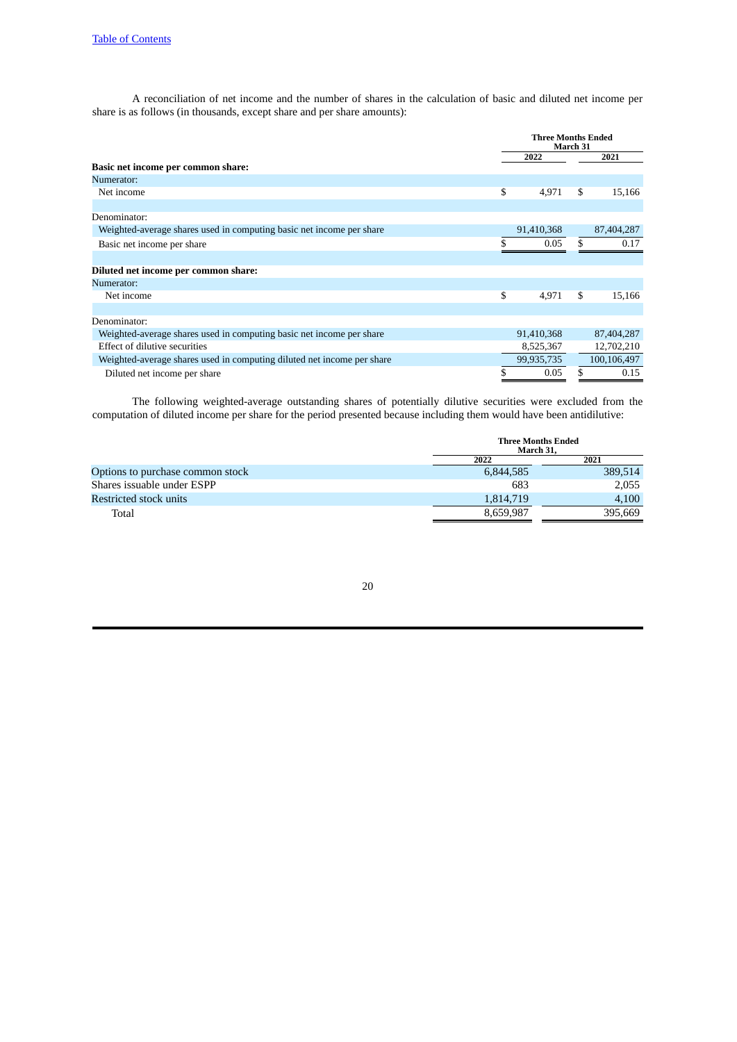A reconciliation of net income and the number of shares in the calculation of basic and diluted net income per share is as follows (in thousands, except share and per share amounts):

| | Three Months Ended March 31 | |
|---|---|---|
| | 2022 | 2021 |
| **Basic net income per common share:** | | |
| Numerator: | | |
| Net income | $ 4,971 | $ 15,166 |
| Denominator: | | |
| Weighted-average shares used in computing basic net income per share | 91,410,368 | 87,404,287 |
| Basic net income per share | $ 0.05 | $ 0.17 |
| **Diluted net income per common share:** | | |
| Numerator: | | |
| Net income | $ 4,971 | $ 15,166 |
| Denominator: | | |
| Weighted-average shares used in computing basic net income per share | 91,410,368 | 87,404,287 |
| Effect of dilutive securities | 8,525,367 | 12,702,210 |
| Weighted-average shares used in computing diluted net income per share | 99,935,735 | 100,106,497 |
| Diluted net income per share | $ 0.05 | $ 0.15 |

The following weighted-average outstanding shares of potentially dilutive securities were excluded from the computation of diluted income per share for the period presented because including them would have been antidilutive:

| | Three Months Ended March 31, | |
|---|---|---|
| | 2022 | 2021 |
| Options to purchase common stock | 6,844,585 | 389,514 |
| Shares issuable under ESPP | 683 | 2,055 |
| Restricted stock units | 1,814,719 | 4,100 |
| Total | 8,659,987 | 395,669 |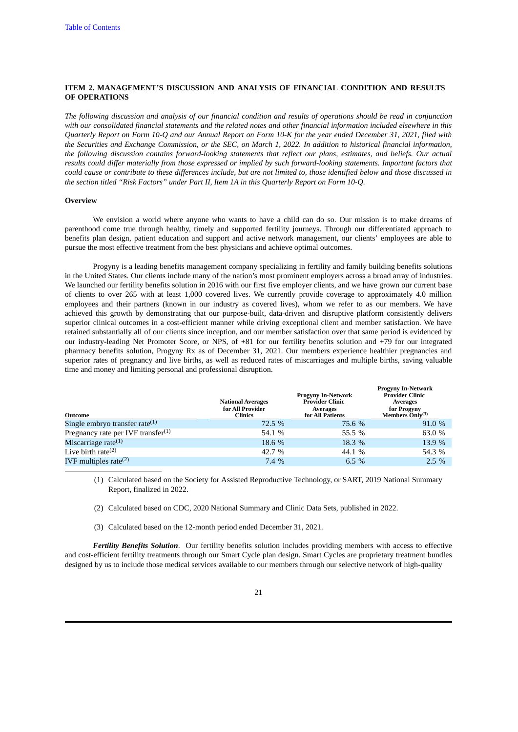## ITEM 2. MANAGEMENT'S DISCUSSION AND ANALYSIS OF FINANCIAL CONDITION AND RESULTS OF OPERATIONS

*The following discussion and analysis of our financial condition and results of operations should be read in conjunction with our consolidated financial statements and the related notes and other financial information included elsewhere in this Quarterly Report on Form 10-Q and our Annual Report on Form 10-K for the year ended December 31, 2021, filed with the Securities and Exchange Commission, or the SEC, on March 1, 2022. In addition to historical financial information, the following discussion contains forward-looking statements that reflect our plans, estimates, and beliefs. Our actual results could differ materially from those expressed or implied by such forward-looking statements. Important factors that could cause or contribute to these differences include, but are not limited to, those identified below and those discussed in the section titled "Risk Factors" under Part II, Item 1A in this Quarterly Report on Form 10-Q.*

### Overview

We envision a world where anyone who wants to have a child can do so. Our mission is to make dreams of parenthood come true through healthy, timely and supported fertility journeys. Through our differentiated approach to benefits plan design, patient education and support and active network management, our clients' employees are able to pursue the most effective treatment from the best physicians and achieve optimal outcomes.

Progyny is a leading benefits management company specializing in fertility and family building benefits solutions in the United States. Our clients include many of the nation's most prominent employers across a broad array of industries. We launched our fertility benefits solution in 2016 with our first five employer clients, and we have grown our current base of clients to over 265 with at least 1,000 covered lives. We currently provide coverage to approximately 4.0 million employees and their partners (known in our industry as covered lives), whom we refer to as our members. We have achieved this growth by demonstrating that our purpose-built, data-driven and disruptive platform consistently delivers superior clinical outcomes in a cost-efficient manner while driving exceptional client and member satisfaction. We have retained substantially all of our clients since inception, and our member satisfaction over that same period is evidenced by our industry-leading Net Promoter Score, or NPS, of +81 for our fertility benefits solution and +79 for our integrated pharmacy benefits solution, Progyny Rx as of December 31, 2021. Our members experience healthier pregnancies and superior rates of pregnancy and live births, as well as reduced rates of miscarriages and multiple births, saving valuable time and money and limiting personal and professional disruption.

| Outcome | National Averages for All Provider Clinics | Progyny In-Network Provider Clinic Averages for All Patients | Progyny In-Network Provider Clinic Averages for Progyny Members Only[(3)] |
|---|---|---|---|
| Single embryo transfer rate[(1)] | 72.5 % | 75.6 % | 91.0 % |
| Pregnancy rate per IVF transfer[(1)] | 54.1 % | 55.5 % | 63.0 % |
| Miscarriage rate[(1)] | 18.6 % | 18.3 % | 13.9 % |
| Live birth rate[(2)] | 42.7 % | 44.1 % | 54.3 % |
| IVF multiples rate[(2)] | 7.4 % | 6.5 % | 2.5 % |

(1) Calculated based on the Society for Assisted Reproductive Technology, or SART, 2019 National Summary Report, finalized in 2022.

(2) Calculated based on CDC, 2020 National Summary and Clinic Data Sets, published in 2022.

(3) Calculated based on the 12-month period ended December 31, 2021.

***Fertility Benefits Solution***. Our fertility benefits solution includes providing members with access to effective and cost-efficient fertility treatments through our Smart Cycle plan design. Smart Cycles are proprietary treatment bundles designed by us to include those medical services available to our members through our selective network of high-quality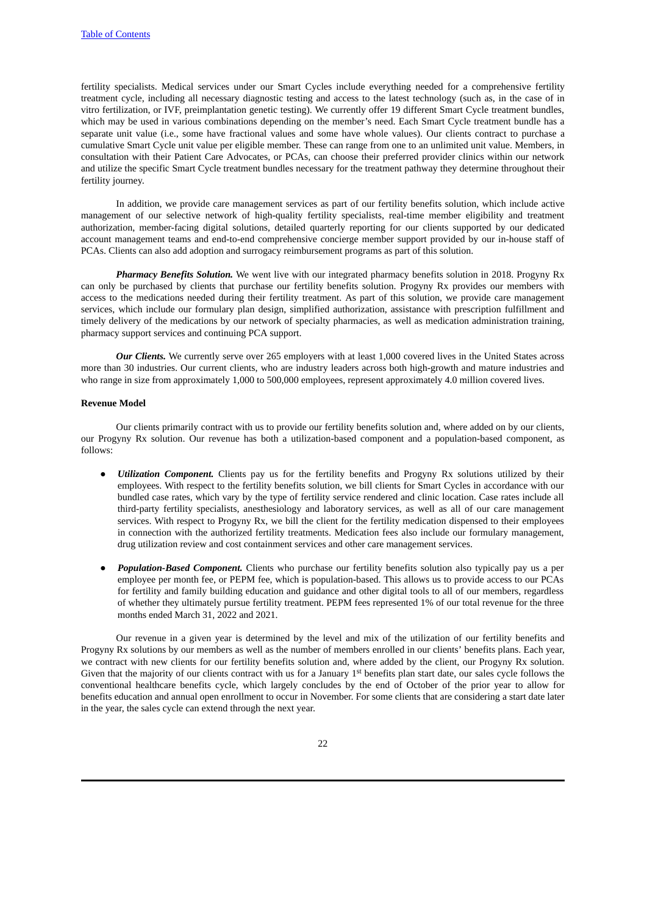fertility specialists. Medical services under our Smart Cycles include everything needed for a comprehensive fertility treatment cycle, including all necessary diagnostic testing and access to the latest technology (such as, in the case of in vitro fertilization, or IVF, preimplantation genetic testing). We currently offer 19 different Smart Cycle treatment bundles, which may be used in various combinations depending on the member's need. Each Smart Cycle treatment bundle has a separate unit value (i.e., some have fractional values and some have whole values). Our clients contract to purchase a cumulative Smart Cycle unit value per eligible member. These can range from one to an unlimited unit value. Members, in consultation with their Patient Care Advocates, or PCAs, can choose their preferred provider clinics within our network and utilize the specific Smart Cycle treatment bundles necessary for the treatment pathway they determine throughout their fertility journey.

In addition, we provide care management services as part of our fertility benefits solution, which include active management of our selective network of high-quality fertility specialists, real-time member eligibility and treatment authorization, member-facing digital solutions, detailed quarterly reporting for our clients supported by our dedicated account management teams and end-to-end comprehensive concierge member support provided by our in-house staff of PCAs. Clients can also add adoption and surrogacy reimbursement programs as part of this solution.

***Pharmacy Benefits Solution.*** We went live with our integrated pharmacy benefits solution in 2018. Progyny Rx can only be purchased by clients that purchase our fertility benefits solution. Progyny Rx provides our members with access to the medications needed during their fertility treatment. As part of this solution, we provide care management services, which include our formulary plan design, simplified authorization, assistance with prescription fulfillment and timely delivery of the medications by our network of specialty pharmacies, as well as medication administration training, pharmacy support services and continuing PCA support.

***Our Clients.*** We currently serve over 265 employers with at least 1,000 covered lives in the United States across more than 30 industries. Our current clients, who are industry leaders across both high-growth and mature industries and who range in size from approximately 1,000 to 500,000 employees, represent approximately 4.0 million covered lives.

**Revenue Model**

Our clients primarily contract with us to provide our fertility benefits solution and, where added on by our clients, our Progyny Rx solution. Our revenue has both a utilization-based component and a population-based component, as follows:

- ***Utilization Component.*** Clients pay us for the fertility benefits and Progyny Rx solutions utilized by their employees. With respect to the fertility benefits solution, we bill clients for Smart Cycles in accordance with our bundled case rates, which vary by the type of fertility service rendered and clinic location. Case rates include all third-party fertility specialists, anesthesiology and laboratory services, as well as all of our care management services. With respect to Progyny Rx, we bill the client for the fertility medication dispensed to their employees in connection with the authorized fertility treatments. Medication fees also include our formulary management, drug utilization review and cost containment services and other care management services.

- ***Population-Based Component.*** Clients who purchase our fertility benefits solution also typically pay us a per employee per month fee, or PEPM fee, which is population-based. This allows us to provide access to our PCAs for fertility and family building education and guidance and other digital tools to all of our members, regardless of whether they ultimately pursue fertility treatment. PEPM fees represented 1% of our total revenue for the three months ended March 31, 2022 and 2021.

Our revenue in a given year is determined by the level and mix of the utilization of our fertility benefits and Progyny Rx solutions by our members as well as the number of members enrolled in our clients' benefits plans. Each year, we contract with new clients for our fertility benefits solution and, where added by the client, our Progyny Rx solution. Given that the majority of our clients contract with us for a January 1st benefits plan start date, our sales cycle follows the conventional healthcare benefits cycle, which largely concludes by the end of October of the prior year to allow for benefits education and annual open enrollment to occur in November. For some clients that are considering a start date later in the year, the sales cycle can extend through the next year.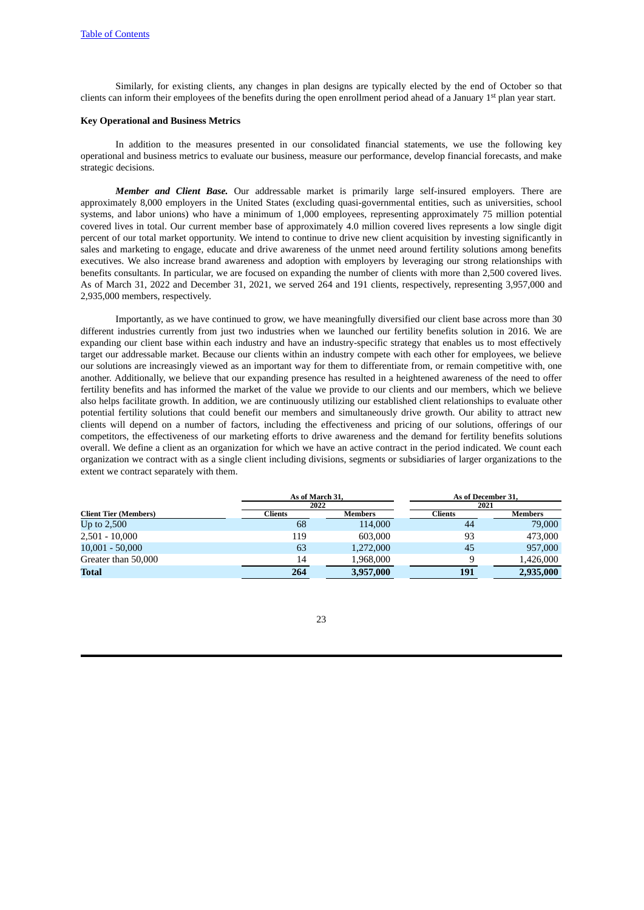Similarly, for existing clients, any changes in plan designs are typically elected by the end of October so that clients can inform their employees of the benefits during the open enrollment period ahead of a January 1st plan year start.

**Key Operational and Business Metrics**

In addition to the measures presented in our consolidated financial statements, we use the following key operational and business metrics to evaluate our business, measure our performance, develop financial forecasts, and make strategic decisions.

***Member and Client Base.*** Our addressable market is primarily large self-insured employers. There are approximately 8,000 employers in the United States (excluding quasi-governmental entities, such as universities, school systems, and labor unions) who have a minimum of 1,000 employees, representing approximately 75 million potential covered lives in total. Our current member base of approximately 4.0 million covered lives represents a low single digit percent of our total market opportunity. We intend to continue to drive new client acquisition by investing significantly in sales and marketing to engage, educate and drive awareness of the unmet need around fertility solutions among benefits executives. We also increase brand awareness and adoption with employers by leveraging our strong relationships with benefits consultants. In particular, we are focused on expanding the number of clients with more than 2,500 covered lives. As of March 31, 2022 and December 31, 2021, we served 264 and 191 clients, respectively, representing 3,957,000 and 2,935,000 members, respectively.

Importantly, as we have continued to grow, we have meaningfully diversified our client base across more than 30 different industries currently from just two industries when we launched our fertility benefits solution in 2016. We are expanding our client base within each industry and have an industry-specific strategy that enables us to most effectively target our addressable market. Because our clients within an industry compete with each other for employees, we believe our solutions are increasingly viewed as an important way for them to differentiate from, or remain competitive with, one another. Additionally, we believe that our expanding presence has resulted in a heightened awareness of the need to offer fertility benefits and has informed the market of the value we provide to our clients and our members, which we believe also helps facilitate growth. In addition, we are continuously utilizing our established client relationships to evaluate other potential fertility solutions that could benefit our members and simultaneously drive growth. Our ability to attract new clients will depend on a number of factors, including the effectiveness and pricing of our solutions, offerings of our competitors, the effectiveness of our marketing efforts to drive awareness and the demand for fertility benefits solutions overall. We define a client as an organization for which we have an active contract in the period indicated. We count each organization we contract with as a single client including divisions, segments or subsidiaries of larger organizations to the extent we contract separately with them.

| | As of March 31, 2022 | | As of December 31, 2021 | |
|---|---|---|---|---|
| **Client Tier (Members)** | **Clients** | **Members** | **Clients** | **Members** |
| Up to 2,500 | 68 | 114,000 | 44 | 79,000 |
| 2,501 - 10,000 | 119 | 603,000 | 93 | 473,000 |
| 10,001 - 50,000 | 63 | 1,272,000 | 45 | 957,000 |
| Greater than 50,000 | 14 | 1,968,000 | 9 | 1,426,000 |
| **Total** | **264** | **3,957,000** | **191** | **2,935,000** |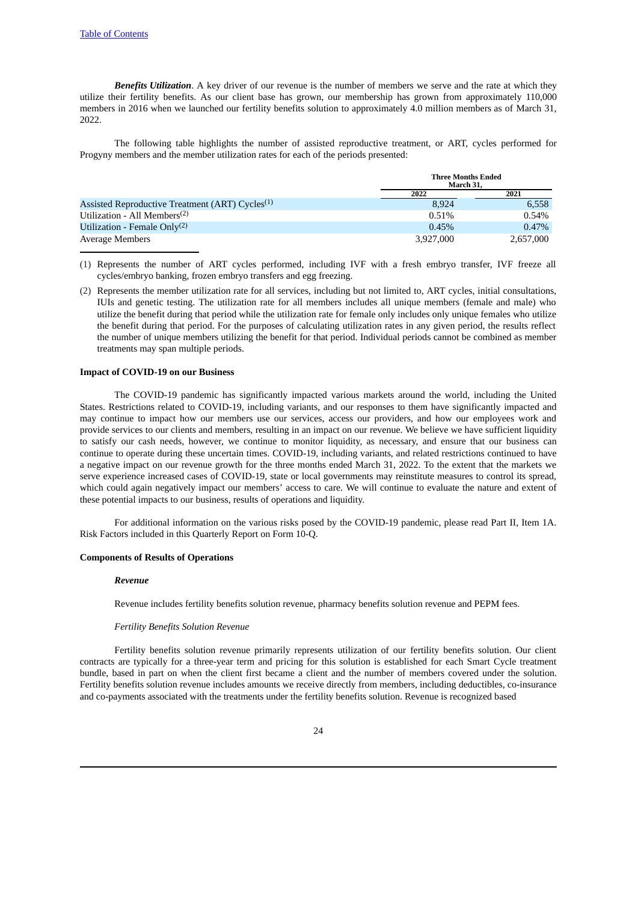***Benefits Utilization***. A key driver of our revenue is the number of members we serve and the rate at which they utilize their fertility benefits. As our client base has grown, our membership has grown from approximately 110,000 members in 2016 when we launched our fertility benefits solution to approximately 4.0 million members as of March 31, 2022.

The following table highlights the number of assisted reproductive treatment, or ART, cycles performed for Progyny members and the member utilization rates for each of the periods presented:

| | Three Months Ended March 31, | |
|---|---|---|
| | 2022 | 2021 |
| Assisted Reproductive Treatment (ART) Cycles[1] | 8,924 | 6,558 |
| Utilization - All Members[2] | 0.51% | 0.54% |
| Utilization - Female Only[2] | 0.45% | 0.47% |
| Average Members | 3,927,000 | 2,657,000 |

(1) Represents the number of ART cycles performed, including IVF with a fresh embryo transfer, IVF freeze all cycles/embryo banking, frozen embryo transfers and egg freezing.

(2) Represents the member utilization rate for all services, including but not limited to, ART cycles, initial consultations, IUIs and genetic testing. The utilization rate for all members includes all unique members (female and male) who utilize the benefit during that period while the utilization rate for female only includes only unique females who utilize the benefit during that period. For the purposes of calculating utilization rates in any given period, the results reflect the number of unique members utilizing the benefit for that period. Individual periods cannot be combined as member treatments may span multiple periods.

**Impact of COVID-19 on our Business**

The COVID-19 pandemic has significantly impacted various markets around the world, including the United States. Restrictions related to COVID-19, including variants, and our responses to them have significantly impacted and may continue to impact how our members use our services, access our providers, and how our employees work and provide services to our clients and members, resulting in an impact on our revenue. We believe we have sufficient liquidity to satisfy our cash needs, however, we continue to monitor liquidity, as necessary, and ensure that our business can continue to operate during these uncertain times. COVID-19, including variants, and related restrictions continued to have a negative impact on our revenue growth for the three months ended March 31, 2022. To the extent that the markets we serve experience increased cases of COVID-19, state or local governments may reinstitute measures to control its spread, which could again negatively impact our members' access to care. We will continue to evaluate the nature and extent of these potential impacts to our business, results of operations and liquidity.

For additional information on the various risks posed by the COVID-19 pandemic, please read Part II, Item 1A. Risk Factors included in this Quarterly Report on Form 10-Q.

**Components of Results of Operations**

***Revenue***

Revenue includes fertility benefits solution revenue, pharmacy benefits solution revenue and PEPM fees.

*Fertility Benefits Solution Revenue*

Fertility benefits solution revenue primarily represents utilization of our fertility benefits solution. Our client contracts are typically for a three-year term and pricing for this solution is established for each Smart Cycle treatment bundle, based in part on when the client first became a client and the number of members covered under the solution. Fertility benefits solution revenue includes amounts we receive directly from members, including deductibles, co-insurance and co-payments associated with the treatments under the fertility benefits solution. Revenue is recognized based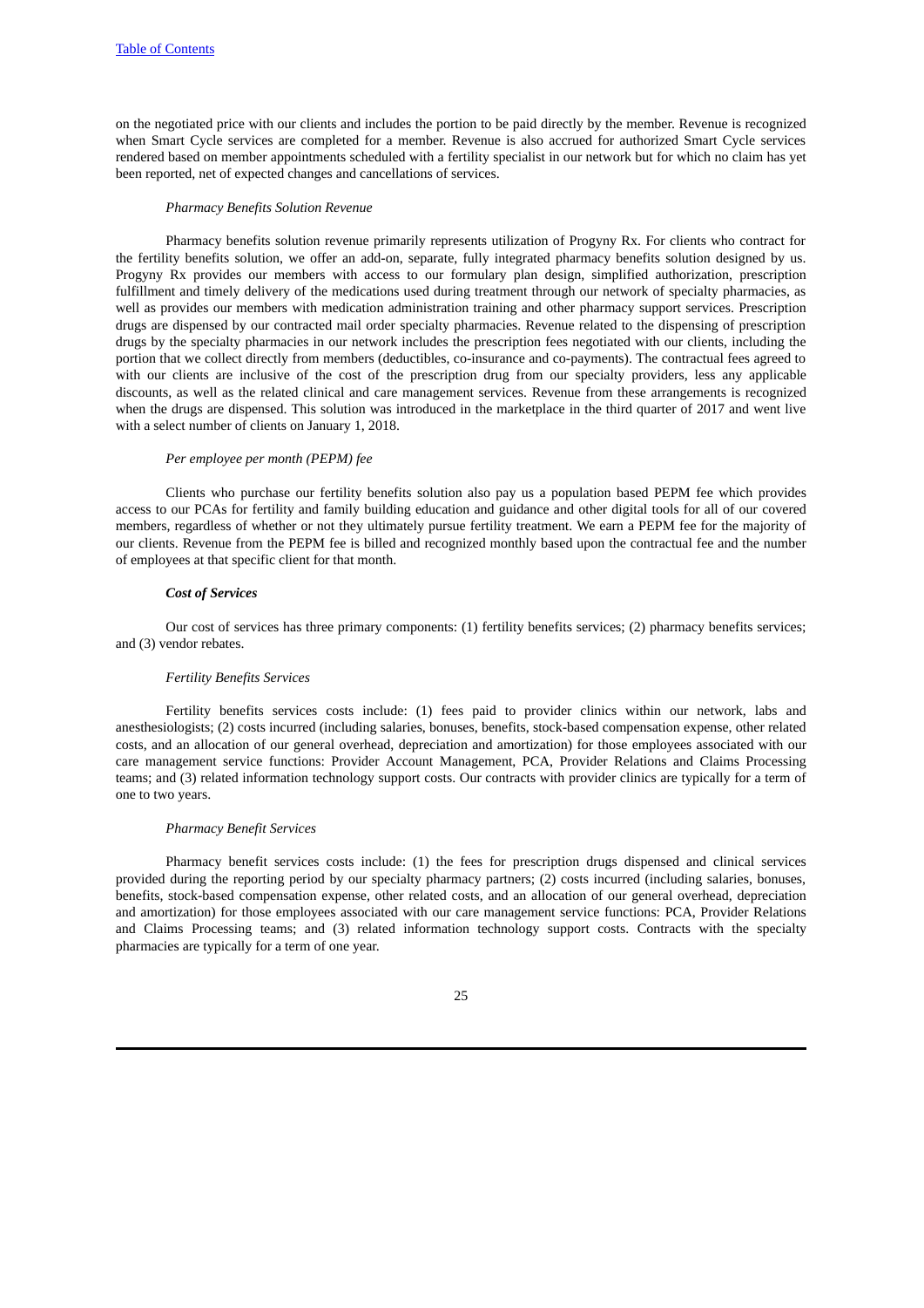on the negotiated price with our clients and includes the portion to be paid directly by the member. Revenue is recognized when Smart Cycle services are completed for a member. Revenue is also accrued for authorized Smart Cycle services rendered based on member appointments scheduled with a fertility specialist in our network but for which no claim has yet been reported, net of expected changes and cancellations of services.

*Pharmacy Benefits Solution Revenue*

Pharmacy benefits solution revenue primarily represents utilization of Progyny Rx. For clients who contract for the fertility benefits solution, we offer an add-on, separate, fully integrated pharmacy benefits solution designed by us. Progyny Rx provides our members with access to our formulary plan design, simplified authorization, prescription fulfillment and timely delivery of the medications used during treatment through our network of specialty pharmacies, as well as provides our members with medication administration training and other pharmacy support services. Prescription drugs are dispensed by our contracted mail order specialty pharmacies. Revenue related to the dispensing of prescription drugs by the specialty pharmacies in our network includes the prescription fees negotiated with our clients, including the portion that we collect directly from members (deductibles, co-insurance and co-payments). The contractual fees agreed to with our clients are inclusive of the cost of the prescription drug from our specialty providers, less any applicable discounts, as well as the related clinical and care management services. Revenue from these arrangements is recognized when the drugs are dispensed. This solution was introduced in the marketplace in the third quarter of 2017 and went live with a select number of clients on January 1, 2018.

*Per employee per month (PEPM) fee*

Clients who purchase our fertility benefits solution also pay us a population based PEPM fee which provides access to our PCAs for fertility and family building education and guidance and other digital tools for all of our covered members, regardless of whether or not they ultimately pursue fertility treatment. We earn a PEPM fee for the majority of our clients. Revenue from the PEPM fee is billed and recognized monthly based upon the contractual fee and the number of employees at that specific client for that month.

***Cost of Services***

Our cost of services has three primary components: (1) fertility benefits services; (2) pharmacy benefits services; and (3) vendor rebates.

*Fertility Benefits Services*

Fertility benefits services costs include: (1) fees paid to provider clinics within our network, labs and anesthesiologists; (2) costs incurred (including salaries, bonuses, benefits, stock-based compensation expense, other related costs, and an allocation of our general overhead, depreciation and amortization) for those employees associated with our care management service functions: Provider Account Management, PCA, Provider Relations and Claims Processing teams; and (3) related information technology support costs. Our contracts with provider clinics are typically for a term of one to two years.

*Pharmacy Benefit Services*

Pharmacy benefit services costs include: (1) the fees for prescription drugs dispensed and clinical services provided during the reporting period by our specialty pharmacy partners; (2) costs incurred (including salaries, bonuses, benefits, stock-based compensation expense, other related costs, and an allocation of our general overhead, depreciation and amortization) for those employees associated with our care management service functions: PCA, Provider Relations and Claims Processing teams; and (3) related information technology support costs. Contracts with the specialty pharmacies are typically for a term of one year.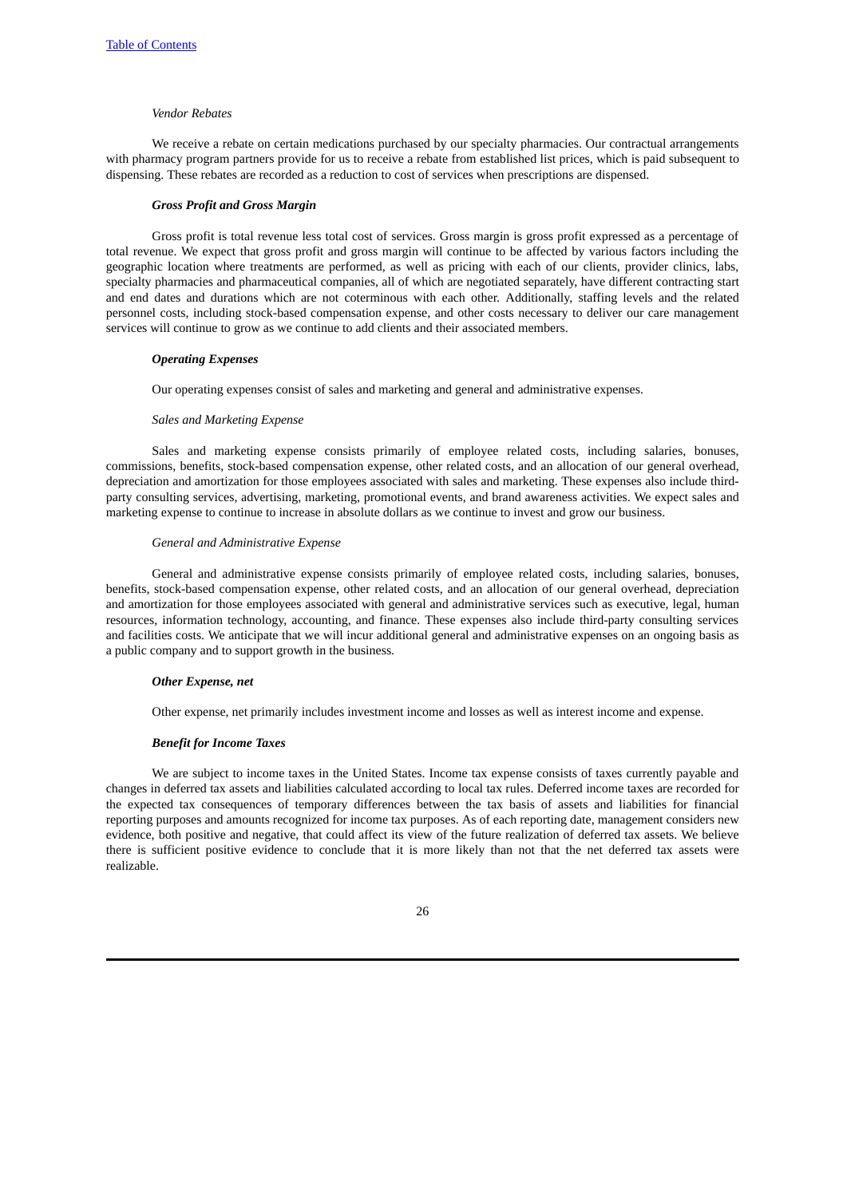*Vendor Rebates*

We receive a rebate on certain medications purchased by our specialty pharmacies. Our contractual arrangements with pharmacy program partners provide for us to receive a rebate from established list prices, which is paid subsequent to dispensing. These rebates are recorded as a reduction to cost of services when prescriptions are dispensed.

***Gross Profit and Gross Margin***

Gross profit is total revenue less total cost of services. Gross margin is gross profit expressed as a percentage of total revenue. We expect that gross profit and gross margin will continue to be affected by various factors including the geographic location where treatments are performed, as well as pricing with each of our clients, provider clinics, labs, specialty pharmacies and pharmaceutical companies, all of which are negotiated separately, have different contracting start and end dates and durations which are not coterminous with each other. Additionally, staffing levels and the related personnel costs, including stock-based compensation expense, and other costs necessary to deliver our care management services will continue to grow as we continue to add clients and their associated members.

***Operating Expenses***

Our operating expenses consist of sales and marketing and general and administrative expenses.

*Sales and Marketing Expense*

Sales and marketing expense consists primarily of employee related costs, including salaries, bonuses, commissions, benefits, stock-based compensation expense, other related costs, and an allocation of our general overhead, depreciation and amortization for those employees associated with sales and marketing. These expenses also include third-party consulting services, advertising, marketing, promotional events, and brand awareness activities. We expect sales and marketing expense to continue to increase in absolute dollars as we continue to invest and grow our business.

*General and Administrative Expense*

General and administrative expense consists primarily of employee related costs, including salaries, bonuses, benefits, stock-based compensation expense, other related costs, and an allocation of our general overhead, depreciation and amortization for those employees associated with general and administrative services such as executive, legal, human resources, information technology, accounting, and finance. These expenses also include third-party consulting services and facilities costs. We anticipate that we will incur additional general and administrative expenses on an ongoing basis as a public company and to support growth in the business.

***Other Expense, net***

Other expense, net primarily includes investment income and losses as well as interest income and expense.

***Benefit for Income Taxes***

We are subject to income taxes in the United States. Income tax expense consists of taxes currently payable and changes in deferred tax assets and liabilities calculated according to local tax rules. Deferred income taxes are recorded for the expected tax consequences of temporary differences between the tax basis of assets and liabilities for financial reporting purposes and amounts recognized for income tax purposes. As of each reporting date, management considers new evidence, both positive and negative, that could affect its view of the future realization of deferred tax assets. We believe there is sufficient positive evidence to conclude that it is more likely than not that the net deferred tax assets were realizable.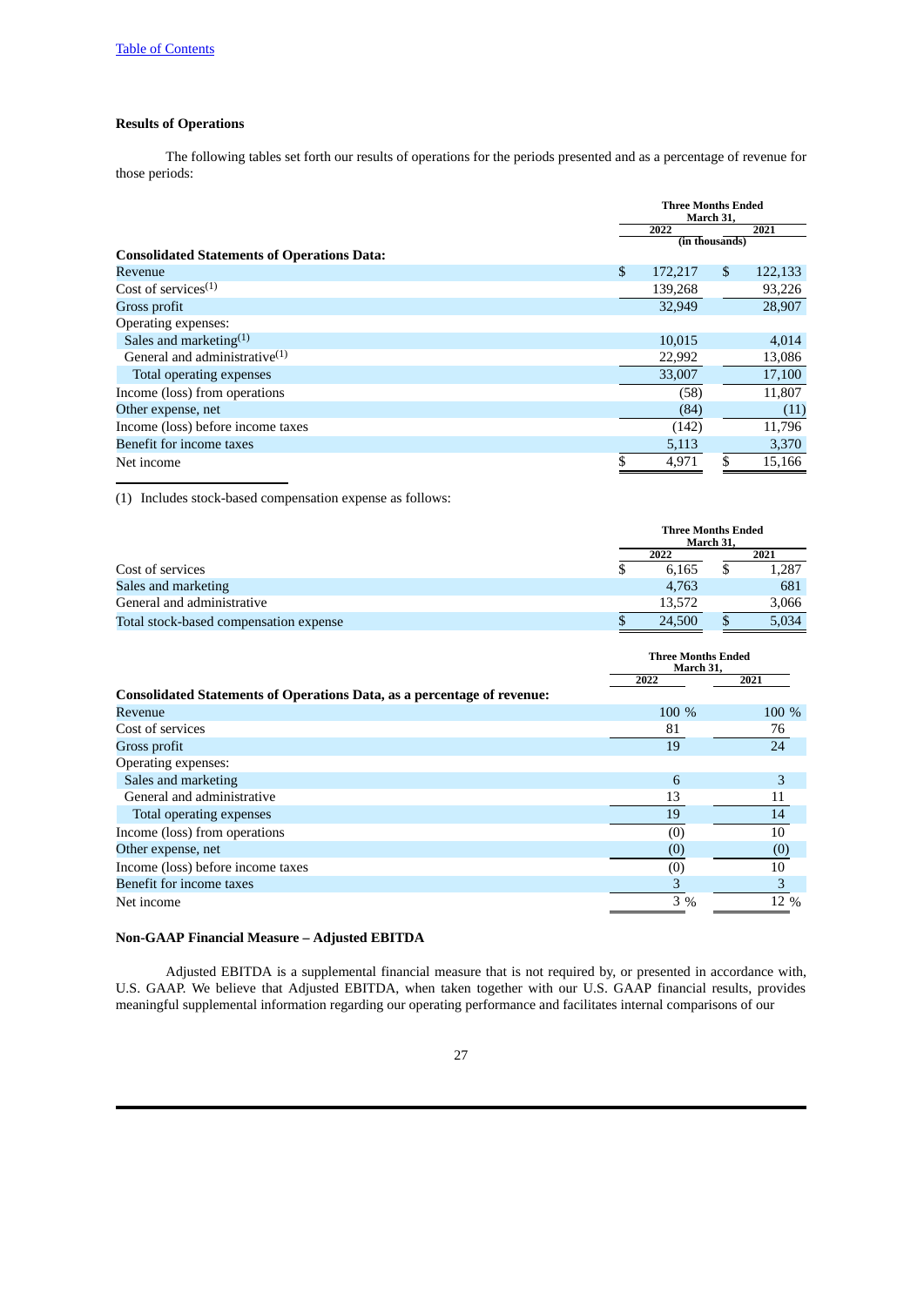## Results of Operations

The following tables set forth our results of operations for the periods presented and as a percentage of revenue for those periods:

| | Three Months Ended March 31, | |
|---|---|---|
| | 2022 | 2021 |
| | (in thousands) | |
| **Consolidated Statements of Operations Data:** | | |
| Revenue | $ 172,217 | $ 122,133 |
| Cost of services[(1)] | 139,268 | 93,226 |
| Gross profit | 32,949 | 28,907 |
| Operating expenses: | | |
| Sales and marketing[(1)] | 10,015 | 4,014 |
| General and administrative[(1)] | 22,992 | 13,086 |
| Total operating expenses | 33,007 | 17,100 |
| Income (loss) from operations | (58) | 11,807 |
| Other expense, net | (84) | (11) |
| Income (loss) before income taxes | (142) | 11,796 |
| Benefit for income taxes | 5,113 | 3,370 |
| Net income | $ 4,971 | $ 15,166 |

(1) Includes stock-based compensation expense as follows:

| | Three Months Ended March 31, | |
|---|---|---|
| | 2022 | 2021 |
| Cost of services | $ 6,165 | $ 1,287 |
| Sales and marketing | 4,763 | 681 |
| General and administrative | 13,572 | 3,066 |
| Total stock-based compensation expense | $ 24,500 | $ 5,034 |

| | Three Months Ended March 31, | |
|---|---|---|
| | 2022 | 2021 |
| **Consolidated Statements of Operations Data, as a percentage of revenue:** | | |
| Revenue | 100 % | 100 % |
| Cost of services | 81 | 76 |
| Gross profit | 19 | 24 |
| Operating expenses: | | |
| Sales and marketing | 6 | 3 |
| General and administrative | 13 | 11 |
| Total operating expenses | 19 | 14 |
| Income (loss) from operations | (0) | 10 |
| Other expense, net | (0) | (0) |
| Income (loss) before income taxes | (0) | 10 |
| Benefit for income taxes | 3 | 3 |
| Net income | 3 % | 12 % |

## Non-GAAP Financial Measure – Adjusted EBITDA

Adjusted EBITDA is a supplemental financial measure that is not required by, or presented in accordance with, U.S. GAAP. We believe that Adjusted EBITDA, when taken together with our U.S. GAAP financial results, provides meaningful supplemental information regarding our operating performance and facilitates internal comparisons of our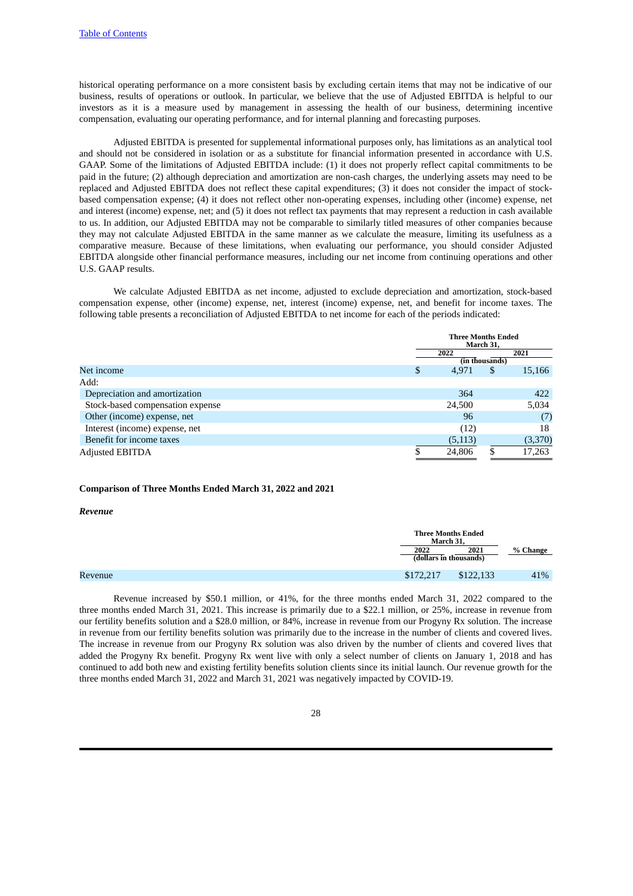historical operating performance on a more consistent basis by excluding certain items that may not be indicative of our business, results of operations or outlook. In particular, we believe that the use of Adjusted EBITDA is helpful to our investors as it is a measure used by management in assessing the health of our business, determining incentive compensation, evaluating our operating performance, and for internal planning and forecasting purposes.

Adjusted EBITDA is presented for supplemental informational purposes only, has limitations as an analytical tool and should not be considered in isolation or as a substitute for financial information presented in accordance with U.S. GAAP. Some of the limitations of Adjusted EBITDA include: (1) it does not properly reflect capital commitments to be paid in the future; (2) although depreciation and amortization are non-cash charges, the underlying assets may need to be replaced and Adjusted EBITDA does not reflect these capital expenditures; (3) it does not consider the impact of stock-based compensation expense; (4) it does not reflect other non-operating expenses, including other (income) expense, net and interest (income) expense, net; and (5) it does not reflect tax payments that may represent a reduction in cash available to us. In addition, our Adjusted EBITDA may not be comparable to similarly titled measures of other companies because they may not calculate Adjusted EBITDA in the same manner as we calculate the measure, limiting its usefulness as a comparative measure. Because of these limitations, when evaluating our performance, you should consider Adjusted EBITDA alongside other financial performance measures, including our net income from continuing operations and other U.S. GAAP results.

We calculate Adjusted EBITDA as net income, adjusted to exclude depreciation and amortization, stock-based compensation expense, other (income) expense, net, interest (income) expense, net, and benefit for income taxes. The following table presents a reconciliation of Adjusted EBITDA to net income for each of the periods indicated:

| | Three Months Ended March 31, | |
|---|---|---|
| | 2022 | 2021 |
| | (in thousands) | |
| Net income | $ 4,971 | $ 15,166 |
| Add: | | |
| Depreciation and amortization | 364 | 422 |
| Stock-based compensation expense | 24,500 | 5,034 |
| Other (income) expense, net | 96 | (7) |
| Interest (income) expense, net | (12) | 18 |
| Benefit for income taxes | (5,113) | (3,370) |
| Adjusted EBITDA | $ 24,806 | $ 17,263 |

**Comparison of Three Months Ended March 31, 2022 and 2021**

***Revenue***

| | Three Months Ended March 31, | | |
|---|---|---|---|
| | 2022 | 2021 | % Change |
| | (dollars in thousands) | | |
| Revenue | $172,217 | $122,133 | 41% |

Revenue increased by $50.1 million, or 41%, for the three months ended March 31, 2022 compared to the three months ended March 31, 2021. This increase is primarily due to a $22.1 million, or 25%, increase in revenue from our fertility benefits solution and a $28.0 million, or 84%, increase in revenue from our Progyny Rx solution. The increase in revenue from our fertility benefits solution was primarily due to the increase in the number of clients and covered lives. The increase in revenue from our Progyny Rx solution was also driven by the number of clients and covered lives that added the Progyny Rx benefit. Progyny Rx went live with only a select number of clients on January 1, 2018 and has continued to add both new and existing fertility benefits solution clients since its initial launch. Our revenue growth for the three months ended March 31, 2022 and March 31, 2021 was negatively impacted by COVID-19.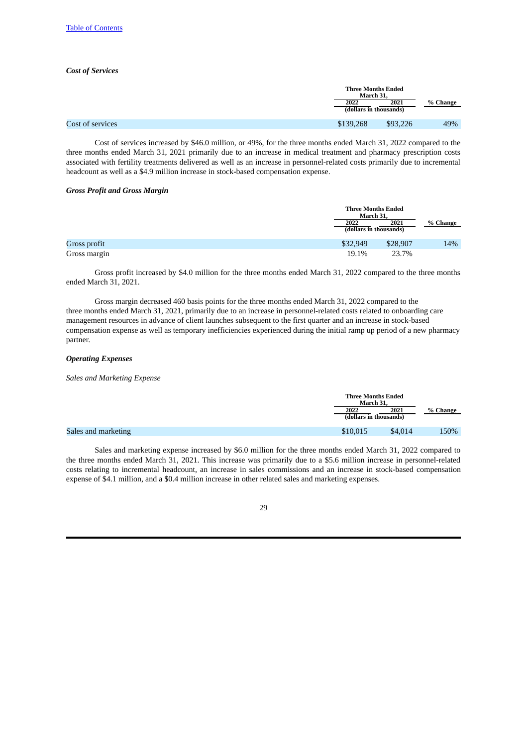[Table of Contents](#)

### *Cost of Services*

| | Three Months Ended March 31, | | % Change |
|---|---|---|---|
| | 2022 | 2021 | |
| | (dollars in thousands) | | |
| Cost of services | $139,268 | $93,226 | 49% |

Cost of services increased by $46.0 million, or 49%, for the three months ended March 31, 2022 compared to the three months ended March 31, 2021 primarily due to an increase in medical treatment and pharmacy prescription costs associated with fertility treatments delivered as well as an increase in personnel-related costs primarily due to incremental headcount as well as a $4.9 million increase in stock-based compensation expense.

### *Gross Profit and Gross Margin*

| | Three Months Ended March 31, | | % Change |
|---|---|---|---|
| | 2022 | 2021 | |
| | (dollars in thousands) | | |
| Gross profit | $32,949 | $28,907 | 14% |
| Gross margin | 19.1% | 23.7% | |

Gross profit increased by $4.0 million for the three months ended March 31, 2022 compared to the three months ended March 31, 2021.

Gross margin decreased 460 basis points for the three months ended March 31, 2022 compared to the three months ended March 31, 2021, primarily due to an increase in personnel-related costs related to onboarding care management resources in advance of client launches subsequent to the first quarter and an increase in stock-based compensation expense as well as temporary inefficiencies experienced during the initial ramp up period of a new pharmacy partner.

### *Operating Expenses*

*Sales and Marketing Expense*

| | Three Months Ended March 31, | | % Change |
|---|---|---|---|
| | 2022 | 2021 | |
| | (dollars in thousands) | | |
| Sales and marketing | $10,015 | $4,014 | 150% |

Sales and marketing expense increased by $6.0 million for the three months ended March 31, 2022 compared to the three months ended March 31, 2021. This increase was primarily due to a $5.6 million increase in personnel-related costs relating to incremental headcount, an increase in sales commissions and an increase in stock-based compensation expense of $4.1 million, and a $0.4 million increase in other related sales and marketing expenses.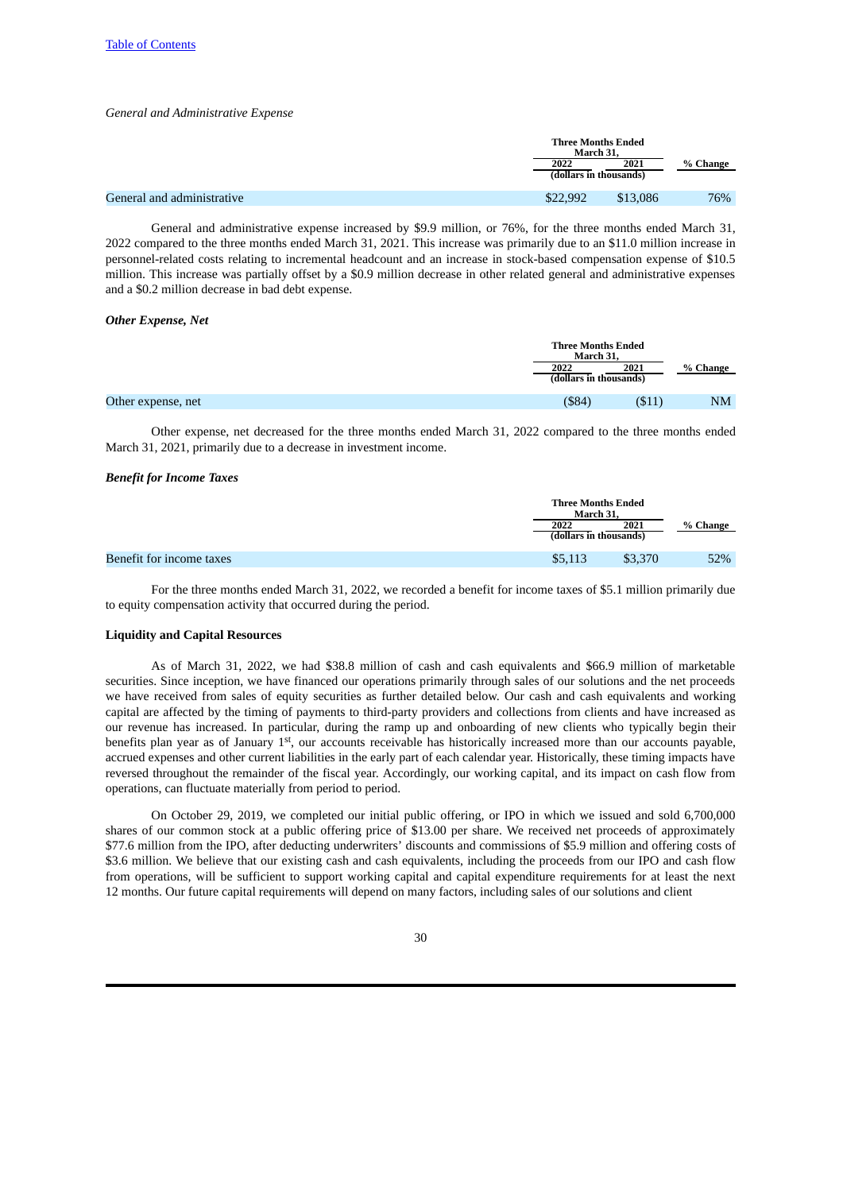Table of Contents

*General and Administrative Expense*

| | Three Months Ended March 31, | | |
|---|---|---|---|
| | 2022 | 2021 | % Change |
| | (dollars in thousands) | | |
| General and administrative | $22,992 | $13,086 | 76% |

General and administrative expense increased by $9.9 million, or 76%, for the three months ended March 31, 2022 compared to the three months ended March 31, 2021. This increase was primarily due to an $11.0 million increase in personnel-related costs relating to incremental headcount and an increase in stock-based compensation expense of $10.5 million. This increase was partially offset by a $0.9 million decrease in other related general and administrative expenses and a $0.2 million decrease in bad debt expense.

***Other Expense, Net***

| | Three Months Ended March 31, | | |
|---|---|---|---|
| | 2022 | 2021 | % Change |
| | (dollars in thousands) | | |
| Other expense, net | ($84) | ($11) | NM |

Other expense, net decreased for the three months ended March 31, 2022 compared to the three months ended March 31, 2021, primarily due to a decrease in investment income.

***Benefit for Income Taxes***

| | Three Months Ended March 31, | | |
|---|---|---|---|
| | 2022 | 2021 | % Change |
| | (dollars in thousands) | | |
| Benefit for income taxes | $5,113 | $3,370 | 52% |

For the three months ended March 31, 2022, we recorded a benefit for income taxes of $5.1 million primarily due to equity compensation activity that occurred during the period.

**Liquidity and Capital Resources**

As of March 31, 2022, we had $38.8 million of cash and cash equivalents and $66.9 million of marketable securities. Since inception, we have financed our operations primarily through sales of our solutions and the net proceeds we have received from sales of equity securities as further detailed below. Our cash and cash equivalents and working capital are affected by the timing of payments to third-party providers and collections from clients and have increased as our revenue has increased. In particular, during the ramp up and onboarding of new clients who typically begin their benefits plan year as of January 1st, our accounts receivable has historically increased more than our accounts payable, accrued expenses and other current liabilities in the early part of each calendar year. Historically, these timing impacts have reversed throughout the remainder of the fiscal year. Accordingly, our working capital, and its impact on cash flow from operations, can fluctuate materially from period to period.

On October 29, 2019, we completed our initial public offering, or IPO in which we issued and sold 6,700,000 shares of our common stock at a public offering price of $13.00 per share. We received net proceeds of approximately $77.6 million from the IPO, after deducting underwriters' discounts and commissions of $5.9 million and offering costs of $3.6 million. We believe that our existing cash and cash equivalents, including the proceeds from our IPO and cash flow from operations, will be sufficient to support working capital and capital expenditure requirements for at least the next 12 months. Our future capital requirements will depend on many factors, including sales of our solutions and client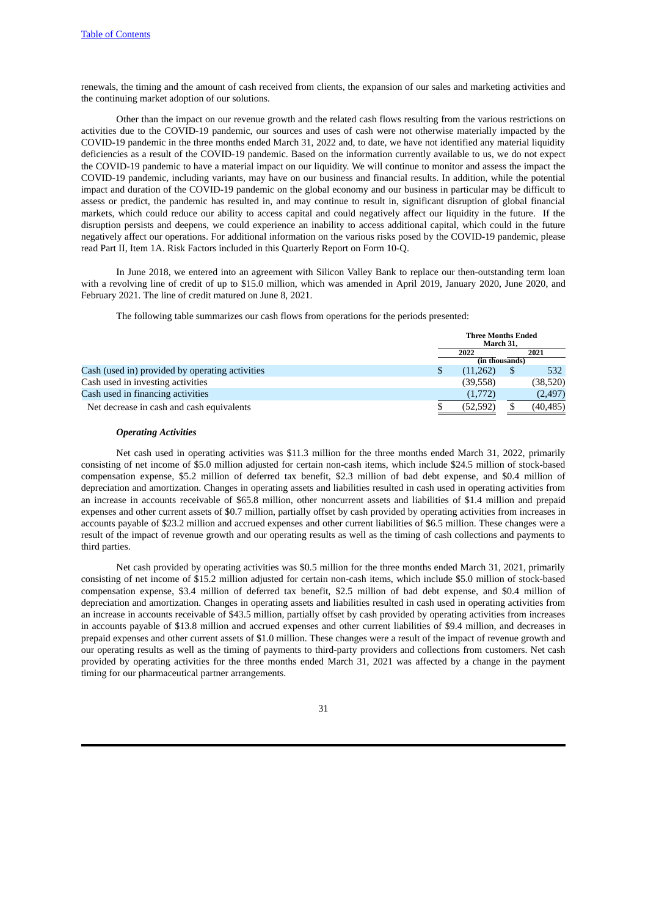renewals, the timing and the amount of cash received from clients, the expansion of our sales and marketing activities and the continuing market adoption of our solutions.

Other than the impact on our revenue growth and the related cash flows resulting from the various restrictions on activities due to the COVID-19 pandemic, our sources and uses of cash were not otherwise materially impacted by the COVID-19 pandemic in the three months ended March 31, 2022 and, to date, we have not identified any material liquidity deficiencies as a result of the COVID-19 pandemic. Based on the information currently available to us, we do not expect the COVID-19 pandemic to have a material impact on our liquidity. We will continue to monitor and assess the impact the COVID-19 pandemic, including variants, may have on our business and financial results. In addition, while the potential impact and duration of the COVID-19 pandemic on the global economy and our business in particular may be difficult to assess or predict, the pandemic has resulted in, and may continue to result in, significant disruption of global financial markets, which could reduce our ability to access capital and could negatively affect our liquidity in the future. If the disruption persists and deepens, we could experience an inability to access additional capital, which could in the future negatively affect our operations. For additional information on the various risks posed by the COVID-19 pandemic, please read Part II, Item 1A. Risk Factors included in this Quarterly Report on Form 10-Q.

In June 2018, we entered into an agreement with Silicon Valley Bank to replace our then-outstanding term loan with a revolving line of credit of up to $15.0 million, which was amended in April 2019, January 2020, June 2020, and February 2021. The line of credit matured on June 8, 2021.

The following table summarizes our cash flows from operations for the periods presented:

| | Three Months Ended March 31, | |
|---|---|---|
| | 2022 | 2021 |
| | (in thousands) | |
| Cash (used in) provided by operating activities | $ (11,262) | $ 532 |
| Cash used in investing activities | (39,558) | (38,520) |
| Cash used in financing activities | (1,772) | (2,497) |
| Net decrease in cash and cash equivalents | $ (52,592) | $ (40,485) |

***Operating Activities***

Net cash used in operating activities was $11.3 million for the three months ended March 31, 2022, primarily consisting of net income of $5.0 million adjusted for certain non-cash items, which include $24.5 million of stock-based compensation expense, $5.2 million of deferred tax benefit, $2.3 million of bad debt expense, and $0.4 million of depreciation and amortization. Changes in operating assets and liabilities resulted in cash used in operating activities from an increase in accounts receivable of $65.8 million, other noncurrent assets and liabilities of $1.4 million and prepaid expenses and other current assets of $0.7 million, partially offset by cash provided by operating activities from increases in accounts payable of $23.2 million and accrued expenses and other current liabilities of $6.5 million. These changes were a result of the impact of revenue growth and our operating results as well as the timing of cash collections and payments to third parties.

Net cash provided by operating activities was $0.5 million for the three months ended March 31, 2021, primarily consisting of net income of $15.2 million adjusted for certain non-cash items, which include $5.0 million of stock-based compensation expense, $3.4 million of deferred tax benefit, $2.5 million of bad debt expense, and $0.4 million of depreciation and amortization. Changes in operating assets and liabilities resulted in cash used in operating activities from an increase in accounts receivable of $43.5 million, partially offset by cash provided by operating activities from increases in accounts payable of $13.8 million and accrued expenses and other current liabilities of $9.4 million, and decreases in prepaid expenses and other current assets of $1.0 million. These changes were a result of the impact of revenue growth and our operating results as well as the timing of payments to third-party providers and collections from customers. Net cash provided by operating activities for the three months ended March 31, 2021 was affected by a change in the payment timing for our pharmaceutical partner arrangements.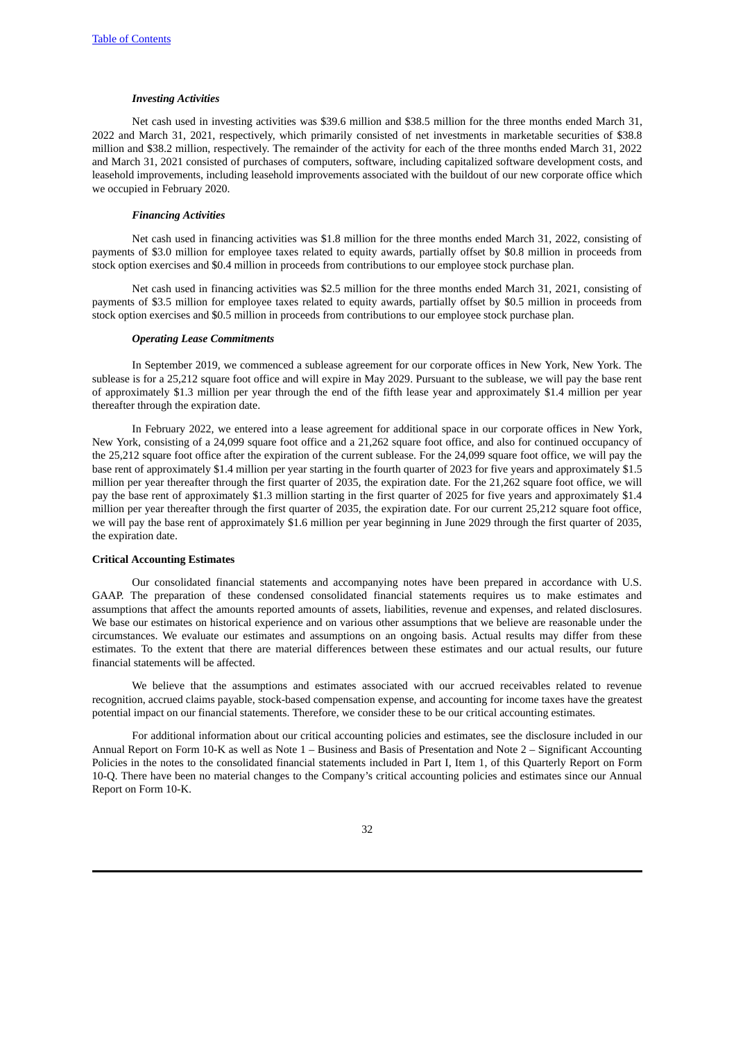### *Investing Activities*

Net cash used in investing activities was $39.6 million and $38.5 million for the three months ended March 31, 2022 and March 31, 2021, respectively, which primarily consisted of net investments in marketable securities of $38.8 million and $38.2 million, respectively. The remainder of the activity for each of the three months ended March 31, 2022 and March 31, 2021 consisted of purchases of computers, software, including capitalized software development costs, and leasehold improvements, including leasehold improvements associated with the buildout of our new corporate office which we occupied in February 2020.

### *Financing Activities*

Net cash used in financing activities was $1.8 million for the three months ended March 31, 2022, consisting of payments of $3.0 million for employee taxes related to equity awards, partially offset by $0.8 million in proceeds from stock option exercises and $0.4 million in proceeds from contributions to our employee stock purchase plan.

Net cash used in financing activities was $2.5 million for the three months ended March 31, 2021, consisting of payments of $3.5 million for employee taxes related to equity awards, partially offset by $0.5 million in proceeds from stock option exercises and $0.5 million in proceeds from contributions to our employee stock purchase plan.

### *Operating Lease Commitments*

In September 2019, we commenced a sublease agreement for our corporate offices in New York, New York. The sublease is for a 25,212 square foot office and will expire in May 2029. Pursuant to the sublease, we will pay the base rent of approximately $1.3 million per year through the end of the fifth lease year and approximately $1.4 million per year thereafter through the expiration date.

In February 2022, we entered into a lease agreement for additional space in our corporate offices in New York, New York, consisting of a 24,099 square foot office and a 21,262 square foot office, and also for continued occupancy of the 25,212 square foot office after the expiration of the current sublease. For the 24,099 square foot office, we will pay the base rent of approximately $1.4 million per year starting in the fourth quarter of 2023 for five years and approximately $1.5 million per year thereafter through the first quarter of 2035, the expiration date. For the 21,262 square foot office, we will pay the base rent of approximately $1.3 million starting in the first quarter of 2025 for five years and approximately $1.4 million per year thereafter through the first quarter of 2035, the expiration date. For our current 25,212 square foot office, we will pay the base rent of approximately $1.6 million per year beginning in June 2029 through the first quarter of 2035, the expiration date.

## **Critical Accounting Estimates**

Our consolidated financial statements and accompanying notes have been prepared in accordance with U.S. GAAP. The preparation of these condensed consolidated financial statements requires us to make estimates and assumptions that affect the amounts reported amounts of assets, liabilities, revenue and expenses, and related disclosures. We base our estimates on historical experience and on various other assumptions that we believe are reasonable under the circumstances. We evaluate our estimates and assumptions on an ongoing basis. Actual results may differ from these estimates. To the extent that there are material differences between these estimates and our actual results, our future financial statements will be affected.

We believe that the assumptions and estimates associated with our accrued receivables related to revenue recognition, accrued claims payable, stock-based compensation expense, and accounting for income taxes have the greatest potential impact on our financial statements. Therefore, we consider these to be our critical accounting estimates.

For additional information about our critical accounting policies and estimates, see the disclosure included in our Annual Report on Form 10-K as well as Note 1 – Business and Basis of Presentation and Note 2 – Significant Accounting Policies in the notes to the consolidated financial statements included in Part I, Item 1, of this Quarterly Report on Form 10-Q. There have been no material changes to the Company's critical accounting policies and estimates since our Annual Report on Form 10-K.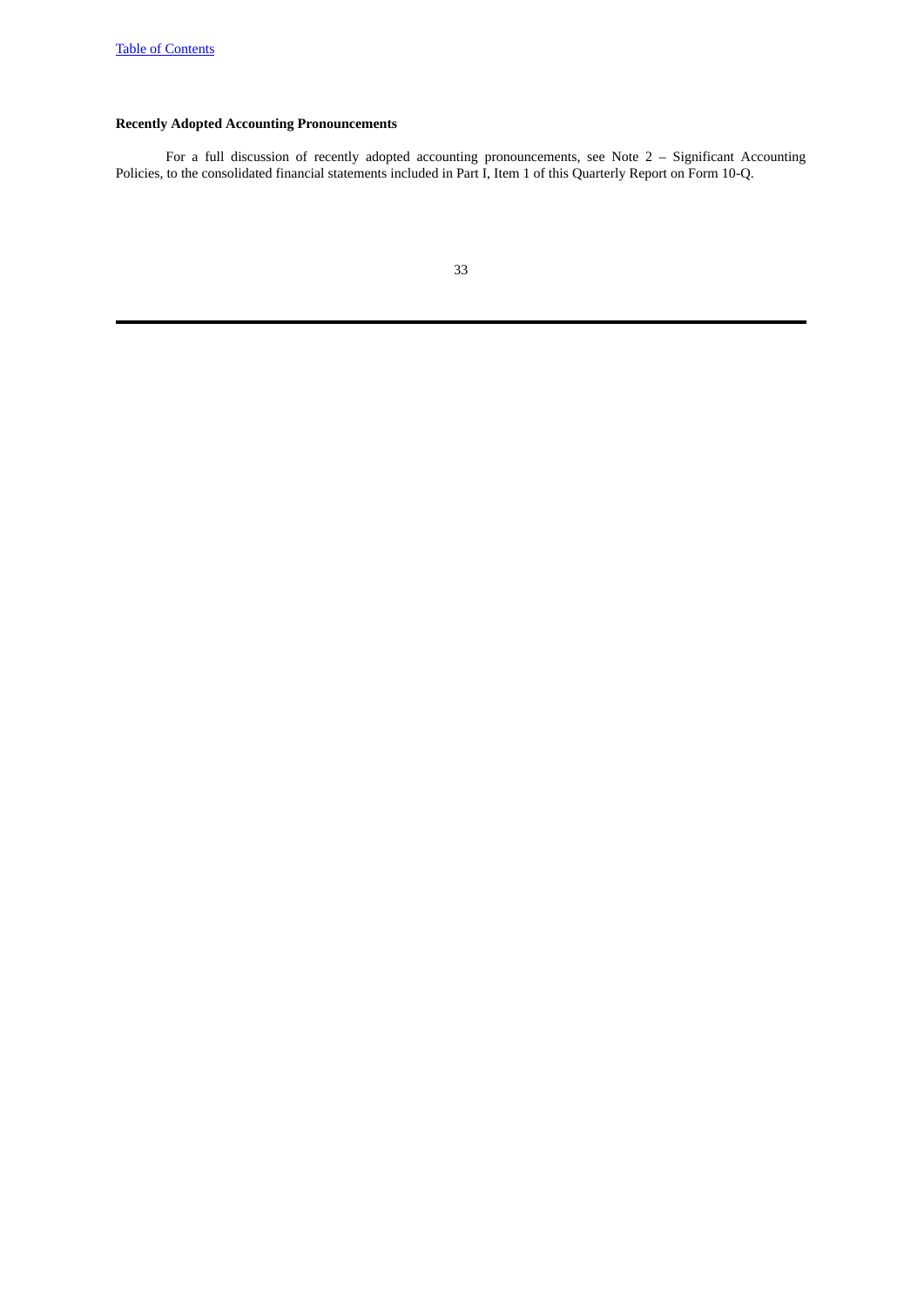**Recently Adopted Accounting Pronouncements**

For a full discussion of recently adopted accounting pronouncements, see Note 2 – Significant Accounting Policies, to the consolidated financial statements included in Part I, Item 1 of this Quarterly Report on Form 10-Q.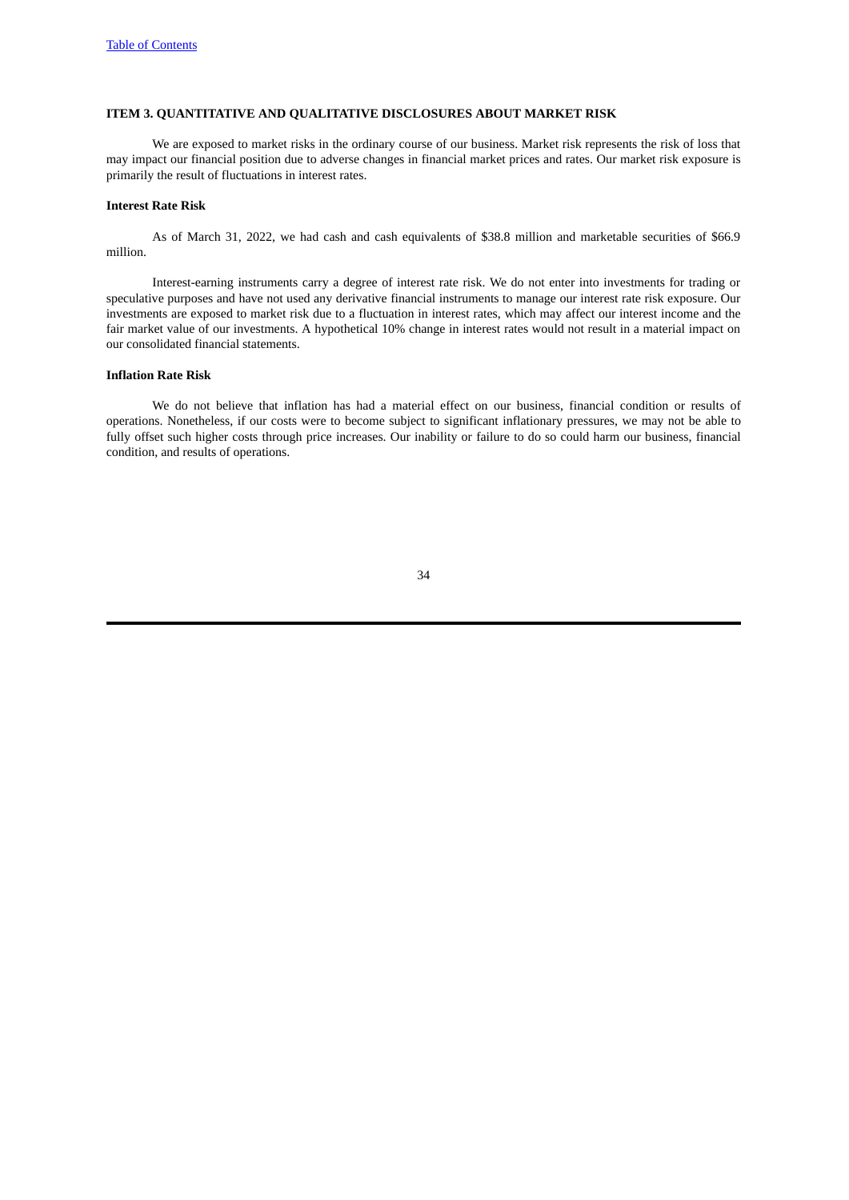## ITEM 3. QUANTITATIVE AND QUALITATIVE DISCLOSURES ABOUT MARKET RISK

We are exposed to market risks in the ordinary course of our business. Market risk represents the risk of loss that may impact our financial position due to adverse changes in financial market prices and rates. Our market risk exposure is primarily the result of fluctuations in interest rates.

### Interest Rate Risk

As of March 31, 2022, we had cash and cash equivalents of $38.8 million and marketable securities of $66.9 million.

Interest-earning instruments carry a degree of interest rate risk. We do not enter into investments for trading or speculative purposes and have not used any derivative financial instruments to manage our interest rate risk exposure. Our investments are exposed to market risk due to a fluctuation in interest rates, which may affect our interest income and the fair market value of our investments. A hypothetical 10% change in interest rates would not result in a material impact on our consolidated financial statements.

### Inflation Rate Risk

We do not believe that inflation has had a material effect on our business, financial condition or results of operations. Nonetheless, if our costs were to become subject to significant inflationary pressures, we may not be able to fully offset such higher costs through price increases. Our inability or failure to do so could harm our business, financial condition, and results of operations.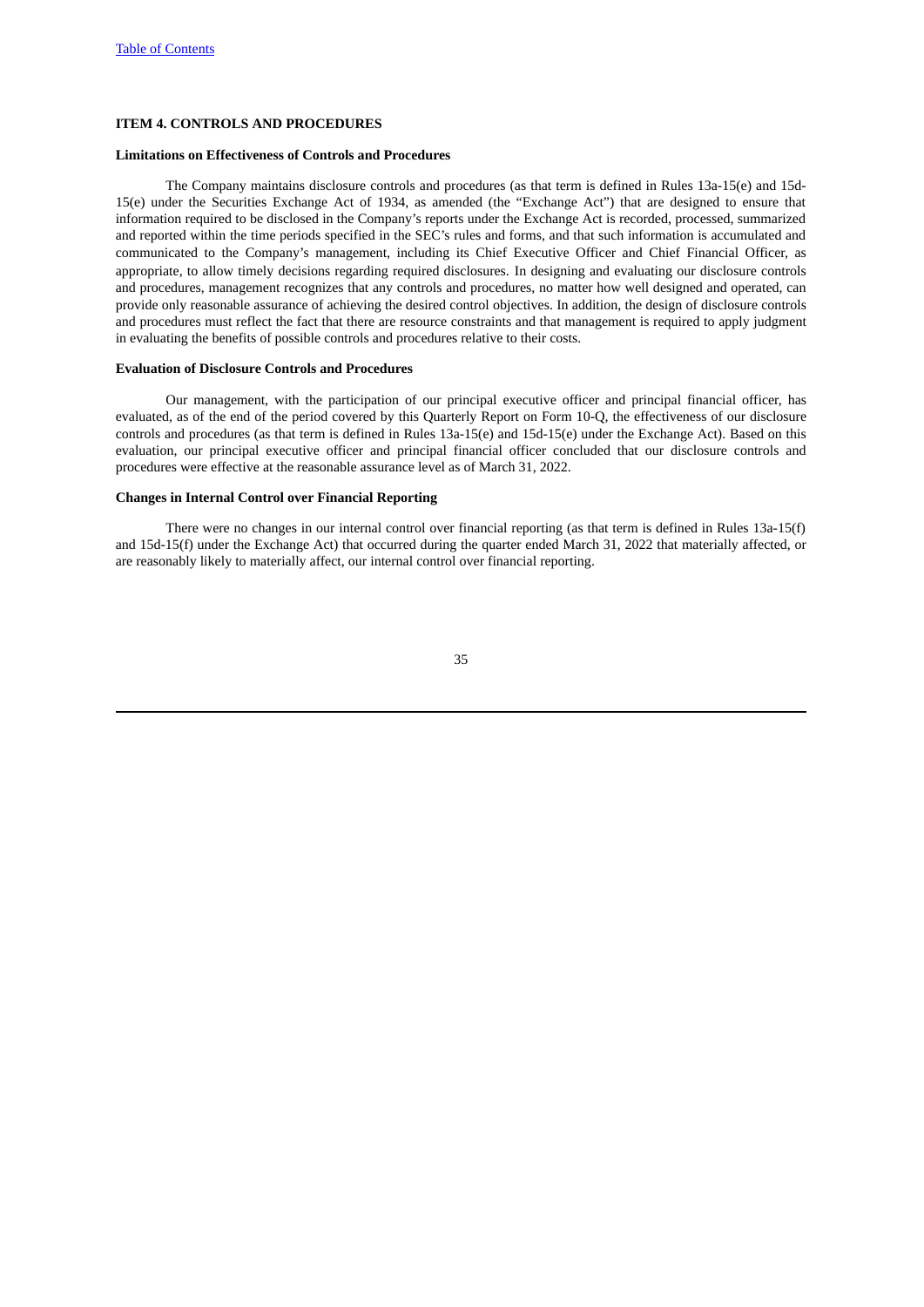## ITEM 4. CONTROLS AND PROCEDURES

### Limitations on Effectiveness of Controls and Procedures

The Company maintains disclosure controls and procedures (as that term is defined in Rules 13a-15(e) and 15d-15(e) under the Securities Exchange Act of 1934, as amended (the "Exchange Act") that are designed to ensure that information required to be disclosed in the Company's reports under the Exchange Act is recorded, processed, summarized and reported within the time periods specified in the SEC's rules and forms, and that such information is accumulated and communicated to the Company's management, including its Chief Executive Officer and Chief Financial Officer, as appropriate, to allow timely decisions regarding required disclosures. In designing and evaluating our disclosure controls and procedures, management recognizes that any controls and procedures, no matter how well designed and operated, can provide only reasonable assurance of achieving the desired control objectives. In addition, the design of disclosure controls and procedures must reflect the fact that there are resource constraints and that management is required to apply judgment in evaluating the benefits of possible controls and procedures relative to their costs.

### Evaluation of Disclosure Controls and Procedures

Our management, with the participation of our principal executive officer and principal financial officer, has evaluated, as of the end of the period covered by this Quarterly Report on Form 10-Q, the effectiveness of our disclosure controls and procedures (as that term is defined in Rules 13a-15(e) and 15d-15(e) under the Exchange Act). Based on this evaluation, our principal executive officer and principal financial officer concluded that our disclosure controls and procedures were effective at the reasonable assurance level as of March 31, 2022.

### Changes in Internal Control over Financial Reporting

There were no changes in our internal control over financial reporting (as that term is defined in Rules 13a-15(f) and 15d-15(f) under the Exchange Act) that occurred during the quarter ended March 31, 2022 that materially affected, or are reasonably likely to materially affect, our internal control over financial reporting.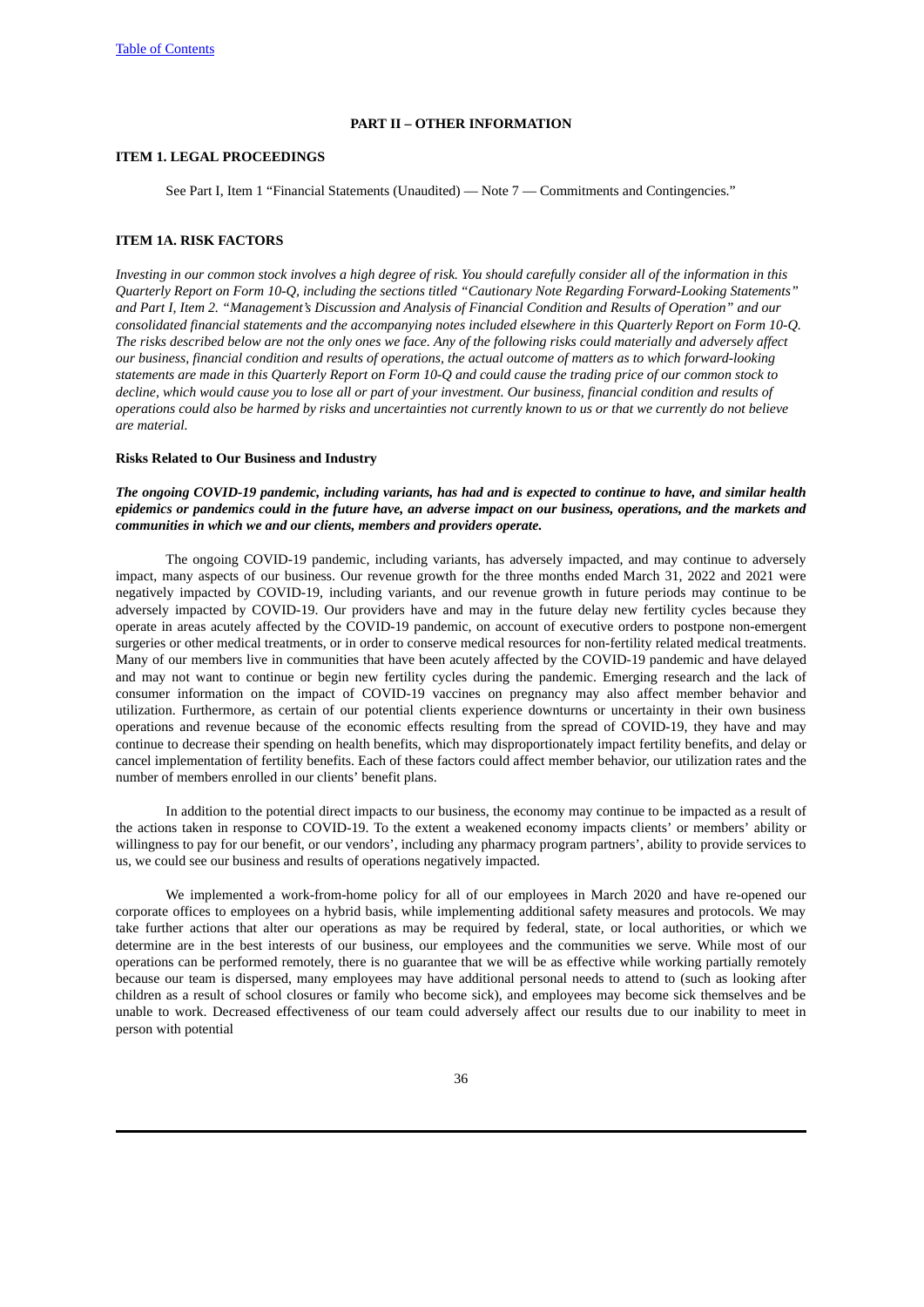## PART II – OTHER INFORMATION

### ITEM 1. LEGAL PROCEEDINGS

See Part I, Item 1 "Financial Statements (Unaudited) — Note 7 — Commitments and Contingencies."

### ITEM 1A. RISK FACTORS

*Investing in our common stock involves a high degree of risk. You should carefully consider all of the information in this Quarterly Report on Form 10-Q, including the sections titled "Cautionary Note Regarding Forward-Looking Statements" and Part I, Item 2. "Management's Discussion and Analysis of Financial Condition and Results of Operation" and our consolidated financial statements and the accompanying notes included elsewhere in this Quarterly Report on Form 10-Q. The risks described below are not the only ones we face. Any of the following risks could materially and adversely affect our business, financial condition and results of operations, the actual outcome of matters as to which forward-looking statements are made in this Quarterly Report on Form 10-Q and could cause the trading price of our common stock to decline, which would cause you to lose all or part of your investment. Our business, financial condition and results of operations could also be harmed by risks and uncertainties not currently known to us or that we currently do not believe are material.*

**Risks Related to Our Business and Industry**

***The ongoing COVID-19 pandemic, including variants, has had and is expected to continue to have, and similar health epidemics or pandemics could in the future have, an adverse impact on our business, operations, and the markets and communities in which we and our clients, members and providers operate.***

The ongoing COVID-19 pandemic, including variants, has adversely impacted, and may continue to adversely impact, many aspects of our business. Our revenue growth for the three months ended March 31, 2022 and 2021 were negatively impacted by COVID-19, including variants, and our revenue growth in future periods may continue to be adversely impacted by COVID-19. Our providers have and may in the future delay new fertility cycles because they operate in areas acutely affected by the COVID-19 pandemic, on account of executive orders to postpone non-emergent surgeries or other medical treatments, or in order to conserve medical resources for non-fertility related medical treatments. Many of our members live in communities that have been acutely affected by the COVID-19 pandemic and have delayed and may not want to continue or begin new fertility cycles during the pandemic. Emerging research and the lack of consumer information on the impact of COVID-19 vaccines on pregnancy may also affect member behavior and utilization. Furthermore, as certain of our potential clients experience downturns or uncertainty in their own business operations and revenue because of the economic effects resulting from the spread of COVID-19, they have and may continue to decrease their spending on health benefits, which may disproportionately impact fertility benefits, and delay or cancel implementation of fertility benefits. Each of these factors could affect member behavior, our utilization rates and the number of members enrolled in our clients' benefit plans.

In addition to the potential direct impacts to our business, the economy may continue to be impacted as a result of the actions taken in response to COVID-19. To the extent a weakened economy impacts clients' or members' ability or willingness to pay for our benefit, or our vendors', including any pharmacy program partners', ability to provide services to us, we could see our business and results of operations negatively impacted.

We implemented a work-from-home policy for all of our employees in March 2020 and have re-opened our corporate offices to employees on a hybrid basis, while implementing additional safety measures and protocols. We may take further actions that alter our operations as may be required by federal, state, or local authorities, or which we determine are in the best interests of our business, our employees and the communities we serve. While most of our operations can be performed remotely, there is no guarantee that we will be as effective while working partially remotely because our team is dispersed, many employees may have additional personal needs to attend to (such as looking after children as a result of school closures or family who become sick), and employees may become sick themselves and be unable to work. Decreased effectiveness of our team could adversely affect our results due to our inability to meet in person with potential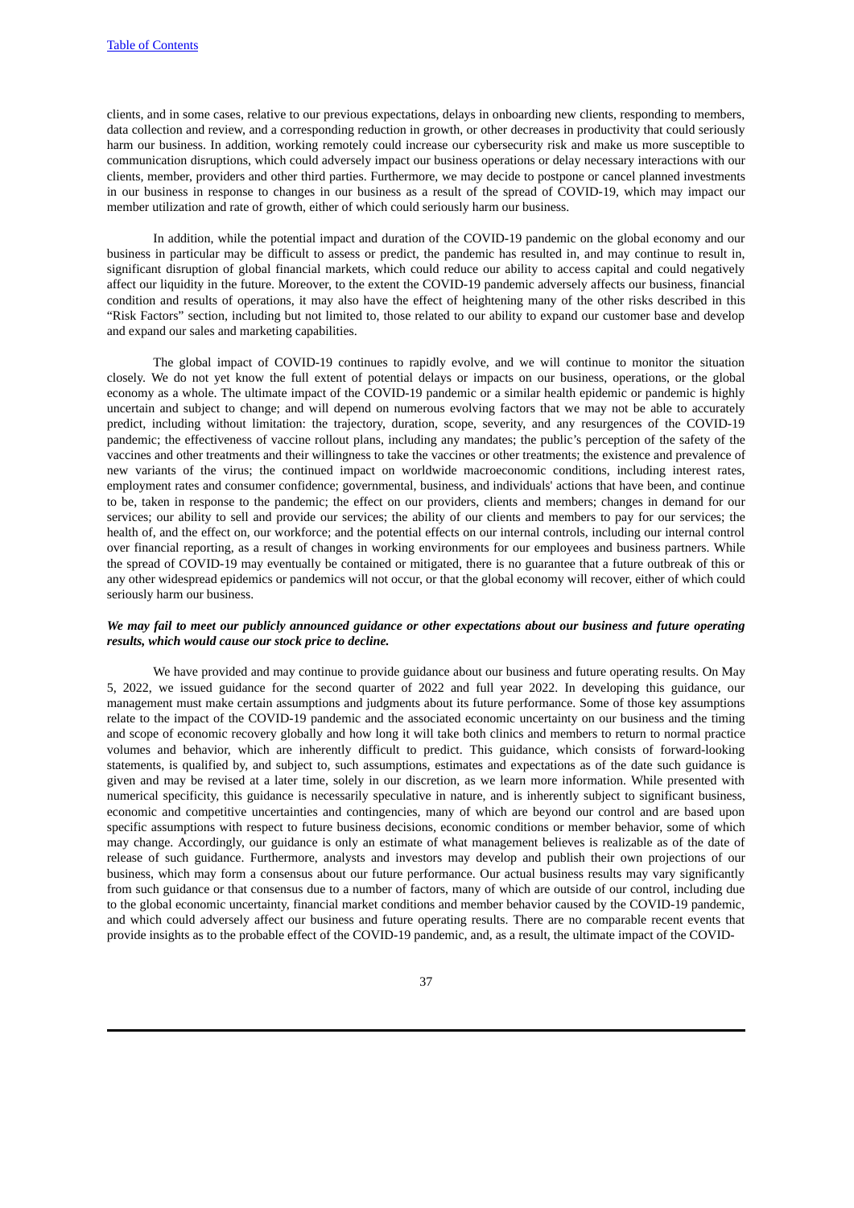clients, and in some cases, relative to our previous expectations, delays in onboarding new clients, responding to members, data collection and review, and a corresponding reduction in growth, or other decreases in productivity that could seriously harm our business. In addition, working remotely could increase our cybersecurity risk and make us more susceptible to communication disruptions, which could adversely impact our business operations or delay necessary interactions with our clients, member, providers and other third parties. Furthermore, we may decide to postpone or cancel planned investments in our business in response to changes in our business as a result of the spread of COVID-19, which may impact our member utilization and rate of growth, either of which could seriously harm our business.

In addition, while the potential impact and duration of the COVID-19 pandemic on the global economy and our business in particular may be difficult to assess or predict, the pandemic has resulted in, and may continue to result in, significant disruption of global financial markets, which could reduce our ability to access capital and could negatively affect our liquidity in the future. Moreover, to the extent the COVID-19 pandemic adversely affects our business, financial condition and results of operations, it may also have the effect of heightening many of the other risks described in this "Risk Factors" section, including but not limited to, those related to our ability to expand our customer base and develop and expand our sales and marketing capabilities.

The global impact of COVID-19 continues to rapidly evolve, and we will continue to monitor the situation closely. We do not yet know the full extent of potential delays or impacts on our business, operations, or the global economy as a whole. The ultimate impact of the COVID-19 pandemic or a similar health epidemic or pandemic is highly uncertain and subject to change; and will depend on numerous evolving factors that we may not be able to accurately predict, including without limitation: the trajectory, duration, scope, severity, and any resurgences of the COVID-19 pandemic; the effectiveness of vaccine rollout plans, including any mandates; the public's perception of the safety of the vaccines and other treatments and their willingness to take the vaccines or other treatments; the existence and prevalence of new variants of the virus; the continued impact on worldwide macroeconomic conditions, including interest rates, employment rates and consumer confidence; governmental, business, and individuals' actions that have been, and continue to be, taken in response to the pandemic; the effect on our providers, clients and members; changes in demand for our services; our ability to sell and provide our services; the ability of our clients and members to pay for our services; the health of, and the effect on, our workforce; and the potential effects on our internal controls, including our internal control over financial reporting, as a result of changes in working environments for our employees and business partners. While the spread of COVID-19 may eventually be contained or mitigated, there is no guarantee that a future outbreak of this or any other widespread epidemics or pandemics will not occur, or that the global economy will recover, either of which could seriously harm our business.

***We may fail to meet our publicly announced guidance or other expectations about our business and future operating results, which would cause our stock price to decline.***

We have provided and may continue to provide guidance about our business and future operating results. On May 5, 2022, we issued guidance for the second quarter of 2022 and full year 2022. In developing this guidance, our management must make certain assumptions and judgments about its future performance. Some of those key assumptions relate to the impact of the COVID-19 pandemic and the associated economic uncertainty on our business and the timing and scope of economic recovery globally and how long it will take both clinics and members to return to normal practice volumes and behavior, which are inherently difficult to predict. This guidance, which consists of forward-looking statements, is qualified by, and subject to, such assumptions, estimates and expectations as of the date such guidance is given and may be revised at a later time, solely in our discretion, as we learn more information. While presented with numerical specificity, this guidance is necessarily speculative in nature, and is inherently subject to significant business, economic and competitive uncertainties and contingencies, many of which are beyond our control and are based upon specific assumptions with respect to future business decisions, economic conditions or member behavior, some of which may change. Accordingly, our guidance is only an estimate of what management believes is realizable as of the date of release of such guidance. Furthermore, analysts and investors may develop and publish their own projections of our business, which may form a consensus about our future performance. Our actual business results may vary significantly from such guidance or that consensus due to a number of factors, many of which are outside of our control, including due to the global economic uncertainty, financial market conditions and member behavior caused by the COVID-19 pandemic, and which could adversely affect our business and future operating results. There are no comparable recent events that provide insights as to the probable effect of the COVID-19 pandemic, and, as a result, the ultimate impact of the COVID-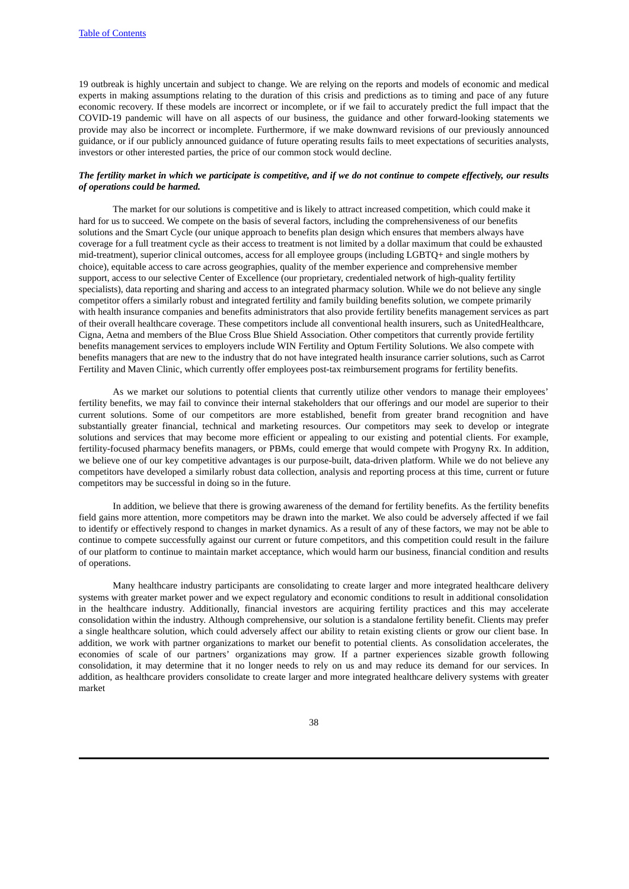19 outbreak is highly uncertain and subject to change. We are relying on the reports and models of economic and medical experts in making assumptions relating to the duration of this crisis and predictions as to timing and pace of any future economic recovery. If these models are incorrect or incomplete, or if we fail to accurately predict the full impact that the COVID-19 pandemic will have on all aspects of our business, the guidance and other forward-looking statements we provide may also be incorrect or incomplete. Furthermore, if we make downward revisions of our previously announced guidance, or if our publicly announced guidance of future operating results fails to meet expectations of securities analysts, investors or other interested parties, the price of our common stock would decline.

***The fertility market in which we participate is competitive, and if we do not continue to compete effectively, our results of operations could be harmed.***

The market for our solutions is competitive and is likely to attract increased competition, which could make it hard for us to succeed. We compete on the basis of several factors, including the comprehensiveness of our benefits solutions and the Smart Cycle (our unique approach to benefits plan design which ensures that members always have coverage for a full treatment cycle as their access to treatment is not limited by a dollar maximum that could be exhausted mid-treatment), superior clinical outcomes, access for all employee groups (including LGBTQ+ and single mothers by choice), equitable access to care across geographies, quality of the member experience and comprehensive member support, access to our selective Center of Excellence (our proprietary, credentialed network of high-quality fertility specialists), data reporting and sharing and access to an integrated pharmacy solution. While we do not believe any single competitor offers a similarly robust and integrated fertility and family building benefits solution, we compete primarily with health insurance companies and benefits administrators that also provide fertility benefits management services as part of their overall healthcare coverage. These competitors include all conventional health insurers, such as UnitedHealthcare, Cigna, Aetna and members of the Blue Cross Blue Shield Association. Other competitors that currently provide fertility benefits management services to employers include WIN Fertility and Optum Fertility Solutions. We also compete with benefits managers that are new to the industry that do not have integrated health insurance carrier solutions, such as Carrot Fertility and Maven Clinic, which currently offer employees post-tax reimbursement programs for fertility benefits.

As we market our solutions to potential clients that currently utilize other vendors to manage their employees' fertility benefits, we may fail to convince their internal stakeholders that our offerings and our model are superior to their current solutions. Some of our competitors are more established, benefit from greater brand recognition and have substantially greater financial, technical and marketing resources. Our competitors may seek to develop or integrate solutions and services that may become more efficient or appealing to our existing and potential clients. For example, fertility-focused pharmacy benefits managers, or PBMs, could emerge that would compete with Progyny Rx. In addition, we believe one of our key competitive advantages is our purpose-built, data-driven platform. While we do not believe any competitors have developed a similarly robust data collection, analysis and reporting process at this time, current or future competitors may be successful in doing so in the future.

In addition, we believe that there is growing awareness of the demand for fertility benefits. As the fertility benefits field gains more attention, more competitors may be drawn into the market. We also could be adversely affected if we fail to identify or effectively respond to changes in market dynamics. As a result of any of these factors, we may not be able to continue to compete successfully against our current or future competitors, and this competition could result in the failure of our platform to continue to maintain market acceptance, which would harm our business, financial condition and results of operations.

Many healthcare industry participants are consolidating to create larger and more integrated healthcare delivery systems with greater market power and we expect regulatory and economic conditions to result in additional consolidation in the healthcare industry. Additionally, financial investors are acquiring fertility practices and this may accelerate consolidation within the industry. Although comprehensive, our solution is a standalone fertility benefit. Clients may prefer a single healthcare solution, which could adversely affect our ability to retain existing clients or grow our client base. In addition, we work with partner organizations to market our benefit to potential clients. As consolidation accelerates, the economies of scale of our partners' organizations may grow. If a partner experiences sizable growth following consolidation, it may determine that it no longer needs to rely on us and may reduce its demand for our services. In addition, as healthcare providers consolidate to create larger and more integrated healthcare delivery systems with greater market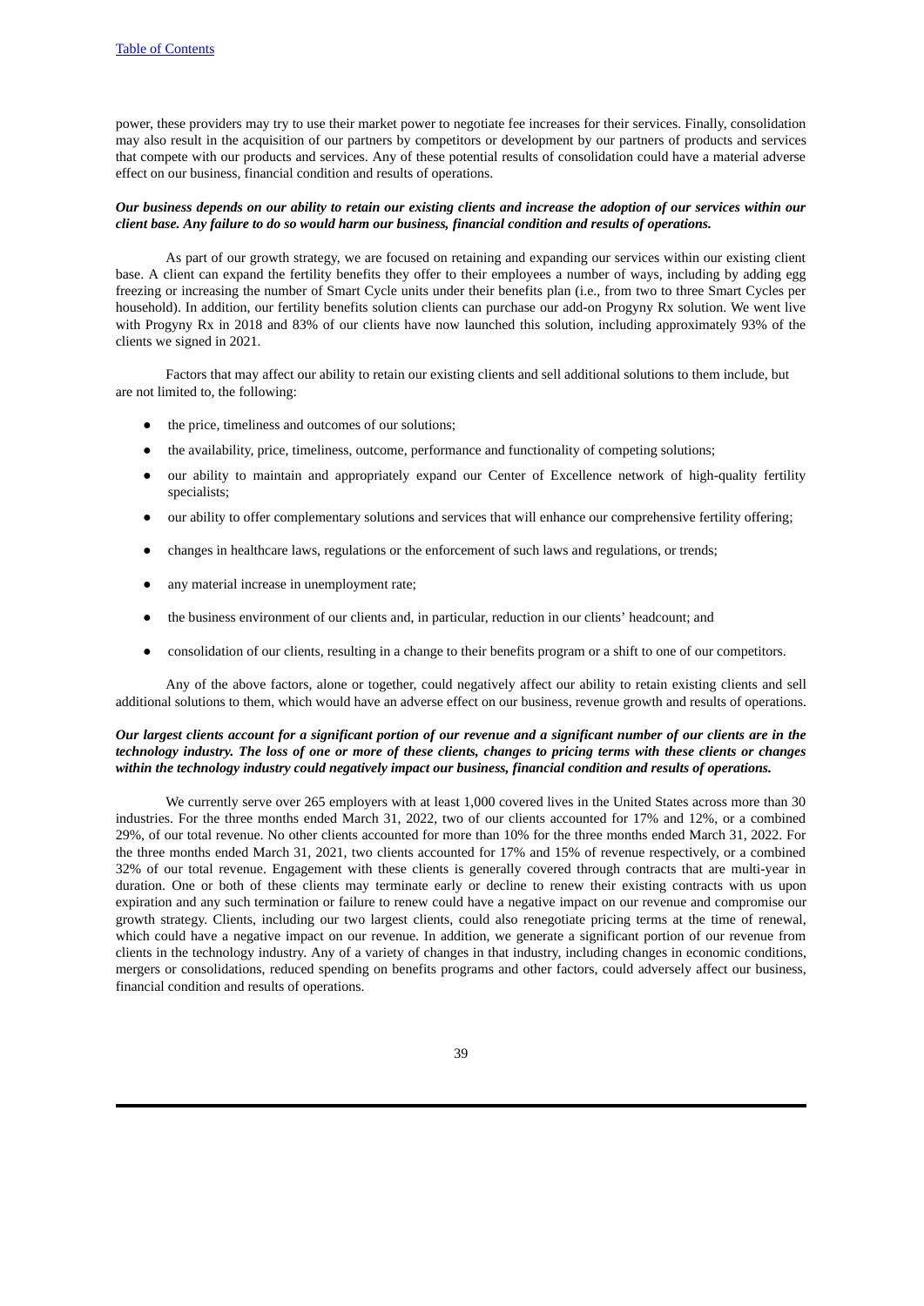power, these providers may try to use their market power to negotiate fee increases for their services. Finally, consolidation may also result in the acquisition of our partners by competitors or development by our partners of products and services that compete with our products and services. Any of these potential results of consolidation could have a material adverse effect on our business, financial condition and results of operations.

***Our business depends on our ability to retain our existing clients and increase the adoption of our services within our client base. Any failure to do so would harm our business, financial condition and results of operations.***

As part of our growth strategy, we are focused on retaining and expanding our services within our existing client base. A client can expand the fertility benefits they offer to their employees a number of ways, including by adding egg freezing or increasing the number of Smart Cycle units under their benefits plan (i.e., from two to three Smart Cycles per household). In addition, our fertility benefits solution clients can purchase our add-on Progyny Rx solution. We went live with Progyny Rx in 2018 and 83% of our clients have now launched this solution, including approximately 93% of the clients we signed in 2021.

Factors that may affect our ability to retain our existing clients and sell additional solutions to them include, but are not limited to, the following:

- the price, timeliness and outcomes of our solutions;
- the availability, price, timeliness, outcome, performance and functionality of competing solutions;
- our ability to maintain and appropriately expand our Center of Excellence network of high-quality fertility specialists;
- our ability to offer complementary solutions and services that will enhance our comprehensive fertility offering;
- changes in healthcare laws, regulations or the enforcement of such laws and regulations, or trends;
- any material increase in unemployment rate;
- the business environment of our clients and, in particular, reduction in our clients' headcount; and
- consolidation of our clients, resulting in a change to their benefits program or a shift to one of our competitors.

Any of the above factors, alone or together, could negatively affect our ability to retain existing clients and sell additional solutions to them, which would have an adverse effect on our business, revenue growth and results of operations.

***Our largest clients account for a significant portion of our revenue and a significant number of our clients are in the technology industry. The loss of one or more of these clients, changes to pricing terms with these clients or changes within the technology industry could negatively impact our business, financial condition and results of operations.***

We currently serve over 265 employers with at least 1,000 covered lives in the United States across more than 30 industries. For the three months ended March 31, 2022, two of our clients accounted for 17% and 12%, or a combined 29%, of our total revenue. No other clients accounted for more than 10% for the three months ended March 31, 2022. For the three months ended March 31, 2021, two clients accounted for 17% and 15% of revenue respectively, or a combined 32% of our total revenue. Engagement with these clients is generally covered through contracts that are multi-year in duration. One or both of these clients may terminate early or decline to renew their existing contracts with us upon expiration and any such termination or failure to renew could have a negative impact on our revenue and compromise our growth strategy. Clients, including our two largest clients, could also renegotiate pricing terms at the time of renewal, which could have a negative impact on our revenue. In addition, we generate a significant portion of our revenue from clients in the technology industry. Any of a variety of changes in that industry, including changes in economic conditions, mergers or consolidations, reduced spending on benefits programs and other factors, could adversely affect our business, financial condition and results of operations.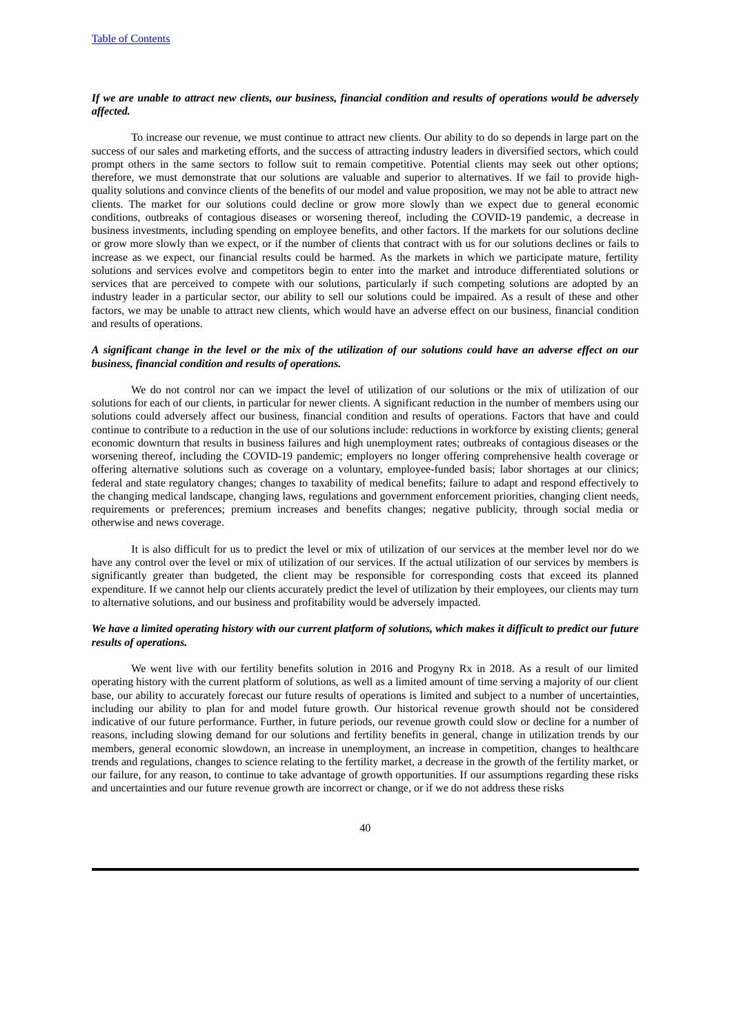***If we are unable to attract new clients, our business, financial condition and results of operations would be adversely affected.***

To increase our revenue, we must continue to attract new clients. Our ability to do so depends in large part on the success of our sales and marketing efforts, and the success of attracting industry leaders in diversified sectors, which could prompt others in the same sectors to follow suit to remain competitive. Potential clients may seek out other options; therefore, we must demonstrate that our solutions are valuable and superior to alternatives. If we fail to provide high-quality solutions and convince clients of the benefits of our model and value proposition, we may not be able to attract new clients. The market for our solutions could decline or grow more slowly than we expect due to general economic conditions, outbreaks of contagious diseases or worsening thereof, including the COVID-19 pandemic, a decrease in business investments, including spending on employee benefits, and other factors. If the markets for our solutions decline or grow more slowly than we expect, or if the number of clients that contract with us for our solutions declines or fails to increase as we expect, our financial results could be harmed. As the markets in which we participate mature, fertility solutions and services evolve and competitors begin to enter into the market and introduce differentiated solutions or services that are perceived to compete with our solutions, particularly if such competing solutions are adopted by an industry leader in a particular sector, our ability to sell our solutions could be impaired. As a result of these and other factors, we may be unable to attract new clients, which would have an adverse effect on our business, financial condition and results of operations.

***A significant change in the level or the mix of the utilization of our solutions could have an adverse effect on our business, financial condition and results of operations.***

We do not control nor can we impact the level of utilization of our solutions or the mix of utilization of our solutions for each of our clients, in particular for newer clients. A significant reduction in the number of members using our solutions could adversely affect our business, financial condition and results of operations. Factors that have and could continue to contribute to a reduction in the use of our solutions include: reductions in workforce by existing clients; general economic downturn that results in business failures and high unemployment rates; outbreaks of contagious diseases or the worsening thereof, including the COVID-19 pandemic; employers no longer offering comprehensive health coverage or offering alternative solutions such as coverage on a voluntary, employee-funded basis; labor shortages at our clinics; federal and state regulatory changes; changes to taxability of medical benefits; failure to adapt and respond effectively to the changing medical landscape, changing laws, regulations and government enforcement priorities, changing client needs, requirements or preferences; premium increases and benefits changes; negative publicity, through social media or otherwise and news coverage.

It is also difficult for us to predict the level or mix of utilization of our services at the member level nor do we have any control over the level or mix of utilization of our services. If the actual utilization of our services by members is significantly greater than budgeted, the client may be responsible for corresponding costs that exceed its planned expenditure. If we cannot help our clients accurately predict the level of utilization by their employees, our clients may turn to alternative solutions, and our business and profitability would be adversely impacted.

***We have a limited operating history with our current platform of solutions, which makes it difficult to predict our future results of operations.***

We went live with our fertility benefits solution in 2016 and Progyny Rx in 2018. As a result of our limited operating history with the current platform of solutions, as well as a limited amount of time serving a majority of our client base, our ability to accurately forecast our future results of operations is limited and subject to a number of uncertainties, including our ability to plan for and model future growth. Our historical revenue growth should not be considered indicative of our future performance. Further, in future periods, our revenue growth could slow or decline for a number of reasons, including slowing demand for our solutions and fertility benefits in general, change in utilization trends by our members, general economic slowdown, an increase in unemployment, an increase in competition, changes to healthcare trends and regulations, changes to science relating to the fertility market, a decrease in the growth of the fertility market, or our failure, for any reason, to continue to take advantage of growth opportunities. If our assumptions regarding these risks and uncertainties and our future revenue growth are incorrect or change, or if we do not address these risks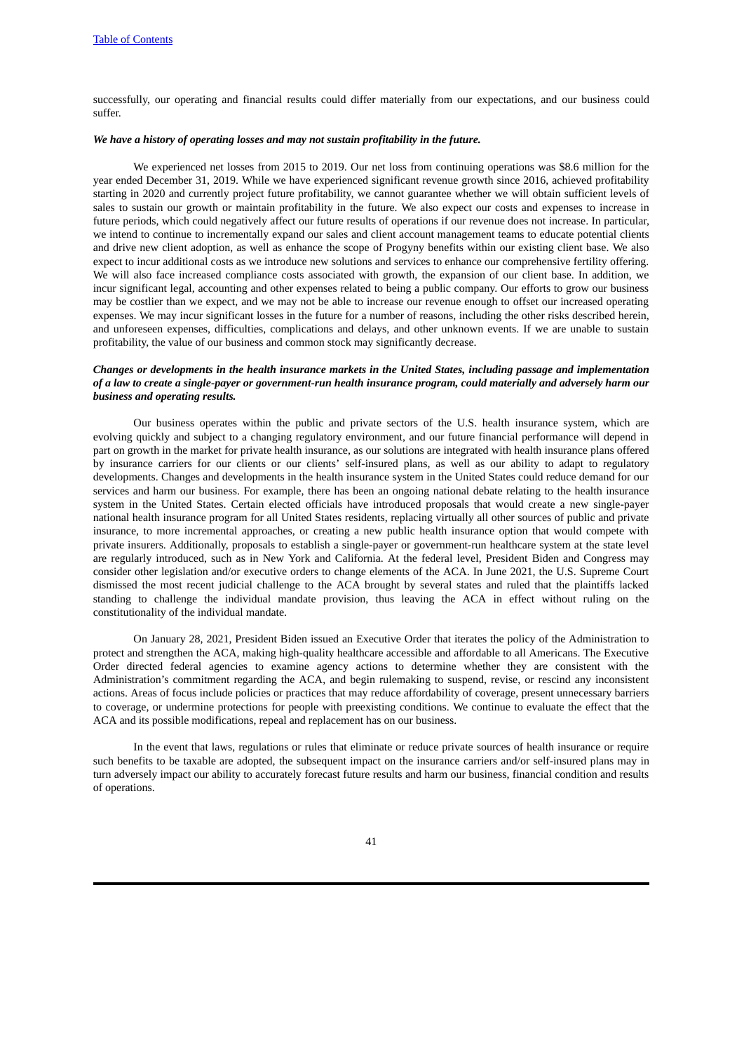successfully, our operating and financial results could differ materially from our expectations, and our business could suffer.

***We have a history of operating losses and may not sustain profitability in the future.***

We experienced net losses from 2015 to 2019. Our net loss from continuing operations was $8.6 million for the year ended December 31, 2019. While we have experienced significant revenue growth since 2016, achieved profitability starting in 2020 and currently project future profitability, we cannot guarantee whether we will obtain sufficient levels of sales to sustain our growth or maintain profitability in the future. We also expect our costs and expenses to increase in future periods, which could negatively affect our future results of operations if our revenue does not increase. In particular, we intend to continue to incrementally expand our sales and client account management teams to educate potential clients and drive new client adoption, as well as enhance the scope of Progyny benefits within our existing client base. We also expect to incur additional costs as we introduce new solutions and services to enhance our comprehensive fertility offering. We will also face increased compliance costs associated with growth, the expansion of our client base. In addition, we incur significant legal, accounting and other expenses related to being a public company. Our efforts to grow our business may be costlier than we expect, and we may not be able to increase our revenue enough to offset our increased operating expenses. We may incur significant losses in the future for a number of reasons, including the other risks described herein, and unforeseen expenses, difficulties, complications and delays, and other unknown events. If we are unable to sustain profitability, the value of our business and common stock may significantly decrease.

***Changes or developments in the health insurance markets in the United States, including passage and implementation of a law to create a single-payer or government-run health insurance program, could materially and adversely harm our business and operating results.***

Our business operates within the public and private sectors of the U.S. health insurance system, which are evolving quickly and subject to a changing regulatory environment, and our future financial performance will depend in part on growth in the market for private health insurance, as our solutions are integrated with health insurance plans offered by insurance carriers for our clients or our clients' self-insured plans, as well as our ability to adapt to regulatory developments. Changes and developments in the health insurance system in the United States could reduce demand for our services and harm our business. For example, there has been an ongoing national debate relating to the health insurance system in the United States. Certain elected officials have introduced proposals that would create a new single-payer national health insurance program for all United States residents, replacing virtually all other sources of public and private insurance, to more incremental approaches, or creating a new public health insurance option that would compete with private insurers. Additionally, proposals to establish a single-payer or government-run healthcare system at the state level are regularly introduced, such as in New York and California. At the federal level, President Biden and Congress may consider other legislation and/or executive orders to change elements of the ACA. In June 2021, the U.S. Supreme Court dismissed the most recent judicial challenge to the ACA brought by several states and ruled that the plaintiffs lacked standing to challenge the individual mandate provision, thus leaving the ACA in effect without ruling on the constitutionality of the individual mandate.

On January 28, 2021, President Biden issued an Executive Order that iterates the policy of the Administration to protect and strengthen the ACA, making high-quality healthcare accessible and affordable to all Americans. The Executive Order directed federal agencies to examine agency actions to determine whether they are consistent with the Administration's commitment regarding the ACA, and begin rulemaking to suspend, revise, or rescind any inconsistent actions. Areas of focus include policies or practices that may reduce affordability of coverage, present unnecessary barriers to coverage, or undermine protections for people with preexisting conditions. We continue to evaluate the effect that the ACA and its possible modifications, repeal and replacement has on our business.

In the event that laws, regulations or rules that eliminate or reduce private sources of health insurance or require such benefits to be taxable are adopted, the subsequent impact on the insurance carriers and/or self-insured plans may in turn adversely impact our ability to accurately forecast future results and harm our business, financial condition and results of operations.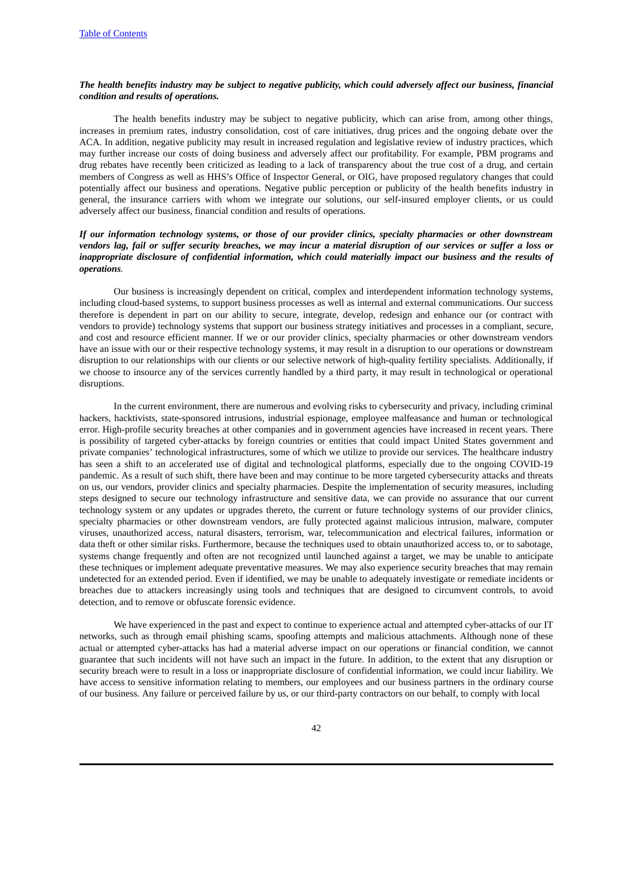***The health benefits industry may be subject to negative publicity, which could adversely affect our business, financial condition and results of operations.***

The health benefits industry may be subject to negative publicity, which can arise from, among other things, increases in premium rates, industry consolidation, cost of care initiatives, drug prices and the ongoing debate over the ACA. In addition, negative publicity may result in increased regulation and legislative review of industry practices, which may further increase our costs of doing business and adversely affect our profitability. For example, PBM programs and drug rebates have recently been criticized as leading to a lack of transparency about the true cost of a drug, and certain members of Congress as well as HHS's Office of Inspector General, or OIG, have proposed regulatory changes that could potentially affect our business and operations. Negative public perception or publicity of the health benefits industry in general, the insurance carriers with whom we integrate our solutions, our self-insured employer clients, or us could adversely affect our business, financial condition and results of operations.

***If our information technology systems, or those of our provider clinics, specialty pharmacies or other downstream vendors lag, fail or suffer security breaches, we may incur a material disruption of our services or suffer a loss or inappropriate disclosure of confidential information, which could materially impact our business and the results of operations.***

Our business is increasingly dependent on critical, complex and interdependent information technology systems, including cloud-based systems, to support business processes as well as internal and external communications. Our success therefore is dependent in part on our ability to secure, integrate, develop, redesign and enhance our (or contract with vendors to provide) technology systems that support our business strategy initiatives and processes in a compliant, secure, and cost and resource efficient manner. If we or our provider clinics, specialty pharmacies or other downstream vendors have an issue with our or their respective technology systems, it may result in a disruption to our operations or downstream disruption to our relationships with our clients or our selective network of high-quality fertility specialists. Additionally, if we choose to insource any of the services currently handled by a third party, it may result in technological or operational disruptions.

In the current environment, there are numerous and evolving risks to cybersecurity and privacy, including criminal hackers, hacktivists, state-sponsored intrusions, industrial espionage, employee malfeasance and human or technological error. High-profile security breaches at other companies and in government agencies have increased in recent years. There is possibility of targeted cyber-attacks by foreign countries or entities that could impact United States government and private companies' technological infrastructures, some of which we utilize to provide our services. The healthcare industry has seen a shift to an accelerated use of digital and technological platforms, especially due to the ongoing COVID-19 pandemic. As a result of such shift, there have been and may continue to be more targeted cybersecurity attacks and threats on us, our vendors, provider clinics and specialty pharmacies. Despite the implementation of security measures, including steps designed to secure our technology infrastructure and sensitive data, we can provide no assurance that our current technology system or any updates or upgrades thereto, the current or future technology systems of our provider clinics, specialty pharmacies or other downstream vendors, are fully protected against malicious intrusion, malware, computer viruses, unauthorized access, natural disasters, terrorism, war, telecommunication and electrical failures, information or data theft or other similar risks. Furthermore, because the techniques used to obtain unauthorized access to, or to sabotage, systems change frequently and often are not recognized until launched against a target, we may be unable to anticipate these techniques or implement adequate preventative measures. We may also experience security breaches that may remain undetected for an extended period. Even if identified, we may be unable to adequately investigate or remediate incidents or breaches due to attackers increasingly using tools and techniques that are designed to circumvent controls, to avoid detection, and to remove or obfuscate forensic evidence.

We have experienced in the past and expect to continue to experience actual and attempted cyber-attacks of our IT networks, such as through email phishing scams, spoofing attempts and malicious attachments. Although none of these actual or attempted cyber-attacks has had a material adverse impact on our operations or financial condition, we cannot guarantee that such incidents will not have such an impact in the future. In addition, to the extent that any disruption or security breach were to result in a loss or inappropriate disclosure of confidential information, we could incur liability. We have access to sensitive information relating to members, our employees and our business partners in the ordinary course of our business. Any failure or perceived failure by us, or our third-party contractors on our behalf, to comply with local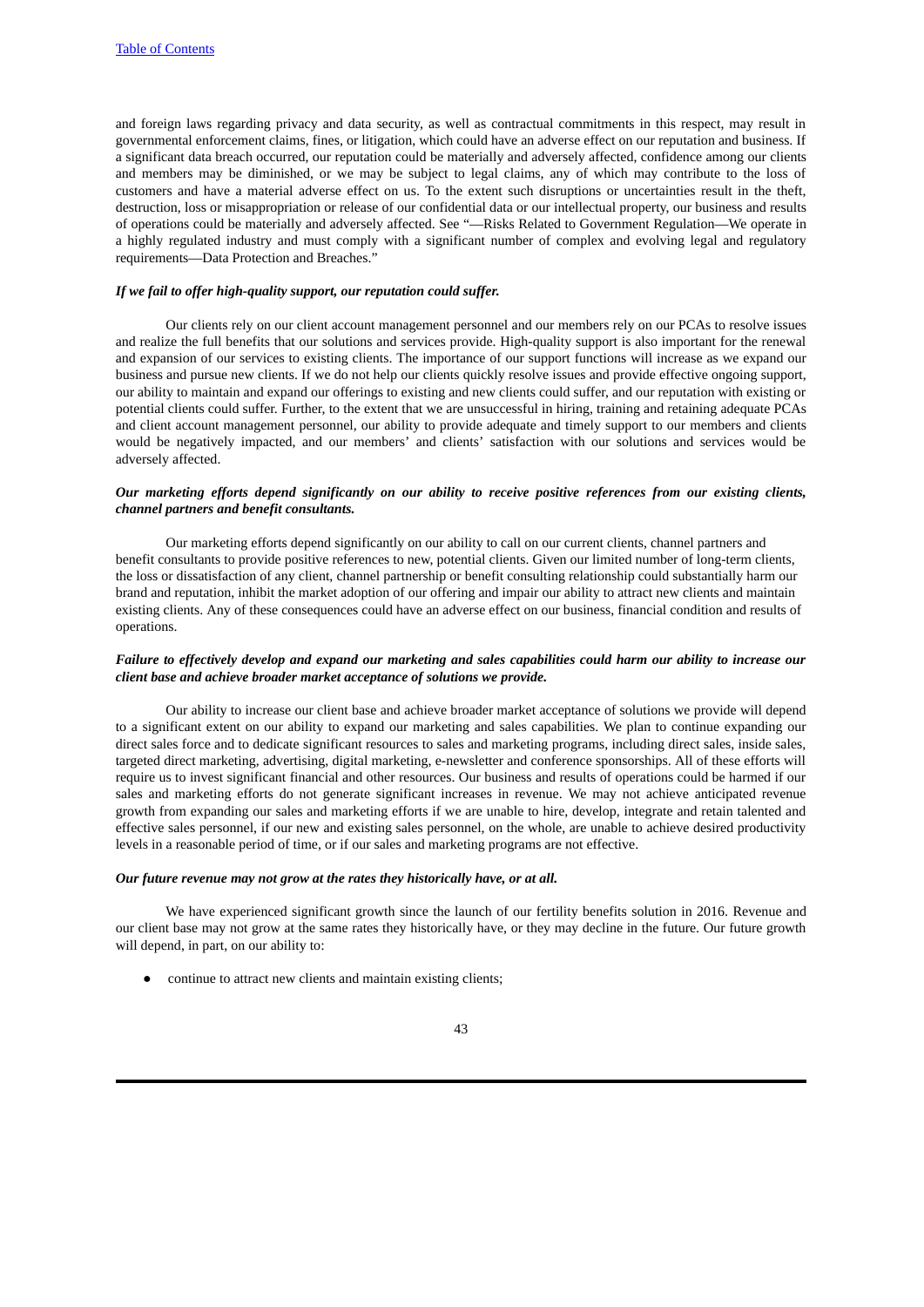and foreign laws regarding privacy and data security, as well as contractual commitments in this respect, may result in governmental enforcement claims, fines, or litigation, which could have an adverse effect on our reputation and business. If a significant data breach occurred, our reputation could be materially and adversely affected, confidence among our clients and members may be diminished, or we may be subject to legal claims, any of which may contribute to the loss of customers and have a material adverse effect on us. To the extent such disruptions or uncertainties result in the theft, destruction, loss or misappropriation or release of our confidential data or our intellectual property, our business and results of operations could be materially and adversely affected. See "—Risks Related to Government Regulation—We operate in a highly regulated industry and must comply with a significant number of complex and evolving legal and regulatory requirements—Data Protection and Breaches."

***If we fail to offer high-quality support, our reputation could suffer.***

Our clients rely on our client account management personnel and our members rely on our PCAs to resolve issues and realize the full benefits that our solutions and services provide. High-quality support is also important for the renewal and expansion of our services to existing clients. The importance of our support functions will increase as we expand our business and pursue new clients. If we do not help our clients quickly resolve issues and provide effective ongoing support, our ability to maintain and expand our offerings to existing and new clients could suffer, and our reputation with existing or potential clients could suffer. Further, to the extent that we are unsuccessful in hiring, training and retaining adequate PCAs and client account management personnel, our ability to provide adequate and timely support to our members and clients would be negatively impacted, and our members' and clients' satisfaction with our solutions and services would be adversely affected.

***Our marketing efforts depend significantly on our ability to receive positive references from our existing clients, channel partners and benefit consultants.***

Our marketing efforts depend significantly on our ability to call on our current clients, channel partners and benefit consultants to provide positive references to new, potential clients. Given our limited number of long-term clients, the loss or dissatisfaction of any client, channel partnership or benefit consulting relationship could substantially harm our brand and reputation, inhibit the market adoption of our offering and impair our ability to attract new clients and maintain existing clients. Any of these consequences could have an adverse effect on our business, financial condition and results of operations.

***Failure to effectively develop and expand our marketing and sales capabilities could harm our ability to increase our client base and achieve broader market acceptance of solutions we provide.***

Our ability to increase our client base and achieve broader market acceptance of solutions we provide will depend to a significant extent on our ability to expand our marketing and sales capabilities. We plan to continue expanding our direct sales force and to dedicate significant resources to sales and marketing programs, including direct sales, inside sales, targeted direct marketing, advertising, digital marketing, e-newsletter and conference sponsorships. All of these efforts will require us to invest significant financial and other resources. Our business and results of operations could be harmed if our sales and marketing efforts do not generate significant increases in revenue. We may not achieve anticipated revenue growth from expanding our sales and marketing efforts if we are unable to hire, develop, integrate and retain talented and effective sales personnel, if our new and existing sales personnel, on the whole, are unable to achieve desired productivity levels in a reasonable period of time, or if our sales and marketing programs are not effective.

***Our future revenue may not grow at the rates they historically have, or at all.***

We have experienced significant growth since the launch of our fertility benefits solution in 2016. Revenue and our client base may not grow at the same rates they historically have, or they may decline in the future. Our future growth will depend, in part, on our ability to:

- continue to attract new clients and maintain existing clients;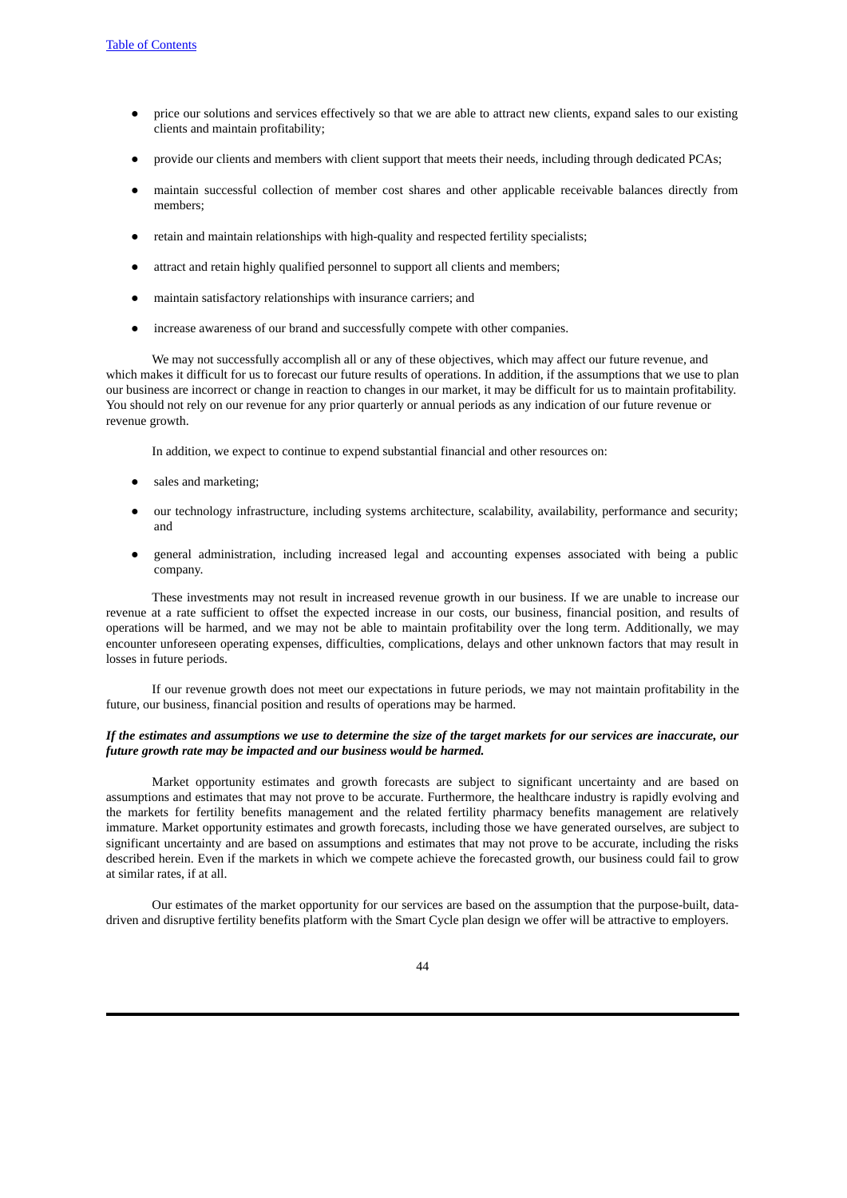- price our solutions and services effectively so that we are able to attract new clients, expand sales to our existing clients and maintain profitability;
- provide our clients and members with client support that meets their needs, including through dedicated PCAs;
- maintain successful collection of member cost shares and other applicable receivable balances directly from members;
- retain and maintain relationships with high-quality and respected fertility specialists;
- attract and retain highly qualified personnel to support all clients and members;
- maintain satisfactory relationships with insurance carriers; and
- increase awareness of our brand and successfully compete with other companies.

We may not successfully accomplish all or any of these objectives, which may affect our future revenue, and which makes it difficult for us to forecast our future results of operations. In addition, if the assumptions that we use to plan our business are incorrect or change in reaction to changes in our market, it may be difficult for us to maintain profitability. You should not rely on our revenue for any prior quarterly or annual periods as any indication of our future revenue or revenue growth.

In addition, we expect to continue to expend substantial financial and other resources on:

- sales and marketing;
- our technology infrastructure, including systems architecture, scalability, availability, performance and security; and
- general administration, including increased legal and accounting expenses associated with being a public company.

These investments may not result in increased revenue growth in our business. If we are unable to increase our revenue at a rate sufficient to offset the expected increase in our costs, our business, financial position, and results of operations will be harmed, and we may not be able to maintain profitability over the long term. Additionally, we may encounter unforeseen operating expenses, difficulties, complications, delays and other unknown factors that may result in losses in future periods.

If our revenue growth does not meet our expectations in future periods, we may not maintain profitability in the future, our business, financial position and results of operations may be harmed.

***If the estimates and assumptions we use to determine the size of the target markets for our services are inaccurate, our future growth rate may be impacted and our business would be harmed.***

Market opportunity estimates and growth forecasts are subject to significant uncertainty and are based on assumptions and estimates that may not prove to be accurate. Furthermore, the healthcare industry is rapidly evolving and the markets for fertility benefits management and the related fertility pharmacy benefits management are relatively immature. Market opportunity estimates and growth forecasts, including those we have generated ourselves, are subject to significant uncertainty and are based on assumptions and estimates that may not prove to be accurate, including the risks described herein. Even if the markets in which we compete achieve the forecasted growth, our business could fail to grow at similar rates, if at all.

Our estimates of the market opportunity for our services are based on the assumption that the purpose-built, data-driven and disruptive fertility benefits platform with the Smart Cycle plan design we offer will be attractive to employers.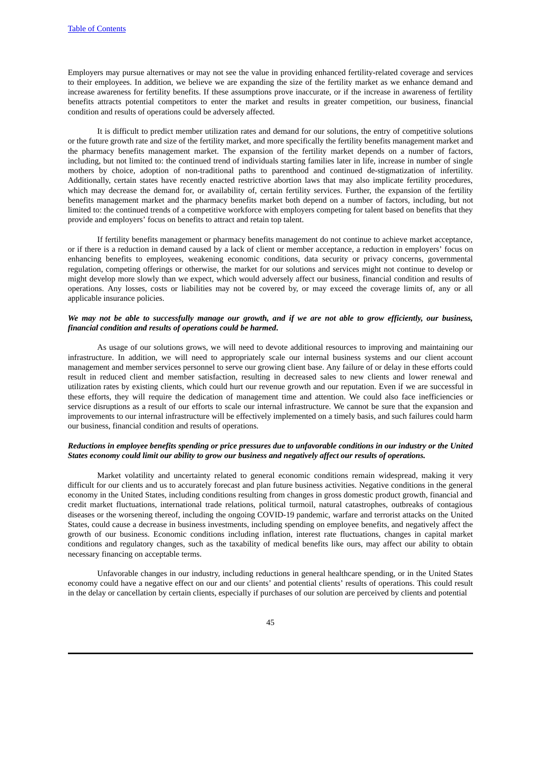Employers may pursue alternatives or may not see the value in providing enhanced fertility-related coverage and services to their employees. In addition, we believe we are expanding the size of the fertility market as we enhance demand and increase awareness for fertility benefits. If these assumptions prove inaccurate, or if the increase in awareness of fertility benefits attracts potential competitors to enter the market and results in greater competition, our business, financial condition and results of operations could be adversely affected.

It is difficult to predict member utilization rates and demand for our solutions, the entry of competitive solutions or the future growth rate and size of the fertility market, and more specifically the fertility benefits management market and the pharmacy benefits management market. The expansion of the fertility market depends on a number of factors, including, but not limited to: the continued trend of individuals starting families later in life, increase in number of single mothers by choice, adoption of non-traditional paths to parenthood and continued de-stigmatization of infertility. Additionally, certain states have recently enacted restrictive abortion laws that may also implicate fertility procedures, which may decrease the demand for, or availability of, certain fertility services. Further, the expansion of the fertility benefits management market and the pharmacy benefits market both depend on a number of factors, including, but not limited to: the continued trends of a competitive workforce with employers competing for talent based on benefits that they provide and employers' focus on benefits to attract and retain top talent.

If fertility benefits management or pharmacy benefits management do not continue to achieve market acceptance, or if there is a reduction in demand caused by a lack of client or member acceptance, a reduction in employers' focus on enhancing benefits to employees, weakening economic conditions, data security or privacy concerns, governmental regulation, competing offerings or otherwise, the market for our solutions and services might not continue to develop or might develop more slowly than we expect, which would adversely affect our business, financial condition and results of operations. Any losses, costs or liabilities may not be covered by, or may exceed the coverage limits of, any or all applicable insurance policies.

***We may not be able to successfully manage our growth, and if we are not able to grow efficiently, our business, financial condition and results of operations could be harmed.***

As usage of our solutions grows, we will need to devote additional resources to improving and maintaining our infrastructure. In addition, we will need to appropriately scale our internal business systems and our client account management and member services personnel to serve our growing client base. Any failure of or delay in these efforts could result in reduced client and member satisfaction, resulting in decreased sales to new clients and lower renewal and utilization rates by existing clients, which could hurt our revenue growth and our reputation. Even if we are successful in these efforts, they will require the dedication of management time and attention. We could also face inefficiencies or service disruptions as a result of our efforts to scale our internal infrastructure. We cannot be sure that the expansion and improvements to our internal infrastructure will be effectively implemented on a timely basis, and such failures could harm our business, financial condition and results of operations.

***Reductions in employee benefits spending or price pressures due to unfavorable conditions in our industry or the United States economy could limit our ability to grow our business and negatively affect our results of operations.***

Market volatility and uncertainty related to general economic conditions remain widespread, making it very difficult for our clients and us to accurately forecast and plan future business activities. Negative conditions in the general economy in the United States, including conditions resulting from changes in gross domestic product growth, financial and credit market fluctuations, international trade relations, political turmoil, natural catastrophes, outbreaks of contagious diseases or the worsening thereof, including the ongoing COVID-19 pandemic, warfare and terrorist attacks on the United States, could cause a decrease in business investments, including spending on employee benefits, and negatively affect the growth of our business. Economic conditions including inflation, interest rate fluctuations, changes in capital market conditions and regulatory changes, such as the taxability of medical benefits like ours, may affect our ability to obtain necessary financing on acceptable terms.

Unfavorable changes in our industry, including reductions in general healthcare spending, or in the United States economy could have a negative effect on our and our clients' and potential clients' results of operations. This could result in the delay or cancellation by certain clients, especially if purchases of our solution are perceived by clients and potential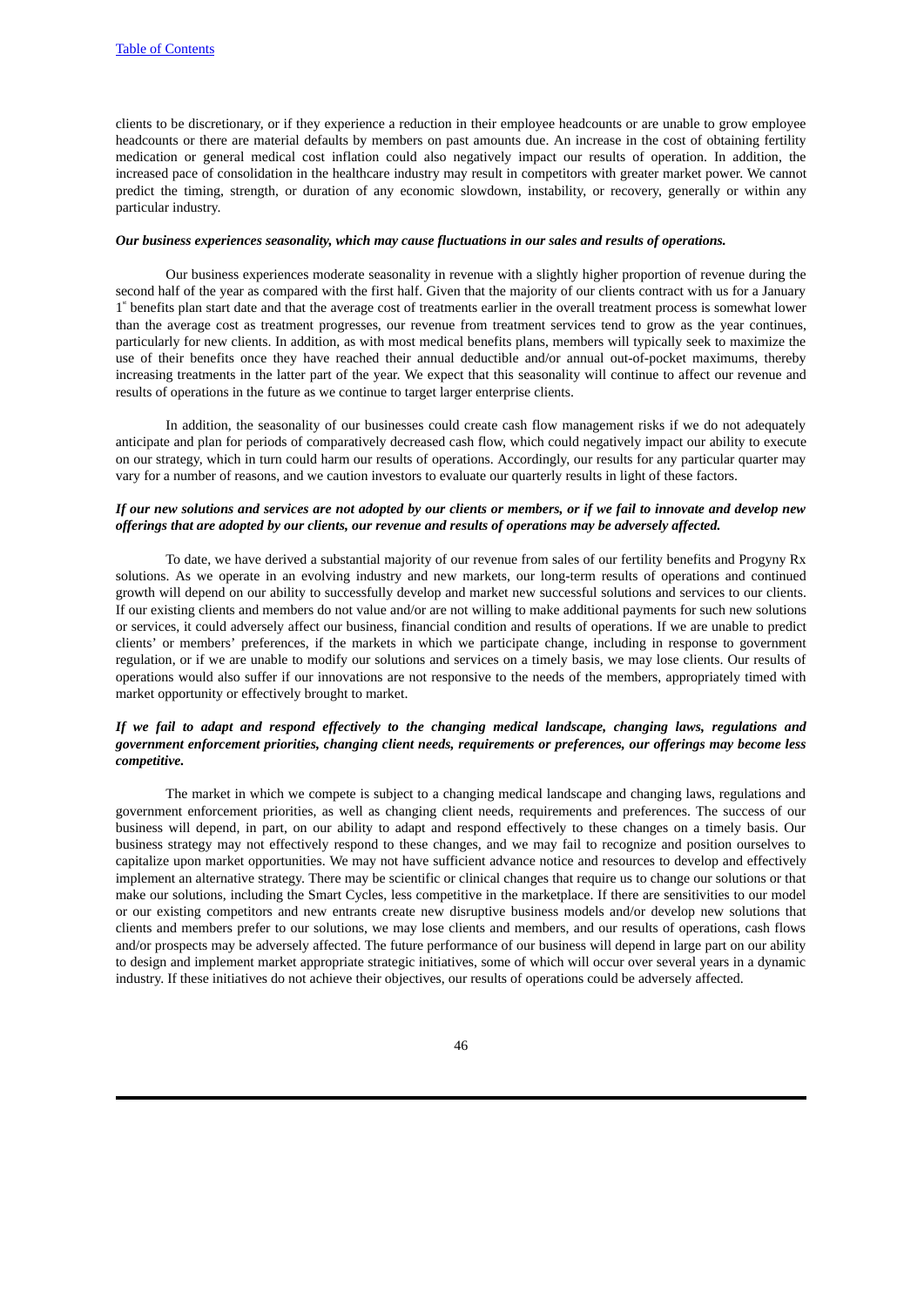clients to be discretionary, or if they experience a reduction in their employee headcounts or are unable to grow employee headcounts or there are material defaults by members on past amounts due. An increase in the cost of obtaining fertility medication or general medical cost inflation could also negatively impact our results of operation. In addition, the increased pace of consolidation in the healthcare industry may result in competitors with greater market power. We cannot predict the timing, strength, or duration of any economic slowdown, instability, or recovery, generally or within any particular industry.

***Our business experiences seasonality, which may cause fluctuations in our sales and results of operations.***

Our business experiences moderate seasonality in revenue with a slightly higher proportion of revenue during the second half of the year as compared with the first half. Given that the majority of our clients contract with us for a January 1st benefits plan start date and that the average cost of treatments earlier in the overall treatment process is somewhat lower than the average cost as treatment progresses, our revenue from treatment services tend to grow as the year continues, particularly for new clients. In addition, as with most medical benefits plans, members will typically seek to maximize the use of their benefits once they have reached their annual deductible and/or annual out-of-pocket maximums, thereby increasing treatments in the latter part of the year. We expect that this seasonality will continue to affect our revenue and results of operations in the future as we continue to target larger enterprise clients.

In addition, the seasonality of our businesses could create cash flow management risks if we do not adequately anticipate and plan for periods of comparatively decreased cash flow, which could negatively impact our ability to execute on our strategy, which in turn could harm our results of operations. Accordingly, our results for any particular quarter may vary for a number of reasons, and we caution investors to evaluate our quarterly results in light of these factors.

***If our new solutions and services are not adopted by our clients or members, or if we fail to innovate and develop new offerings that are adopted by our clients, our revenue and results of operations may be adversely affected.***

To date, we have derived a substantial majority of our revenue from sales of our fertility benefits and Progyny Rx solutions. As we operate in an evolving industry and new markets, our long-term results of operations and continued growth will depend on our ability to successfully develop and market new successful solutions and services to our clients. If our existing clients and members do not value and/or are not willing to make additional payments for such new solutions or services, it could adversely affect our business, financial condition and results of operations. If we are unable to predict clients' or members' preferences, if the markets in which we participate change, including in response to government regulation, or if we are unable to modify our solutions and services on a timely basis, we may lose clients. Our results of operations would also suffer if our innovations are not responsive to the needs of the members, appropriately timed with market opportunity or effectively brought to market.

***If we fail to adapt and respond effectively to the changing medical landscape, changing laws, regulations and government enforcement priorities, changing client needs, requirements or preferences, our offerings may become less competitive.***

The market in which we compete is subject to a changing medical landscape and changing laws, regulations and government enforcement priorities, as well as changing client needs, requirements and preferences. The success of our business will depend, in part, on our ability to adapt and respond effectively to these changes on a timely basis. Our business strategy may not effectively respond to these changes, and we may fail to recognize and position ourselves to capitalize upon market opportunities. We may not have sufficient advance notice and resources to develop and effectively implement an alternative strategy. There may be scientific or clinical changes that require us to change our solutions or that make our solutions, including the Smart Cycles, less competitive in the marketplace. If there are sensitivities to our model or our existing competitors and new entrants create new disruptive business models and/or develop new solutions that clients and members prefer to our solutions, we may lose clients and members, and our results of operations, cash flows and/or prospects may be adversely affected. The future performance of our business will depend in large part on our ability to design and implement market appropriate strategic initiatives, some of which will occur over several years in a dynamic industry. If these initiatives do not achieve their objectives, our results of operations could be adversely affected.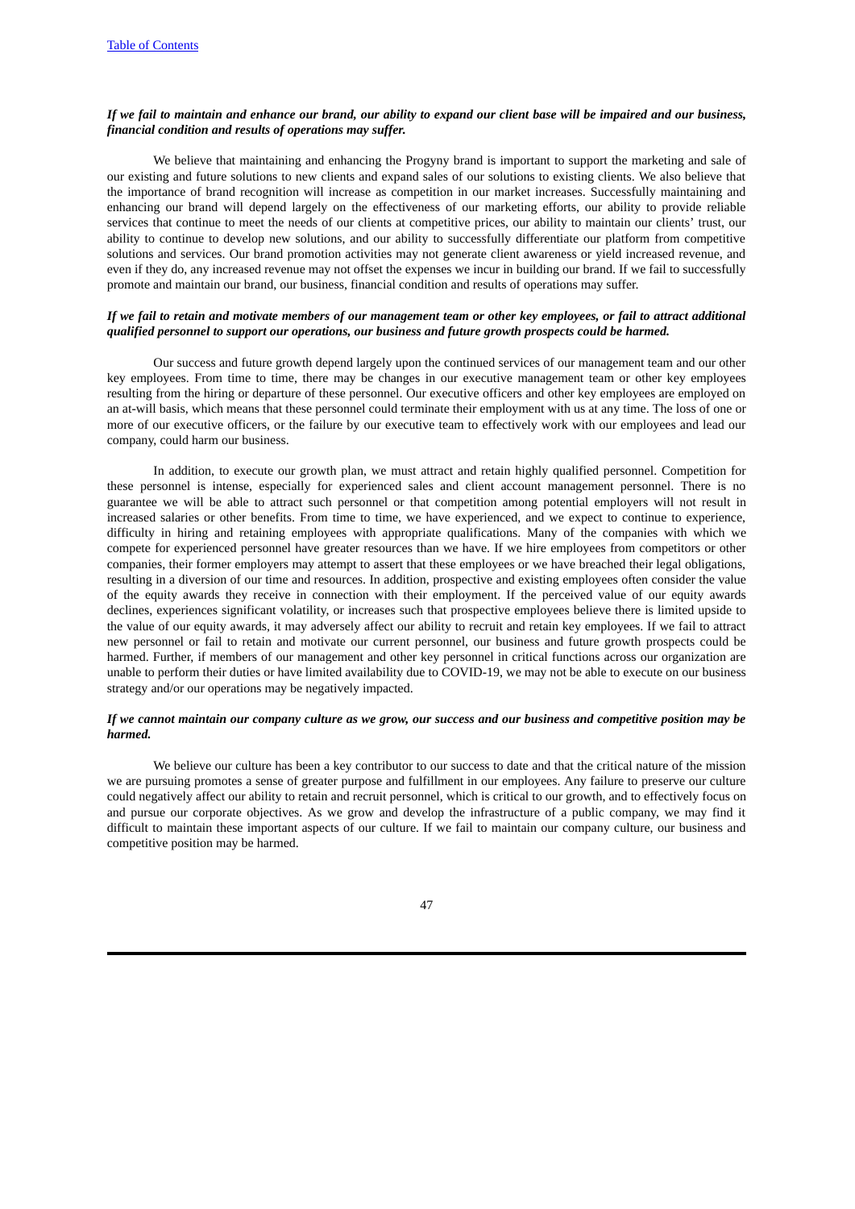***If we fail to maintain and enhance our brand, our ability to expand our client base will be impaired and our business, financial condition and results of operations may suffer.***

We believe that maintaining and enhancing the Progyny brand is important to support the marketing and sale of our existing and future solutions to new clients and expand sales of our solutions to existing clients. We also believe that the importance of brand recognition will increase as competition in our market increases. Successfully maintaining and enhancing our brand will depend largely on the effectiveness of our marketing efforts, our ability to provide reliable services that continue to meet the needs of our clients at competitive prices, our ability to maintain our clients' trust, our ability to continue to develop new solutions, and our ability to successfully differentiate our platform from competitive solutions and services. Our brand promotion activities may not generate client awareness or yield increased revenue, and even if they do, any increased revenue may not offset the expenses we incur in building our brand. If we fail to successfully promote and maintain our brand, our business, financial condition and results of operations may suffer.

***If we fail to retain and motivate members of our management team or other key employees, or fail to attract additional qualified personnel to support our operations, our business and future growth prospects could be harmed.***

Our success and future growth depend largely upon the continued services of our management team and our other key employees. From time to time, there may be changes in our executive management team or other key employees resulting from the hiring or departure of these personnel. Our executive officers and other key employees are employed on an at-will basis, which means that these personnel could terminate their employment with us at any time. The loss of one or more of our executive officers, or the failure by our executive team to effectively work with our employees and lead our company, could harm our business.

In addition, to execute our growth plan, we must attract and retain highly qualified personnel. Competition for these personnel is intense, especially for experienced sales and client account management personnel. There is no guarantee we will be able to attract such personnel or that competition among potential employers will not result in increased salaries or other benefits. From time to time, we have experienced, and we expect to continue to experience, difficulty in hiring and retaining employees with appropriate qualifications. Many of the companies with which we compete for experienced personnel have greater resources than we have. If we hire employees from competitors or other companies, their former employers may attempt to assert that these employees or we have breached their legal obligations, resulting in a diversion of our time and resources. In addition, prospective and existing employees often consider the value of the equity awards they receive in connection with their employment. If the perceived value of our equity awards declines, experiences significant volatility, or increases such that prospective employees believe there is limited upside to the value of our equity awards, it may adversely affect our ability to recruit and retain key employees. If we fail to attract new personnel or fail to retain and motivate our current personnel, our business and future growth prospects could be harmed. Further, if members of our management and other key personnel in critical functions across our organization are unable to perform their duties or have limited availability due to COVID-19, we may not be able to execute on our business strategy and/or our operations may be negatively impacted.

***If we cannot maintain our company culture as we grow, our success and our business and competitive position may be harmed.***

We believe our culture has been a key contributor to our success to date and that the critical nature of the mission we are pursuing promotes a sense of greater purpose and fulfillment in our employees. Any failure to preserve our culture could negatively affect our ability to retain and recruit personnel, which is critical to our growth, and to effectively focus on and pursue our corporate objectives. As we grow and develop the infrastructure of a public company, we may find it difficult to maintain these important aspects of our culture. If we fail to maintain our company culture, our business and competitive position may be harmed.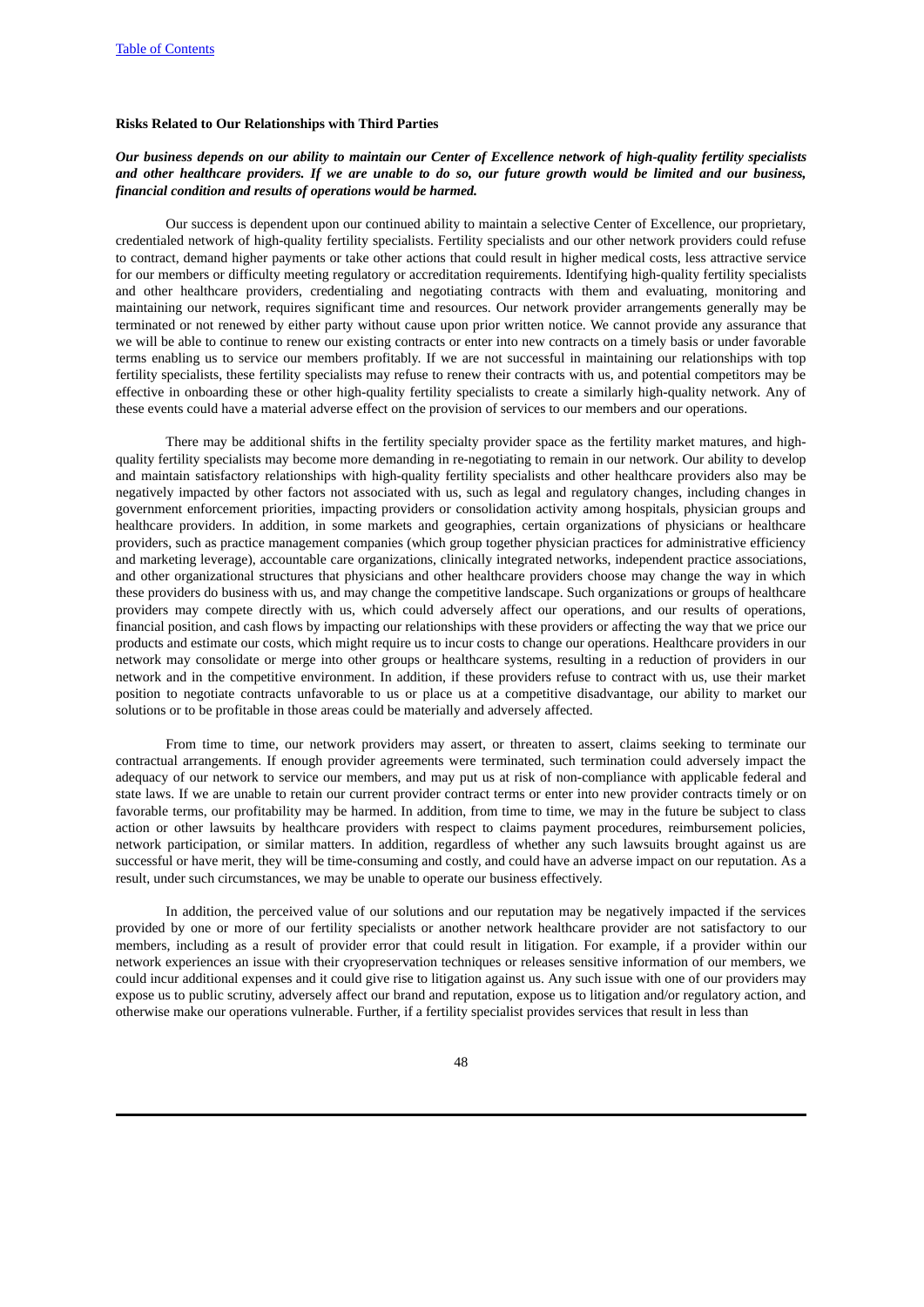**Risks Related to Our Relationships with Third Parties**

***Our business depends on our ability to maintain our Center of Excellence network of high-quality fertility specialists and other healthcare providers. If we are unable to do so, our future growth would be limited and our business, financial condition and results of operations would be harmed.***

Our success is dependent upon our continued ability to maintain a selective Center of Excellence, our proprietary, credentialed network of high-quality fertility specialists. Fertility specialists and our other network providers could refuse to contract, demand higher payments or take other actions that could result in higher medical costs, less attractive service for our members or difficulty meeting regulatory or accreditation requirements. Identifying high-quality fertility specialists and other healthcare providers, credentialing and negotiating contracts with them and evaluating, monitoring and maintaining our network, requires significant time and resources. Our network provider arrangements generally may be terminated or not renewed by either party without cause upon prior written notice. We cannot provide any assurance that we will be able to continue to renew our existing contracts or enter into new contracts on a timely basis or under favorable terms enabling us to service our members profitably. If we are not successful in maintaining our relationships with top fertility specialists, these fertility specialists may refuse to renew their contracts with us, and potential competitors may be effective in onboarding these or other high-quality fertility specialists to create a similarly high-quality network. Any of these events could have a material adverse effect on the provision of services to our members and our operations.

There may be additional shifts in the fertility specialty provider space as the fertility market matures, and high-quality fertility specialists may become more demanding in re-negotiating to remain in our network. Our ability to develop and maintain satisfactory relationships with high-quality fertility specialists and other healthcare providers also may be negatively impacted by other factors not associated with us, such as legal and regulatory changes, including changes in government enforcement priorities, impacting providers or consolidation activity among hospitals, physician groups and healthcare providers. In addition, in some markets and geographies, certain organizations of physicians or healthcare providers, such as practice management companies (which group together physician practices for administrative efficiency and marketing leverage), accountable care organizations, clinically integrated networks, independent practice associations, and other organizational structures that physicians and other healthcare providers choose may change the way in which these providers do business with us, and may change the competitive landscape. Such organizations or groups of healthcare providers may compete directly with us, which could adversely affect our operations, and our results of operations, financial position, and cash flows by impacting our relationships with these providers or affecting the way that we price our products and estimate our costs, which might require us to incur costs to change our operations. Healthcare providers in our network may consolidate or merge into other groups or healthcare systems, resulting in a reduction of providers in our network and in the competitive environment. In addition, if these providers refuse to contract with us, use their market position to negotiate contracts unfavorable to us or place us at a competitive disadvantage, our ability to market our solutions or to be profitable in those areas could be materially and adversely affected.

From time to time, our network providers may assert, or threaten to assert, claims seeking to terminate our contractual arrangements. If enough provider agreements were terminated, such termination could adversely impact the adequacy of our network to service our members, and may put us at risk of non-compliance with applicable federal and state laws. If we are unable to retain our current provider contract terms or enter into new provider contracts timely or on favorable terms, our profitability may be harmed. In addition, from time to time, we may in the future be subject to class action or other lawsuits by healthcare providers with respect to claims payment procedures, reimbursement policies, network participation, or similar matters. In addition, regardless of whether any such lawsuits brought against us are successful or have merit, they will be time-consuming and costly, and could have an adverse impact on our reputation. As a result, under such circumstances, we may be unable to operate our business effectively.

In addition, the perceived value of our solutions and our reputation may be negatively impacted if the services provided by one or more of our fertility specialists or another network healthcare provider are not satisfactory to our members, including as a result of provider error that could result in litigation. For example, if a provider within our network experiences an issue with their cryopreservation techniques or releases sensitive information of our members, we could incur additional expenses and it could give rise to litigation against us. Any such issue with one of our providers may expose us to public scrutiny, adversely affect our brand and reputation, expose us to litigation and/or regulatory action, and otherwise make our operations vulnerable. Further, if a fertility specialist provides services that result in less than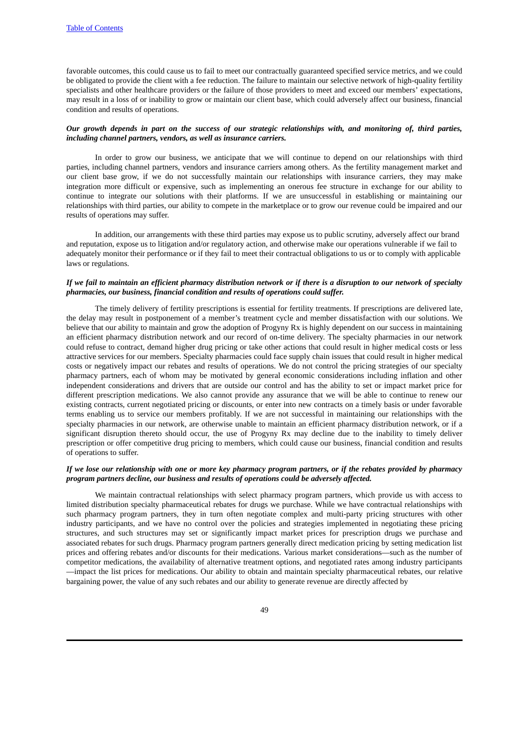favorable outcomes, this could cause us to fail to meet our contractually guaranteed specified service metrics, and we could be obligated to provide the client with a fee reduction. The failure to maintain our selective network of high-quality fertility specialists and other healthcare providers or the failure of those providers to meet and exceed our members' expectations, may result in a loss of or inability to grow or maintain our client base, which could adversely affect our business, financial condition and results of operations.

***Our growth depends in part on the success of our strategic relationships with, and monitoring of, third parties, including channel partners, vendors, as well as insurance carriers.***

In order to grow our business, we anticipate that we will continue to depend on our relationships with third parties, including channel partners, vendors and insurance carriers among others. As the fertility management market and our client base grow, if we do not successfully maintain our relationships with insurance carriers, they may make integration more difficult or expensive, such as implementing an onerous fee structure in exchange for our ability to continue to integrate our solutions with their platforms. If we are unsuccessful in establishing or maintaining our relationships with third parties, our ability to compete in the marketplace or to grow our revenue could be impaired and our results of operations may suffer.

In addition, our arrangements with these third parties may expose us to public scrutiny, adversely affect our brand and reputation, expose us to litigation and/or regulatory action, and otherwise make our operations vulnerable if we fail to adequately monitor their performance or if they fail to meet their contractual obligations to us or to comply with applicable laws or regulations.

***If we fail to maintain an efficient pharmacy distribution network or if there is a disruption to our network of specialty pharmacies, our business, financial condition and results of operations could suffer.***

The timely delivery of fertility prescriptions is essential for fertility treatments. If prescriptions are delivered late, the delay may result in postponement of a member's treatment cycle and member dissatisfaction with our solutions. We believe that our ability to maintain and grow the adoption of Progyny Rx is highly dependent on our success in maintaining an efficient pharmacy distribution network and our record of on-time delivery. The specialty pharmacies in our network could refuse to contract, demand higher drug pricing or take other actions that could result in higher medical costs or less attractive services for our members. Specialty pharmacies could face supply chain issues that could result in higher medical costs or negatively impact our rebates and results of operations. We do not control the pricing strategies of our specialty pharmacy partners, each of whom may be motivated by general economic considerations including inflation and other independent considerations and drivers that are outside our control and has the ability to set or impact market price for different prescription medications. We also cannot provide any assurance that we will be able to continue to renew our existing contracts, current negotiated pricing or discounts, or enter into new contracts on a timely basis or under favorable terms enabling us to service our members profitably. If we are not successful in maintaining our relationships with the specialty pharmacies in our network, are otherwise unable to maintain an efficient pharmacy distribution network, or if a significant disruption thereto should occur, the use of Progyny Rx may decline due to the inability to timely deliver prescription or offer competitive drug pricing to members, which could cause our business, financial condition and results of operations to suffer.

***If we lose our relationship with one or more key pharmacy program partners, or if the rebates provided by pharmacy program partners decline, our business and results of operations could be adversely affected.***

We maintain contractual relationships with select pharmacy program partners, which provide us with access to limited distribution specialty pharmaceutical rebates for drugs we purchase. While we have contractual relationships with such pharmacy program partners, they in turn often negotiate complex and multi-party pricing structures with other industry participants, and we have no control over the policies and strategies implemented in negotiating these pricing structures, and such structures may set or significantly impact market prices for prescription drugs we purchase and associated rebates for such drugs. Pharmacy program partners generally direct medication pricing by setting medication list prices and offering rebates and/or discounts for their medications. Various market considerations—such as the number of competitor medications, the availability of alternative treatment options, and negotiated rates among industry participants—impact the list prices for medications. Our ability to obtain and maintain specialty pharmaceutical rebates, our relative bargaining power, the value of any such rebates and our ability to generate revenue are directly affected by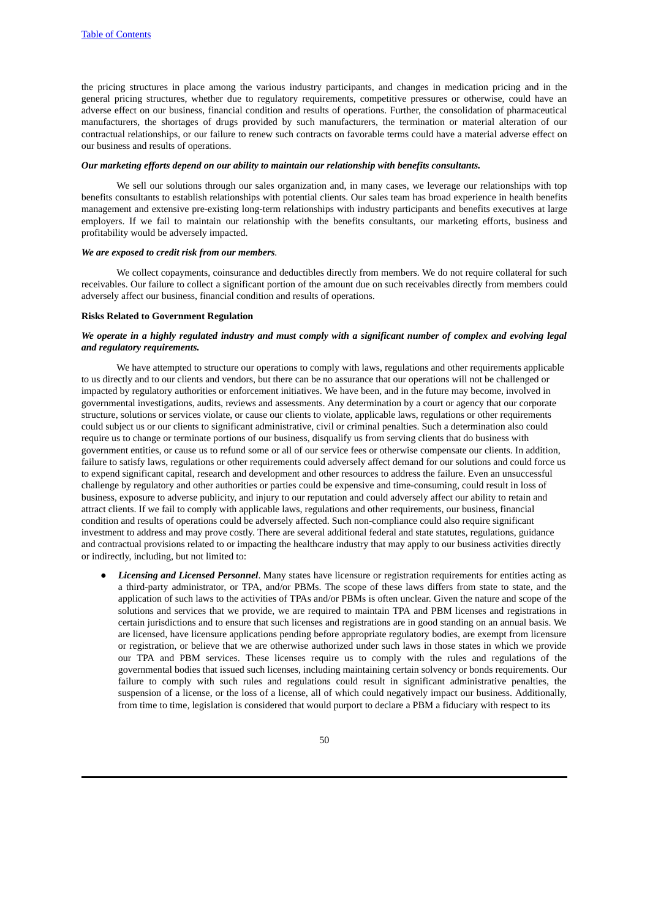the pricing structures in place among the various industry participants, and changes in medication pricing and in the general pricing structures, whether due to regulatory requirements, competitive pressures or otherwise, could have an adverse effect on our business, financial condition and results of operations. Further, the consolidation of pharmaceutical manufacturers, the shortages of drugs provided by such manufacturers, the termination or material alteration of our contractual relationships, or our failure to renew such contracts on favorable terms could have a material adverse effect on our business and results of operations.

***Our marketing efforts depend on our ability to maintain our relationship with benefits consultants.***

We sell our solutions through our sales organization and, in many cases, we leverage our relationships with top benefits consultants to establish relationships with potential clients. Our sales team has broad experience in health benefits management and extensive pre-existing long-term relationships with industry participants and benefits executives at large employers. If we fail to maintain our relationship with the benefits consultants, our marketing efforts, business and profitability would be adversely impacted.

***We are exposed to credit risk from our members.***

We collect copayments, coinsurance and deductibles directly from members. We do not require collateral for such receivables. Our failure to collect a significant portion of the amount due on such receivables directly from members could adversely affect our business, financial condition and results of operations.

**Risks Related to Government Regulation**

***We operate in a highly regulated industry and must comply with a significant number of complex and evolving legal and regulatory requirements.***

We have attempted to structure our operations to comply with laws, regulations and other requirements applicable to us directly and to our clients and vendors, but there can be no assurance that our operations will not be challenged or impacted by regulatory authorities or enforcement initiatives. We have been, and in the future may become, involved in governmental investigations, audits, reviews and assessments. Any determination by a court or agency that our corporate structure, solutions or services violate, or cause our clients to violate, applicable laws, regulations or other requirements could subject us or our clients to significant administrative, civil or criminal penalties. Such a determination also could require us to change or terminate portions of our business, disqualify us from serving clients that do business with government entities, or cause us to refund some or all of our service fees or otherwise compensate our clients. In addition, failure to satisfy laws, regulations or other requirements could adversely affect demand for our solutions and could force us to expend significant capital, research and development and other resources to address the failure. Even an unsuccessful challenge by regulatory and other authorities or parties could be expensive and time-consuming, could result in loss of business, exposure to adverse publicity, and injury to our reputation and could adversely affect our ability to retain and attract clients. If we fail to comply with applicable laws, regulations and other requirements, our business, financial condition and results of operations could be adversely affected. Such non-compliance could also require significant investment to address and may prove costly. There are several additional federal and state statutes, regulations, guidance and contractual provisions related to or impacting the healthcare industry that may apply to our business activities directly or indirectly, including, but not limited to:

- ***Licensing and Licensed Personnel***. Many states have licensure or registration requirements for entities acting as a third-party administrator, or TPA, and/or PBMs. The scope of these laws differs from state to state, and the application of such laws to the activities of TPAs and/or PBMs is often unclear. Given the nature and scope of the solutions and services that we provide, we are required to maintain TPA and PBM licenses and registrations in certain jurisdictions and to ensure that such licenses and registrations are in good standing on an annual basis. We are licensed, have licensure applications pending before appropriate regulatory bodies, are exempt from licensure or registration, or believe that we are otherwise authorized under such laws in those states in which we provide our TPA and PBM services. These licenses require us to comply with the rules and regulations of the governmental bodies that issued such licenses, including maintaining certain solvency or bonds requirements. Our failure to comply with such rules and regulations could result in significant administrative penalties, the suspension of a license, or the loss of a license, all of which could negatively impact our business. Additionally, from time to time, legislation is considered that would purport to declare a PBM a fiduciary with respect to its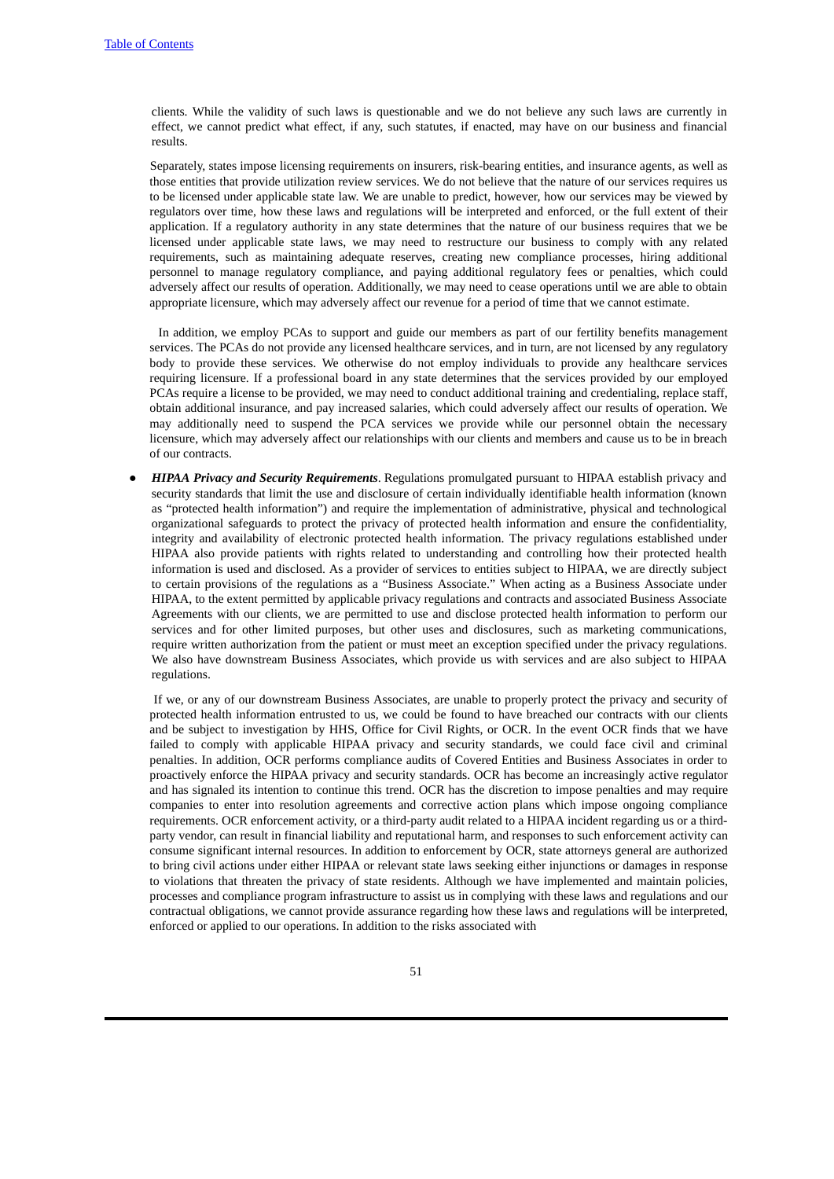clients. While the validity of such laws is questionable and we do not believe any such laws are currently in effect, we cannot predict what effect, if any, such statutes, if enacted, may have on our business and financial results.

Separately, states impose licensing requirements on insurers, risk-bearing entities, and insurance agents, as well as those entities that provide utilization review services. We do not believe that the nature of our services requires us to be licensed under applicable state law. We are unable to predict, however, how our services may be viewed by regulators over time, how these laws and regulations will be interpreted and enforced, or the full extent of their application. If a regulatory authority in any state determines that the nature of our business requires that we be licensed under applicable state laws, we may need to restructure our business to comply with any related requirements, such as maintaining adequate reserves, creating new compliance processes, hiring additional personnel to manage regulatory compliance, and paying additional regulatory fees or penalties, which could adversely affect our results of operation. Additionally, we may need to cease operations until we are able to obtain appropriate licensure, which may adversely affect our revenue for a period of time that we cannot estimate.

In addition, we employ PCAs to support and guide our members as part of our fertility benefits management services. The PCAs do not provide any licensed healthcare services, and in turn, are not licensed by any regulatory body to provide these services. We otherwise do not employ individuals to provide any healthcare services requiring licensure. If a professional board in any state determines that the services provided by our employed PCAs require a license to be provided, we may need to conduct additional training and credentialing, replace staff, obtain additional insurance, and pay increased salaries, which could adversely affect our results of operation. We may additionally need to suspend the PCA services we provide while our personnel obtain the necessary licensure, which may adversely affect our relationships with our clients and members and cause us to be in breach of our contracts.

- ***HIPAA Privacy and Security Requirements***. Regulations promulgated pursuant to HIPAA establish privacy and security standards that limit the use and disclosure of certain individually identifiable health information (known as "protected health information") and require the implementation of administrative, physical and technological organizational safeguards to protect the privacy of protected health information and ensure the confidentiality, integrity and availability of electronic protected health information. The privacy regulations established under HIPAA also provide patients with rights related to understanding and controlling how their protected health information is used and disclosed. As a provider of services to entities subject to HIPAA, we are directly subject to certain provisions of the regulations as a "Business Associate." When acting as a Business Associate under HIPAA, to the extent permitted by applicable privacy regulations and contracts and associated Business Associate Agreements with our clients, we are permitted to use and disclose protected health information to perform our services and for other limited purposes, but other uses and disclosures, such as marketing communications, require written authorization from the patient or must meet an exception specified under the privacy regulations. We also have downstream Business Associates, which provide us with services and are also subject to HIPAA regulations.

  If we, or any of our downstream Business Associates, are unable to properly protect the privacy and security of protected health information entrusted to us, we could be found to have breached our contracts with our clients and be subject to investigation by HHS, Office for Civil Rights, or OCR. In the event OCR finds that we have failed to comply with applicable HIPAA privacy and security standards, we could face civil and criminal penalties. In addition, OCR performs compliance audits of Covered Entities and Business Associates in order to proactively enforce the HIPAA privacy and security standards. OCR has become an increasingly active regulator and has signaled its intention to continue this trend. OCR has the discretion to impose penalties and may require companies to enter into resolution agreements and corrective action plans which impose ongoing compliance requirements. OCR enforcement activity, or a third-party audit related to a HIPAA incident regarding us or a third-party vendor, can result in financial liability and reputational harm, and responses to such enforcement activity can consume significant internal resources. In addition to enforcement by OCR, state attorneys general are authorized to bring civil actions under either HIPAA or relevant state laws seeking either injunctions or damages in response to violations that threaten the privacy of state residents. Although we have implemented and maintain policies, processes and compliance program infrastructure to assist us in complying with these laws and regulations and our contractual obligations, we cannot provide assurance regarding how these laws and regulations will be interpreted, enforced or applied to our operations. In addition to the risks associated with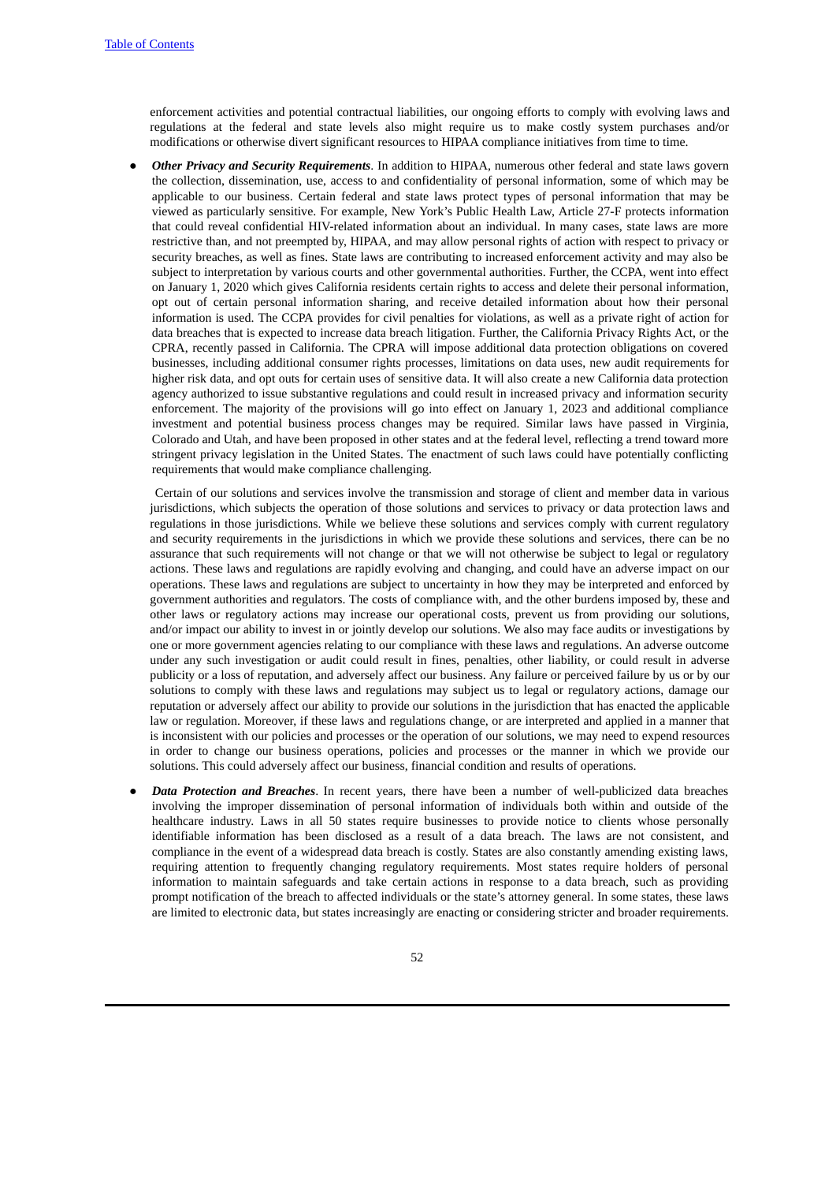enforcement activities and potential contractual liabilities, our ongoing efforts to comply with evolving laws and regulations at the federal and state levels also might require us to make costly system purchases and/or modifications or otherwise divert significant resources to HIPAA compliance initiatives from time to time.

- ***Other Privacy and Security Requirements***. In addition to HIPAA, numerous other federal and state laws govern the collection, dissemination, use, access to and confidentiality of personal information, some of which may be applicable to our business. Certain federal and state laws protect types of personal information that may be viewed as particularly sensitive. For example, New York's Public Health Law, Article 27-F protects information that could reveal confidential HIV-related information about an individual. In many cases, state laws are more restrictive than, and not preempted by, HIPAA, and may allow personal rights of action with respect to privacy or security breaches, as well as fines. State laws are contributing to increased enforcement activity and may also be subject to interpretation by various courts and other governmental authorities. Further, the CCPA, went into effect on January 1, 2020 which gives California residents certain rights to access and delete their personal information, opt out of certain personal information sharing, and receive detailed information about how their personal information is used. The CCPA provides for civil penalties for violations, as well as a private right of action for data breaches that is expected to increase data breach litigation. Further, the California Privacy Rights Act, or the CPRA, recently passed in California. The CPRA will impose additional data protection obligations on covered businesses, including additional consumer rights processes, limitations on data uses, new audit requirements for higher risk data, and opt outs for certain uses of sensitive data. It will also create a new California data protection agency authorized to issue substantive regulations and could result in increased privacy and information security enforcement. The majority of the provisions will go into effect on January 1, 2023 and additional compliance investment and potential business process changes may be required. Similar laws have passed in Virginia, Colorado and Utah, and have been proposed in other states and at the federal level, reflecting a trend toward more stringent privacy legislation in the United States. The enactment of such laws could have potentially conflicting requirements that would make compliance challenging.

  Certain of our solutions and services involve the transmission and storage of client and member data in various jurisdictions, which subjects the operation of those solutions and services to privacy or data protection laws and regulations in those jurisdictions. While we believe these solutions and services comply with current regulatory and security requirements in the jurisdictions in which we provide these solutions and services, there can be no assurance that such requirements will not change or that we will not otherwise be subject to legal or regulatory actions. These laws and regulations are rapidly evolving and changing, and could have an adverse impact on our operations. These laws and regulations are subject to uncertainty in how they may be interpreted and enforced by government authorities and regulators. The costs of compliance with, and the other burdens imposed by, these and other laws or regulatory actions may increase our operational costs, prevent us from providing our solutions, and/or impact our ability to invest in or jointly develop our solutions. We also may face audits or investigations by one or more government agencies relating to our compliance with these laws and regulations. An adverse outcome under any such investigation or audit could result in fines, penalties, other liability, or could result in adverse publicity or a loss of reputation, and adversely affect our business. Any failure or perceived failure by us or by our solutions to comply with these laws and regulations may subject us to legal or regulatory actions, damage our reputation or adversely affect our ability to provide our solutions in the jurisdiction that has enacted the applicable law or regulation. Moreover, if these laws and regulations change, or are interpreted and applied in a manner that is inconsistent with our policies and processes or the operation of our solutions, we may need to expend resources in order to change our business operations, policies and processes or the manner in which we provide our solutions. This could adversely affect our business, financial condition and results of operations.

- ***Data Protection and Breaches***. In recent years, there have been a number of well-publicized data breaches involving the improper dissemination of personal information of individuals both within and outside of the healthcare industry. Laws in all 50 states require businesses to provide notice to clients whose personally identifiable information has been disclosed as a result of a data breach. The laws are not consistent, and compliance in the event of a widespread data breach is costly. States are also constantly amending existing laws, requiring attention to frequently changing regulatory requirements. Most states require holders of personal information to maintain safeguards and take certain actions in response to a data breach, such as providing prompt notification of the breach to affected individuals or the state's attorney general. In some states, these laws are limited to electronic data, but states increasingly are enacting or considering stricter and broader requirements.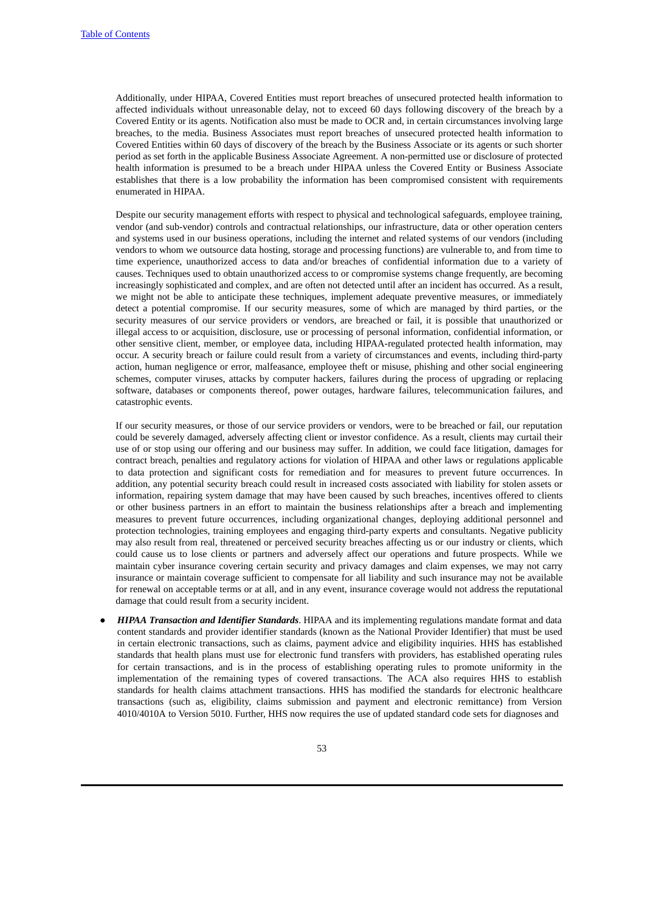Additionally, under HIPAA, Covered Entities must report breaches of unsecured protected health information to affected individuals without unreasonable delay, not to exceed 60 days following discovery of the breach by a Covered Entity or its agents. Notification also must be made to OCR and, in certain circumstances involving large breaches, to the media. Business Associates must report breaches of unsecured protected health information to Covered Entities within 60 days of discovery of the breach by the Business Associate or its agents or such shorter period as set forth in the applicable Business Associate Agreement. A non-permitted use or disclosure of protected health information is presumed to be a breach under HIPAA unless the Covered Entity or Business Associate establishes that there is a low probability the information has been compromised consistent with requirements enumerated in HIPAA.

Despite our security management efforts with respect to physical and technological safeguards, employee training, vendor (and sub-vendor) controls and contractual relationships, our infrastructure, data or other operation centers and systems used in our business operations, including the internet and related systems of our vendors (including vendors to whom we outsource data hosting, storage and processing functions) are vulnerable to, and from time to time experience, unauthorized access to data and/or breaches of confidential information due to a variety of causes. Techniques used to obtain unauthorized access to or compromise systems change frequently, are becoming increasingly sophisticated and complex, and are often not detected until after an incident has occurred. As a result, we might not be able to anticipate these techniques, implement adequate preventive measures, or immediately detect a potential compromise. If our security measures, some of which are managed by third parties, or the security measures of our service providers or vendors, are breached or fail, it is possible that unauthorized or illegal access to or acquisition, disclosure, use or processing of personal information, confidential information, or other sensitive client, member, or employee data, including HIPAA-regulated protected health information, may occur. A security breach or failure could result from a variety of circumstances and events, including third-party action, human negligence or error, malfeasance, employee theft or misuse, phishing and other social engineering schemes, computer viruses, attacks by computer hackers, failures during the process of upgrading or replacing software, databases or components thereof, power outages, hardware failures, telecommunication failures, and catastrophic events.

If our security measures, or those of our service providers or vendors, were to be breached or fail, our reputation could be severely damaged, adversely affecting client or investor confidence. As a result, clients may curtail their use of or stop using our offering and our business may suffer. In addition, we could face litigation, damages for contract breach, penalties and regulatory actions for violation of HIPAA and other laws or regulations applicable to data protection and significant costs for remediation and for measures to prevent future occurrences. In addition, any potential security breach could result in increased costs associated with liability for stolen assets or information, repairing system damage that may have been caused by such breaches, incentives offered to clients or other business partners in an effort to maintain the business relationships after a breach and implementing measures to prevent future occurrences, including organizational changes, deploying additional personnel and protection technologies, training employees and engaging third-party experts and consultants. Negative publicity may also result from real, threatened or perceived security breaches affecting us or our industry or clients, which could cause us to lose clients or partners and adversely affect our operations and future prospects. While we maintain cyber insurance covering certain security and privacy damages and claim expenses, we may not carry insurance or maintain coverage sufficient to compensate for all liability and such insurance may not be available for renewal on acceptable terms or at all, and in any event, insurance coverage would not address the reputational damage that could result from a security incident.

- ***HIPAA Transaction and Identifier Standards***. HIPAA and its implementing regulations mandate format and data content standards and provider identifier standards (known as the National Provider Identifier) that must be used in certain electronic transactions, such as claims, payment advice and eligibility inquiries. HHS has established standards that health plans must use for electronic fund transfers with providers, has established operating rules for certain transactions, and is in the process of establishing operating rules to promote uniformity in the implementation of the remaining types of covered transactions. The ACA also requires HHS to establish standards for health claims attachment transactions. HHS has modified the standards for electronic healthcare transactions (such as, eligibility, claims submission and payment and electronic remittance) from Version 4010/4010A to Version 5010. Further, HHS now requires the use of updated standard code sets for diagnoses and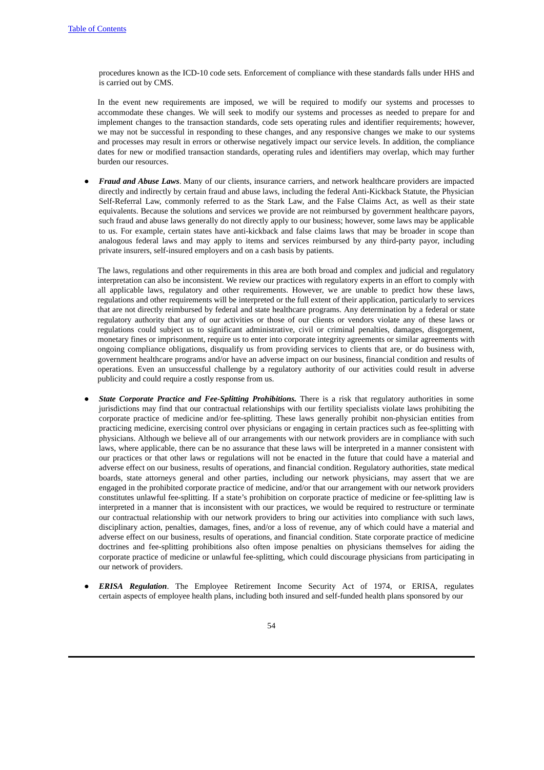procedures known as the ICD-10 code sets. Enforcement of compliance with these standards falls under HHS and is carried out by CMS.

In the event new requirements are imposed, we will be required to modify our systems and processes to accommodate these changes. We will seek to modify our systems and processes as needed to prepare for and implement changes to the transaction standards, code sets operating rules and identifier requirements; however, we may not be successful in responding to these changes, and any responsive changes we make to our systems and processes may result in errors or otherwise negatively impact our service levels. In addition, the compliance dates for new or modified transaction standards, operating rules and identifiers may overlap, which may further burden our resources.

- ***Fraud and Abuse Laws***. Many of our clients, insurance carriers, and network healthcare providers are impacted directly and indirectly by certain fraud and abuse laws, including the federal Anti-Kickback Statute, the Physician Self-Referral Law, commonly referred to as the Stark Law, and the False Claims Act, as well as their state equivalents. Because the solutions and services we provide are not reimbursed by government healthcare payors, such fraud and abuse laws generally do not directly apply to our business; however, some laws may be applicable to us. For example, certain states have anti-kickback and false claims laws that may be broader in scope than analogous federal laws and may apply to items and services reimbursed by any third-party payor, including private insurers, self-insured employers and on a cash basis by patients.

The laws, regulations and other requirements in this area are both broad and complex and judicial and regulatory interpretation can also be inconsistent. We review our practices with regulatory experts in an effort to comply with all applicable laws, regulatory and other requirements. However, we are unable to predict how these laws, regulations and other requirements will be interpreted or the full extent of their application, particularly to services that are not directly reimbursed by federal and state healthcare programs. Any determination by a federal or state regulatory authority that any of our activities or those of our clients or vendors violate any of these laws or regulations could subject us to significant administrative, civil or criminal penalties, damages, disgorgement, monetary fines or imprisonment, require us to enter into corporate integrity agreements or similar agreements with ongoing compliance obligations, disqualify us from providing services to clients that are, or do business with, government healthcare programs and/or have an adverse impact on our business, financial condition and results of operations. Even an unsuccessful challenge by a regulatory authority of our activities could result in adverse publicity and could require a costly response from us.

- ***State Corporate Practice and Fee-Splitting Prohibitions.*** There is a risk that regulatory authorities in some jurisdictions may find that our contractual relationships with our fertility specialists violate laws prohibiting the corporate practice of medicine and/or fee-splitting. These laws generally prohibit non-physician entities from practicing medicine, exercising control over physicians or engaging in certain practices such as fee-splitting with physicians. Although we believe all of our arrangements with our network providers are in compliance with such laws, where applicable, there can be no assurance that these laws will be interpreted in a manner consistent with our practices or that other laws or regulations will not be enacted in the future that could have a material and adverse effect on our business, results of operations, and financial condition. Regulatory authorities, state medical boards, state attorneys general and other parties, including our network physicians, may assert that we are engaged in the prohibited corporate practice of medicine, and/or that our arrangement with our network providers constitutes unlawful fee-splitting. If a state's prohibition on corporate practice of medicine or fee-splitting law is interpreted in a manner that is inconsistent with our practices, we would be required to restructure or terminate our contractual relationship with our network providers to bring our activities into compliance with such laws, disciplinary action, penalties, damages, fines, and/or a loss of revenue, any of which could have a material and adverse effect on our business, results of operations, and financial condition. State corporate practice of medicine doctrines and fee-splitting prohibitions also often impose penalties on physicians themselves for aiding the corporate practice of medicine or unlawful fee-splitting, which could discourage physicians from participating in our network of providers.

- ***ERISA Regulation***. The Employee Retirement Income Security Act of 1974, or ERISA, regulates certain aspects of employee health plans, including both insured and self-funded health plans sponsored by our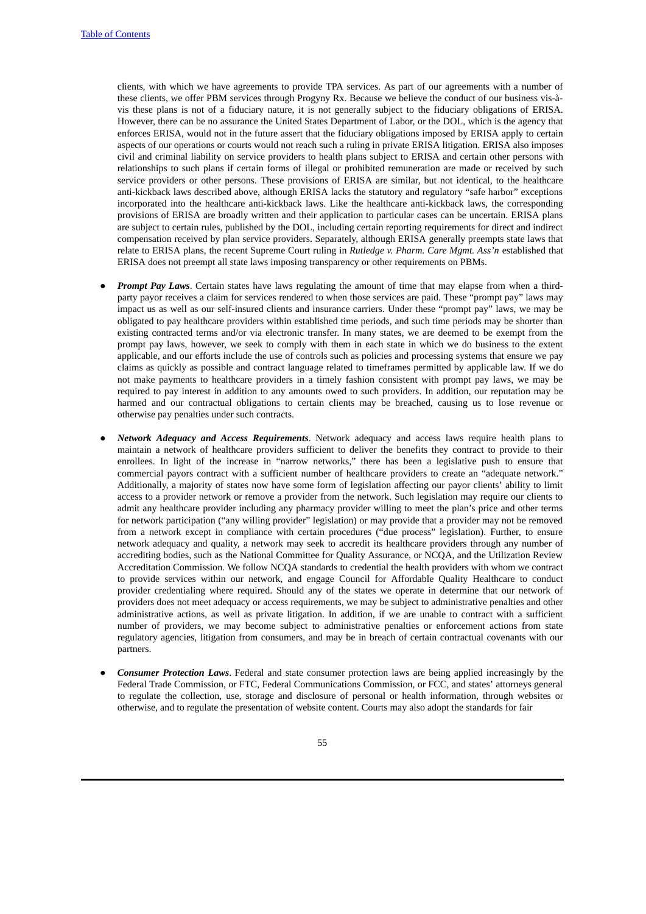clients, with which we have agreements to provide TPA services. As part of our agreements with a number of these clients, we offer PBM services through Progyny Rx. Because we believe the conduct of our business vis-à-vis these plans is not of a fiduciary nature, it is not generally subject to the fiduciary obligations of ERISA. However, there can be no assurance the United States Department of Labor, or the DOL, which is the agency that enforces ERISA, would not in the future assert that the fiduciary obligations imposed by ERISA apply to certain aspects of our operations or courts would not reach such a ruling in private ERISA litigation. ERISA also imposes civil and criminal liability on service providers to health plans subject to ERISA and certain other persons with relationships to such plans if certain forms of illegal or prohibited remuneration are made or received by such service providers or other persons. These provisions of ERISA are similar, but not identical, to the healthcare anti-kickback laws described above, although ERISA lacks the statutory and regulatory "safe harbor" exceptions incorporated into the healthcare anti-kickback laws. Like the healthcare anti-kickback laws, the corresponding provisions of ERISA are broadly written and their application to particular cases can be uncertain. ERISA plans are subject to certain rules, published by the DOL, including certain reporting requirements for direct and indirect compensation received by plan service providers. Separately, although ERISA generally preempts state laws that relate to ERISA plans, the recent Supreme Court ruling in *Rutledge v. Pharm. Care Mgmt. Ass'n* established that ERISA does not preempt all state laws imposing transparency or other requirements on PBMs.

- ***Prompt Pay Laws***. Certain states have laws regulating the amount of time that may elapse from when a third-party payor receives a claim for services rendered to when those services are paid. These "prompt pay" laws may impact us as well as our self-insured clients and insurance carriers. Under these "prompt pay" laws, we may be obligated to pay healthcare providers within established time periods, and such time periods may be shorter than existing contracted terms and/or via electronic transfer. In many states, we are deemed to be exempt from the prompt pay laws, however, we seek to comply with them in each state in which we do business to the extent applicable, and our efforts include the use of controls such as policies and processing systems that ensure we pay claims as quickly as possible and contract language related to timeframes permitted by applicable law. If we do not make payments to healthcare providers in a timely fashion consistent with prompt pay laws, we may be required to pay interest in addition to any amounts owed to such providers. In addition, our reputation may be harmed and our contractual obligations to certain clients may be breached, causing us to lose revenue or otherwise pay penalties under such contracts.

- ***Network Adequacy and Access Requirements***. Network adequacy and access laws require health plans to maintain a network of healthcare providers sufficient to deliver the benefits they contract to provide to their enrollees. In light of the increase in "narrow networks," there has been a legislative push to ensure that commercial payors contract with a sufficient number of healthcare providers to create an "adequate network." Additionally, a majority of states now have some form of legislation affecting our payor clients' ability to limit access to a provider network or remove a provider from the network. Such legislation may require our clients to admit any healthcare provider including any pharmacy provider willing to meet the plan's price and other terms for network participation ("any willing provider" legislation) or may provide that a provider may not be removed from a network except in compliance with certain procedures ("due process" legislation). Further, to ensure network adequacy and quality, a network may seek to accredit its healthcare providers through any number of accrediting bodies, such as the National Committee for Quality Assurance, or NCQA, and the Utilization Review Accreditation Commission. We follow NCQA standards to credential the health providers with whom we contract to provide services within our network, and engage Council for Affordable Quality Healthcare to conduct provider credentialing where required. Should any of the states we operate in determine that our network of providers does not meet adequacy or access requirements, we may be subject to administrative penalties and other administrative actions, as well as private litigation. In addition, if we are unable to contract with a sufficient number of providers, we may become subject to administrative penalties or enforcement actions from state regulatory agencies, litigation from consumers, and may be in breach of certain contractual covenants with our partners.

- ***Consumer Protection Laws***. Federal and state consumer protection laws are being applied increasingly by the Federal Trade Commission, or FTC, Federal Communications Commission, or FCC, and states' attorneys general to regulate the collection, use, storage and disclosure of personal or health information, through websites or otherwise, and to regulate the presentation of website content. Courts may also adopt the standards for fair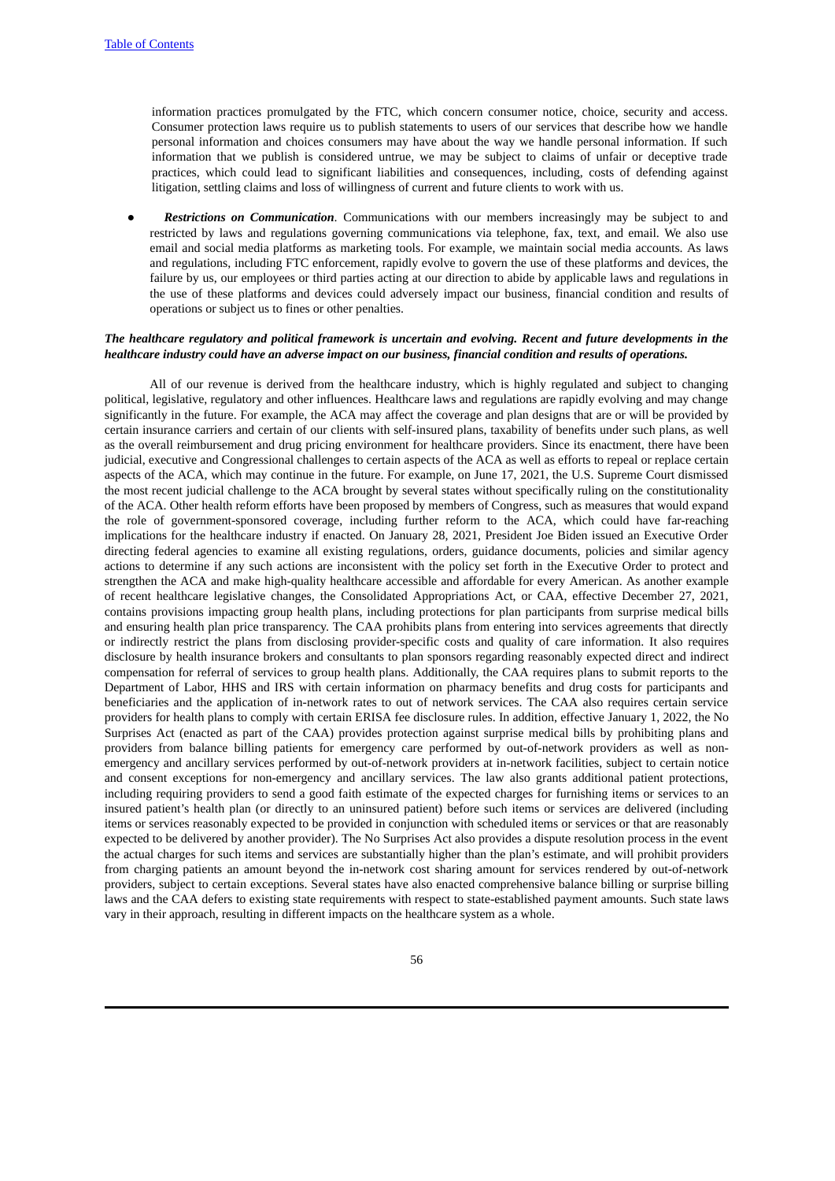information practices promulgated by the FTC, which concern consumer notice, choice, security and access. Consumer protection laws require us to publish statements to users of our services that describe how we handle personal information and choices consumers may have about the way we handle personal information. If such information that we publish is considered untrue, we may be subject to claims of unfair or deceptive trade practices, which could lead to significant liabilities and consequences, including, costs of defending against litigation, settling claims and loss of willingness of current and future clients to work with us.

- ***Restrictions on Communication***. Communications with our members increasingly may be subject to and restricted by laws and regulations governing communications via telephone, fax, text, and email. We also use email and social media platforms as marketing tools. For example, we maintain social media accounts. As laws and regulations, including FTC enforcement, rapidly evolve to govern the use of these platforms and devices, the failure by us, our employees or third parties acting at our direction to abide by applicable laws and regulations in the use of these platforms and devices could adversely impact our business, financial condition and results of operations or subject us to fines or other penalties.

***The healthcare regulatory and political framework is uncertain and evolving. Recent and future developments in the healthcare industry could have an adverse impact on our business, financial condition and results of operations.***

All of our revenue is derived from the healthcare industry, which is highly regulated and subject to changing political, legislative, regulatory and other influences. Healthcare laws and regulations are rapidly evolving and may change significantly in the future. For example, the ACA may affect the coverage and plan designs that are or will be provided by certain insurance carriers and certain of our clients with self-insured plans, taxability of benefits under such plans, as well as the overall reimbursement and drug pricing environment for healthcare providers. Since its enactment, there have been judicial, executive and Congressional challenges to certain aspects of the ACA as well as efforts to repeal or replace certain aspects of the ACA, which may continue in the future. For example, on June 17, 2021, the U.S. Supreme Court dismissed the most recent judicial challenge to the ACA brought by several states without specifically ruling on the constitutionality of the ACA. Other health reform efforts have been proposed by members of Congress, such as measures that would expand the role of government-sponsored coverage, including further reform to the ACA, which could have far-reaching implications for the healthcare industry if enacted. On January 28, 2021, President Joe Biden issued an Executive Order directing federal agencies to examine all existing regulations, orders, guidance documents, policies and similar agency actions to determine if any such actions are inconsistent with the policy set forth in the Executive Order to protect and strengthen the ACA and make high-quality healthcare accessible and affordable for every American. As another example of recent healthcare legislative changes, the Consolidated Appropriations Act, or CAA, effective December 27, 2021, contains provisions impacting group health plans, including protections for plan participants from surprise medical bills and ensuring health plan price transparency. The CAA prohibits plans from entering into services agreements that directly or indirectly restrict the plans from disclosing provider-specific costs and quality of care information. It also requires disclosure by health insurance brokers and consultants to plan sponsors regarding reasonably expected direct and indirect compensation for referral of services to group health plans. Additionally, the CAA requires plans to submit reports to the Department of Labor, HHS and IRS with certain information on pharmacy benefits and drug costs for participants and beneficiaries and the application of in-network rates to out of network services. The CAA also requires certain service providers for health plans to comply with certain ERISA fee disclosure rules. In addition, effective January 1, 2022, the No Surprises Act (enacted as part of the CAA) provides protection against surprise medical bills by prohibiting plans and providers from balance billing patients for emergency care performed by out-of-network providers as well as non-emergency and ancillary services performed by out-of-network providers at in-network facilities, subject to certain notice and consent exceptions for non-emergency and ancillary services. The law also grants additional patient protections, including requiring providers to send a good faith estimate of the expected charges for furnishing items or services to an insured patient's health plan (or directly to an uninsured patient) before such items or services are delivered (including items or services reasonably expected to be provided in conjunction with scheduled items or services or that are reasonably expected to be delivered by another provider). The No Surprises Act also provides a dispute resolution process in the event the actual charges for such items and services are substantially higher than the plan's estimate, and will prohibit providers from charging patients an amount beyond the in-network cost sharing amount for services rendered by out-of-network providers, subject to certain exceptions. Several states have also enacted comprehensive balance billing or surprise billing laws and the CAA defers to existing state requirements with respect to state-established payment amounts. Such state laws vary in their approach, resulting in different impacts on the healthcare system as a whole.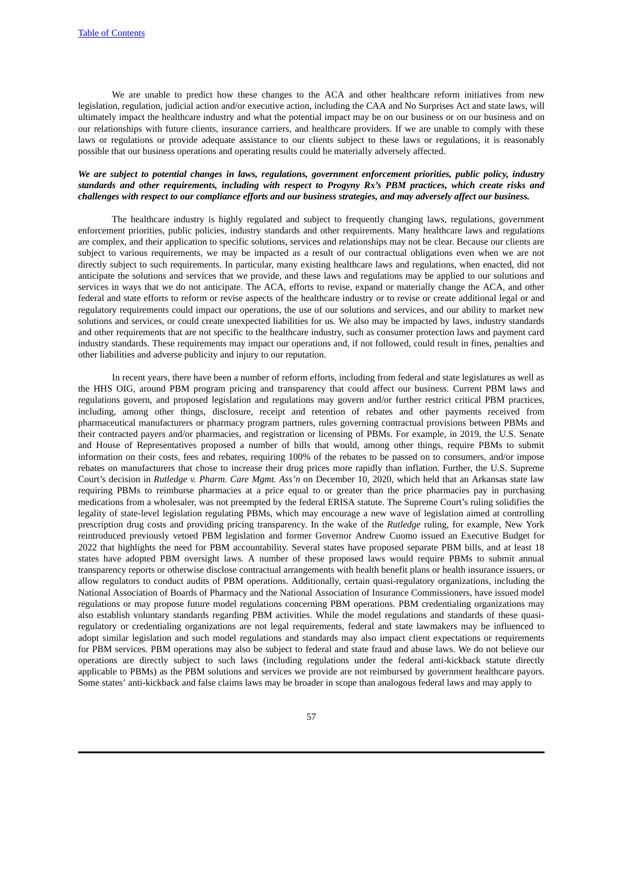We are unable to predict how these changes to the ACA and other healthcare reform initiatives from new legislation, regulation, judicial action and/or executive action, including the CAA and No Surprises Act and state laws, will ultimately impact the healthcare industry and what the potential impact may be on our business or on our business and on our relationships with future clients, insurance carriers, and healthcare providers. If we are unable to comply with these laws or regulations or provide adequate assistance to our clients subject to these laws or regulations, it is reasonably possible that our business operations and operating results could be materially adversely affected.

***We are subject to potential changes in laws, regulations, government enforcement priorities, public policy, industry standards and other requirements, including with respect to Progyny Rx's PBM practices, which create risks and challenges with respect to our compliance efforts and our business strategies, and may adversely affect our business.***

The healthcare industry is highly regulated and subject to frequently changing laws, regulations, government enforcement priorities, public policies, industry standards and other requirements. Many healthcare laws and regulations are complex, and their application to specific solutions, services and relationships may not be clear. Because our clients are subject to various requirements, we may be impacted as a result of our contractual obligations even when we are not directly subject to such requirements. In particular, many existing healthcare laws and regulations, when enacted, did not anticipate the solutions and services that we provide, and these laws and regulations may be applied to our solutions and services in ways that we do not anticipate. The ACA, efforts to revise, expand or materially change the ACA, and other federal and state efforts to reform or revise aspects of the healthcare industry or to revise or create additional legal or and regulatory requirements could impact our operations, the use of our solutions and services, and our ability to market new solutions and services, or could create unexpected liabilities for us. We also may be impacted by laws, industry standards and other requirements that are not specific to the healthcare industry, such as consumer protection laws and payment card industry standards. These requirements may impact our operations and, if not followed, could result in fines, penalties and other liabilities and adverse publicity and injury to our reputation.

In recent years, there have been a number of reform efforts, including from federal and state legislatures as well as the HHS OIG, around PBM program pricing and transparency that could affect our business. Current PBM laws and regulations govern, and proposed legislation and regulations may govern and/or further restrict critical PBM practices, including, among other things, disclosure, receipt and retention of rebates and other payments received from pharmaceutical manufacturers or pharmacy program partners, rules governing contractual provisions between PBMs and their contracted payers and/or pharmacies, and registration or licensing of PBMs. For example, in 2019, the U.S. Senate and House of Representatives proposed a number of bills that would, among other things, require PBMs to submit information on their costs, fees and rebates, requiring 100% of the rebates to be passed on to consumers, and/or impose rebates on manufacturers that chose to increase their drug prices more rapidly than inflation. Further, the U.S. Supreme Court's decision in *Rutledge v. Pharm. Care Mgmt. Ass'n* on December 10, 2020, which held that an Arkansas state law requiring PBMs to reimburse pharmacies at a price equal to or greater than the price pharmacies pay in purchasing medications from a wholesaler, was not preempted by the federal ERISA statute. The Supreme Court's ruling solidifies the legality of state-level legislation regulating PBMs, which may encourage a new wave of legislation aimed at controlling prescription drug costs and providing pricing transparency. In the wake of the *Rutledge* ruling, for example, New York reintroduced previously vetoed PBM legislation and former Governor Andrew Cuomo issued an Executive Budget for 2022 that highlights the need for PBM accountability. Several states have proposed separate PBM bills, and at least 18 states have adopted PBM oversight laws. A number of these proposed laws would require PBMs to submit annual transparency reports or otherwise disclose contractual arrangements with health benefit plans or health insurance issuers, or allow regulators to conduct audits of PBM operations. Additionally, certain quasi-regulatory organizations, including the National Association of Boards of Pharmacy and the National Association of Insurance Commissioners, have issued model regulations or may propose future model regulations concerning PBM operations. PBM credentialing organizations may also establish voluntary standards regarding PBM activities. While the model regulations and standards of these quasi-regulatory or credentialing organizations are not legal requirements, federal and state lawmakers may be influenced to adopt similar legislation and such model regulations and standards may also impact client expectations or requirements for PBM services. PBM operations may also be subject to federal and state fraud and abuse laws. We do not believe our operations are directly subject to such laws (including regulations under the federal anti-kickback statute directly applicable to PBMs) as the PBM solutions and services we provide are not reimbursed by government healthcare payors. Some states' anti-kickback and false claims laws may be broader in scope than analogous federal laws and may apply to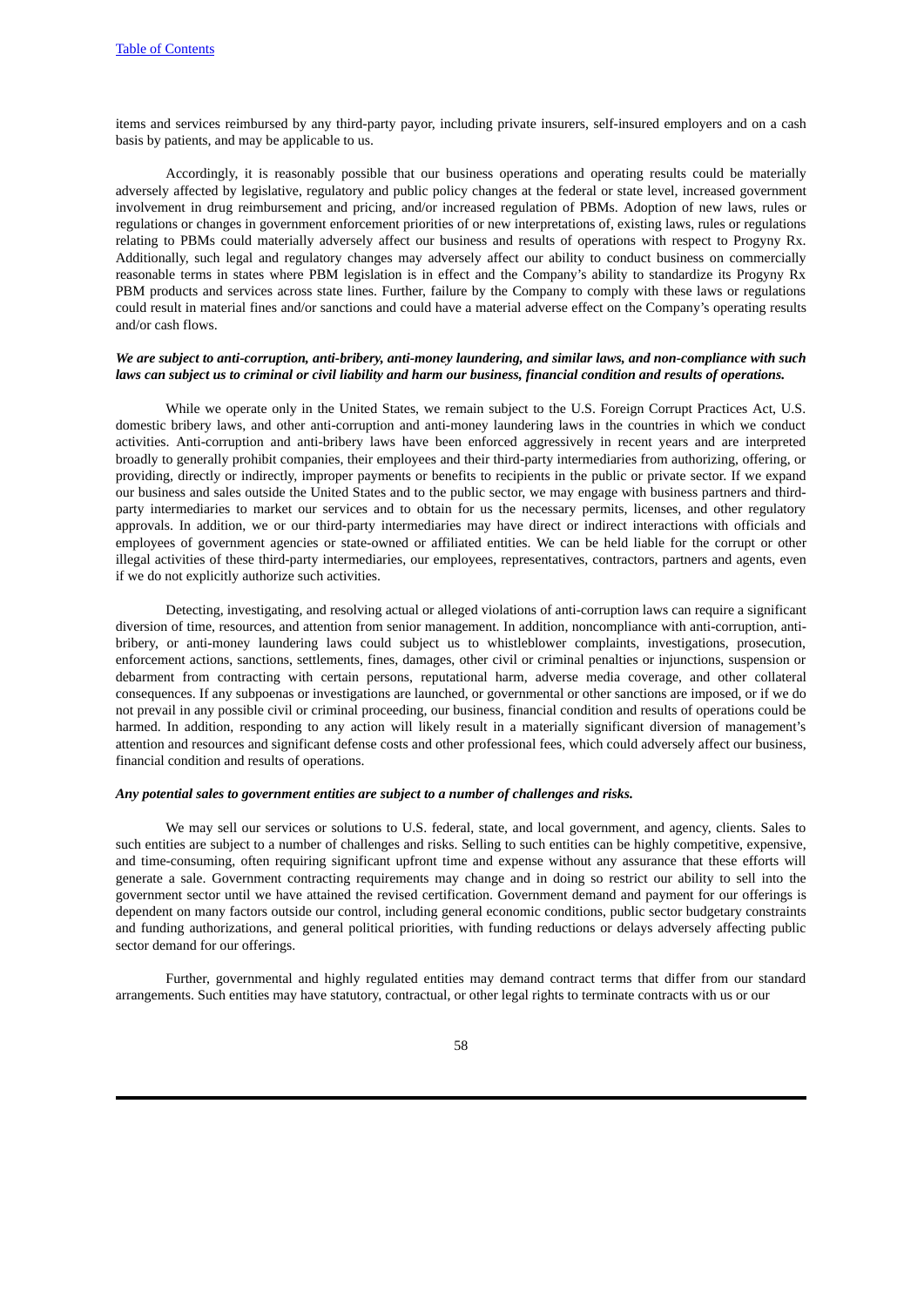items and services reimbursed by any third-party payor, including private insurers, self-insured employers and on a cash basis by patients, and may be applicable to us.

Accordingly, it is reasonably possible that our business operations and operating results could be materially adversely affected by legislative, regulatory and public policy changes at the federal or state level, increased government involvement in drug reimbursement and pricing, and/or increased regulation of PBMs. Adoption of new laws, rules or regulations or changes in government enforcement priorities of or new interpretations of, existing laws, rules or regulations relating to PBMs could materially adversely affect our business and results of operations with respect to Progyny Rx. Additionally, such legal and regulatory changes may adversely affect our ability to conduct business on commercially reasonable terms in states where PBM legislation is in effect and the Company's ability to standardize its Progyny Rx PBM products and services across state lines. Further, failure by the Company to comply with these laws or regulations could result in material fines and/or sanctions and could have a material adverse effect on the Company's operating results and/or cash flows.

***We are subject to anti-corruption, anti-bribery, anti-money laundering, and similar laws, and non-compliance with such laws can subject us to criminal or civil liability and harm our business, financial condition and results of operations.***

While we operate only in the United States, we remain subject to the U.S. Foreign Corrupt Practices Act, U.S. domestic bribery laws, and other anti-corruption and anti-money laundering laws in the countries in which we conduct activities. Anti-corruption and anti-bribery laws have been enforced aggressively in recent years and are interpreted broadly to generally prohibit companies, their employees and their third-party intermediaries from authorizing, offering, or providing, directly or indirectly, improper payments or benefits to recipients in the public or private sector. If we expand our business and sales outside the United States and to the public sector, we may engage with business partners and third-party intermediaries to market our services and to obtain for us the necessary permits, licenses, and other regulatory approvals. In addition, we or our third-party intermediaries may have direct or indirect interactions with officials and employees of government agencies or state-owned or affiliated entities. We can be held liable for the corrupt or other illegal activities of these third-party intermediaries, our employees, representatives, contractors, partners and agents, even if we do not explicitly authorize such activities.

Detecting, investigating, and resolving actual or alleged violations of anti-corruption laws can require a significant diversion of time, resources, and attention from senior management. In addition, noncompliance with anti-corruption, anti-bribery, or anti-money laundering laws could subject us to whistleblower complaints, investigations, prosecution, enforcement actions, sanctions, settlements, fines, damages, other civil or criminal penalties or injunctions, suspension or debarment from contracting with certain persons, reputational harm, adverse media coverage, and other collateral consequences. If any subpoenas or investigations are launched, or governmental or other sanctions are imposed, or if we do not prevail in any possible civil or criminal proceeding, our business, financial condition and results of operations could be harmed. In addition, responding to any action will likely result in a materially significant diversion of management's attention and resources and significant defense costs and other professional fees, which could adversely affect our business, financial condition and results of operations.

***Any potential sales to government entities are subject to a number of challenges and risks.***

We may sell our services or solutions to U.S. federal, state, and local government, and agency, clients. Sales to such entities are subject to a number of challenges and risks. Selling to such entities can be highly competitive, expensive, and time-consuming, often requiring significant upfront time and expense without any assurance that these efforts will generate a sale. Government contracting requirements may change and in doing so restrict our ability to sell into the government sector until we have attained the revised certification. Government demand and payment for our offerings is dependent on many factors outside our control, including general economic conditions, public sector budgetary constraints and funding authorizations, and general political priorities, with funding reductions or delays adversely affecting public sector demand for our offerings.

Further, governmental and highly regulated entities may demand contract terms that differ from our standard arrangements. Such entities may have statutory, contractual, or other legal rights to terminate contracts with us or our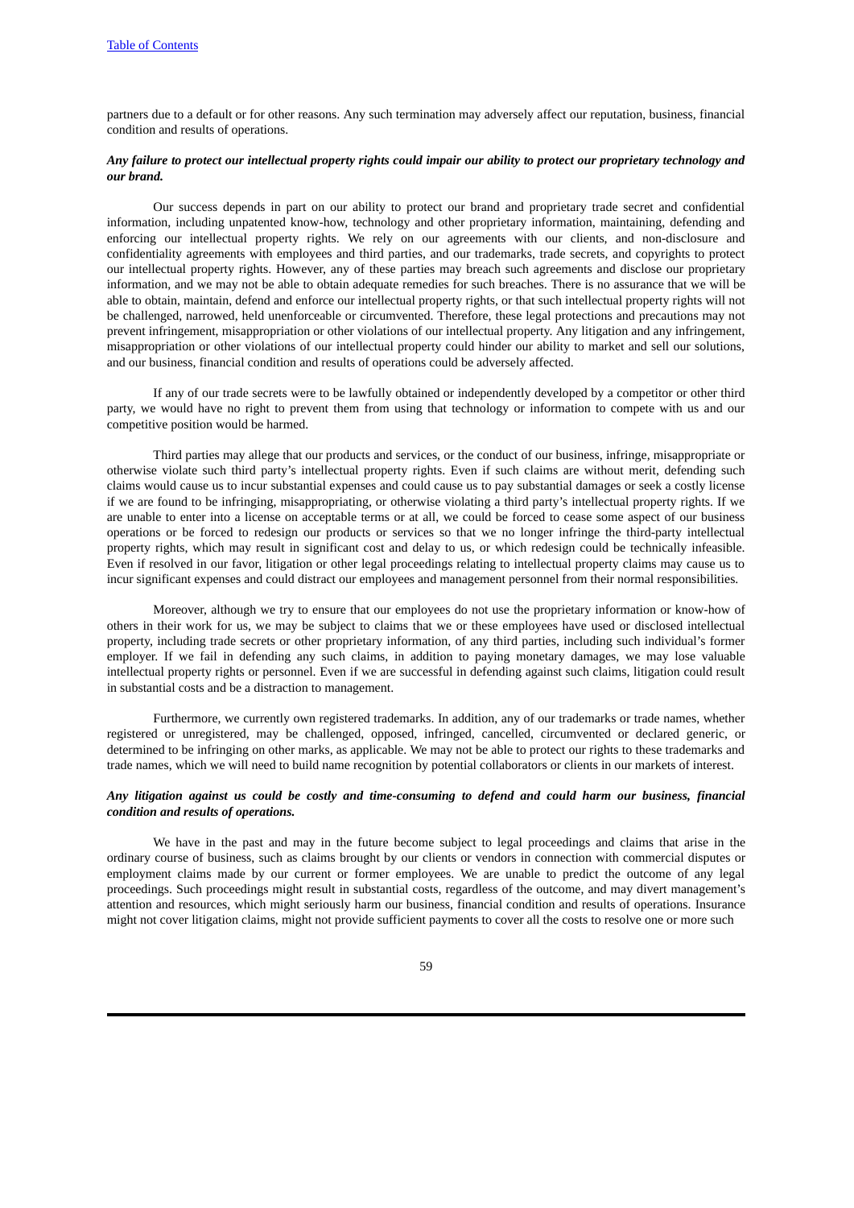partners due to a default or for other reasons. Any such termination may adversely affect our reputation, business, financial condition and results of operations.

***Any failure to protect our intellectual property rights could impair our ability to protect our proprietary technology and our brand.***

Our success depends in part on our ability to protect our brand and proprietary trade secret and confidential information, including unpatented know-how, technology and other proprietary information, maintaining, defending and enforcing our intellectual property rights. We rely on our agreements with our clients, and non-disclosure and confidentiality agreements with employees and third parties, and our trademarks, trade secrets, and copyrights to protect our intellectual property rights. However, any of these parties may breach such agreements and disclose our proprietary information, and we may not be able to obtain adequate remedies for such breaches. There is no assurance that we will be able to obtain, maintain, defend and enforce our intellectual property rights, or that such intellectual property rights will not be challenged, narrowed, held unenforceable or circumvented. Therefore, these legal protections and precautions may not prevent infringement, misappropriation or other violations of our intellectual property. Any litigation and any infringement, misappropriation or other violations of our intellectual property could hinder our ability to market and sell our solutions, and our business, financial condition and results of operations could be adversely affected.

If any of our trade secrets were to be lawfully obtained or independently developed by a competitor or other third party, we would have no right to prevent them from using that technology or information to compete with us and our competitive position would be harmed.

Third parties may allege that our products and services, or the conduct of our business, infringe, misappropriate or otherwise violate such third party's intellectual property rights. Even if such claims are without merit, defending such claims would cause us to incur substantial expenses and could cause us to pay substantial damages or seek a costly license if we are found to be infringing, misappropriating, or otherwise violating a third party's intellectual property rights. If we are unable to enter into a license on acceptable terms or at all, we could be forced to cease some aspect of our business operations or be forced to redesign our products or services so that we no longer infringe the third-party intellectual property rights, which may result in significant cost and delay to us, or which redesign could be technically infeasible. Even if resolved in our favor, litigation or other legal proceedings relating to intellectual property claims may cause us to incur significant expenses and could distract our employees and management personnel from their normal responsibilities.

Moreover, although we try to ensure that our employees do not use the proprietary information or know-how of others in their work for us, we may be subject to claims that we or these employees have used or disclosed intellectual property, including trade secrets or other proprietary information, of any third parties, including such individual's former employer. If we fail in defending any such claims, in addition to paying monetary damages, we may lose valuable intellectual property rights or personnel. Even if we are successful in defending against such claims, litigation could result in substantial costs and be a distraction to management.

Furthermore, we currently own registered trademarks. In addition, any of our trademarks or trade names, whether registered or unregistered, may be challenged, opposed, infringed, cancelled, circumvented or declared generic, or determined to be infringing on other marks, as applicable. We may not be able to protect our rights to these trademarks and trade names, which we will need to build name recognition by potential collaborators or clients in our markets of interest.

***Any litigation against us could be costly and time-consuming to defend and could harm our business, financial condition and results of operations.***

We have in the past and may in the future become subject to legal proceedings and claims that arise in the ordinary course of business, such as claims brought by our clients or vendors in connection with commercial disputes or employment claims made by our current or former employees. We are unable to predict the outcome of any legal proceedings. Such proceedings might result in substantial costs, regardless of the outcome, and may divert management's attention and resources, which might seriously harm our business, financial condition and results of operations. Insurance might not cover litigation claims, might not provide sufficient payments to cover all the costs to resolve one or more such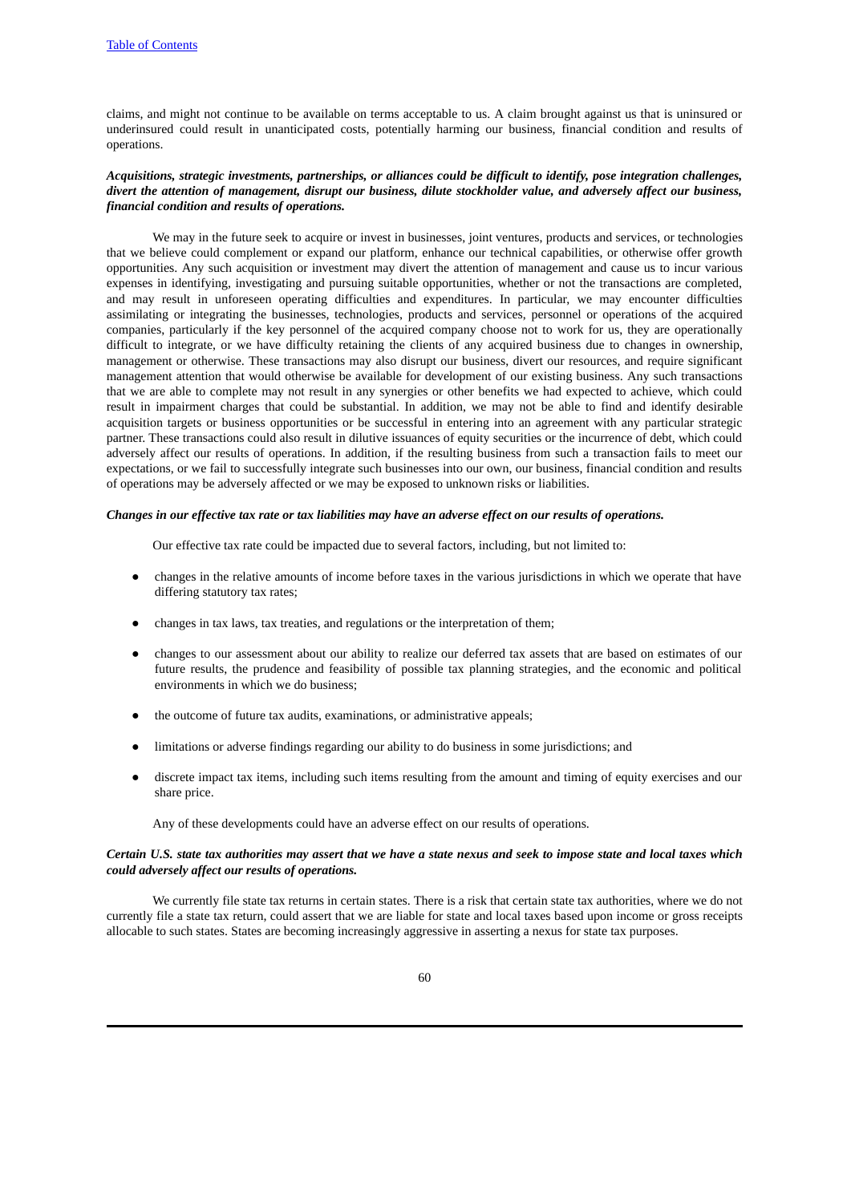claims, and might not continue to be available on terms acceptable to us. A claim brought against us that is uninsured or underinsured could result in unanticipated costs, potentially harming our business, financial condition and results of operations.

***Acquisitions, strategic investments, partnerships, or alliances could be difficult to identify, pose integration challenges, divert the attention of management, disrupt our business, dilute stockholder value, and adversely affect our business, financial condition and results of operations.***

We may in the future seek to acquire or invest in businesses, joint ventures, products and services, or technologies that we believe could complement or expand our platform, enhance our technical capabilities, or otherwise offer growth opportunities. Any such acquisition or investment may divert the attention of management and cause us to incur various expenses in identifying, investigating and pursuing suitable opportunities, whether or not the transactions are completed, and may result in unforeseen operating difficulties and expenditures. In particular, we may encounter difficulties assimilating or integrating the businesses, technologies, products and services, personnel or operations of the acquired companies, particularly if the key personnel of the acquired company choose not to work for us, they are operationally difficult to integrate, or we have difficulty retaining the clients of any acquired business due to changes in ownership, management or otherwise. These transactions may also disrupt our business, divert our resources, and require significant management attention that would otherwise be available for development of our existing business. Any such transactions that we are able to complete may not result in any synergies or other benefits we had expected to achieve, which could result in impairment charges that could be substantial. In addition, we may not be able to find and identify desirable acquisition targets or business opportunities or be successful in entering into an agreement with any particular strategic partner. These transactions could also result in dilutive issuances of equity securities or the incurrence of debt, which could adversely affect our results of operations. In addition, if the resulting business from such a transaction fails to meet our expectations, or we fail to successfully integrate such businesses into our own, our business, financial condition and results of operations may be adversely affected or we may be exposed to unknown risks or liabilities.

***Changes in our effective tax rate or tax liabilities may have an adverse effect on our results of operations.***

Our effective tax rate could be impacted due to several factors, including, but not limited to:

- changes in the relative amounts of income before taxes in the various jurisdictions in which we operate that have differing statutory tax rates;
- changes in tax laws, tax treaties, and regulations or the interpretation of them;
- changes to our assessment about our ability to realize our deferred tax assets that are based on estimates of our future results, the prudence and feasibility of possible tax planning strategies, and the economic and political environments in which we do business;
- the outcome of future tax audits, examinations, or administrative appeals;
- limitations or adverse findings regarding our ability to do business in some jurisdictions; and
- discrete impact tax items, including such items resulting from the amount and timing of equity exercises and our share price.

Any of these developments could have an adverse effect on our results of operations.

***Certain U.S. state tax authorities may assert that we have a state nexus and seek to impose state and local taxes which could adversely affect our results of operations.***

We currently file state tax returns in certain states. There is a risk that certain state tax authorities, where we do not currently file a state tax return, could assert that we are liable for state and local taxes based upon income or gross receipts allocable to such states. States are becoming increasingly aggressive in asserting a nexus for state tax purposes.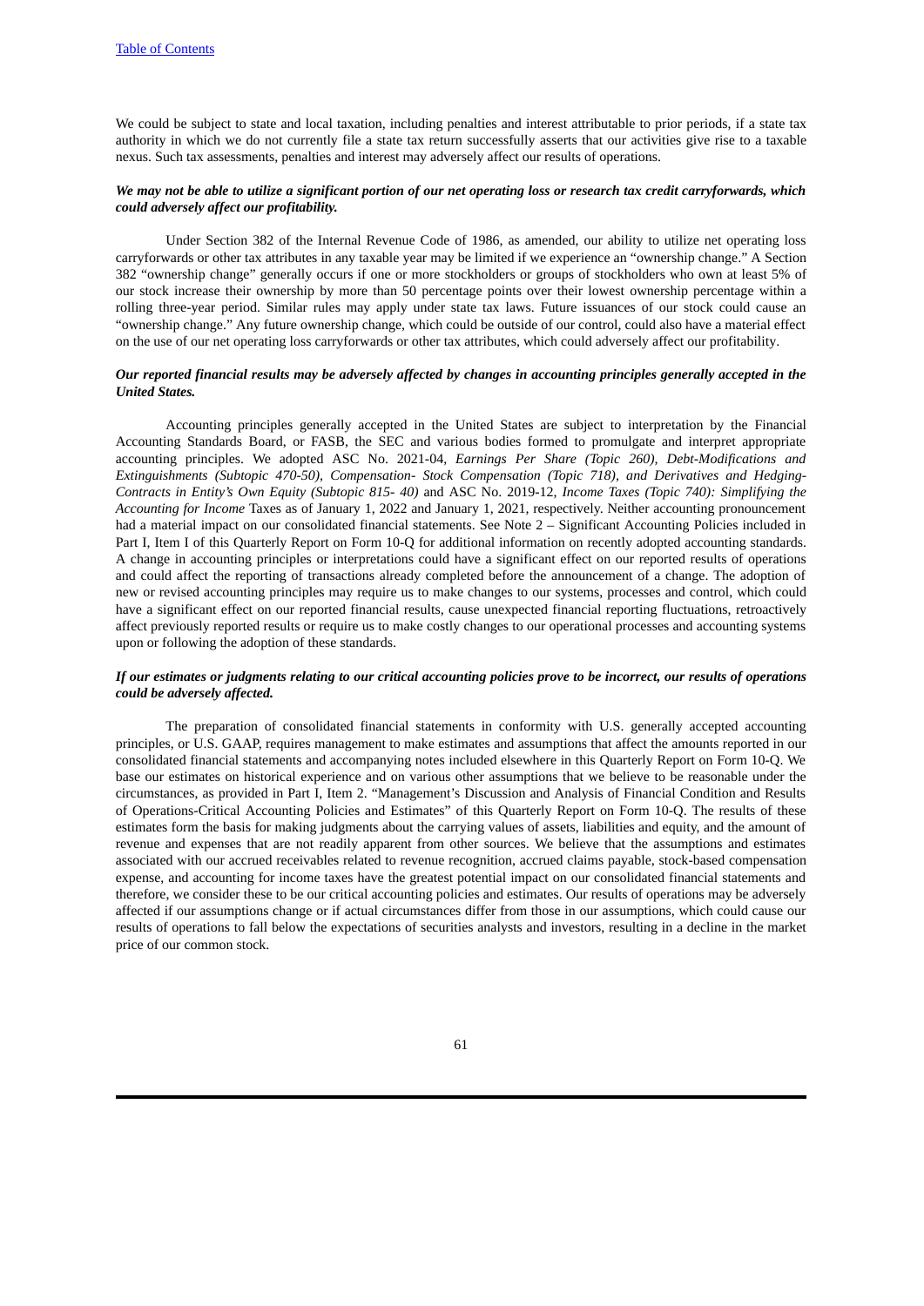We could be subject to state and local taxation, including penalties and interest attributable to prior periods, if a state tax authority in which we do not currently file a state tax return successfully asserts that our activities give rise to a taxable nexus. Such tax assessments, penalties and interest may adversely affect our results of operations.

***We may not be able to utilize a significant portion of our net operating loss or research tax credit carryforwards, which could adversely affect our profitability.***

Under Section 382 of the Internal Revenue Code of 1986, as amended, our ability to utilize net operating loss carryforwards or other tax attributes in any taxable year may be limited if we experience an "ownership change." A Section 382 "ownership change" generally occurs if one or more stockholders or groups of stockholders who own at least 5% of our stock increase their ownership by more than 50 percentage points over their lowest ownership percentage within a rolling three-year period. Similar rules may apply under state tax laws. Future issuances of our stock could cause an "ownership change." Any future ownership change, which could be outside of our control, could also have a material effect on the use of our net operating loss carryforwards or other tax attributes, which could adversely affect our profitability.

***Our reported financial results may be adversely affected by changes in accounting principles generally accepted in the United States.***

Accounting principles generally accepted in the United States are subject to interpretation by the Financial Accounting Standards Board, or FASB, the SEC and various bodies formed to promulgate and interpret appropriate accounting principles. We adopted ASC No. 2021-04, *Earnings Per Share (Topic 260), Debt-Modifications and Extinguishments (Subtopic 470-50), Compensation- Stock Compensation (Topic 718), and Derivatives and Hedging-Contracts in Entity's Own Equity (Subtopic 815- 40)* and ASC No. 2019-12, *Income Taxes (Topic 740): Simplifying the Accounting for Income* Taxes as of January 1, 2022 and January 1, 2021, respectively. Neither accounting pronouncement had a material impact on our consolidated financial statements. See Note 2 – Significant Accounting Policies included in Part I, Item I of this Quarterly Report on Form 10-Q for additional information on recently adopted accounting standards. A change in accounting principles or interpretations could have a significant effect on our reported results of operations and could affect the reporting of transactions already completed before the announcement of a change. The adoption of new or revised accounting principles may require us to make changes to our systems, processes and control, which could have a significant effect on our reported financial results, cause unexpected financial reporting fluctuations, retroactively affect previously reported results or require us to make costly changes to our operational processes and accounting systems upon or following the adoption of these standards.

***If our estimates or judgments relating to our critical accounting policies prove to be incorrect, our results of operations could be adversely affected.***

The preparation of consolidated financial statements in conformity with U.S. generally accepted accounting principles, or U.S. GAAP, requires management to make estimates and assumptions that affect the amounts reported in our consolidated financial statements and accompanying notes included elsewhere in this Quarterly Report on Form 10-Q. We base our estimates on historical experience and on various other assumptions that we believe to be reasonable under the circumstances, as provided in Part I, Item 2. "Management's Discussion and Analysis of Financial Condition and Results of Operations-Critical Accounting Policies and Estimates" of this Quarterly Report on Form 10-Q. The results of these estimates form the basis for making judgments about the carrying values of assets, liabilities and equity, and the amount of revenue and expenses that are not readily apparent from other sources. We believe that the assumptions and estimates associated with our accrued receivables related to revenue recognition, accrued claims payable, stock-based compensation expense, and accounting for income taxes have the greatest potential impact on our consolidated financial statements and therefore, we consider these to be our critical accounting policies and estimates. Our results of operations may be adversely affected if our assumptions change or if actual circumstances differ from those in our assumptions, which could cause our results of operations to fall below the expectations of securities analysts and investors, resulting in a decline in the market price of our common stock.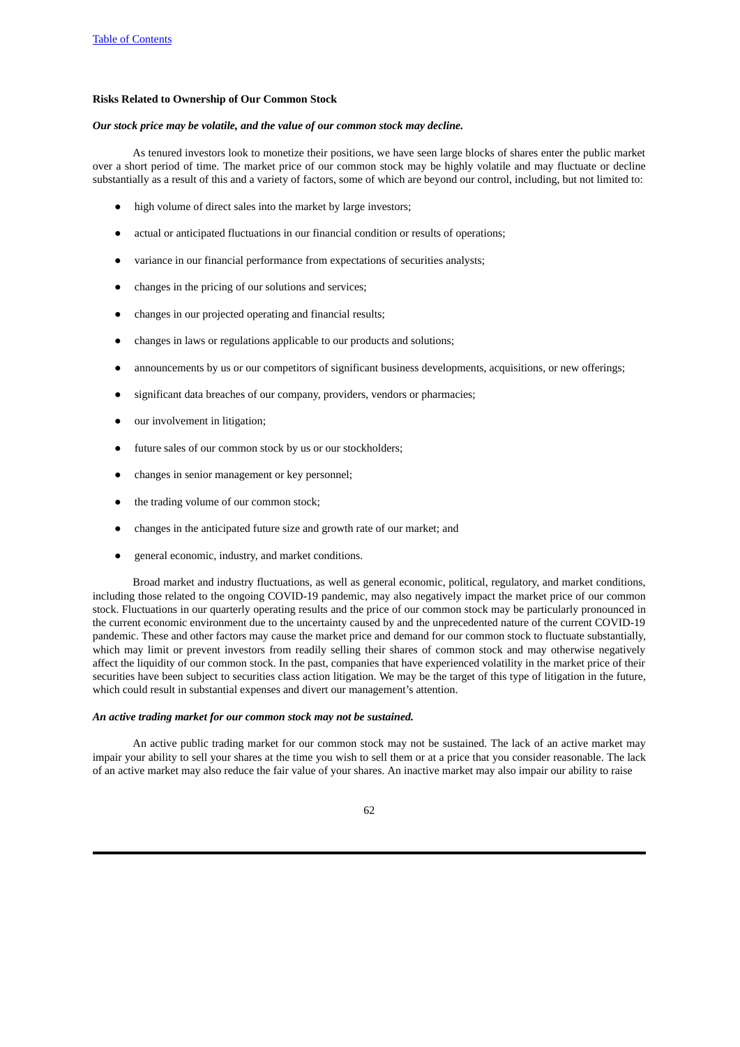**Risks Related to Ownership of Our Common Stock**

***Our stock price may be volatile, and the value of our common stock may decline.***

As tenured investors look to monetize their positions, we have seen large blocks of shares enter the public market over a short period of time. The market price of our common stock may be highly volatile and may fluctuate or decline substantially as a result of this and a variety of factors, some of which are beyond our control, including, but not limited to:

- high volume of direct sales into the market by large investors;
- actual or anticipated fluctuations in our financial condition or results of operations;
- variance in our financial performance from expectations of securities analysts;
- changes in the pricing of our solutions and services;
- changes in our projected operating and financial results;
- changes in laws or regulations applicable to our products and solutions;
- announcements by us or our competitors of significant business developments, acquisitions, or new offerings;
- significant data breaches of our company, providers, vendors or pharmacies;
- our involvement in litigation;
- future sales of our common stock by us or our stockholders;
- changes in senior management or key personnel;
- the trading volume of our common stock;
- changes in the anticipated future size and growth rate of our market; and
- general economic, industry, and market conditions.

Broad market and industry fluctuations, as well as general economic, political, regulatory, and market conditions, including those related to the ongoing COVID-19 pandemic, may also negatively impact the market price of our common stock. Fluctuations in our quarterly operating results and the price of our common stock may be particularly pronounced in the current economic environment due to the uncertainty caused by and the unprecedented nature of the current COVID-19 pandemic. These and other factors may cause the market price and demand for our common stock to fluctuate substantially, which may limit or prevent investors from readily selling their shares of common stock and may otherwise negatively affect the liquidity of our common stock. In the past, companies that have experienced volatility in the market price of their securities have been subject to securities class action litigation. We may be the target of this type of litigation in the future, which could result in substantial expenses and divert our management's attention.

***An active trading market for our common stock may not be sustained.***

An active public trading market for our common stock may not be sustained. The lack of an active market may impair your ability to sell your shares at the time you wish to sell them or at a price that you consider reasonable. The lack of an active market may also reduce the fair value of your shares. An inactive market may also impair our ability to raise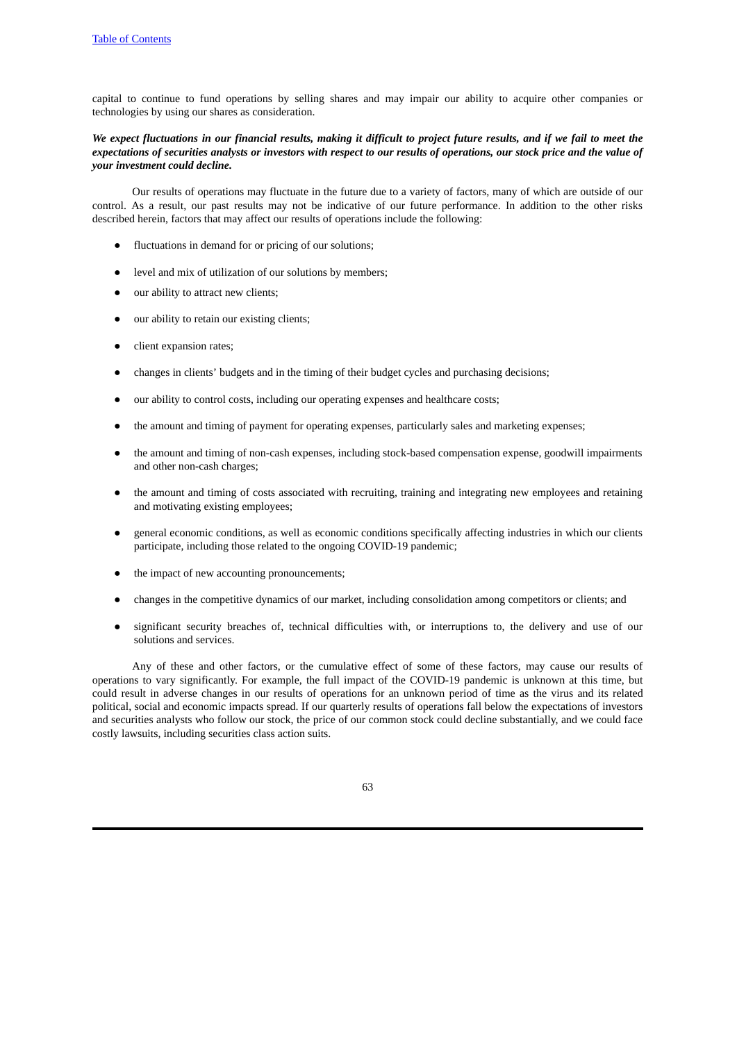capital to continue to fund operations by selling shares and may impair our ability to acquire other companies or technologies by using our shares as consideration.

***We expect fluctuations in our financial results, making it difficult to project future results, and if we fail to meet the expectations of securities analysts or investors with respect to our results of operations, our stock price and the value of your investment could decline.***

Our results of operations may fluctuate in the future due to a variety of factors, many of which are outside of our control. As a result, our past results may not be indicative of our future performance. In addition to the other risks described herein, factors that may affect our results of operations include the following:

- fluctuations in demand for or pricing of our solutions;
- level and mix of utilization of our solutions by members;
- our ability to attract new clients;
- our ability to retain our existing clients;
- client expansion rates;
- changes in clients' budgets and in the timing of their budget cycles and purchasing decisions;
- our ability to control costs, including our operating expenses and healthcare costs;
- the amount and timing of payment for operating expenses, particularly sales and marketing expenses;
- the amount and timing of non-cash expenses, including stock-based compensation expense, goodwill impairments and other non-cash charges;
- the amount and timing of costs associated with recruiting, training and integrating new employees and retaining and motivating existing employees;
- general economic conditions, as well as economic conditions specifically affecting industries in which our clients participate, including those related to the ongoing COVID-19 pandemic;
- the impact of new accounting pronouncements;
- changes in the competitive dynamics of our market, including consolidation among competitors or clients; and
- significant security breaches of, technical difficulties with, or interruptions to, the delivery and use of our solutions and services.

Any of these and other factors, or the cumulative effect of some of these factors, may cause our results of operations to vary significantly. For example, the full impact of the COVID-19 pandemic is unknown at this time, but could result in adverse changes in our results of operations for an unknown period of time as the virus and its related political, social and economic impacts spread. If our quarterly results of operations fall below the expectations of investors and securities analysts who follow our stock, the price of our common stock could decline substantially, and we could face costly lawsuits, including securities class action suits.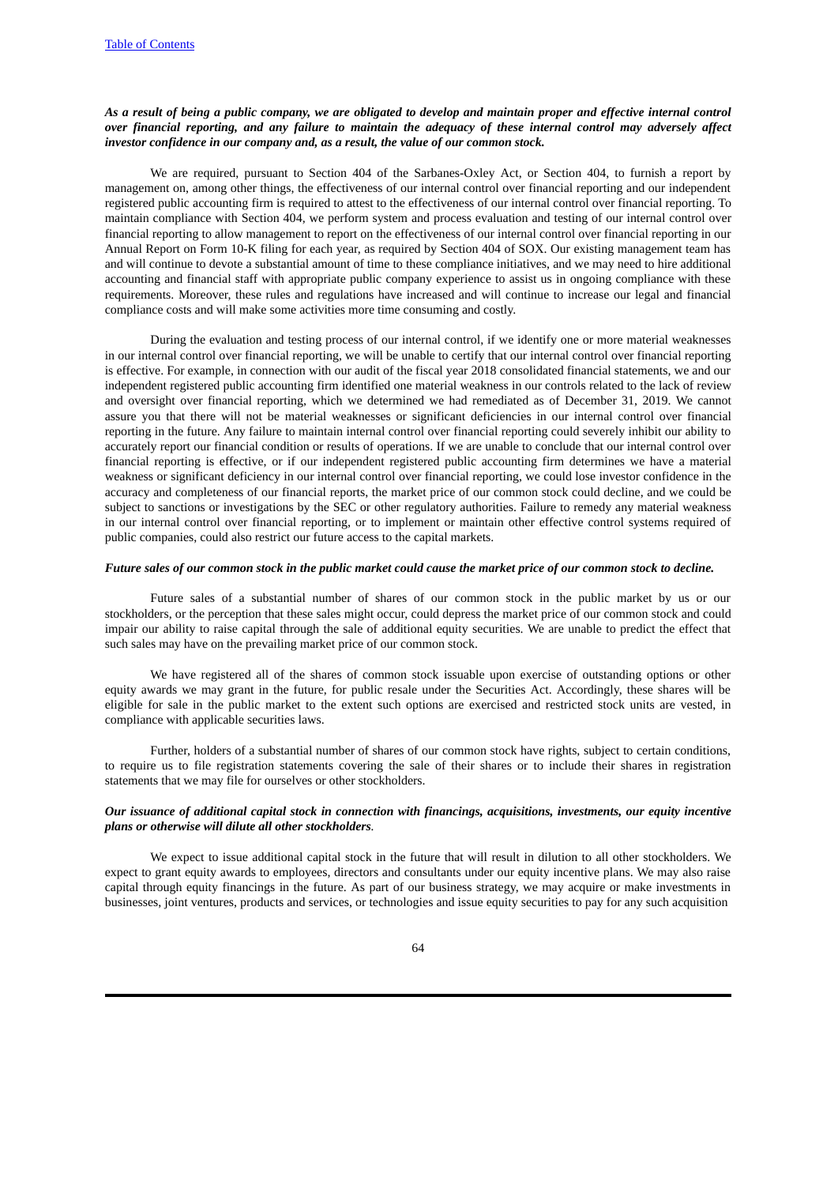***As a result of being a public company, we are obligated to develop and maintain proper and effective internal control over financial reporting, and any failure to maintain the adequacy of these internal control may adversely affect investor confidence in our company and, as a result, the value of our common stock.***

We are required, pursuant to Section 404 of the Sarbanes-Oxley Act, or Section 404, to furnish a report by management on, among other things, the effectiveness of our internal control over financial reporting and our independent registered public accounting firm is required to attest to the effectiveness of our internal control over financial reporting. To maintain compliance with Section 404, we perform system and process evaluation and testing of our internal control over financial reporting to allow management to report on the effectiveness of our internal control over financial reporting in our Annual Report on Form 10-K filing for each year, as required by Section 404 of SOX. Our existing management team has and will continue to devote a substantial amount of time to these compliance initiatives, and we may need to hire additional accounting and financial staff with appropriate public company experience to assist us in ongoing compliance with these requirements. Moreover, these rules and regulations have increased and will continue to increase our legal and financial compliance costs and will make some activities more time consuming and costly.

During the evaluation and testing process of our internal control, if we identify one or more material weaknesses in our internal control over financial reporting, we will be unable to certify that our internal control over financial reporting is effective. For example, in connection with our audit of the fiscal year 2018 consolidated financial statements, we and our independent registered public accounting firm identified one material weakness in our controls related to the lack of review and oversight over financial reporting, which we determined we had remediated as of December 31, 2019. We cannot assure you that there will not be material weaknesses or significant deficiencies in our internal control over financial reporting in the future. Any failure to maintain internal control over financial reporting could severely inhibit our ability to accurately report our financial condition or results of operations. If we are unable to conclude that our internal control over financial reporting is effective, or if our independent registered public accounting firm determines we have a material weakness or significant deficiency in our internal control over financial reporting, we could lose investor confidence in the accuracy and completeness of our financial reports, the market price of our common stock could decline, and we could be subject to sanctions or investigations by the SEC or other regulatory authorities. Failure to remedy any material weakness in our internal control over financial reporting, or to implement or maintain other effective control systems required of public companies, could also restrict our future access to the capital markets.

***Future sales of our common stock in the public market could cause the market price of our common stock to decline.***

Future sales of a substantial number of shares of our common stock in the public market by us or our stockholders, or the perception that these sales might occur, could depress the market price of our common stock and could impair our ability to raise capital through the sale of additional equity securities. We are unable to predict the effect that such sales may have on the prevailing market price of our common stock.

We have registered all of the shares of common stock issuable upon exercise of outstanding options or other equity awards we may grant in the future, for public resale under the Securities Act. Accordingly, these shares will be eligible for sale in the public market to the extent such options are exercised and restricted stock units are vested, in compliance with applicable securities laws.

Further, holders of a substantial number of shares of our common stock have rights, subject to certain conditions, to require us to file registration statements covering the sale of their shares or to include their shares in registration statements that we may file for ourselves or other stockholders.

***Our issuance of additional capital stock in connection with financings, acquisitions, investments, our equity incentive plans or otherwise will dilute all other stockholders.***

We expect to issue additional capital stock in the future that will result in dilution to all other stockholders. We expect to grant equity awards to employees, directors and consultants under our equity incentive plans. We may also raise capital through equity financings in the future. As part of our business strategy, we may acquire or make investments in businesses, joint ventures, products and services, or technologies and issue equity securities to pay for any such acquisition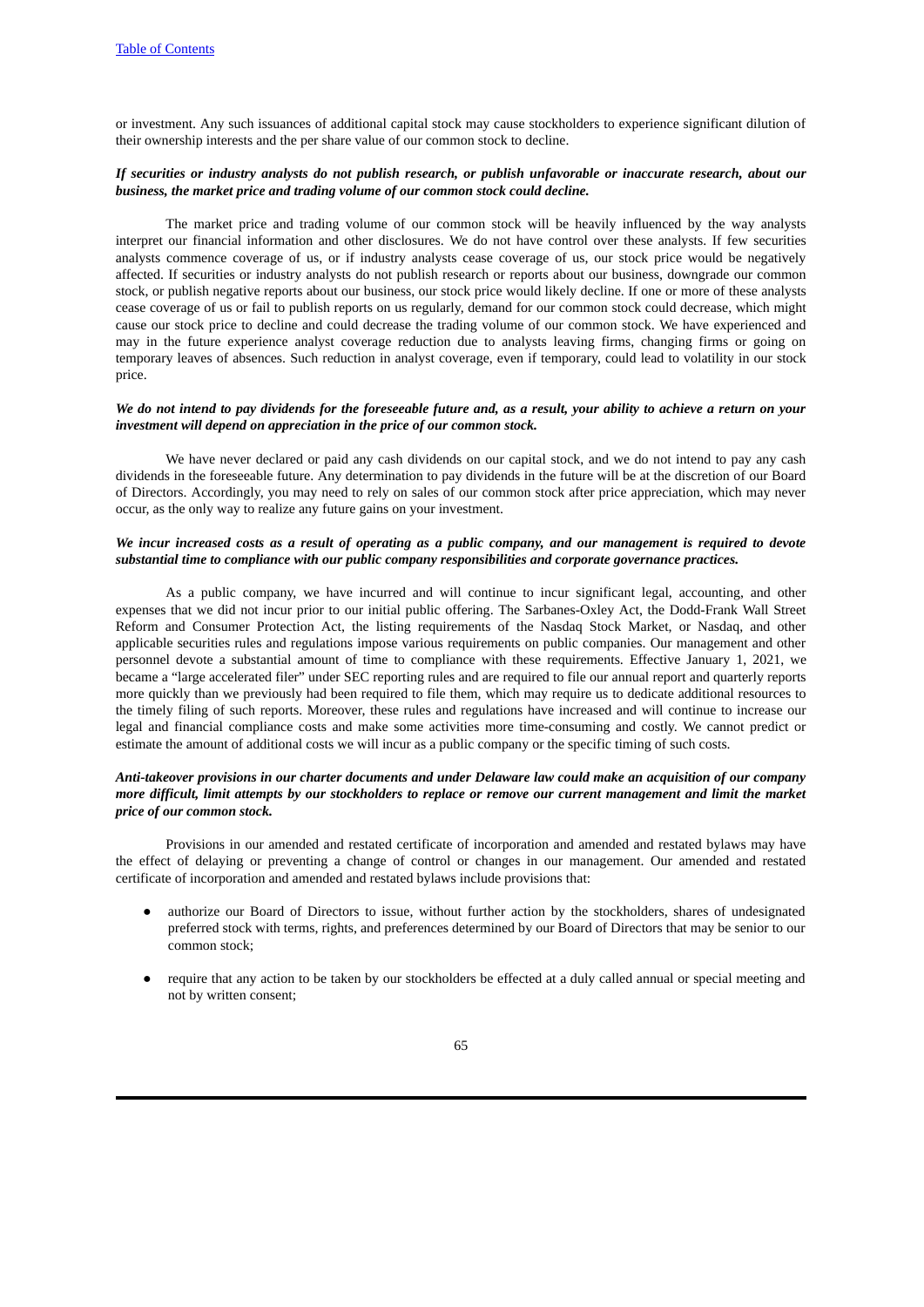or investment. Any such issuances of additional capital stock may cause stockholders to experience significant dilution of their ownership interests and the per share value of our common stock to decline.

***If securities or industry analysts do not publish research, or publish unfavorable or inaccurate research, about our business, the market price and trading volume of our common stock could decline.***

The market price and trading volume of our common stock will be heavily influenced by the way analysts interpret our financial information and other disclosures. We do not have control over these analysts. If few securities analysts commence coverage of us, or if industry analysts cease coverage of us, our stock price would be negatively affected. If securities or industry analysts do not publish research or reports about our business, downgrade our common stock, or publish negative reports about our business, our stock price would likely decline. If one or more of these analysts cease coverage of us or fail to publish reports on us regularly, demand for our common stock could decrease, which might cause our stock price to decline and could decrease the trading volume of our common stock. We have experienced and may in the future experience analyst coverage reduction due to analysts leaving firms, changing firms or going on temporary leaves of absences. Such reduction in analyst coverage, even if temporary, could lead to volatility in our stock price.

***We do not intend to pay dividends for the foreseeable future and, as a result, your ability to achieve a return on your investment will depend on appreciation in the price of our common stock.***

We have never declared or paid any cash dividends on our capital stock, and we do not intend to pay any cash dividends in the foreseeable future. Any determination to pay dividends in the future will be at the discretion of our Board of Directors. Accordingly, you may need to rely on sales of our common stock after price appreciation, which may never occur, as the only way to realize any future gains on your investment.

***We incur increased costs as a result of operating as a public company, and our management is required to devote substantial time to compliance with our public company responsibilities and corporate governance practices.***

As a public company, we have incurred and will continue to incur significant legal, accounting, and other expenses that we did not incur prior to our initial public offering. The Sarbanes-Oxley Act, the Dodd-Frank Wall Street Reform and Consumer Protection Act, the listing requirements of the Nasdaq Stock Market, or Nasdaq, and other applicable securities rules and regulations impose various requirements on public companies. Our management and other personnel devote a substantial amount of time to compliance with these requirements. Effective January 1, 2021, we became a "large accelerated filer" under SEC reporting rules and are required to file our annual report and quarterly reports more quickly than we previously had been required to file them, which may require us to dedicate additional resources to the timely filing of such reports. Moreover, these rules and regulations have increased and will continue to increase our legal and financial compliance costs and make some activities more time-consuming and costly. We cannot predict or estimate the amount of additional costs we will incur as a public company or the specific timing of such costs.

***Anti-takeover provisions in our charter documents and under Delaware law could make an acquisition of our company more difficult, limit attempts by our stockholders to replace or remove our current management and limit the market price of our common stock.***

Provisions in our amended and restated certificate of incorporation and amended and restated bylaws may have the effect of delaying or preventing a change of control or changes in our management. Our amended and restated certificate of incorporation and amended and restated bylaws include provisions that:

- authorize our Board of Directors to issue, without further action by the stockholders, shares of undesignated preferred stock with terms, rights, and preferences determined by our Board of Directors that may be senior to our common stock;
- require that any action to be taken by our stockholders be effected at a duly called annual or special meeting and not by written consent;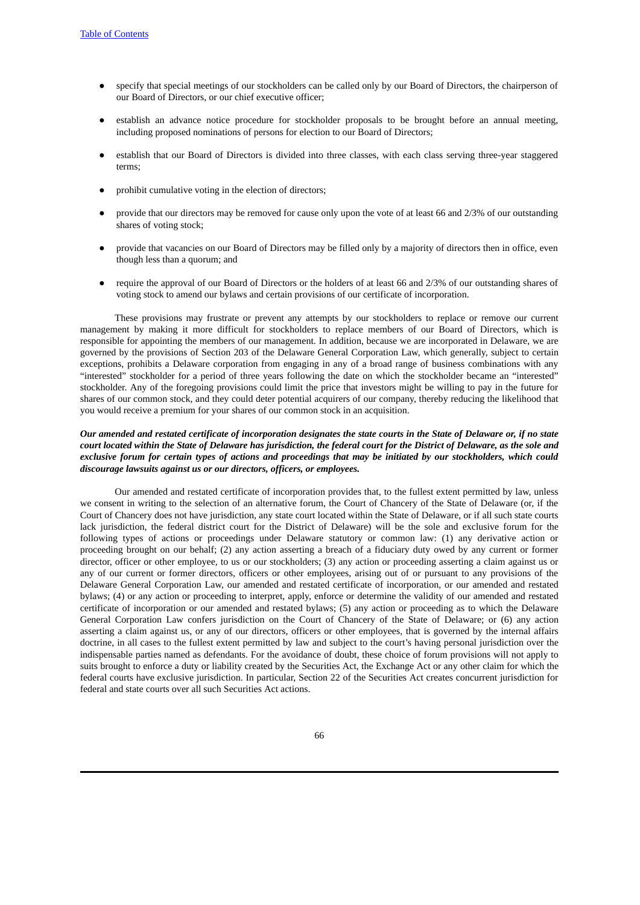- specify that special meetings of our stockholders can be called only by our Board of Directors, the chairperson of our Board of Directors, or our chief executive officer;
- establish an advance notice procedure for stockholder proposals to be brought before an annual meeting, including proposed nominations of persons for election to our Board of Directors;
- establish that our Board of Directors is divided into three classes, with each class serving three-year staggered terms;
- prohibit cumulative voting in the election of directors;
- provide that our directors may be removed for cause only upon the vote of at least 66 and 2/3% of our outstanding shares of voting stock;
- provide that vacancies on our Board of Directors may be filled only by a majority of directors then in office, even though less than a quorum; and
- require the approval of our Board of Directors or the holders of at least 66 and 2/3% of our outstanding shares of voting stock to amend our bylaws and certain provisions of our certificate of incorporation.

These provisions may frustrate or prevent any attempts by our stockholders to replace or remove our current management by making it more difficult for stockholders to replace members of our Board of Directors, which is responsible for appointing the members of our management. In addition, because we are incorporated in Delaware, we are governed by the provisions of Section 203 of the Delaware General Corporation Law, which generally, subject to certain exceptions, prohibits a Delaware corporation from engaging in any of a broad range of business combinations with any "interested" stockholder for a period of three years following the date on which the stockholder became an "interested" stockholder. Any of the foregoing provisions could limit the price that investors might be willing to pay in the future for shares of our common stock, and they could deter potential acquirers of our company, thereby reducing the likelihood that you would receive a premium for your shares of our common stock in an acquisition.

***Our amended and restated certificate of incorporation designates the state courts in the State of Delaware or, if no state court located within the State of Delaware has jurisdiction, the federal court for the District of Delaware, as the sole and exclusive forum for certain types of actions and proceedings that may be initiated by our stockholders, which could discourage lawsuits against us or our directors, officers, or employees.***

Our amended and restated certificate of incorporation provides that, to the fullest extent permitted by law, unless we consent in writing to the selection of an alternative forum, the Court of Chancery of the State of Delaware (or, if the Court of Chancery does not have jurisdiction, any state court located within the State of Delaware, or if all such state courts lack jurisdiction, the federal district court for the District of Delaware) will be the sole and exclusive forum for the following types of actions or proceedings under Delaware statutory or common law: (1) any derivative action or proceeding brought on our behalf; (2) any action asserting a breach of a fiduciary duty owed by any current or former director, officer or other employee, to us or our stockholders; (3) any action or proceeding asserting a claim against us or any of our current or former directors, officers or other employees, arising out of or pursuant to any provisions of the Delaware General Corporation Law, our amended and restated certificate of incorporation, or our amended and restated bylaws; (4) or any action or proceeding to interpret, apply, enforce or determine the validity of our amended and restated certificate of incorporation or our amended and restated bylaws; (5) any action or proceeding as to which the Delaware General Corporation Law confers jurisdiction on the Court of Chancery of the State of Delaware; or (6) any action asserting a claim against us, or any of our directors, officers or other employees, that is governed by the internal affairs doctrine, in all cases to the fullest extent permitted by law and subject to the court's having personal jurisdiction over the indispensable parties named as defendants. For the avoidance of doubt, these choice of forum provisions will not apply to suits brought to enforce a duty or liability created by the Securities Act, the Exchange Act or any other claim for which the federal courts have exclusive jurisdiction. In particular, Section 22 of the Securities Act creates concurrent jurisdiction for federal and state courts over all such Securities Act actions.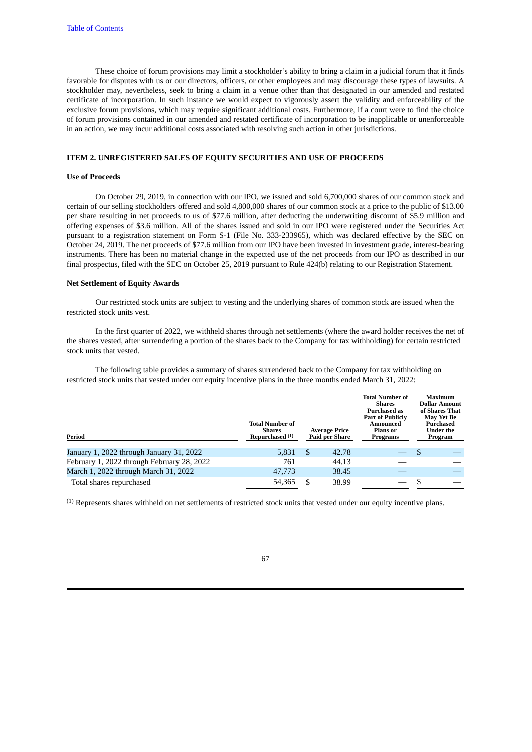These choice of forum provisions may limit a stockholder's ability to bring a claim in a judicial forum that it finds favorable for disputes with us or our directors, officers, or other employees and may discourage these types of lawsuits. A stockholder may, nevertheless, seek to bring a claim in a venue other than that designated in our amended and restated certificate of incorporation. In such instance we would expect to vigorously assert the validity and enforceability of the exclusive forum provisions, which may require significant additional costs. Furthermore, if a court were to find the choice of forum provisions contained in our amended and restated certificate of incorporation to be inapplicable or unenforceable in an action, we may incur additional costs associated with resolving such action in other jurisdictions.

## ITEM 2. UNREGISTERED SALES OF EQUITY SECURITIES AND USE OF PROCEEDS

### Use of Proceeds

On October 29, 2019, in connection with our IPO, we issued and sold 6,700,000 shares of our common stock and certain of our selling stockholders offered and sold 4,800,000 shares of our common stock at a price to the public of $13.00 per share resulting in net proceeds to us of $77.6 million, after deducting the underwriting discount of $5.9 million and offering expenses of $3.6 million. All of the shares issued and sold in our IPO were registered under the Securities Act pursuant to a registration statement on Form S-1 (File No. 333-233965), which was declared effective by the SEC on October 24, 2019. The net proceeds of $77.6 million from our IPO have been invested in investment grade, interest-bearing instruments. There has been no material change in the expected use of the net proceeds from our IPO as described in our final prospectus, filed with the SEC on October 25, 2019 pursuant to Rule 424(b) relating to our Registration Statement.

### Net Settlement of Equity Awards

Our restricted stock units are subject to vesting and the underlying shares of common stock are issued when the restricted stock units vest.

In the first quarter of 2022, we withheld shares through net settlements (where the award holder receives the net of the shares vested, after surrendering a portion of the shares back to the Company for tax withholding) for certain restricted stock units that vested.

The following table provides a summary of shares surrendered back to the Company for tax withholding on restricted stock units that vested under our equity incentive plans in the three months ended March 31, 2022:

| Period | Total Number of Shares Repurchased [(1)] | Average Price Paid per Share | Total Number of Shares Purchased as Part of Publicly Announced Plans or Programs | Maximum Dollar Amount of Shares That May Yet Be Purchased Under the Program |
|---|---|---|---|---|
| January 1, 2022 through January 31, 2022 | 5,831 | $ 42.78 | — | $ — |
| February 1, 2022 through February 28, 2022 | 761 | 44.13 | — | — |
| March 1, 2022 through March 31, 2022 | 47,773 | 38.45 | — | — |
| Total shares repurchased | 54,365 | $ 38.99 | — | $ — |

(1) Represents shares withheld on net settlements of restricted stock units that vested under our equity incentive plans.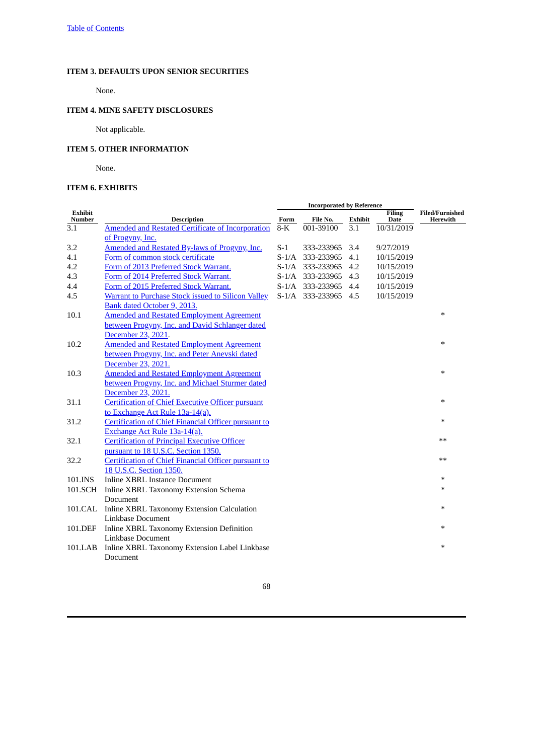[Table of Contents](#)

### ITEM 3. DEFAULTS UPON SENIOR SECURITIES

None.

### ITEM 4. MINE SAFETY DISCLOSURES

Not applicable.

### ITEM 5. OTHER INFORMATION

None.

### ITEM 6. EXHIBITS

| | | Incorporated by Reference | | | | |
|---|---|---|---|---|---|---|
| Exhibit Number | Description | Form | File No. | Exhibit | Filing Date | Filed/Furnished Herewith |
| 3.1 | Amended and Restated Certificate of Incorporation of Progyny, Inc. | 8-K | 001-39100 | 3.1 | 10/31/2019 | |
| 3.2 | Amended and Restated By-laws of Progyny, Inc. | S-1 | 333-233965 | 3.4 | 9/27/2019 | |
| 4.1 | Form of common stock certificate | S-1/A | 333-233965 | 4.1 | 10/15/2019 | |
| 4.2 | Form of 2013 Preferred Stock Warrant. | S-1/A | 333-233965 | 4.2 | 10/15/2019 | |
| 4.3 | Form of 2014 Preferred Stock Warrant. | S-1/A | 333-233965 | 4.3 | 10/15/2019 | |
| 4.4 | Form of 2015 Preferred Stock Warrant. | S-1/A | 333-233965 | 4.4 | 10/15/2019 | |
| 4.5 | Warrant to Purchase Stock issued to Silicon Valley Bank dated October 9, 2013. | S-1/A | 333-233965 | 4.5 | 10/15/2019 | |
| 10.1 | Amended and Restated Employment Agreement between Progyny, Inc. and David Schlanger dated December 23, 2021. | | | | | * |
| 10.2 | Amended and Restated Employment Agreement between Progyny, Inc. and Peter Anevski dated December 23, 2021. | | | | | * |
| 10.3 | Amended and Restated Employment Agreement between Progyny, Inc. and Michael Sturmer dated December 23, 2021. | | | | | * |
| 31.1 | Certification of Chief Executive Officer pursuant to Exchange Act Rule 13a-14(a). | | | | | * |
| 31.2 | Certification of Chief Financial Officer pursuant to Exchange Act Rule 13a-14(a). | | | | | * |
| 32.1 | Certification of Principal Executive Officer pursuant to 18 U.S.C. Section 1350. | | | | | ** |
| 32.2 | Certification of Chief Financial Officer pursuant to 18 U.S.C. Section 1350. | | | | | ** |
| 101.INS | Inline XBRL Instance Document | | | | | * |
| 101.SCH | Inline XBRL Taxonomy Extension Schema Document | | | | | * |
| 101.CAL | Inline XBRL Taxonomy Extension Calculation Linkbase Document | | | | | * |
| 101.DEF | Inline XBRL Taxonomy Extension Definition Linkbase Document | | | | | * |
| 101.LAB | Inline XBRL Taxonomy Extension Label Linkbase Document | | | | | * |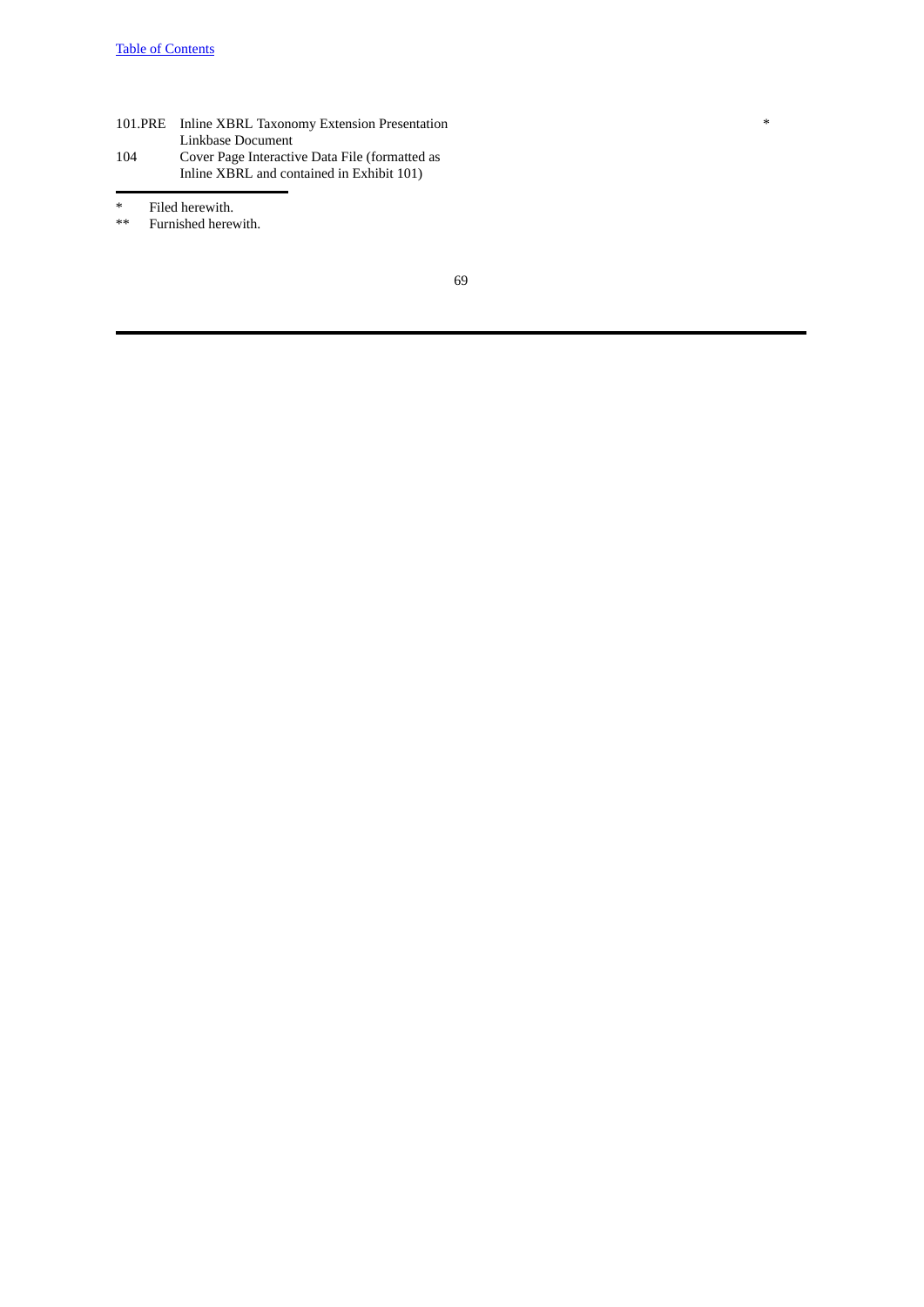| | | |
|---|---|---|
| 101.PRE | Inline XBRL Taxonomy Extension Presentation Linkbase Document | * |
| 104 | Cover Page Interactive Data File (formatted as Inline XBRL and contained in Exhibit 101) | |

\* Filed herewith.

\*\* Furnished herewith.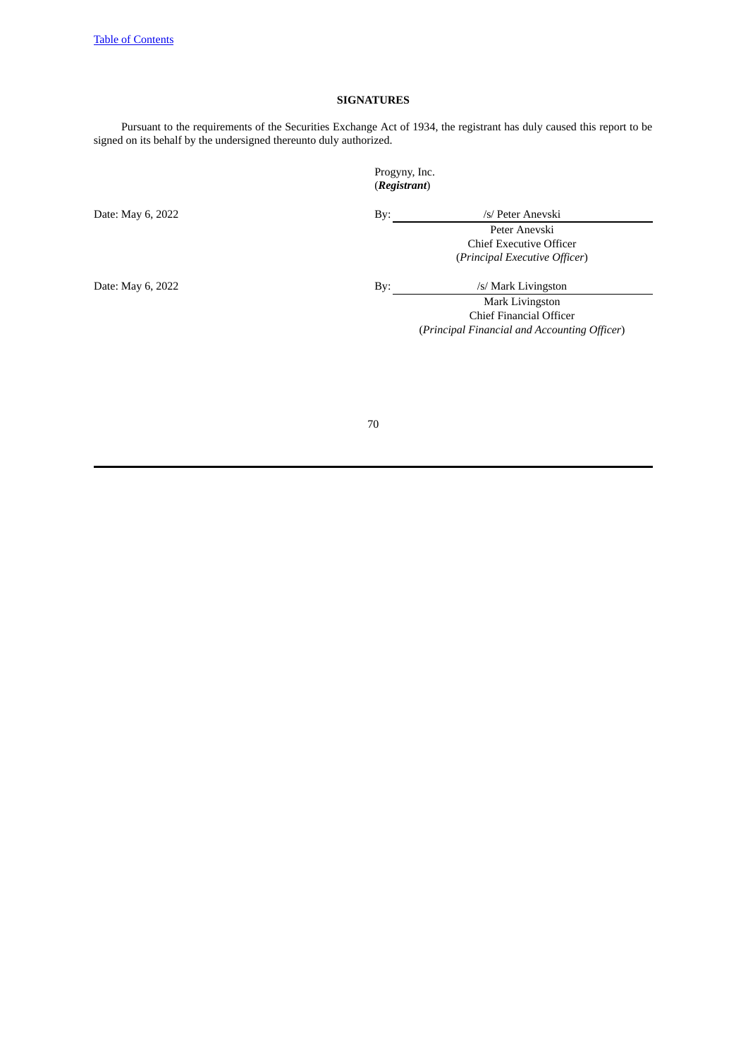## SIGNATURES

Pursuant to the requirements of the Securities Exchange Act of 1934, the registrant has duly caused this report to be signed on its behalf by the undersigned thereunto duly authorized.

Progyny, Inc.
(***Registrant***)

Date: May 6, 2022

By: /s/ Peter Anevski
Peter Anevski
Chief Executive Officer
(*Principal Executive Officer*)

Date: May 6, 2022

By: /s/ Mark Livingston
Mark Livingston
Chief Financial Officer
(*Principal Financial and Accounting Officer*)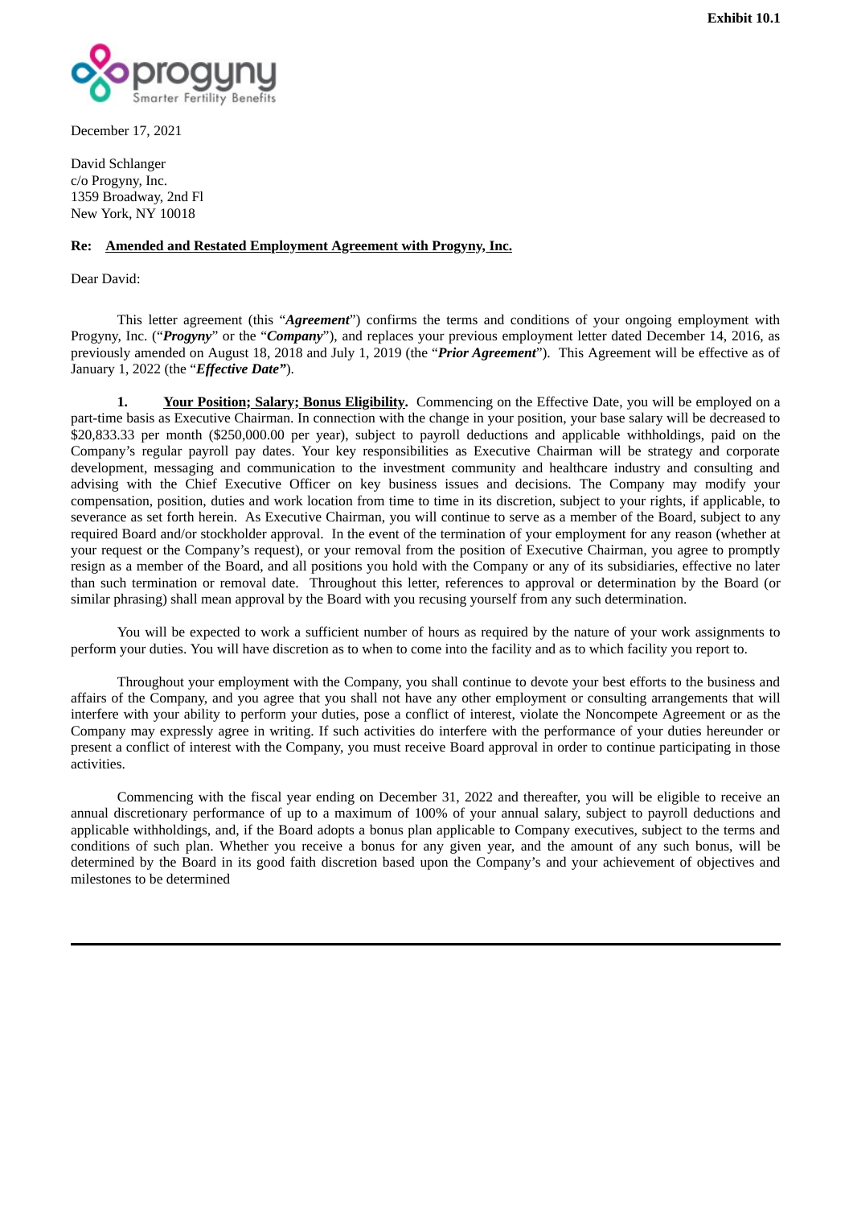Exhibit 10.1

December 17, 2021

David Schlanger
c/o Progyny, Inc.
1359 Broadway, 2nd Fl
New York, NY 10018

**Re: <u>Amended and Restated Employment Agreement with Progyny, Inc.</u>**

Dear David:

This letter agreement (this "***Agreement***") confirms the terms and conditions of your ongoing employment with Progyny, Inc. ("***Progyny***" or the "***Company***"), and replaces your previous employment letter dated December 14, 2016, as previously amended on August 18, 2018 and July 1, 2019 (the "***Prior Agreement***"). This Agreement will be effective as of January 1, 2022 (the "***Effective Date***").

**1. <u>Your Position; Salary; Bonus Eligibility</u>.** Commencing on the Effective Date, you will be employed on a part-time basis as Executive Chairman. In connection with the change in your position, your base salary will be decreased to $20,833.33 per month ($250,000.00 per year), subject to payroll deductions and applicable withholdings, paid on the Company's regular payroll pay dates. Your key responsibilities as Executive Chairman will be strategy and corporate development, messaging and communication to the investment community and healthcare industry and consulting and advising with the Chief Executive Officer on key business issues and decisions. The Company may modify your compensation, position, duties and work location from time to time in its discretion, subject to your rights, if applicable, to severance as set forth herein. As Executive Chairman, you will continue to serve as a member of the Board, subject to any required Board and/or stockholder approval. In the event of the termination of your employment for any reason (whether at your request or the Company's request), or your removal from the position of Executive Chairman, you agree to promptly resign as a member of the Board, and all positions you hold with the Company or any of its subsidiaries, effective no later than such termination or removal date. Throughout this letter, references to approval or determination by the Board (or similar phrasing) shall mean approval by the Board with you recusing yourself from any such determination.

You will be expected to work a sufficient number of hours as required by the nature of your work assignments to perform your duties. You will have discretion as to when to come into the facility and as to which facility you report to.

Throughout your employment with the Company, you shall continue to devote your best efforts to the business and affairs of the Company, and you agree that you shall not have any other employment or consulting arrangements that will interfere with your ability to perform your duties, pose a conflict of interest, violate the Noncompete Agreement or as the Company may expressly agree in writing. If such activities do interfere with the performance of your duties hereunder or present a conflict of interest with the Company, you must receive Board approval in order to continue participating in those activities.

Commencing with the fiscal year ending on December 31, 2022 and thereafter, you will be eligible to receive an annual discretionary performance of up to a maximum of 100% of your annual salary, subject to payroll deductions and applicable withholdings, and, if the Board adopts a bonus plan applicable to Company executives, subject to the terms and conditions of such plan. Whether you receive a bonus for any given year, and the amount of any such bonus, will be determined by the Board in its good faith discretion based upon the Company's and your achievement of objectives and milestones to be determined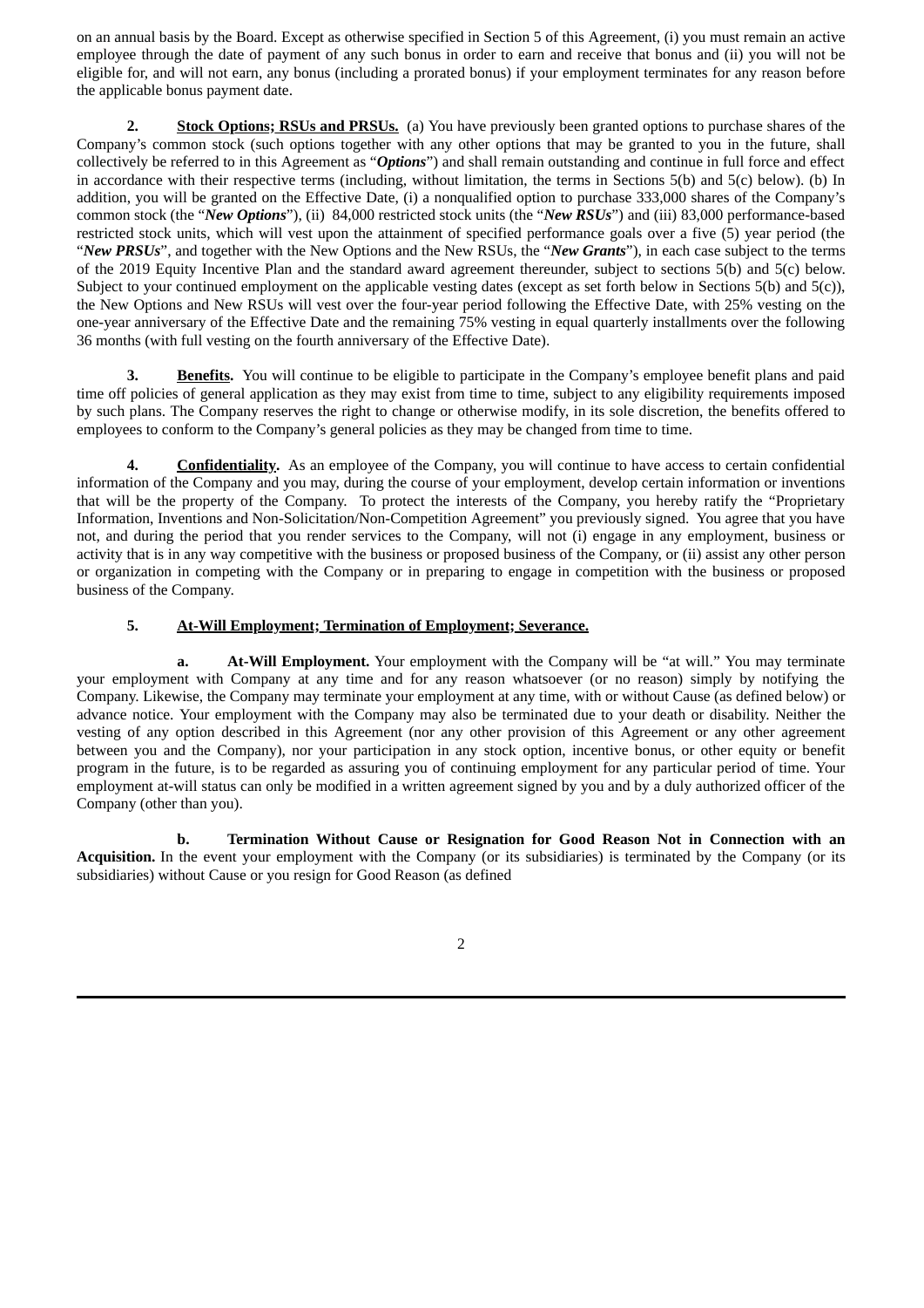on an annual basis by the Board. Except as otherwise specified in Section 5 of this Agreement, (i) you must remain an active employee through the date of payment of any such bonus in order to earn and receive that bonus and (ii) you will not be eligible for, and will not earn, any bonus (including a prorated bonus) if your employment terminates for any reason before the applicable bonus payment date.

**2. <u>Stock Options; RSUs and PRSUs.</u>** (a) You have previously been granted options to purchase shares of the Company's common stock (such options together with any other options that may be granted to you in the future, shall collectively be referred to in this Agreement as "***Options***") and shall remain outstanding and continue in full force and effect in accordance with their respective terms (including, without limitation, the terms in Sections 5(b) and 5(c) below). (b) In addition, you will be granted on the Effective Date, (i) a nonqualified option to purchase 333,000 shares of the Company's common stock (the "***New Options***"), (ii) 84,000 restricted stock units (the "***New RSUs***") and (iii) 83,000 performance-based restricted stock units, which will vest upon the attainment of specified performance goals over a five (5) year period (the "***New PRSUs***", and together with the New Options and the New RSUs, the "***New Grants***"), in each case subject to the terms of the 2019 Equity Incentive Plan and the standard award agreement thereunder, subject to sections 5(b) and 5(c) below. Subject to your continued employment on the applicable vesting dates (except as set forth below in Sections 5(b) and 5(c)), the New Options and New RSUs will vest over the four-year period following the Effective Date, with 25% vesting on the one-year anniversary of the Effective Date and the remaining 75% vesting in equal quarterly installments over the following 36 months (with full vesting on the fourth anniversary of the Effective Date).

**3. <u>Benefits</u>.** You will continue to be eligible to participate in the Company's employee benefit plans and paid time off policies of general application as they may exist from time to time, subject to any eligibility requirements imposed by such plans. The Company reserves the right to change or otherwise modify, in its sole discretion, the benefits offered to employees to conform to the Company's general policies as they may be changed from time to time.

**4. <u>Confidentiality</u>.** As an employee of the Company, you will continue to have access to certain confidential information of the Company and you may, during the course of your employment, develop certain information or inventions that will be the property of the Company. To protect the interests of the Company, you hereby ratify the "Proprietary Information, Inventions and Non-Solicitation/Non-Competition Agreement" you previously signed. You agree that you have not, and during the period that you render services to the Company, will not (i) engage in any employment, business or activity that is in any way competitive with the business or proposed business of the Company, or (ii) assist any other person or organization in competing with the Company or in preparing to engage in competition with the business or proposed business of the Company.

**5. <u>At-Will Employment; Termination of Employment; Severance.</u>**

**a. At-Will Employment.** Your employment with the Company will be "at will." You may terminate your employment with Company at any time and for any reason whatsoever (or no reason) simply by notifying the Company. Likewise, the Company may terminate your employment at any time, with or without Cause (as defined below) or advance notice. Your employment with the Company may also be terminated due to your death or disability. Neither the vesting of any option described in this Agreement (nor any other provision of this Agreement or any other agreement between you and the Company), nor your participation in any stock option, incentive bonus, or other equity or benefit program in the future, is to be regarded as assuring you of continuing employment for any particular period of time. Your employment at-will status can only be modified in a written agreement signed by you and by a duly authorized officer of the Company (other than you).

**b. Termination Without Cause or Resignation for Good Reason Not in Connection with an Acquisition.** In the event your employment with the Company (or its subsidiaries) is terminated by the Company (or its subsidiaries) without Cause or you resign for Good Reason (as defined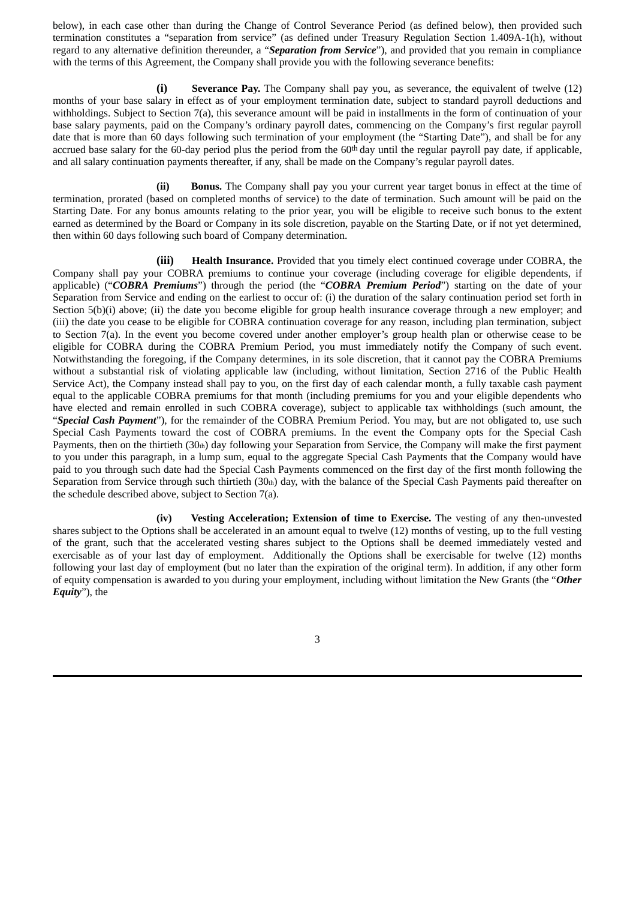below), in each case other than during the Change of Control Severance Period (as defined below), then provided such termination constitutes a "separation from service" (as defined under Treasury Regulation Section 1.409A-1(h), without regard to any alternative definition thereunder, a "***Separation from Service***"), and provided that you remain in compliance with the terms of this Agreement, the Company shall provide you with the following severance benefits:

**(i) Severance Pay.** The Company shall pay you, as severance, the equivalent of twelve (12) months of your base salary in effect as of your employment termination date, subject to standard payroll deductions and withholdings. Subject to Section 7(a), this severance amount will be paid in installments in the form of continuation of your base salary payments, paid on the Company's ordinary payroll dates, commencing on the Company's first regular payroll date that is more than 60 days following such termination of your employment (the "Starting Date"), and shall be for any accrued base salary for the 60-day period plus the period from the 60th day until the regular payroll pay date, if applicable, and all salary continuation payments thereafter, if any, shall be made on the Company's regular payroll dates.

**(ii) Bonus.** The Company shall pay you your current year target bonus in effect at the time of termination, prorated (based on completed months of service) to the date of termination. Such amount will be paid on the Starting Date. For any bonus amounts relating to the prior year, you will be eligible to receive such bonus to the extent earned as determined by the Board or Company in its sole discretion, payable on the Starting Date, or if not yet determined, then within 60 days following such board of Company determination.

**(iii) Health Insurance.** Provided that you timely elect continued coverage under COBRA, the Company shall pay your COBRA premiums to continue your coverage (including coverage for eligible dependents, if applicable) ("***COBRA Premiums***") through the period (the "***COBRA Premium Period***") starting on the date of your Separation from Service and ending on the earliest to occur of: (i) the duration of the salary continuation period set forth in Section 5(b)(i) above; (ii) the date you become eligible for group health insurance coverage through a new employer; and (iii) the date you cease to be eligible for COBRA continuation coverage for any reason, including plan termination, subject to Section 7(a). In the event you become covered under another employer's group health plan or otherwise cease to be eligible for COBRA during the COBRA Premium Period, you must immediately notify the Company of such event. Notwithstanding the foregoing, if the Company determines, in its sole discretion, that it cannot pay the COBRA Premiums without a substantial risk of violating applicable law (including, without limitation, Section 2716 of the Public Health Service Act), the Company instead shall pay to you, on the first day of each calendar month, a fully taxable cash payment equal to the applicable COBRA premiums for that month (including premiums for you and your eligible dependents who have elected and remain enrolled in such COBRA coverage), subject to applicable tax withholdings (such amount, the "***Special Cash Payment***"), for the remainder of the COBRA Premium Period. You may, but are not obligated to, use such Special Cash Payments toward the cost of COBRA premiums. In the event the Company opts for the Special Cash Payments, then on the thirtieth (30th) day following your Separation from Service, the Company will make the first payment to you under this paragraph, in a lump sum, equal to the aggregate Special Cash Payments that the Company would have paid to you through such date had the Special Cash Payments commenced on the first day of the first month following the Separation from Service through such thirtieth (30th) day, with the balance of the Special Cash Payments paid thereafter on the schedule described above, subject to Section 7(a).

**(iv) Vesting Acceleration; Extension of time to Exercise.** The vesting of any then-unvested shares subject to the Options shall be accelerated in an amount equal to twelve (12) months of vesting, up to the full vesting of the grant, such that the accelerated vesting shares subject to the Options shall be deemed immediately vested and exercisable as of your last day of employment. Additionally the Options shall be exercisable for twelve (12) months following your last day of employment (but no later than the expiration of the original term). In addition, if any other form of equity compensation is awarded to you during your employment, including without limitation the New Grants (the "***Other Equity***"), the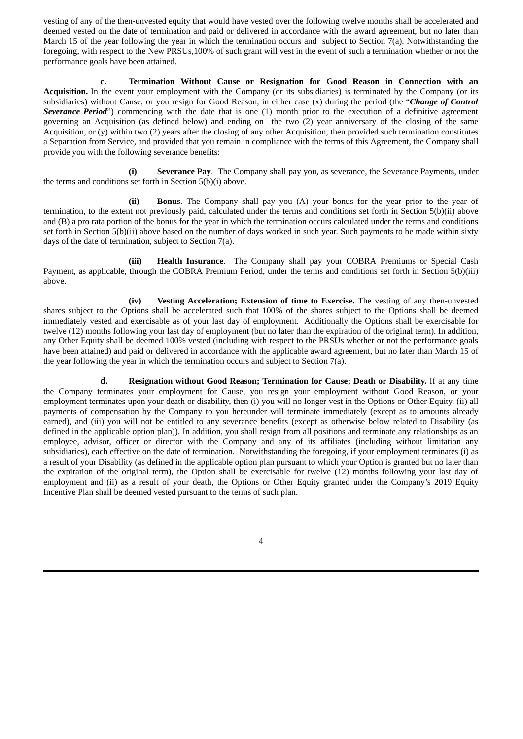vesting of any of the then-unvested equity that would have vested over the following twelve months shall be accelerated and deemed vested on the date of termination and paid or delivered in accordance with the award agreement, but no later than March 15 of the year following the year in which the termination occurs and subject to Section 7(a). Notwithstanding the foregoing, with respect to the New PRSUs,100% of such grant will vest in the event of such a termination whether or not the performance goals have been attained.

**c. Termination Without Cause or Resignation for Good Reason in Connection with an Acquisition.** In the event your employment with the Company (or its subsidiaries) is terminated by the Company (or its subsidiaries) without Cause, or you resign for Good Reason, in either case (x) during the period (the "***Change of Control Severance Period***") commencing with the date that is one (1) month prior to the execution of a definitive agreement governing an Acquisition (as defined below) and ending on the two (2) year anniversary of the closing of the same Acquisition, or (y) within two (2) years after the closing of any other Acquisition, then provided such termination constitutes a Separation from Service, and provided that you remain in compliance with the terms of this Agreement, the Company shall provide you with the following severance benefits:

**(i) Severance Pay**. The Company shall pay you, as severance, the Severance Payments, under the terms and conditions set forth in Section 5(b)(i) above.

**(ii) Bonus**. The Company shall pay you (A) your bonus for the year prior to the year of termination, to the extent not previously paid, calculated under the terms and conditions set forth in Section 5(b)(ii) above and (B) a pro rata portion of the bonus for the year in which the termination occurs calculated under the terms and conditions set forth in Section 5(b)(ii) above based on the number of days worked in such year. Such payments to be made within sixty days of the date of termination, subject to Section 7(a).

**(iii) Health Insurance**. The Company shall pay your COBRA Premiums or Special Cash Payment, as applicable, through the COBRA Premium Period, under the terms and conditions set forth in Section 5(b)(iii) above.

**(iv) Vesting Acceleration; Extension of time to Exercise.** The vesting of any then-unvested shares subject to the Options shall be accelerated such that 100% of the shares subject to the Options shall be deemed immediately vested and exercisable as of your last day of employment. Additionally the Options shall be exercisable for twelve (12) months following your last day of employment (but no later than the expiration of the original term). In addition, any Other Equity shall be deemed 100% vested (including with respect to the PRSUs whether or not the performance goals have been attained) and paid or delivered in accordance with the applicable award agreement, but no later than March 15 of the year following the year in which the termination occurs and subject to Section 7(a).

**d. Resignation without Good Reason; Termination for Cause; Death or Disability.** If at any time the Company terminates your employment for Cause, you resign your employment without Good Reason, or your employment terminates upon your death or disability, then (i) you will no longer vest in the Options or Other Equity, (ii) all payments of compensation by the Company to you hereunder will terminate immediately (except as to amounts already earned), and (iii) you will not be entitled to any severance benefits (except as otherwise below related to Disability (as defined in the applicable option plan)). In addition, you shall resign from all positions and terminate any relationships as an employee, advisor, officer or director with the Company and any of its affiliates (including without limitation any subsidiaries), each effective on the date of termination. Notwithstanding the foregoing, if your employment terminates (i) as a result of your Disability (as defined in the applicable option plan pursuant to which your Option is granted but no later than the expiration of the original term), the Option shall be exercisable for twelve (12) months following your last day of employment and (ii) as a result of your death, the Options or Other Equity granted under the Company's 2019 Equity Incentive Plan shall be deemed vested pursuant to the terms of such plan.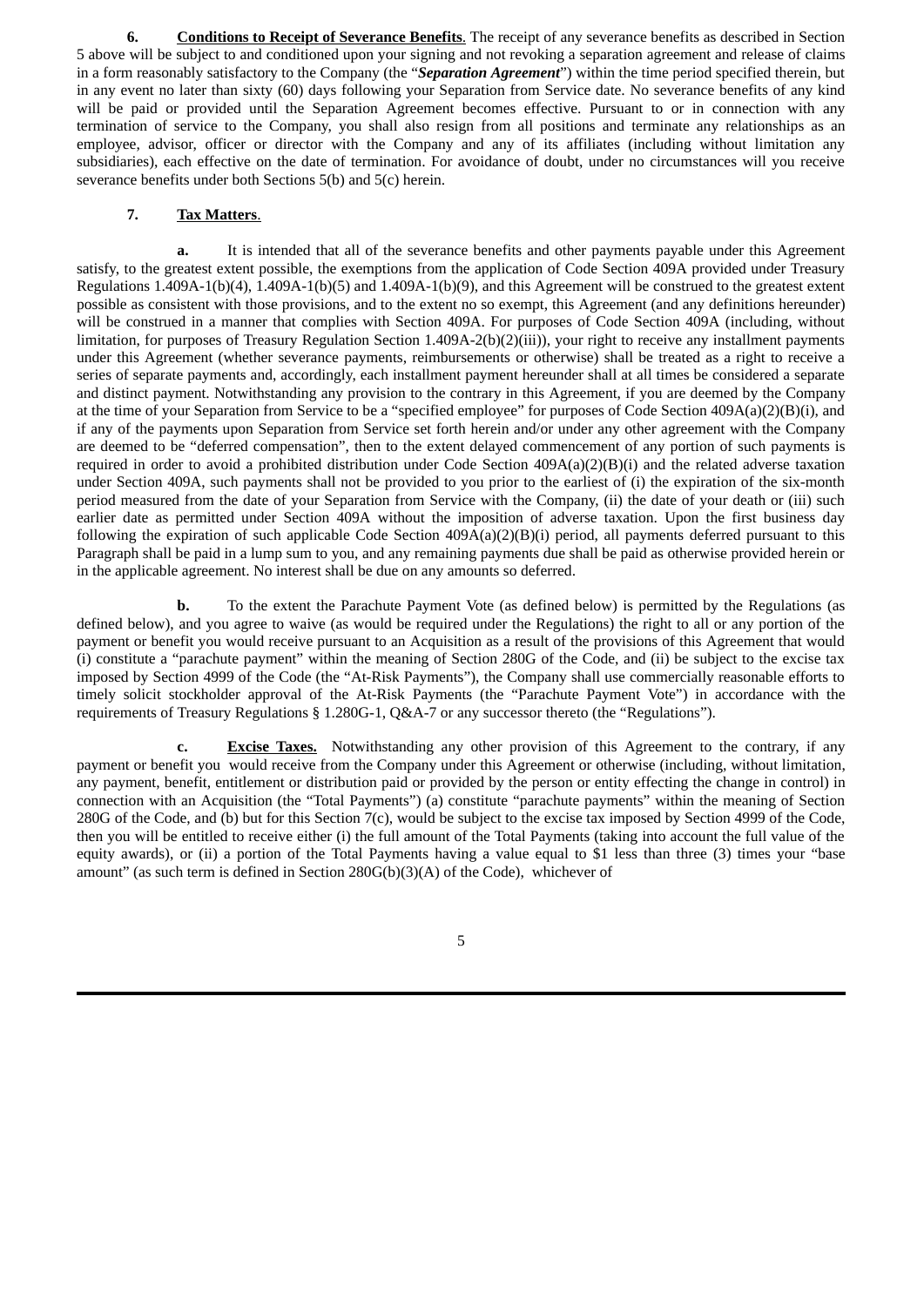**6. Conditions to Receipt of Severance Benefits**. The receipt of any severance benefits as described in Section 5 above will be subject to and conditioned upon your signing and not revoking a separation agreement and release of claims in a form reasonably satisfactory to the Company (the "***Separation Agreement***") within the time period specified therein, but in any event no later than sixty (60) days following your Separation from Service date. No severance benefits of any kind will be paid or provided until the Separation Agreement becomes effective. Pursuant to or in connection with any termination of service to the Company, you shall also resign from all positions and terminate any relationships as an employee, advisor, officer or director with the Company and any of its affiliates (including without limitation any subsidiaries), each effective on the date of termination. For avoidance of doubt, under no circumstances will you receive severance benefits under both Sections 5(b) and 5(c) herein.

**7. Tax Matters**.

**a.** It is intended that all of the severance benefits and other payments payable under this Agreement satisfy, to the greatest extent possible, the exemptions from the application of Code Section 409A provided under Treasury Regulations 1.409A-1(b)(4), 1.409A-1(b)(5) and 1.409A-1(b)(9), and this Agreement will be construed to the greatest extent possible as consistent with those provisions, and to the extent no so exempt, this Agreement (and any definitions hereunder) will be construed in a manner that complies with Section 409A. For purposes of Code Section 409A (including, without limitation, for purposes of Treasury Regulation Section 1.409A-2(b)(2)(iii)), your right to receive any installment payments under this Agreement (whether severance payments, reimbursements or otherwise) shall be treated as a right to receive a series of separate payments and, accordingly, each installment payment hereunder shall at all times be considered a separate and distinct payment. Notwithstanding any provision to the contrary in this Agreement, if you are deemed by the Company at the time of your Separation from Service to be a "specified employee" for purposes of Code Section 409A(a)(2)(B)(i), and if any of the payments upon Separation from Service set forth herein and/or under any other agreement with the Company are deemed to be "deferred compensation", then to the extent delayed commencement of any portion of such payments is required in order to avoid a prohibited distribution under Code Section 409A(a)(2)(B)(i) and the related adverse taxation under Section 409A, such payments shall not be provided to you prior to the earliest of (i) the expiration of the six-month period measured from the date of your Separation from Service with the Company, (ii) the date of your death or (iii) such earlier date as permitted under Section 409A without the imposition of adverse taxation. Upon the first business day following the expiration of such applicable Code Section 409A(a)(2)(B)(i) period, all payments deferred pursuant to this Paragraph shall be paid in a lump sum to you, and any remaining payments due shall be paid as otherwise provided herein or in the applicable agreement. No interest shall be due on any amounts so deferred.

**b.** To the extent the Parachute Payment Vote (as defined below) is permitted by the Regulations (as defined below), and you agree to waive (as would be required under the Regulations) the right to all or any portion of the payment or benefit you would receive pursuant to an Acquisition as a result of the provisions of this Agreement that would (i) constitute a "parachute payment" within the meaning of Section 280G of the Code, and (ii) be subject to the excise tax imposed by Section 4999 of the Code (the "At-Risk Payments"), the Company shall use commercially reasonable efforts to timely solicit stockholder approval of the At-Risk Payments (the "Parachute Payment Vote") in accordance with the requirements of Treasury Regulations § 1.280G-1, Q&A-7 or any successor thereto (the "Regulations").

**c. Excise Taxes.** Notwithstanding any other provision of this Agreement to the contrary, if any payment or benefit you would receive from the Company under this Agreement or otherwise (including, without limitation, any payment, benefit, entitlement or distribution paid or provided by the person or entity effecting the change in control) in connection with an Acquisition (the "Total Payments") (a) constitute "parachute payments" within the meaning of Section 280G of the Code, and (b) but for this Section 7(c), would be subject to the excise tax imposed by Section 4999 of the Code, then you will be entitled to receive either (i) the full amount of the Total Payments (taking into account the full value of the equity awards), or (ii) a portion of the Total Payments having a value equal to $1 less than three (3) times your "base amount" (as such term is defined in Section 280G(b)(3)(A) of the Code), whichever of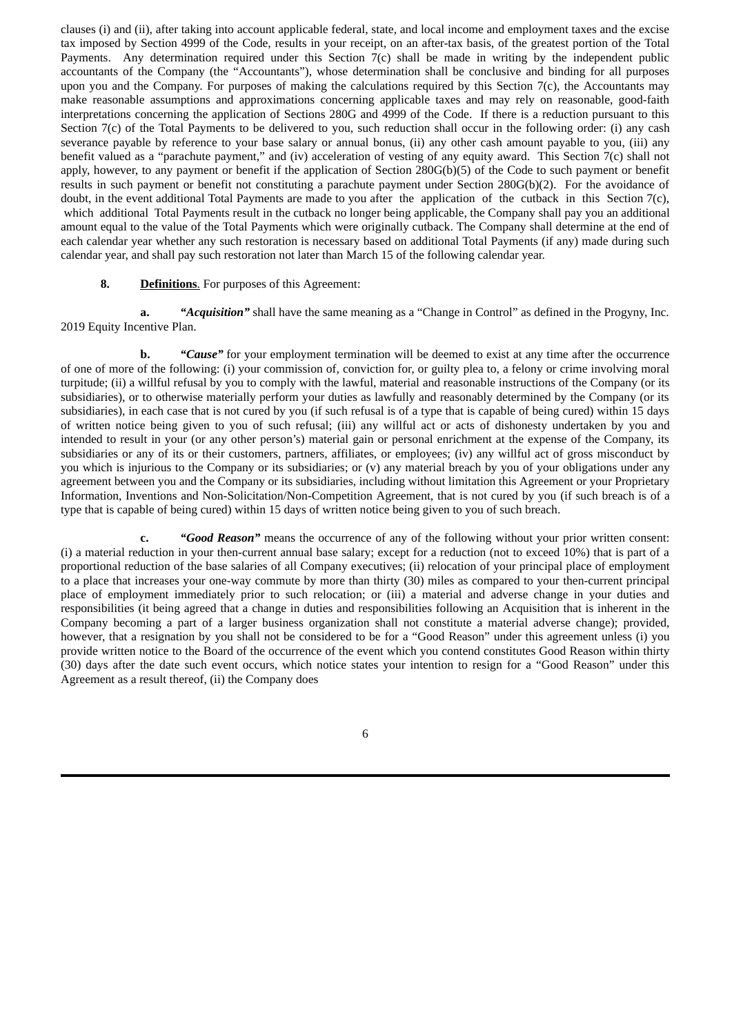clauses (i) and (ii), after taking into account applicable federal, state, and local income and employment taxes and the excise tax imposed by Section 4999 of the Code, results in your receipt, on an after-tax basis, of the greatest portion of the Total Payments. Any determination required under this Section 7(c) shall be made in writing by the independent public accountants of the Company (the "Accountants"), whose determination shall be conclusive and binding for all purposes upon you and the Company. For purposes of making the calculations required by this Section 7(c), the Accountants may make reasonable assumptions and approximations concerning applicable taxes and may rely on reasonable, good-faith interpretations concerning the application of Sections 280G and 4999 of the Code. If there is a reduction pursuant to this Section 7(c) of the Total Payments to be delivered to you, such reduction shall occur in the following order: (i) any cash severance payable by reference to your base salary or annual bonus, (ii) any other cash amount payable to you, (iii) any benefit valued as a "parachute payment," and (iv) acceleration of vesting of any equity award. This Section 7(c) shall not apply, however, to any payment or benefit if the application of Section 280G(b)(5) of the Code to such payment or benefit results in such payment or benefit not constituting a parachute payment under Section 280G(b)(2). For the avoidance of doubt, in the event additional Total Payments are made to you after the application of the cutback in this Section 7(c), which additional Total Payments result in the cutback no longer being applicable, the Company shall pay you an additional amount equal to the value of the Total Payments which were originally cutback. The Company shall determine at the end of each calendar year whether any such restoration is necessary based on additional Total Payments (if any) made during such calendar year, and shall pay such restoration not later than March 15 of the following calendar year.

**8. Definitions**. For purposes of this Agreement:

**a.** ***"Acquisition"*** shall have the same meaning as a "Change in Control" as defined in the Progyny, Inc. 2019 Equity Incentive Plan.

**b.** ***"Cause"*** for your employment termination will be deemed to exist at any time after the occurrence of one of more of the following: (i) your commission of, conviction for, or guilty plea to, a felony or crime involving moral turpitude; (ii) a willful refusal by you to comply with the lawful, material and reasonable instructions of the Company (or its subsidiaries), or to otherwise materially perform your duties as lawfully and reasonably determined by the Company (or its subsidiaries), in each case that is not cured by you (if such refusal is of a type that is capable of being cured) within 15 days of written notice being given to you of such refusal; (iii) any willful act or acts of dishonesty undertaken by you and intended to result in your (or any other person's) material gain or personal enrichment at the expense of the Company, its subsidiaries or any of its or their customers, partners, affiliates, or employees; (iv) any willful act of gross misconduct by you which is injurious to the Company or its subsidiaries; or (v) any material breach by you of your obligations under any agreement between you and the Company or its subsidiaries, including without limitation this Agreement or your Proprietary Information, Inventions and Non-Solicitation/Non-Competition Agreement, that is not cured by you (if such breach is of a type that is capable of being cured) within 15 days of written notice being given to you of such breach.

**c.** ***"Good Reason"*** means the occurrence of any of the following without your prior written consent: (i) a material reduction in your then-current annual base salary; except for a reduction (not to exceed 10%) that is part of a proportional reduction of the base salaries of all Company executives; (ii) relocation of your principal place of employment to a place that increases your one-way commute by more than thirty (30) miles as compared to your then-current principal place of employment immediately prior to such relocation; or (iii) a material and adverse change in your duties and responsibilities (it being agreed that a change in duties and responsibilities following an Acquisition that is inherent in the Company becoming a part of a larger business organization shall not constitute a material adverse change); provided, however, that a resignation by you shall not be considered to be for a "Good Reason" under this agreement unless (i) you provide written notice to the Board of the occurrence of the event which you contend constitutes Good Reason within thirty (30) days after the date such event occurs, which notice states your intention to resign for a "Good Reason" under this Agreement as a result thereof, (ii) the Company does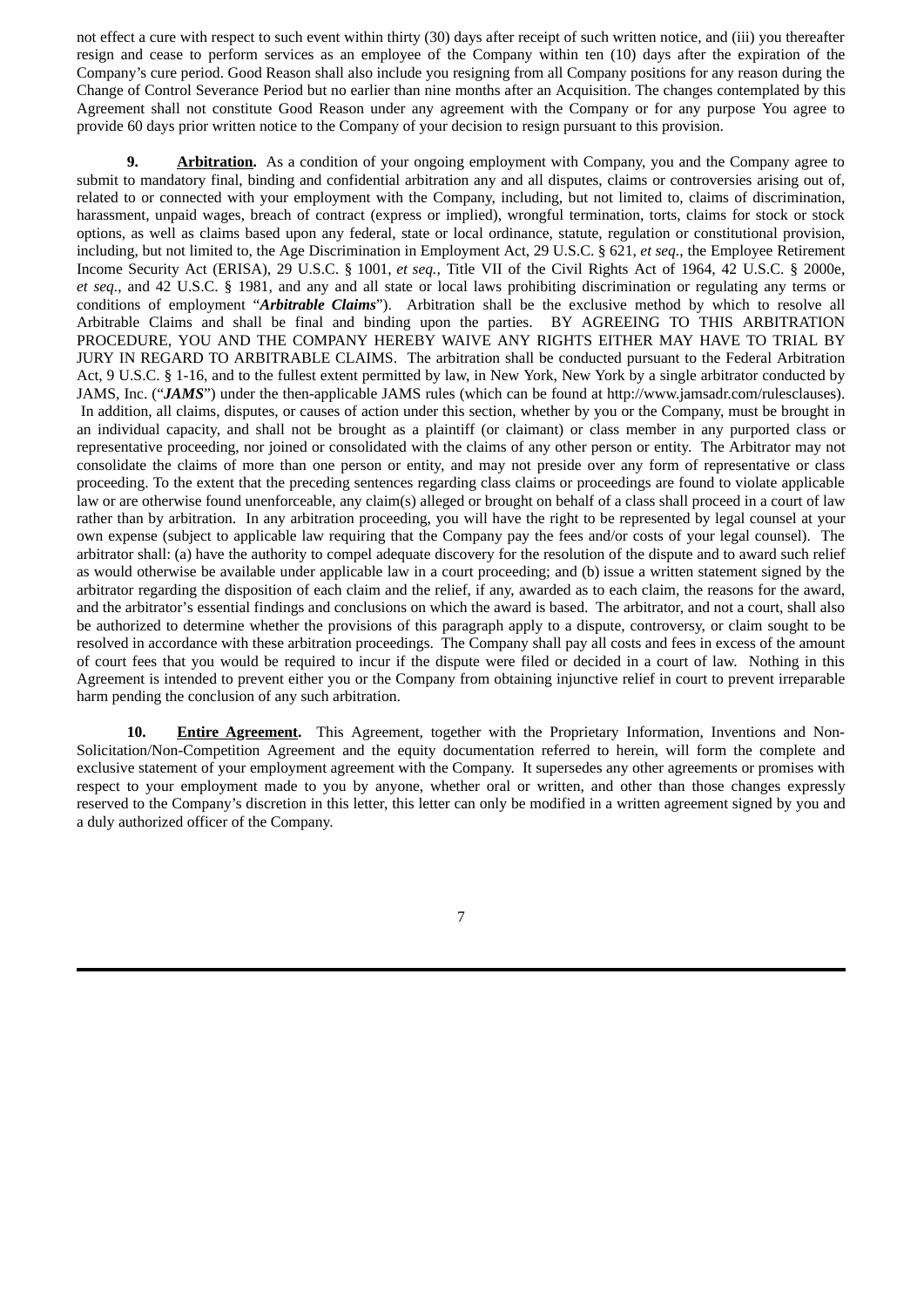not effect a cure with respect to such event within thirty (30) days after receipt of such written notice, and (iii) you thereafter resign and cease to perform services as an employee of the Company within ten (10) days after the expiration of the Company's cure period. Good Reason shall also include you resigning from all Company positions for any reason during the Change of Control Severance Period but no earlier than nine months after an Acquisition. The changes contemplated by this Agreement shall not constitute Good Reason under any agreement with the Company or for any purpose You agree to provide 60 days prior written notice to the Company of your decision to resign pursuant to this provision.

**9. Arbitration.** As a condition of your ongoing employment with Company, you and the Company agree to submit to mandatory final, binding and confidential arbitration any and all disputes, claims or controversies arising out of, related to or connected with your employment with the Company, including, but not limited to, claims of discrimination, harassment, unpaid wages, breach of contract (express or implied), wrongful termination, torts, claims for stock or stock options, as well as claims based upon any federal, state or local ordinance, statute, regulation or constitutional provision, including, but not limited to, the Age Discrimination in Employment Act, 29 U.S.C. § 621, *et seq*., the Employee Retirement Income Security Act (ERISA), 29 U.S.C. § 1001, *et seq.*, Title VII of the Civil Rights Act of 1964, 42 U.S.C. § 2000e, *et seq*., and 42 U.S.C. § 1981, and any and all state or local laws prohibiting discrimination or regulating any terms or conditions of employment "***Arbitrable Claims***"). Arbitration shall be the exclusive method by which to resolve all Arbitrable Claims and shall be final and binding upon the parties. BY AGREEING TO THIS ARBITRATION PROCEDURE, YOU AND THE COMPANY HEREBY WAIVE ANY RIGHTS EITHER MAY HAVE TO TRIAL BY JURY IN REGARD TO ARBITRABLE CLAIMS. The arbitration shall be conducted pursuant to the Federal Arbitration Act, 9 U.S.C. § 1-16, and to the fullest extent permitted by law, in New York, New York by a single arbitrator conducted by JAMS, Inc. ("***JAMS***") under the then-applicable JAMS rules (which can be found at http://www.jamsadr.com/rulesclauses). In addition, all claims, disputes, or causes of action under this section, whether by you or the Company, must be brought in an individual capacity, and shall not be brought as a plaintiff (or claimant) or class member in any purported class or representative proceeding, nor joined or consolidated with the claims of any other person or entity. The Arbitrator may not consolidate the claims of more than one person or entity, and may not preside over any form of representative or class proceeding. To the extent that the preceding sentences regarding class claims or proceedings are found to violate applicable law or are otherwise found unenforceable, any claim(s) alleged or brought on behalf of a class shall proceed in a court of law rather than by arbitration. In any arbitration proceeding, you will have the right to be represented by legal counsel at your own expense (subject to applicable law requiring that the Company pay the fees and/or costs of your legal counsel). The arbitrator shall: (a) have the authority to compel adequate discovery for the resolution of the dispute and to award such relief as would otherwise be available under applicable law in a court proceeding; and (b) issue a written statement signed by the arbitrator regarding the disposition of each claim and the relief, if any, awarded as to each claim, the reasons for the award, and the arbitrator's essential findings and conclusions on which the award is based. The arbitrator, and not a court, shall also be authorized to determine whether the provisions of this paragraph apply to a dispute, controversy, or claim sought to be resolved in accordance with these arbitration proceedings. The Company shall pay all costs and fees in excess of the amount of court fees that you would be required to incur if the dispute were filed or decided in a court of law. Nothing in this Agreement is intended to prevent either you or the Company from obtaining injunctive relief in court to prevent irreparable harm pending the conclusion of any such arbitration.

**10. Entire Agreement.** This Agreement, together with the Proprietary Information, Inventions and Non-Solicitation/Non-Competition Agreement and the equity documentation referred to herein, will form the complete and exclusive statement of your employment agreement with the Company. It supersedes any other agreements or promises with respect to your employment made to you by anyone, whether oral or written, and other than those changes expressly reserved to the Company's discretion in this letter, this letter can only be modified in a written agreement signed by you and a duly authorized officer of the Company.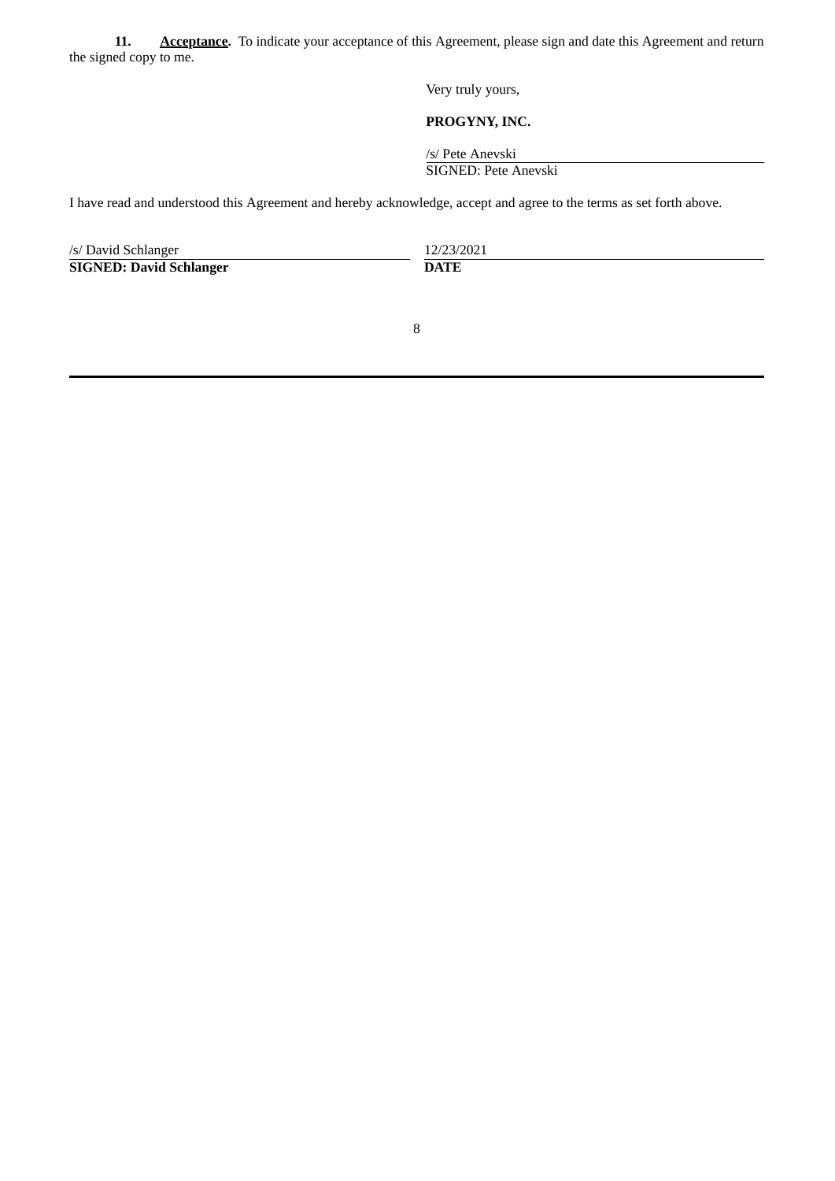**11. <u>Acceptance</u>.** To indicate your acceptance of this Agreement, please sign and date this Agreement and return the signed copy to me.

Very truly yours,

**PROGYNY, INC.**

/s/ Pete Anevski
SIGNED: Pete Anevski

I have read and understood this Agreement and hereby acknowledge, accept and agree to the terms as set forth above.

| /s/ David Schlanger | 12/23/2021 |
| --- | --- |
| **SIGNED: David Schlanger** | **DATE** |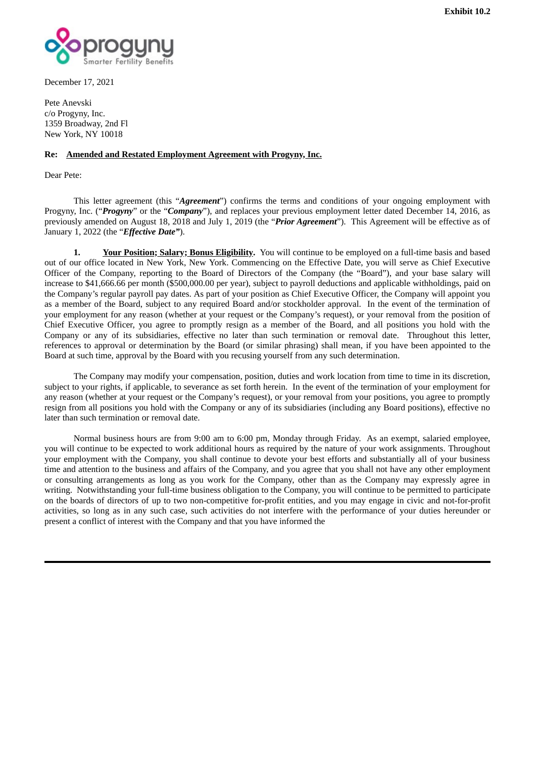**Exhibit 10.2**

December 17, 2021

Pete Anevski
c/o Progyny, Inc.
1359 Broadway, 2nd Fl
New York, NY 10018

**Re: <u>Amended and Restated Employment Agreement with Progyny, Inc.</u>**

Dear Pete:

This letter agreement (this "***Agreement***") confirms the terms and conditions of your ongoing employment with Progyny, Inc. ("***Progyny***" or the "***Company***"), and replaces your previous employment letter dated December 14, 2016, as previously amended on August 18, 2018 and July 1, 2019 (the "***Prior Agreement***"). This Agreement will be effective as of January 1, 2022 (the "***Effective Date"***).

**1. <u>Your Position; Salary; Bonus Eligibility</u>.** You will continue to be employed on a full-time basis and based out of our office located in New York, New York. Commencing on the Effective Date, you will serve as Chief Executive Officer of the Company, reporting to the Board of Directors of the Company (the "Board"), and your base salary will increase to $41,666.66 per month ($500,000.00 per year), subject to payroll deductions and applicable withholdings, paid on the Company's regular payroll pay dates. As part of your position as Chief Executive Officer, the Company will appoint you as a member of the Board, subject to any required Board and/or stockholder approval. In the event of the termination of your employment for any reason (whether at your request or the Company's request), or your removal from the position of Chief Executive Officer, you agree to promptly resign as a member of the Board, and all positions you hold with the Company or any of its subsidiaries, effective no later than such termination or removal date. Throughout this letter, references to approval or determination by the Board (or similar phrasing) shall mean, if you have been appointed to the Board at such time, approval by the Board with you recusing yourself from any such determination.

The Company may modify your compensation, position, duties and work location from time to time in its discretion, subject to your rights, if applicable, to severance as set forth herein. In the event of the termination of your employment for any reason (whether at your request or the Company's request), or your removal from your positions, you agree to promptly resign from all positions you hold with the Company or any of its subsidiaries (including any Board positions), effective no later than such termination or removal date.

Normal business hours are from 9:00 am to 6:00 pm, Monday through Friday. As an exempt, salaried employee, you will continue to be expected to work additional hours as required by the nature of your work assignments. Throughout your employment with the Company, you shall continue to devote your best efforts and substantially all of your business time and attention to the business and affairs of the Company, and you agree that you shall not have any other employment or consulting arrangements as long as you work for the Company, other than as the Company may expressly agree in writing. Notwithstanding your full-time business obligation to the Company, you will continue to be permitted to participate on the boards of directors of up to two non-competitive for-profit entities, and you may engage in civic and not-for-profit activities, so long as in any such case, such activities do not interfere with the performance of your duties hereunder or present a conflict of interest with the Company and that you have informed the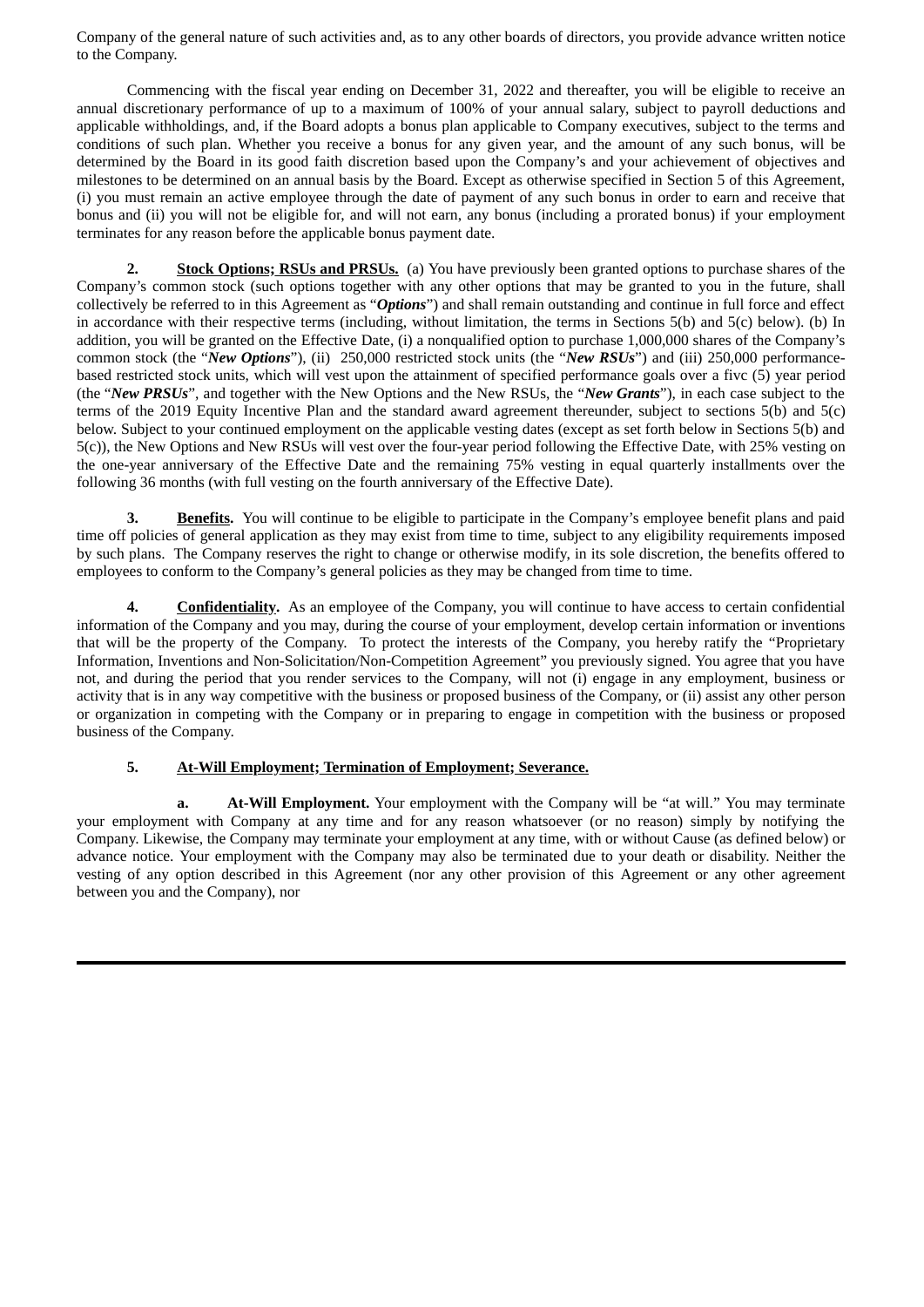Company of the general nature of such activities and, as to any other boards of directors, you provide advance written notice to the Company.

Commencing with the fiscal year ending on December 31, 2022 and thereafter, you will be eligible to receive an annual discretionary performance of up to a maximum of 100% of your annual salary, subject to payroll deductions and applicable withholdings, and, if the Board adopts a bonus plan applicable to Company executives, subject to the terms and conditions of such plan. Whether you receive a bonus for any given year, and the amount of any such bonus, will be determined by the Board in its good faith discretion based upon the Company's and your achievement of objectives and milestones to be determined on an annual basis by the Board. Except as otherwise specified in Section 5 of this Agreement, (i) you must remain an active employee through the date of payment of any such bonus in order to earn and receive that bonus and (ii) you will not be eligible for, and will not earn, any bonus (including a prorated bonus) if your employment terminates for any reason before the applicable bonus payment date.

**2. Stock Options; RSUs and PRSUs.** (a) You have previously been granted options to purchase shares of the Company's common stock (such options together with any other options that may be granted to you in the future, shall collectively be referred to in this Agreement as "***Options***") and shall remain outstanding and continue in full force and effect in accordance with their respective terms (including, without limitation, the terms in Sections 5(b) and 5(c) below). (b) In addition, you will be granted on the Effective Date, (i) a nonqualified option to purchase 1,000,000 shares of the Company's common stock (the "***New Options***"), (ii) 250,000 restricted stock units (the "***New RSUs***") and (iii) 250,000 performance-based restricted stock units, which will vest upon the attainment of specified performance goals over a fivc (5) year period (the "***New PRSUs***", and together with the New Options and the New RSUs, the "***New Grants***"), in each case subject to the terms of the 2019 Equity Incentive Plan and the standard award agreement thereunder, subject to sections 5(b) and 5(c) below. Subject to your continued employment on the applicable vesting dates (except as set forth below in Sections 5(b) and 5(c)), the New Options and New RSUs will vest over the four-year period following the Effective Date, with 25% vesting on the one-year anniversary of the Effective Date and the remaining 75% vesting in equal quarterly installments over the following 36 months (with full vesting on the fourth anniversary of the Effective Date).

**3. Benefits.** You will continue to be eligible to participate in the Company's employee benefit plans and paid time off policies of general application as they may exist from time to time, subject to any eligibility requirements imposed by such plans. The Company reserves the right to change or otherwise modify, in its sole discretion, the benefits offered to employees to conform to the Company's general policies as they may be changed from time to time.

**4. Confidentiality.** As an employee of the Company, you will continue to have access to certain confidential information of the Company and you may, during the course of your employment, develop certain information or inventions that will be the property of the Company. To protect the interests of the Company, you hereby ratify the "Proprietary Information, Inventions and Non-Solicitation/Non-Competition Agreement" you previously signed. You agree that you have not, and during the period that you render services to the Company, will not (i) engage in any employment, business or activity that is in any way competitive with the business or proposed business of the Company, or (ii) assist any other person or organization in competing with the Company or in preparing to engage in competition with the business or proposed business of the Company.

**5. At-Will Employment; Termination of Employment; Severance.**

**a. At-Will Employment.** Your employment with the Company will be "at will." You may terminate your employment with Company at any time and for any reason whatsoever (or no reason) simply by notifying the Company. Likewise, the Company may terminate your employment at any time, with or without Cause (as defined below) or advance notice. Your employment with the Company may also be terminated due to your death or disability. Neither the vesting of any option described in this Agreement (nor any other provision of this Agreement or any other agreement between you and the Company), nor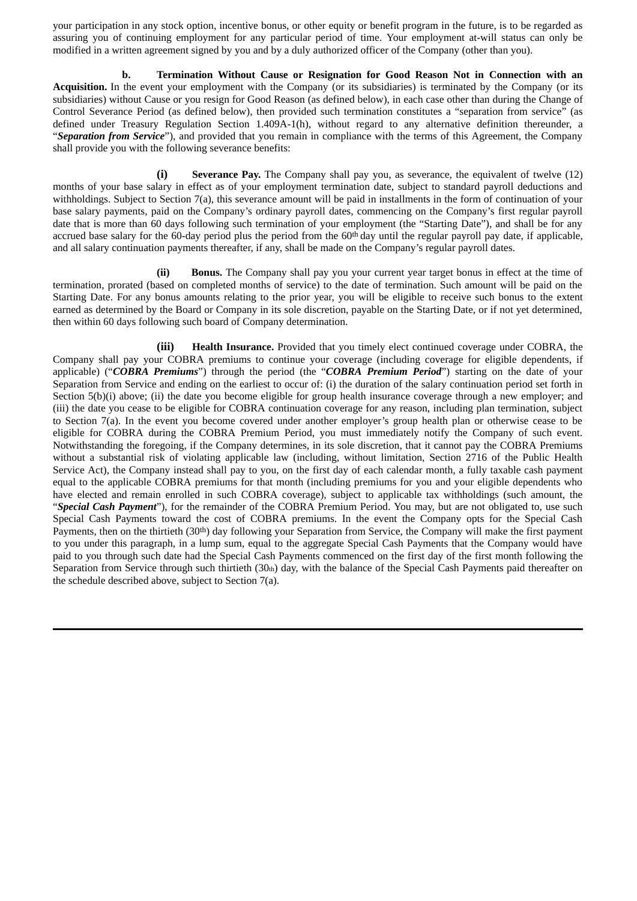your participation in any stock option, incentive bonus, or other equity or benefit program in the future, is to be regarded as assuring you of continuing employment for any particular period of time. Your employment at-will status can only be modified in a written agreement signed by you and by a duly authorized officer of the Company (other than you).

**b. Termination Without Cause or Resignation for Good Reason Not in Connection with an Acquisition.** In the event your employment with the Company (or its subsidiaries) is terminated by the Company (or its subsidiaries) without Cause or you resign for Good Reason (as defined below), in each case other than during the Change of Control Severance Period (as defined below), then provided such termination constitutes a "separation from service" (as defined under Treasury Regulation Section 1.409A-1(h), without regard to any alternative definition thereunder, a "***Separation from Service***"), and provided that you remain in compliance with the terms of this Agreement, the Company shall provide you with the following severance benefits:

**(i) Severance Pay.** The Company shall pay you, as severance, the equivalent of twelve (12) months of your base salary in effect as of your employment termination date, subject to standard payroll deductions and withholdings. Subject to Section 7(a), this severance amount will be paid in installments in the form of continuation of your base salary payments, paid on the Company's ordinary payroll dates, commencing on the Company's first regular payroll date that is more than 60 days following such termination of your employment (the "Starting Date"), and shall be for any accrued base salary for the 60-day period plus the period from the 60th day until the regular payroll pay date, if applicable, and all salary continuation payments thereafter, if any, shall be made on the Company's regular payroll dates.

**(ii) Bonus.** The Company shall pay you your current year target bonus in effect at the time of termination, prorated (based on completed months of service) to the date of termination. Such amount will be paid on the Starting Date. For any bonus amounts relating to the prior year, you will be eligible to receive such bonus to the extent earned as determined by the Board or Company in its sole discretion, payable on the Starting Date, or if not yet determined, then within 60 days following such board of Company determination.

**(iii) Health Insurance.** Provided that you timely elect continued coverage under COBRA, the Company shall pay your COBRA premiums to continue your coverage (including coverage for eligible dependents, if applicable) ("***COBRA Premiums***") through the period (the "***COBRA Premium Period***") starting on the date of your Separation from Service and ending on the earliest to occur of: (i) the duration of the salary continuation period set forth in Section 5(b)(i) above; (ii) the date you become eligible for group health insurance coverage through a new employer; and (iii) the date you cease to be eligible for COBRA continuation coverage for any reason, including plan termination, subject to Section 7(a). In the event you become covered under another employer's group health plan or otherwise cease to be eligible for COBRA during the COBRA Premium Period, you must immediately notify the Company of such event. Notwithstanding the foregoing, if the Company determines, in its sole discretion, that it cannot pay the COBRA Premiums without a substantial risk of violating applicable law (including, without limitation, Section 2716 of the Public Health Service Act), the Company instead shall pay to you, on the first day of each calendar month, a fully taxable cash payment equal to the applicable COBRA premiums for that month (including premiums for you and your eligible dependents who have elected and remain enrolled in such COBRA coverage), subject to applicable tax withholdings (such amount, the "***Special Cash Payment***"), for the remainder of the COBRA Premium Period. You may, but are not obligated to, use such Special Cash Payments toward the cost of COBRA premiums. In the event the Company opts for the Special Cash Payments, then on the thirtieth (30th) day following your Separation from Service, the Company will make the first payment to you under this paragraph, in a lump sum, equal to the aggregate Special Cash Payments that the Company would have paid to you through such date had the Special Cash Payments commenced on the first day of the first month following the Separation from Service through such thirtieth (30th) day, with the balance of the Special Cash Payments paid thereafter on the schedule described above, subject to Section 7(a).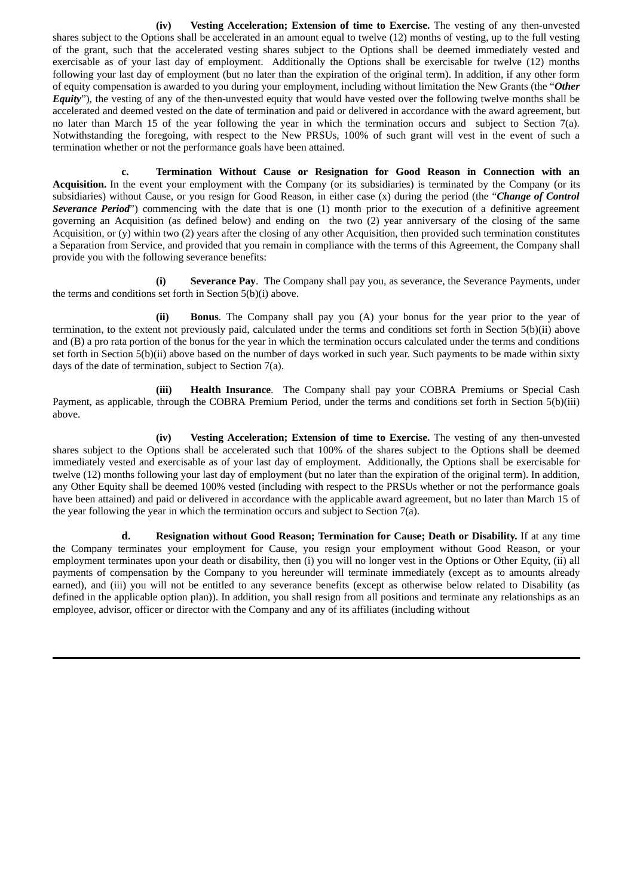**(iv) Vesting Acceleration; Extension of time to Exercise.** The vesting of any then-unvested shares subject to the Options shall be accelerated in an amount equal to twelve (12) months of vesting, up to the full vesting of the grant, such that the accelerated vesting shares subject to the Options shall be deemed immediately vested and exercisable as of your last day of employment. Additionally the Options shall be exercisable for twelve (12) months following your last day of employment (but no later than the expiration of the original term). In addition, if any other form of equity compensation is awarded to you during your employment, including without limitation the New Grants (the "***Other Equity***"), the vesting of any of the then-unvested equity that would have vested over the following twelve months shall be accelerated and deemed vested on the date of termination and paid or delivered in accordance with the award agreement, but no later than March 15 of the year following the year in which the termination occurs and subject to Section 7(a). Notwithstanding the foregoing, with respect to the New PRSUs, 100% of such grant will vest in the event of such a termination whether or not the performance goals have been attained.

**c. Termination Without Cause or Resignation for Good Reason in Connection with an Acquisition.** In the event your employment with the Company (or its subsidiaries) is terminated by the Company (or its subsidiaries) without Cause, or you resign for Good Reason, in either case (x) during the period (the "***Change of Control Severance Period***") commencing with the date that is one (1) month prior to the execution of a definitive agreement governing an Acquisition (as defined below) and ending on the two (2) year anniversary of the closing of the same Acquisition, or (y) within two (2) years after the closing of any other Acquisition, then provided such termination constitutes a Separation from Service, and provided that you remain in compliance with the terms of this Agreement, the Company shall provide you with the following severance benefits:

**(i) Severance Pay**. The Company shall pay you, as severance, the Severance Payments, under the terms and conditions set forth in Section 5(b)(i) above.

**(ii) Bonus**. The Company shall pay you (A) your bonus for the year prior to the year of termination, to the extent not previously paid, calculated under the terms and conditions set forth in Section 5(b)(ii) above and (B) a pro rata portion of the bonus for the year in which the termination occurs calculated under the terms and conditions set forth in Section 5(b)(ii) above based on the number of days worked in such year. Such payments to be made within sixty days of the date of termination, subject to Section 7(a).

**(iii) Health Insurance**. The Company shall pay your COBRA Premiums or Special Cash Payment, as applicable, through the COBRA Premium Period, under the terms and conditions set forth in Section 5(b)(iii) above.

**(iv) Vesting Acceleration; Extension of time to Exercise.** The vesting of any then-unvested shares subject to the Options shall be accelerated such that 100% of the shares subject to the Options shall be deemed immediately vested and exercisable as of your last day of employment. Additionally, the Options shall be exercisable for twelve (12) months following your last day of employment (but no later than the expiration of the original term). In addition, any Other Equity shall be deemed 100% vested (including with respect to the PRSUs whether or not the performance goals have been attained) and paid or delivered in accordance with the applicable award agreement, but no later than March 15 of the year following the year in which the termination occurs and subject to Section 7(a).

**d. Resignation without Good Reason; Termination for Cause; Death or Disability.** If at any time the Company terminates your employment for Cause, you resign your employment without Good Reason, or your employment terminates upon your death or disability, then (i) you will no longer vest in the Options or Other Equity, (ii) all payments of compensation by the Company to you hereunder will terminate immediately (except as to amounts already earned), and (iii) you will not be entitled to any severance benefits (except as otherwise below related to Disability (as defined in the applicable option plan)). In addition, you shall resign from all positions and terminate any relationships as an employee, advisor, officer or director with the Company and any of its affiliates (including without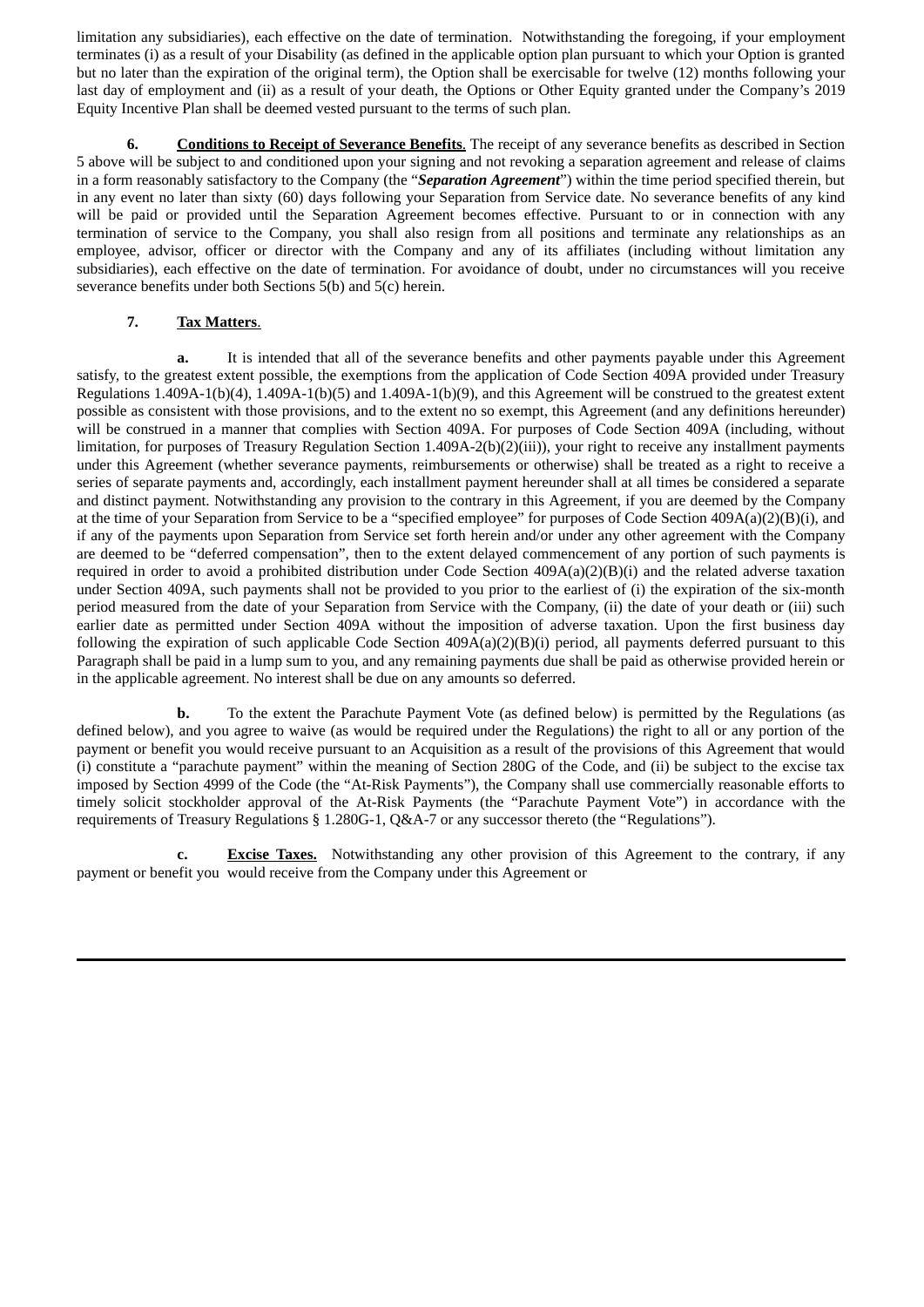limitation any subsidiaries), each effective on the date of termination. Notwithstanding the foregoing, if your employment terminates (i) as a result of your Disability (as defined in the applicable option plan pursuant to which your Option is granted but no later than the expiration of the original term), the Option shall be exercisable for twelve (12) months following your last day of employment and (ii) as a result of your death, the Options or Other Equity granted under the Company's 2019 Equity Incentive Plan shall be deemed vested pursuant to the terms of such plan.

**6. Conditions to Receipt of Severance Benefits**. The receipt of any severance benefits as described in Section 5 above will be subject to and conditioned upon your signing and not revoking a separation agreement and release of claims in a form reasonably satisfactory to the Company (the "***Separation Agreement***") within the time period specified therein, but in any event no later than sixty (60) days following your Separation from Service date. No severance benefits of any kind will be paid or provided until the Separation Agreement becomes effective. Pursuant to or in connection with any termination of service to the Company, you shall also resign from all positions and terminate any relationships as an employee, advisor, officer or director with the Company and any of its affiliates (including without limitation any subsidiaries), each effective on the date of termination. For avoidance of doubt, under no circumstances will you receive severance benefits under both Sections 5(b) and 5(c) herein.

**7. Tax Matters**.

**a.** It is intended that all of the severance benefits and other payments payable under this Agreement satisfy, to the greatest extent possible, the exemptions from the application of Code Section 409A provided under Treasury Regulations 1.409A-1(b)(4), 1.409A-1(b)(5) and 1.409A-1(b)(9), and this Agreement will be construed to the greatest extent possible as consistent with those provisions, and to the extent no so exempt, this Agreement (and any definitions hereunder) will be construed in a manner that complies with Section 409A. For purposes of Code Section 409A (including, without limitation, for purposes of Treasury Regulation Section 1.409A-2(b)(2)(iii)), your right to receive any installment payments under this Agreement (whether severance payments, reimbursements or otherwise) shall be treated as a right to receive a series of separate payments and, accordingly, each installment payment hereunder shall at all times be considered a separate and distinct payment. Notwithstanding any provision to the contrary in this Agreement, if you are deemed by the Company at the time of your Separation from Service to be a "specified employee" for purposes of Code Section 409A(a)(2)(B)(i), and if any of the payments upon Separation from Service set forth herein and/or under any other agreement with the Company are deemed to be "deferred compensation", then to the extent delayed commencement of any portion of such payments is required in order to avoid a prohibited distribution under Code Section 409A(a)(2)(B)(i) and the related adverse taxation under Section 409A, such payments shall not be provided to you prior to the earliest of (i) the expiration of the six-month period measured from the date of your Separation from Service with the Company, (ii) the date of your death or (iii) such earlier date as permitted under Section 409A without the imposition of adverse taxation. Upon the first business day following the expiration of such applicable Code Section 409A(a)(2)(B)(i) period, all payments deferred pursuant to this Paragraph shall be paid in a lump sum to you, and any remaining payments due shall be paid as otherwise provided herein or in the applicable agreement. No interest shall be due on any amounts so deferred.

**b.** To the extent the Parachute Payment Vote (as defined below) is permitted by the Regulations (as defined below), and you agree to waive (as would be required under the Regulations) the right to all or any portion of the payment or benefit you would receive pursuant to an Acquisition as a result of the provisions of this Agreement that would (i) constitute a "parachute payment" within the meaning of Section 280G of the Code, and (ii) be subject to the excise tax imposed by Section 4999 of the Code (the "At-Risk Payments"), the Company shall use commercially reasonable efforts to timely solicit stockholder approval of the At-Risk Payments (the "Parachute Payment Vote") in accordance with the requirements of Treasury Regulations § 1.280G-1, Q&A-7 or any successor thereto (the "Regulations").

**c. Excise Taxes.** Notwithstanding any other provision of this Agreement to the contrary, if any payment or benefit you would receive from the Company under this Agreement or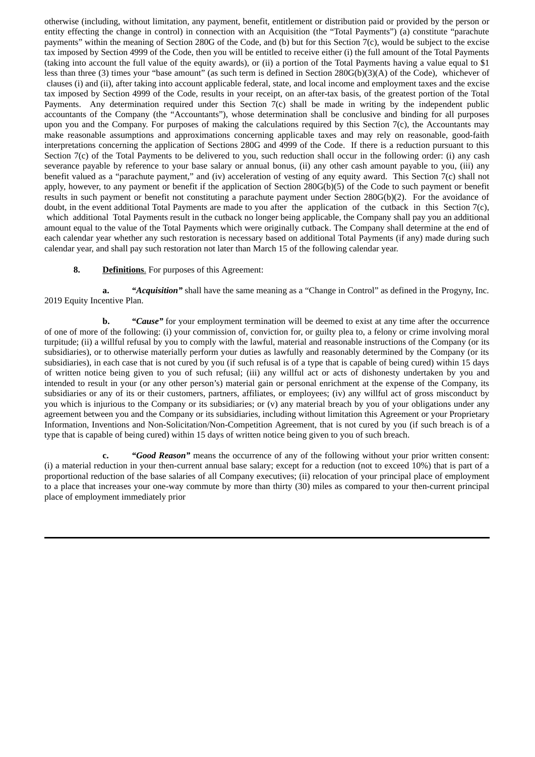otherwise (including, without limitation, any payment, benefit, entitlement or distribution paid or provided by the person or entity effecting the change in control) in connection with an Acquisition (the "Total Payments") (a) constitute "parachute payments" within the meaning of Section 280G of the Code, and (b) but for this Section 7(c), would be subject to the excise tax imposed by Section 4999 of the Code, then you will be entitled to receive either (i) the full amount of the Total Payments (taking into account the full value of the equity awards), or (ii) a portion of the Total Payments having a value equal to $1 less than three (3) times your "base amount" (as such term is defined in Section 280G(b)(3)(A) of the Code), whichever of clauses (i) and (ii), after taking into account applicable federal, state, and local income and employment taxes and the excise tax imposed by Section 4999 of the Code, results in your receipt, on an after-tax basis, of the greatest portion of the Total Payments. Any determination required under this Section 7(c) shall be made in writing by the independent public accountants of the Company (the "Accountants"), whose determination shall be conclusive and binding for all purposes upon you and the Company. For purposes of making the calculations required by this Section 7(c), the Accountants may make reasonable assumptions and approximations concerning applicable taxes and may rely on reasonable, good-faith interpretations concerning the application of Sections 280G and 4999 of the Code. If there is a reduction pursuant to this Section 7(c) of the Total Payments to be delivered to you, such reduction shall occur in the following order: (i) any cash severance payable by reference to your base salary or annual bonus, (ii) any other cash amount payable to you, (iii) any benefit valued as a "parachute payment," and (iv) acceleration of vesting of any equity award. This Section 7(c) shall not apply, however, to any payment or benefit if the application of Section 280G(b)(5) of the Code to such payment or benefit results in such payment or benefit not constituting a parachute payment under Section 280G(b)(2). For the avoidance of doubt, in the event additional Total Payments are made to you after the application of the cutback in this Section 7(c), which additional Total Payments result in the cutback no longer being applicable, the Company shall pay you an additional amount equal to the value of the Total Payments which were originally cutback. The Company shall determine at the end of each calendar year whether any such restoration is necessary based on additional Total Payments (if any) made during such calendar year, and shall pay such restoration not later than March 15 of the following calendar year.

**8. <u>Definitions</u>**. For purposes of this Agreement:

**a.** ***"Acquisition"*** shall have the same meaning as a "Change in Control" as defined in the Progyny, Inc. 2019 Equity Incentive Plan.

**b.** ***"Cause"*** for your employment termination will be deemed to exist at any time after the occurrence of one of more of the following: (i) your commission of, conviction for, or guilty plea to, a felony or crime involving moral turpitude; (ii) a willful refusal by you to comply with the lawful, material and reasonable instructions of the Company (or its subsidiaries), or to otherwise materially perform your duties as lawfully and reasonably determined by the Company (or its subsidiaries), in each case that is not cured by you (if such refusal is of a type that is capable of being cured) within 15 days of written notice being given to you of such refusal; (iii) any willful act or acts of dishonesty undertaken by you and intended to result in your (or any other person's) material gain or personal enrichment at the expense of the Company, its subsidiaries or any of its or their customers, partners, affiliates, or employees; (iv) any willful act of gross misconduct by you which is injurious to the Company or its subsidiaries; or (v) any material breach by you of your obligations under any agreement between you and the Company or its subsidiaries, including without limitation this Agreement or your Proprietary Information, Inventions and Non-Solicitation/Non-Competition Agreement, that is not cured by you (if such breach is of a type that is capable of being cured) within 15 days of written notice being given to you of such breach.

**c.** ***"Good Reason"*** means the occurrence of any of the following without your prior written consent: (i) a material reduction in your then-current annual base salary; except for a reduction (not to exceed 10%) that is part of a proportional reduction of the base salaries of all Company executives; (ii) relocation of your principal place of employment to a place that increases your one-way commute by more than thirty (30) miles as compared to your then-current principal place of employment immediately prior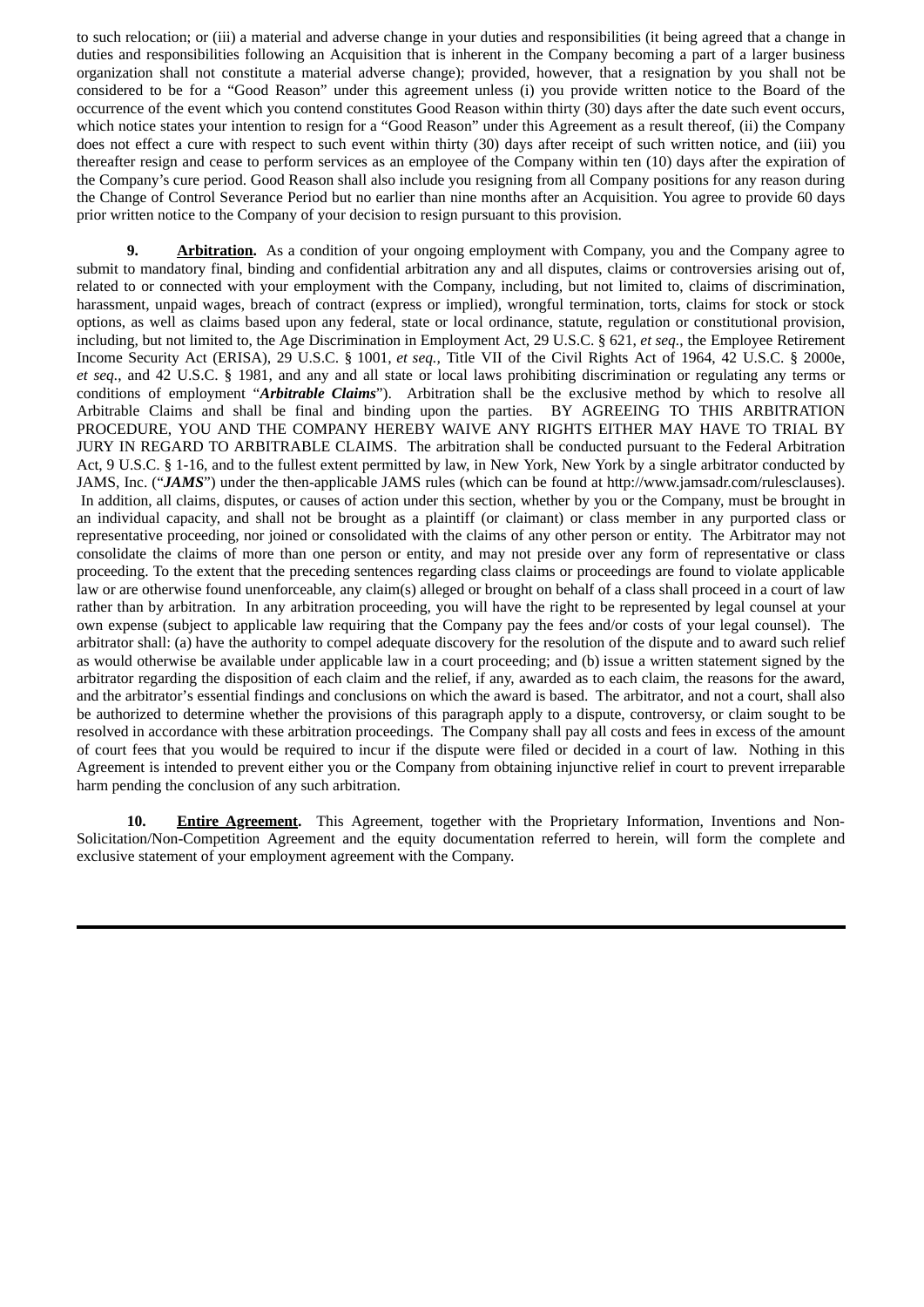to such relocation; or (iii) a material and adverse change in your duties and responsibilities (it being agreed that a change in duties and responsibilities following an Acquisition that is inherent in the Company becoming a part of a larger business organization shall not constitute a material adverse change); provided, however, that a resignation by you shall not be considered to be for a "Good Reason" under this agreement unless (i) you provide written notice to the Board of the occurrence of the event which you contend constitutes Good Reason within thirty (30) days after the date such event occurs, which notice states your intention to resign for a "Good Reason" under this Agreement as a result thereof, (ii) the Company does not effect a cure with respect to such event within thirty (30) days after receipt of such written notice, and (iii) you thereafter resign and cease to perform services as an employee of the Company within ten (10) days after the expiration of the Company's cure period. Good Reason shall also include you resigning from all Company positions for any reason during the Change of Control Severance Period but no earlier than nine months after an Acquisition. You agree to provide 60 days prior written notice to the Company of your decision to resign pursuant to this provision.

**9. Arbitration.** As a condition of your ongoing employment with Company, you and the Company agree to submit to mandatory final, binding and confidential arbitration any and all disputes, claims or controversies arising out of, related to or connected with your employment with the Company, including, but not limited to, claims of discrimination, harassment, unpaid wages, breach of contract (express or implied), wrongful termination, torts, claims for stock or stock options, as well as claims based upon any federal, state or local ordinance, statute, regulation or constitutional provision, including, but not limited to, the Age Discrimination in Employment Act, 29 U.S.C. § 621, *et seq.*, the Employee Retirement Income Security Act (ERISA), 29 U.S.C. § 1001, *et seq.*, Title VII of the Civil Rights Act of 1964, 42 U.S.C. § 2000e, *et seq.*, and 42 U.S.C. § 1981, and any and all state or local laws prohibiting discrimination or regulating any terms or conditions of employment "***Arbitrable Claims***"). Arbitration shall be the exclusive method by which to resolve all Arbitrable Claims and shall be final and binding upon the parties. BY AGREEING TO THIS ARBITRATION PROCEDURE, YOU AND THE COMPANY HEREBY WAIVE ANY RIGHTS EITHER MAY HAVE TO TRIAL BY JURY IN REGARD TO ARBITRABLE CLAIMS. The arbitration shall be conducted pursuant to the Federal Arbitration Act, 9 U.S.C. § 1-16, and to the fullest extent permitted by law, in New York, New York by a single arbitrator conducted by JAMS, Inc. ("***JAMS***") under the then-applicable JAMS rules (which can be found at http://www.jamsadr.com/rulesclauses). In addition, all claims, disputes, or causes of action under this section, whether by you or the Company, must be brought in an individual capacity, and shall not be brought as a plaintiff (or claimant) or class member in any purported class or representative proceeding, nor joined or consolidated with the claims of any other person or entity. The Arbitrator may not consolidate the claims of more than one person or entity, and may not preside over any form of representative or class proceeding. To the extent that the preceding sentences regarding class claims or proceedings are found to violate applicable law or are otherwise found unenforceable, any claim(s) alleged or brought on behalf of a class shall proceed in a court of law rather than by arbitration. In any arbitration proceeding, you will have the right to be represented by legal counsel at your own expense (subject to applicable law requiring that the Company pay the fees and/or costs of your legal counsel). The arbitrator shall: (a) have the authority to compel adequate discovery for the resolution of the dispute and to award such relief as would otherwise be available under applicable law in a court proceeding; and (b) issue a written statement signed by the arbitrator regarding the disposition of each claim and the relief, if any, awarded as to each claim, the reasons for the award, and the arbitrator's essential findings and conclusions on which the award is based. The arbitrator, and not a court, shall also be authorized to determine whether the provisions of this paragraph apply to a dispute, controversy, or claim sought to be resolved in accordance with these arbitration proceedings. The Company shall pay all costs and fees in excess of the amount of court fees that you would be required to incur if the dispute were filed or decided in a court of law. Nothing in this Agreement is intended to prevent either you or the Company from obtaining injunctive relief in court to prevent irreparable harm pending the conclusion of any such arbitration.

**10. Entire Agreement.** This Agreement, together with the Proprietary Information, Inventions and Non-Solicitation/Non-Competition Agreement and the equity documentation referred to herein, will form the complete and exclusive statement of your employment agreement with the Company.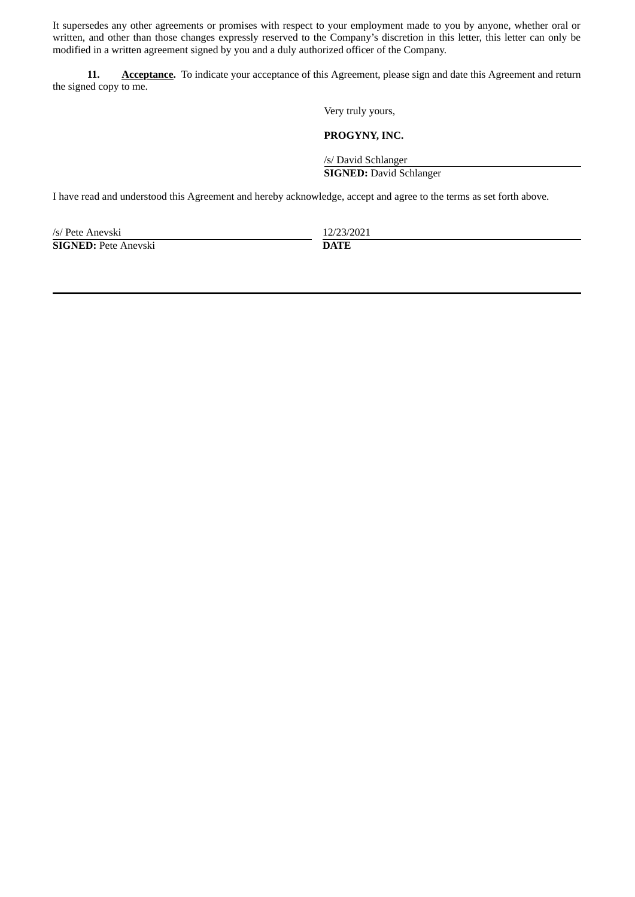It supersedes any other agreements or promises with respect to your employment made to you by anyone, whether oral or written, and other than those changes expressly reserved to the Company's discretion in this letter, this letter can only be modified in a written agreement signed by you and a duly authorized officer of the Company.

**11. Acceptance.** To indicate your acceptance of this Agreement, please sign and date this Agreement and return the signed copy to me.

Very truly yours,

**PROGYNY, INC.**

/s/ David Schlanger
**SIGNED:** David Schlanger

I have read and understood this Agreement and hereby acknowledge, accept and agree to the terms as set forth above.

/s/ Pete Anevski
**SIGNED:** Pete Anevski

12/23/2021
**DATE**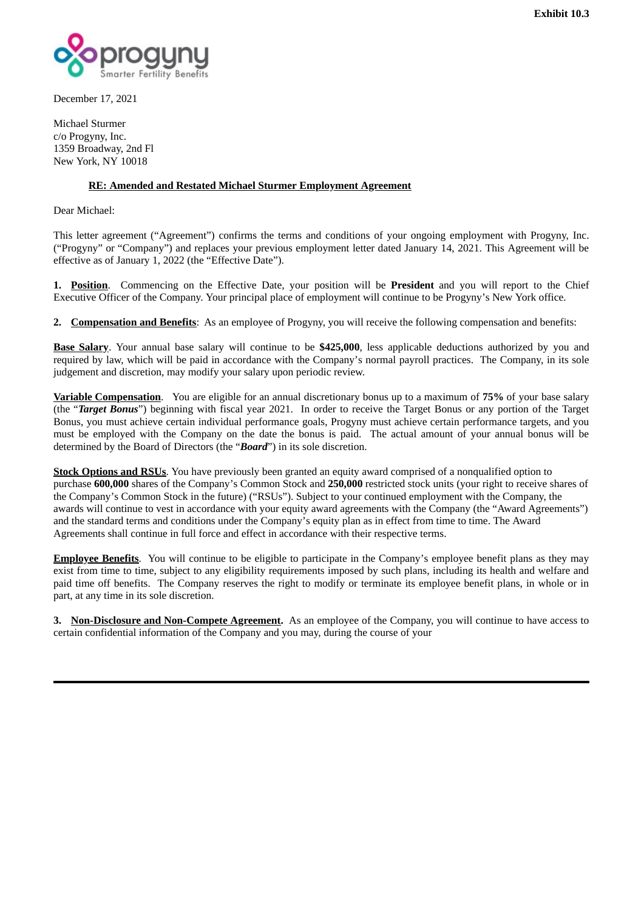**Exhibit 10.3**

December 17, 2021

Michael Sturmer
c/o Progyny, Inc.
1359 Broadway, 2nd Fl
New York, NY 10018

**RE: Amended and Restated Michael Sturmer Employment Agreement**

Dear Michael:

This letter agreement ("Agreement") confirms the terms and conditions of your ongoing employment with Progyny, Inc. ("Progyny" or "Company") and replaces your previous employment letter dated January 14, 2021. This Agreement will be effective as of January 1, 2022 (the "Effective Date").

**1. Position**. Commencing on the Effective Date, your position will be **President** and you will report to the Chief Executive Officer of the Company. Your principal place of employment will continue to be Progyny's New York office.

**2. Compensation and Benefits**: As an employee of Progyny, you will receive the following compensation and benefits:

**Base Salary**. Your annual base salary will continue to be **$425,000**, less applicable deductions authorized by you and required by law, which will be paid in accordance with the Company's normal payroll practices. The Company, in its sole judgement and discretion, may modify your salary upon periodic review.

**Variable Compensation**. You are eligible for an annual discretionary bonus up to a maximum of **75%** of your base salary (the "***Target Bonus***") beginning with fiscal year 2021. In order to receive the Target Bonus or any portion of the Target Bonus, you must achieve certain individual performance goals, Progyny must achieve certain performance targets, and you must be employed with the Company on the date the bonus is paid. The actual amount of your annual bonus will be determined by the Board of Directors (the "***Board***") in its sole discretion.

**Stock Options and RSUs**. You have previously been granted an equity award comprised of a nonqualified option to purchase **600,000** shares of the Company's Common Stock and **250,000** restricted stock units (your right to receive shares of the Company's Common Stock in the future) ("RSUs"). Subject to your continued employment with the Company, the awards will continue to vest in accordance with your equity award agreements with the Company (the "Award Agreements") and the standard terms and conditions under the Company's equity plan as in effect from time to time. The Award Agreements shall continue in full force and effect in accordance with their respective terms.

**Employee Benefits**. You will continue to be eligible to participate in the Company's employee benefit plans as they may exist from time to time, subject to any eligibility requirements imposed by such plans, including its health and welfare and paid time off benefits. The Company reserves the right to modify or terminate its employee benefit plans, in whole or in part, at any time in its sole discretion.

**3. Non-Disclosure and Non-Compete Agreement.** As an employee of the Company, you will continue to have access to certain confidential information of the Company and you may, during the course of your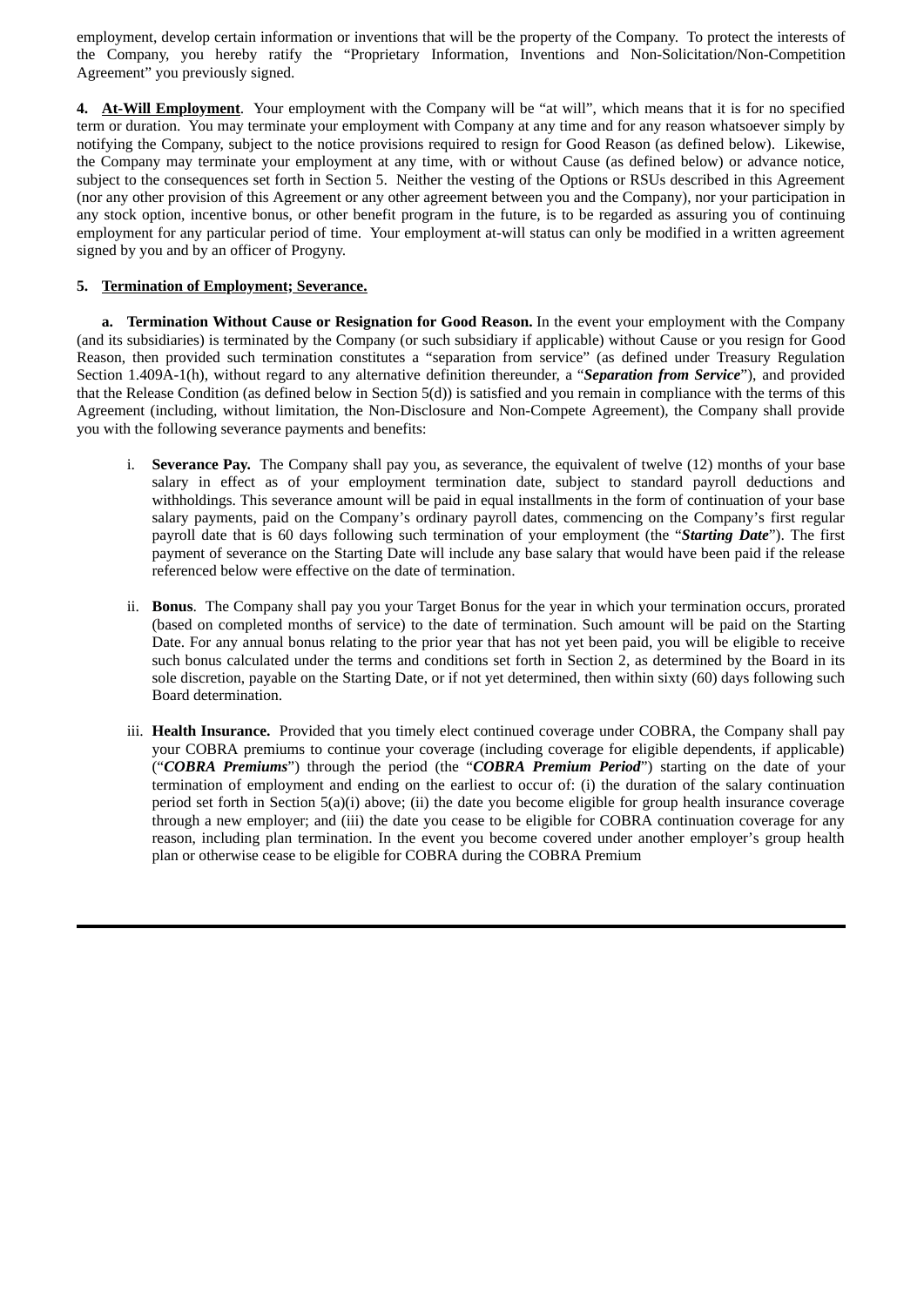employment, develop certain information or inventions that will be the property of the Company. To protect the interests of the Company, you hereby ratify the "Proprietary Information, Inventions and Non-Solicitation/Non-Competition Agreement" you previously signed.

**4. <u>At-Will Employment</u>**. Your employment with the Company will be "at will", which means that it is for no specified term or duration. You may terminate your employment with Company at any time and for any reason whatsoever simply by notifying the Company, subject to the notice provisions required to resign for Good Reason (as defined below). Likewise, the Company may terminate your employment at any time, with or without Cause (as defined below) or advance notice, subject to the consequences set forth in Section 5. Neither the vesting of the Options or RSUs described in this Agreement (nor any other provision of this Agreement or any other agreement between you and the Company), nor your participation in any stock option, incentive bonus, or other benefit program in the future, is to be regarded as assuring you of continuing employment for any particular period of time. Your employment at-will status can only be modified in a written agreement signed by you and by an officer of Progyny.

**5. <u>Termination of Employment; Severance.</u>**

**a. Termination Without Cause or Resignation for Good Reason.** In the event your employment with the Company (and its subsidiaries) is terminated by the Company (or such subsidiary if applicable) without Cause or you resign for Good Reason, then provided such termination constitutes a "separation from service" (as defined under Treasury Regulation Section 1.409A-1(h), without regard to any alternative definition thereunder, a "***Separation from Service***"), and provided that the Release Condition (as defined below in Section 5(d)) is satisfied and you remain in compliance with the terms of this Agreement (including, without limitation, the Non-Disclosure and Non-Compete Agreement), the Company shall provide you with the following severance payments and benefits:

i. **Severance Pay.** The Company shall pay you, as severance, the equivalent of twelve (12) months of your base salary in effect as of your employment termination date, subject to standard payroll deductions and withholdings. This severance amount will be paid in equal installments in the form of continuation of your base salary payments, paid on the Company's ordinary payroll dates, commencing on the Company's first regular payroll date that is 60 days following such termination of your employment (the "***Starting Date***"). The first payment of severance on the Starting Date will include any base salary that would have been paid if the release referenced below were effective on the date of termination.

ii. **Bonus**. The Company shall pay you your Target Bonus for the year in which your termination occurs, prorated (based on completed months of service) to the date of termination. Such amount will be paid on the Starting Date. For any annual bonus relating to the prior year that has not yet been paid, you will be eligible to receive such bonus calculated under the terms and conditions set forth in Section 2, as determined by the Board in its sole discretion, payable on the Starting Date, or if not yet determined, then within sixty (60) days following such Board determination.

iii. **Health Insurance.** Provided that you timely elect continued coverage under COBRA, the Company shall pay your COBRA premiums to continue your coverage (including coverage for eligible dependents, if applicable) ("***COBRA Premiums***") through the period (the "***COBRA Premium Period***") starting on the date of your termination of employment and ending on the earliest to occur of: (i) the duration of the salary continuation period set forth in Section 5(a)(i) above; (ii) the date you become eligible for group health insurance coverage through a new employer; and (iii) the date you cease to be eligible for COBRA continuation coverage for any reason, including plan termination. In the event you become covered under another employer's group health plan or otherwise cease to be eligible for COBRA during the COBRA Premium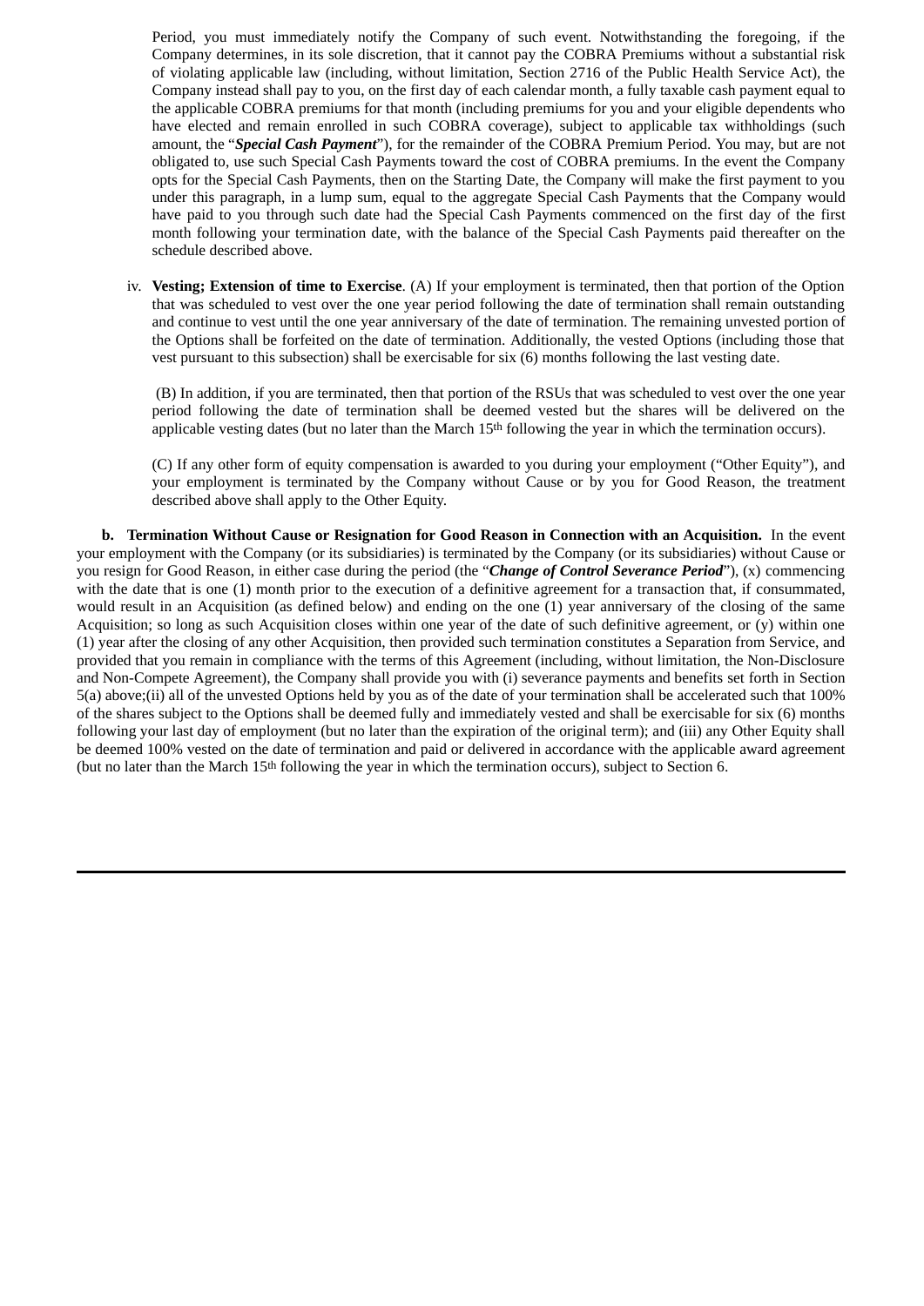Period, you must immediately notify the Company of such event. Notwithstanding the foregoing, if the Company determines, in its sole discretion, that it cannot pay the COBRA Premiums without a substantial risk of violating applicable law (including, without limitation, Section 2716 of the Public Health Service Act), the Company instead shall pay to you, on the first day of each calendar month, a fully taxable cash payment equal to the applicable COBRA premiums for that month (including premiums for you and your eligible dependents who have elected and remain enrolled in such COBRA coverage), subject to applicable tax withholdings (such amount, the "***Special Cash Payment***"), for the remainder of the COBRA Premium Period. You may, but are not obligated to, use such Special Cash Payments toward the cost of COBRA premiums. In the event the Company opts for the Special Cash Payments, then on the Starting Date, the Company will make the first payment to you under this paragraph, in a lump sum, equal to the aggregate Special Cash Payments that the Company would have paid to you through such date had the Special Cash Payments commenced on the first day of the first month following your termination date, with the balance of the Special Cash Payments paid thereafter on the schedule described above.

iv. **Vesting; Extension of time to Exercise**. (A) If your employment is terminated, then that portion of the Option that was scheduled to vest over the one year period following the date of termination shall remain outstanding and continue to vest until the one year anniversary of the date of termination. The remaining unvested portion of the Options shall be forfeited on the date of termination. Additionally, the vested Options (including those that vest pursuant to this subsection) shall be exercisable for six (6) months following the last vesting date.

(B) In addition, if you are terminated, then that portion of the RSUs that was scheduled to vest over the one year period following the date of termination shall be deemed vested but the shares will be delivered on the applicable vesting dates (but no later than the March 15th following the year in which the termination occurs).

(C) If any other form of equity compensation is awarded to you during your employment ("Other Equity"), and your employment is terminated by the Company without Cause or by you for Good Reason, the treatment described above shall apply to the Other Equity.

**b. Termination Without Cause or Resignation for Good Reason in Connection with an Acquisition.** In the event your employment with the Company (or its subsidiaries) is terminated by the Company (or its subsidiaries) without Cause or you resign for Good Reason, in either case during the period (the "***Change of Control Severance Period***"), (x) commencing with the date that is one (1) month prior to the execution of a definitive agreement for a transaction that, if consummated, would result in an Acquisition (as defined below) and ending on the one (1) year anniversary of the closing of the same Acquisition; so long as such Acquisition closes within one year of the date of such definitive agreement, or (y) within one (1) year after the closing of any other Acquisition, then provided such termination constitutes a Separation from Service, and provided that you remain in compliance with the terms of this Agreement (including, without limitation, the Non-Disclosure and Non-Compete Agreement), the Company shall provide you with (i) severance payments and benefits set forth in Section 5(a) above;(ii) all of the unvested Options held by you as of the date of your termination shall be accelerated such that 100% of the shares subject to the Options shall be deemed fully and immediately vested and shall be exercisable for six (6) months following your last day of employment (but no later than the expiration of the original term); and (iii) any Other Equity shall be deemed 100% vested on the date of termination and paid or delivered in accordance with the applicable award agreement (but no later than the March 15th following the year in which the termination occurs), subject to Section 6.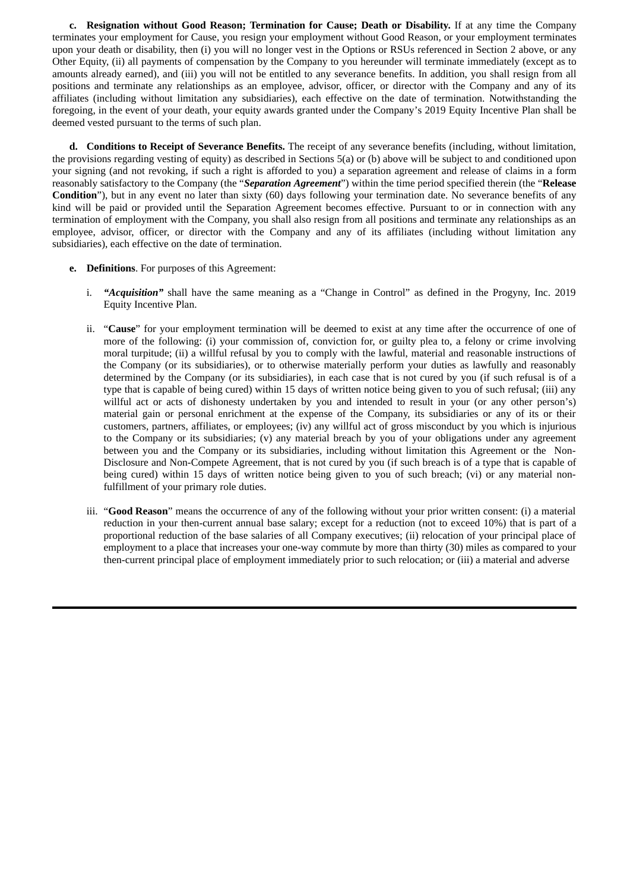**c. Resignation without Good Reason; Termination for Cause; Death or Disability.** If at any time the Company terminates your employment for Cause, you resign your employment without Good Reason, or your employment terminates upon your death or disability, then (i) you will no longer vest in the Options or RSUs referenced in Section 2 above, or any Other Equity, (ii) all payments of compensation by the Company to you hereunder will terminate immediately (except as to amounts already earned), and (iii) you will not be entitled to any severance benefits. In addition, you shall resign from all positions and terminate any relationships as an employee, advisor, officer, or director with the Company and any of its affiliates (including without limitation any subsidiaries), each effective on the date of termination. Notwithstanding the foregoing, in the event of your death, your equity awards granted under the Company's 2019 Equity Incentive Plan shall be deemed vested pursuant to the terms of such plan.

**d. Conditions to Receipt of Severance Benefits.** The receipt of any severance benefits (including, without limitation, the provisions regarding vesting of equity) as described in Sections 5(a) or (b) above will be subject to and conditioned upon your signing (and not revoking, if such a right is afforded to you) a separation agreement and release of claims in a form reasonably satisfactory to the Company (the "***Separation Agreement***") within the time period specified therein (the "**Release Condition**"), but in any event no later than sixty (60) days following your termination date. No severance benefits of any kind will be paid or provided until the Separation Agreement becomes effective. Pursuant to or in connection with any termination of employment with the Company, you shall also resign from all positions and terminate any relationships as an employee, advisor, officer, or director with the Company and any of its affiliates (including without limitation any subsidiaries), each effective on the date of termination.

**e. Definitions**. For purposes of this Agreement:

i. ***"Acquisition"*** shall have the same meaning as a "Change in Control" as defined in the Progyny, Inc. 2019 Equity Incentive Plan.

ii. "**Cause**" for your employment termination will be deemed to exist at any time after the occurrence of one of more of the following: (i) your commission of, conviction for, or guilty plea to, a felony or crime involving moral turpitude; (ii) a willful refusal by you to comply with the lawful, material and reasonable instructions of the Company (or its subsidiaries), or to otherwise materially perform your duties as lawfully and reasonably determined by the Company (or its subsidiaries), in each case that is not cured by you (if such refusal is of a type that is capable of being cured) within 15 days of written notice being given to you of such refusal; (iii) any willful act or acts of dishonesty undertaken by you and intended to result in your (or any other person's) material gain or personal enrichment at the expense of the Company, its subsidiaries or any of its or their customers, partners, affiliates, or employees; (iv) any willful act of gross misconduct by you which is injurious to the Company or its subsidiaries; (v) any material breach by you of your obligations under any agreement between you and the Company or its subsidiaries, including without limitation this Agreement or the Non-Disclosure and Non-Compete Agreement, that is not cured by you (if such breach is of a type that is capable of being cured) within 15 days of written notice being given to you of such breach; (vi) or any material non-fulfillment of your primary role duties.

iii. "**Good Reason**" means the occurrence of any of the following without your prior written consent: (i) a material reduction in your then-current annual base salary; except for a reduction (not to exceed 10%) that is part of a proportional reduction of the base salaries of all Company executives; (ii) relocation of your principal place of employment to a place that increases your one-way commute by more than thirty (30) miles as compared to your then-current principal place of employment immediately prior to such relocation; or (iii) a material and adverse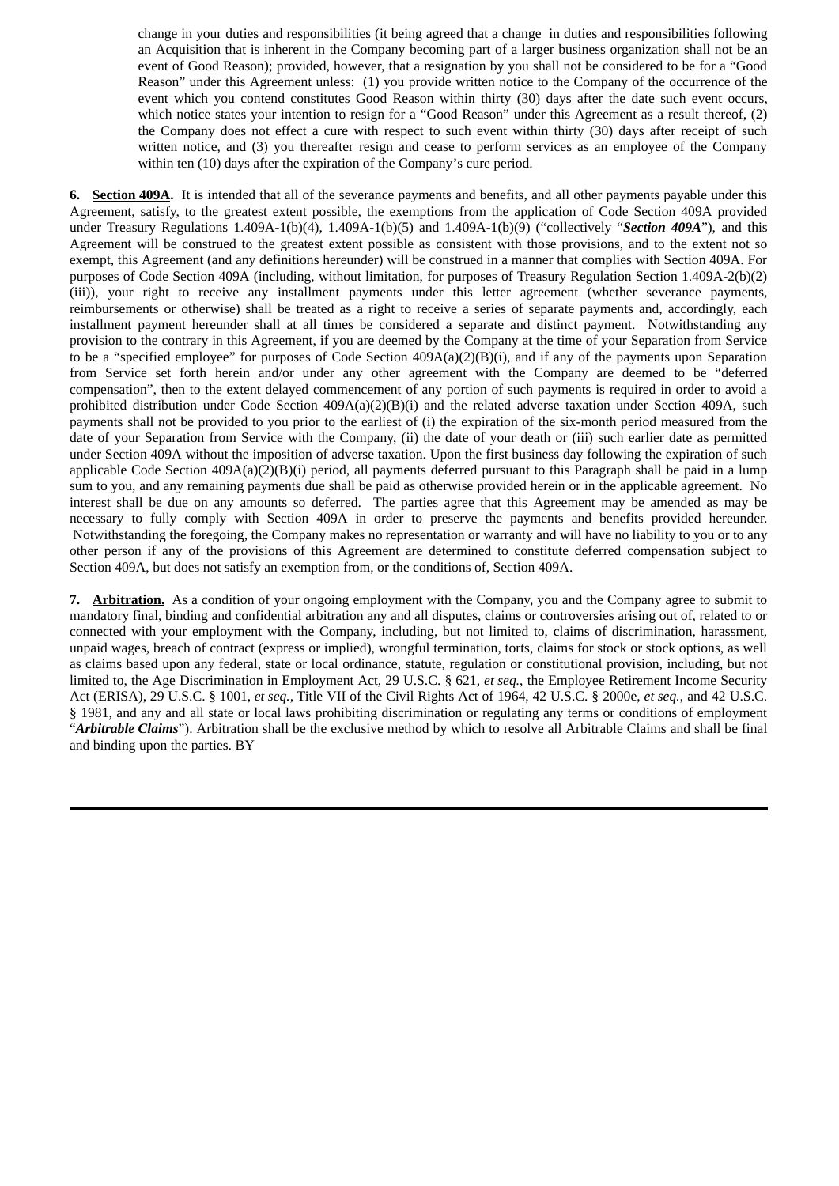change in your duties and responsibilities (it being agreed that a change in duties and responsibilities following an Acquisition that is inherent in the Company becoming part of a larger business organization shall not be an event of Good Reason); provided, however, that a resignation by you shall not be considered to be for a "Good Reason" under this Agreement unless: (1) you provide written notice to the Company of the occurrence of the event which you contend constitutes Good Reason within thirty (30) days after the date such event occurs, which notice states your intention to resign for a "Good Reason" under this Agreement as a result thereof, (2) the Company does not effect a cure with respect to such event within thirty (30) days after receipt of such written notice, and (3) you thereafter resign and cease to perform services as an employee of the Company within ten (10) days after the expiration of the Company's cure period.

**6. Section 409A.** It is intended that all of the severance payments and benefits, and all other payments payable under this Agreement, satisfy, to the greatest extent possible, the exemptions from the application of Code Section 409A provided under Treasury Regulations 1.409A-1(b)(4), 1.409A-1(b)(5) and 1.409A-1(b)(9) ("collectively "***Section 409A***"), and this Agreement will be construed to the greatest extent possible as consistent with those provisions, and to the extent not so exempt, this Agreement (and any definitions hereunder) will be construed in a manner that complies with Section 409A. For purposes of Code Section 409A (including, without limitation, for purposes of Treasury Regulation Section 1.409A-2(b)(2)(iii)), your right to receive any installment payments under this letter agreement (whether severance payments, reimbursements or otherwise) shall be treated as a right to receive a series of separate payments and, accordingly, each installment payment hereunder shall at all times be considered a separate and distinct payment. Notwithstanding any provision to the contrary in this Agreement, if you are deemed by the Company at the time of your Separation from Service to be a "specified employee" for purposes of Code Section 409A(a)(2)(B)(i), and if any of the payments upon Separation from Service set forth herein and/or under any other agreement with the Company are deemed to be "deferred compensation", then to the extent delayed commencement of any portion of such payments is required in order to avoid a prohibited distribution under Code Section 409A(a)(2)(B)(i) and the related adverse taxation under Section 409A, such payments shall not be provided to you prior to the earliest of (i) the expiration of the six-month period measured from the date of your Separation from Service with the Company, (ii) the date of your death or (iii) such earlier date as permitted under Section 409A without the imposition of adverse taxation. Upon the first business day following the expiration of such applicable Code Section 409A(a)(2)(B)(i) period, all payments deferred pursuant to this Paragraph shall be paid in a lump sum to you, and any remaining payments due shall be paid as otherwise provided herein or in the applicable agreement. No interest shall be due on any amounts so deferred. The parties agree that this Agreement may be amended as may be necessary to fully comply with Section 409A in order to preserve the payments and benefits provided hereunder. Notwithstanding the foregoing, the Company makes no representation or warranty and will have no liability to you or to any other person if any of the provisions of this Agreement are determined to constitute deferred compensation subject to Section 409A, but does not satisfy an exemption from, or the conditions of, Section 409A.

**7. Arbitration.** As a condition of your ongoing employment with the Company, you and the Company agree to submit to mandatory final, binding and confidential arbitration any and all disputes, claims or controversies arising out of, related to or connected with your employment with the Company, including, but not limited to, claims of discrimination, harassment, unpaid wages, breach of contract (express or implied), wrongful termination, torts, claims for stock or stock options, as well as claims based upon any federal, state or local ordinance, statute, regulation or constitutional provision, including, but not limited to, the Age Discrimination in Employment Act, 29 U.S.C. § 621, *et seq.*, the Employee Retirement Income Security Act (ERISA), 29 U.S.C. § 1001, *et seq.*, Title VII of the Civil Rights Act of 1964, 42 U.S.C. § 2000e, *et seq.*, and 42 U.S.C. § 1981, and any and all state or local laws prohibiting discrimination or regulating any terms or conditions of employment "***Arbitrable Claims***"). Arbitration shall be the exclusive method by which to resolve all Arbitrable Claims and shall be final and binding upon the parties. BY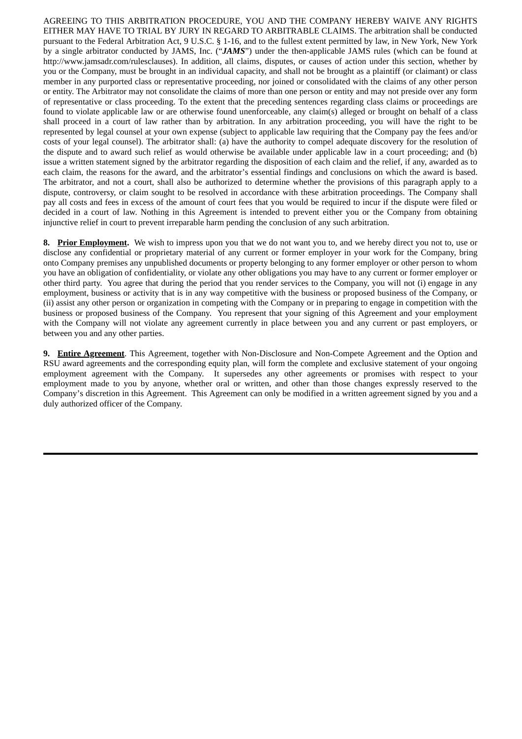AGREEING TO THIS ARBITRATION PROCEDURE, YOU AND THE COMPANY HEREBY WAIVE ANY RIGHTS EITHER MAY HAVE TO TRIAL BY JURY IN REGARD TO ARBITRABLE CLAIMS. The arbitration shall be conducted pursuant to the Federal Arbitration Act, 9 U.S.C. § 1-16, and to the fullest extent permitted by law, in New York, New York by a single arbitrator conducted by JAMS, Inc. ("***JAMS***") under the then-applicable JAMS rules (which can be found at http://www.jamsadr.com/rulesclauses). In addition, all claims, disputes, or causes of action under this section, whether by you or the Company, must be brought in an individual capacity, and shall not be brought as a plaintiff (or claimant) or class member in any purported class or representative proceeding, nor joined or consolidated with the claims of any other person or entity. The Arbitrator may not consolidate the claims of more than one person or entity and may not preside over any form of representative or class proceeding. To the extent that the preceding sentences regarding class claims or proceedings are found to violate applicable law or are otherwise found unenforceable, any claim(s) alleged or brought on behalf of a class shall proceed in a court of law rather than by arbitration. In any arbitration proceeding, you will have the right to be represented by legal counsel at your own expense (subject to applicable law requiring that the Company pay the fees and/or costs of your legal counsel). The arbitrator shall: (a) have the authority to compel adequate discovery for the resolution of the dispute and to award such relief as would otherwise be available under applicable law in a court proceeding; and (b) issue a written statement signed by the arbitrator regarding the disposition of each claim and the relief, if any, awarded as to each claim, the reasons for the award, and the arbitrator's essential findings and conclusions on which the award is based. The arbitrator, and not a court, shall also be authorized to determine whether the provisions of this paragraph apply to a dispute, controversy, or claim sought to be resolved in accordance with these arbitration proceedings. The Company shall pay all costs and fees in excess of the amount of court fees that you would be required to incur if the dispute were filed or decided in a court of law. Nothing in this Agreement is intended to prevent either you or the Company from obtaining injunctive relief in court to prevent irreparable harm pending the conclusion of any such arbitration.

**8. Prior Employment.** We wish to impress upon you that we do not want you to, and we hereby direct you not to, use or disclose any confidential or proprietary material of any current or former employer in your work for the Company, bring onto Company premises any unpublished documents or property belonging to any former employer or other person to whom you have an obligation of confidentiality, or violate any other obligations you may have to any current or former employer or other third party. You agree that during the period that you render services to the Company, you will not (i) engage in any employment, business or activity that is in any way competitive with the business or proposed business of the Company, or (ii) assist any other person or organization in competing with the Company or in preparing to engage in competition with the business or proposed business of the Company. You represent that your signing of this Agreement and your employment with the Company will not violate any agreement currently in place between you and any current or past employers, or between you and any other parties.

**9. Entire Agreement**. This Agreement, together with Non-Disclosure and Non-Compete Agreement and the Option and RSU award agreements and the corresponding equity plan, will form the complete and exclusive statement of your ongoing employment agreement with the Company. It supersedes any other agreements or promises with respect to your employment made to you by anyone, whether oral or written, and other than those changes expressly reserved to the Company's discretion in this Agreement. This Agreement can only be modified in a written agreement signed by you and a duly authorized officer of the Company.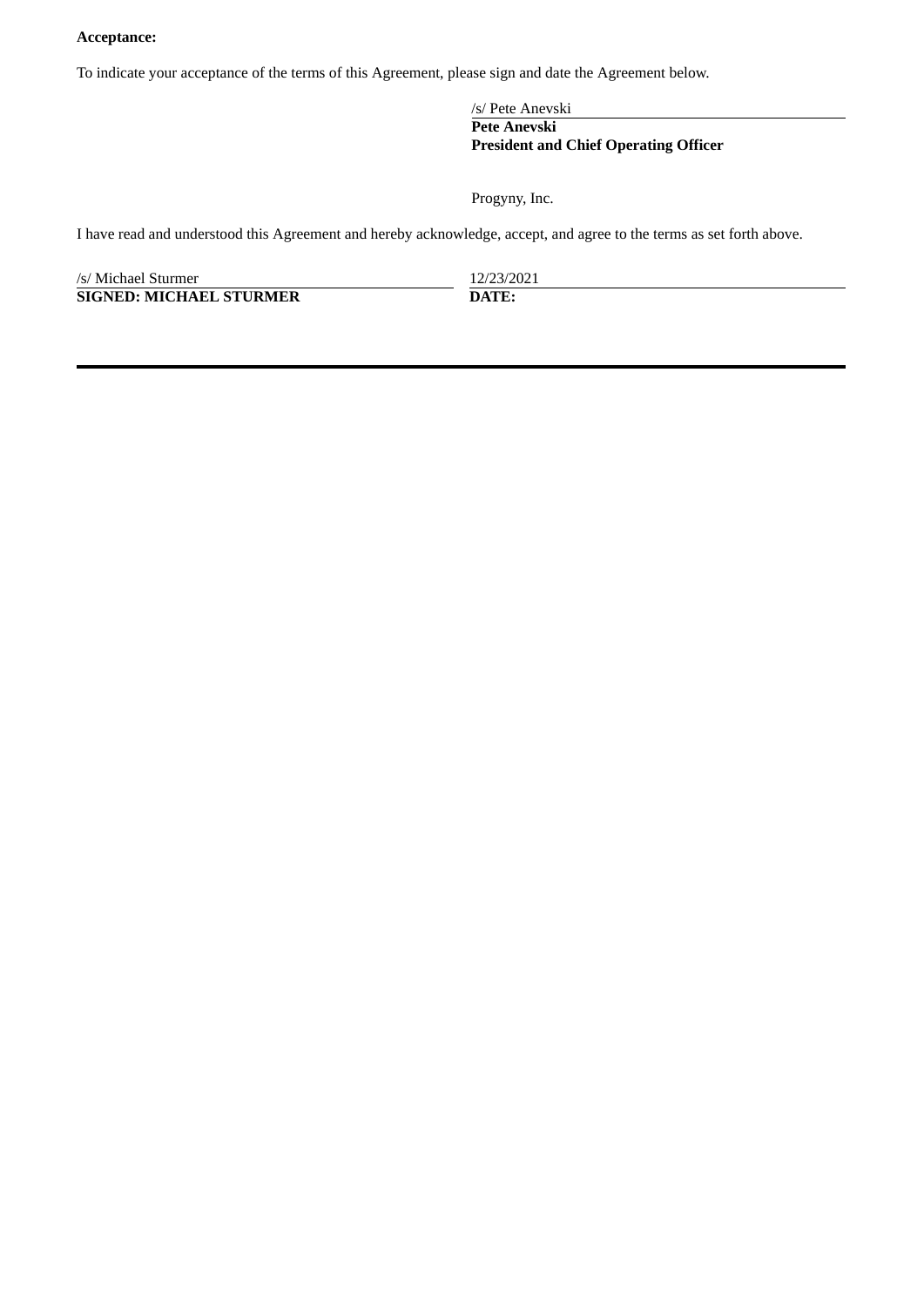**Acceptance:**

To indicate your acceptance of the terms of this Agreement, please sign and date the Agreement below.

/s/ Pete Anevski
**Pete Anevski**
**President and Chief Operating Officer**

Progyny, Inc.

I have read and understood this Agreement and hereby acknowledge, accept, and agree to the terms as set forth above.

| /s/ Michael Sturmer | 12/23/2021 |
|---|---|
| **SIGNED: MICHAEL STURMER** | **DATE:** |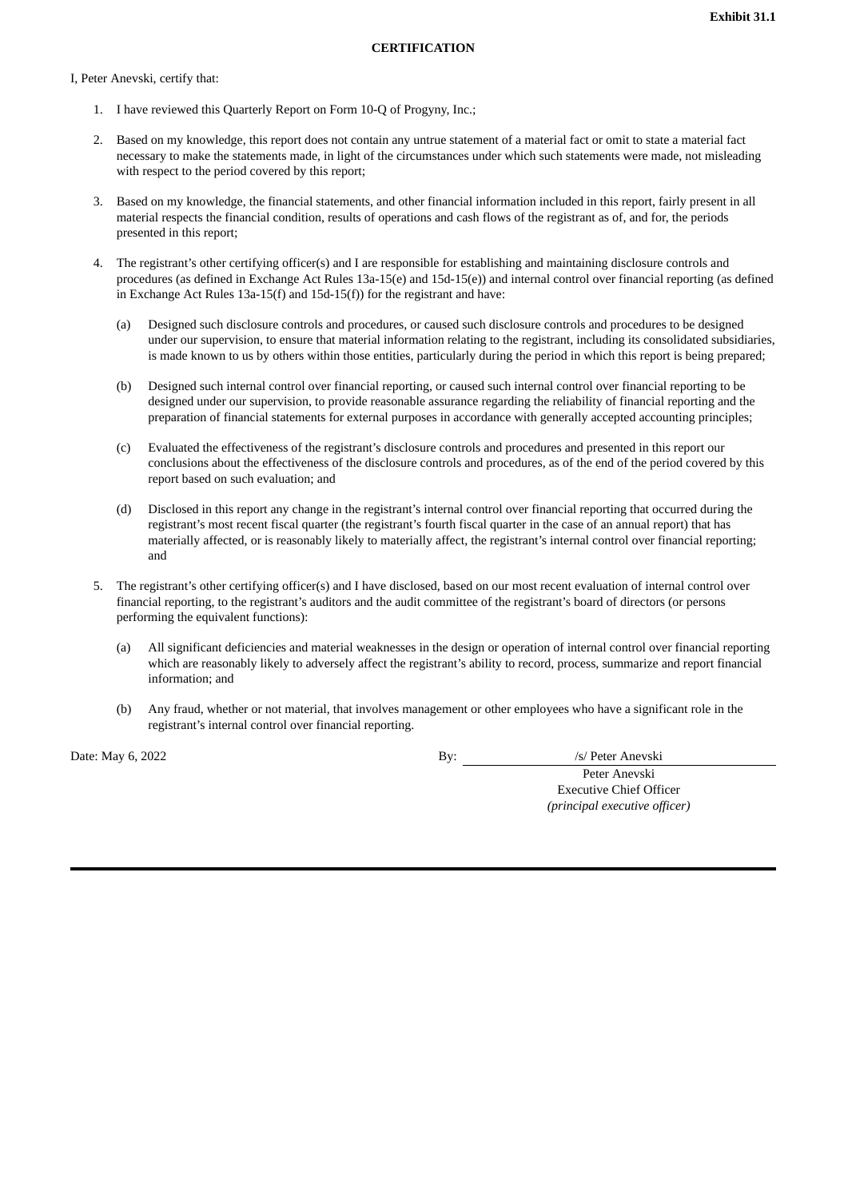**Exhibit 31.1**

**CERTIFICATION**

I, Peter Anevski, certify that:

1. I have reviewed this Quarterly Report on Form 10-Q of Progyny, Inc.;
2. Based on my knowledge, this report does not contain any untrue statement of a material fact or omit to state a material fact necessary to make the statements made, in light of the circumstances under which such statements were made, not misleading with respect to the period covered by this report;
3. Based on my knowledge, the financial statements, and other financial information included in this report, fairly present in all material respects the financial condition, results of operations and cash flows of the registrant as of, and for, the periods presented in this report;
4. The registrant's other certifying officer(s) and I are responsible for establishing and maintaining disclosure controls and procedures (as defined in Exchange Act Rules 13a-15(e) and 15d-15(e)) and internal control over financial reporting (as defined in Exchange Act Rules 13a-15(f) and 15d-15(f)) for the registrant and have:
   (a) Designed such disclosure controls and procedures, or caused such disclosure controls and procedures to be designed under our supervision, to ensure that material information relating to the registrant, including its consolidated subsidiaries, is made known to us by others within those entities, particularly during the period in which this report is being prepared;
   (b) Designed such internal control over financial reporting, or caused such internal control over financial reporting to be designed under our supervision, to provide reasonable assurance regarding the reliability of financial reporting and the preparation of financial statements for external purposes in accordance with generally accepted accounting principles;
   (c) Evaluated the effectiveness of the registrant's disclosure controls and procedures and presented in this report our conclusions about the effectiveness of the disclosure controls and procedures, as of the end of the period covered by this report based on such evaluation; and
   (d) Disclosed in this report any change in the registrant's internal control over financial reporting that occurred during the registrant's most recent fiscal quarter (the registrant's fourth fiscal quarter in the case of an annual report) that has materially affected, or is reasonably likely to materially affect, the registrant's internal control over financial reporting; and
5. The registrant's other certifying officer(s) and I have disclosed, based on our most recent evaluation of internal control over financial reporting, to the registrant's auditors and the audit committee of the registrant's board of directors (or persons performing the equivalent functions):
   (a) All significant deficiencies and material weaknesses in the design or operation of internal control over financial reporting which are reasonably likely to adversely affect the registrant's ability to record, process, summarize and report financial information; and
   (b) Any fraud, whether or not material, that involves management or other employees who have a significant role in the registrant's internal control over financial reporting.

Date: May 6, 2022

By: /s/ Peter Anevski
Peter Anevski
Executive Chief Officer
*(principal executive officer)*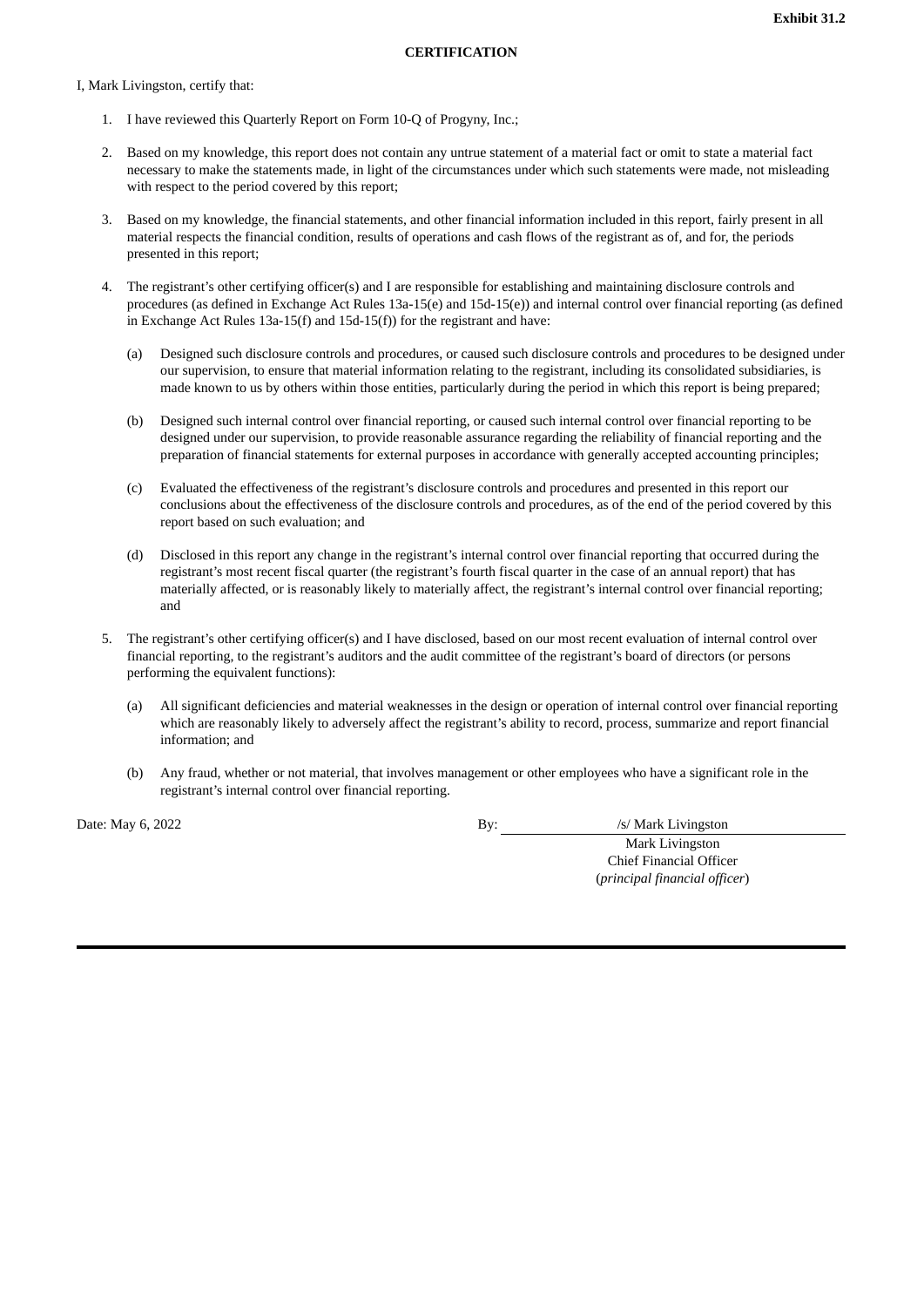**Exhibit 31.2**

**CERTIFICATION**

I, Mark Livingston, certify that:

1. I have reviewed this Quarterly Report on Form 10-Q of Progyny, Inc.;

2. Based on my knowledge, this report does not contain any untrue statement of a material fact or omit to state a material fact necessary to make the statements made, in light of the circumstances under which such statements were made, not misleading with respect to the period covered by this report;

3. Based on my knowledge, the financial statements, and other financial information included in this report, fairly present in all material respects the financial condition, results of operations and cash flows of the registrant as of, and for, the periods presented in this report;

4. The registrant's other certifying officer(s) and I are responsible for establishing and maintaining disclosure controls and procedures (as defined in Exchange Act Rules 13a-15(e) and 15d-15(e)) and internal control over financial reporting (as defined in Exchange Act Rules 13a-15(f) and 15d-15(f)) for the registrant and have:

   (a) Designed such disclosure controls and procedures, or caused such disclosure controls and procedures to be designed under our supervision, to ensure that material information relating to the registrant, including its consolidated subsidiaries, is made known to us by others within those entities, particularly during the period in which this report is being prepared;

   (b) Designed such internal control over financial reporting, or caused such internal control over financial reporting to be designed under our supervision, to provide reasonable assurance regarding the reliability of financial reporting and the preparation of financial statements for external purposes in accordance with generally accepted accounting principles;

   (c) Evaluated the effectiveness of the registrant's disclosure controls and procedures and presented in this report our conclusions about the effectiveness of the disclosure controls and procedures, as of the end of the period covered by this report based on such evaluation; and

   (d) Disclosed in this report any change in the registrant's internal control over financial reporting that occurred during the registrant's most recent fiscal quarter (the registrant's fourth fiscal quarter in the case of an annual report) that has materially affected, or is reasonably likely to materially affect, the registrant's internal control over financial reporting; and

5. The registrant's other certifying officer(s) and I have disclosed, based on our most recent evaluation of internal control over financial reporting, to the registrant's auditors and the audit committee of the registrant's board of directors (or persons performing the equivalent functions):

   (a) All significant deficiencies and material weaknesses in the design or operation of internal control over financial reporting which are reasonably likely to adversely affect the registrant's ability to record, process, summarize and report financial information; and

   (b) Any fraud, whether or not material, that involves management or other employees who have a significant role in the registrant's internal control over financial reporting.

Date: May 6, 2022

By: /s/ Mark Livingston
Mark Livingston
Chief Financial Officer
(*principal financial officer*)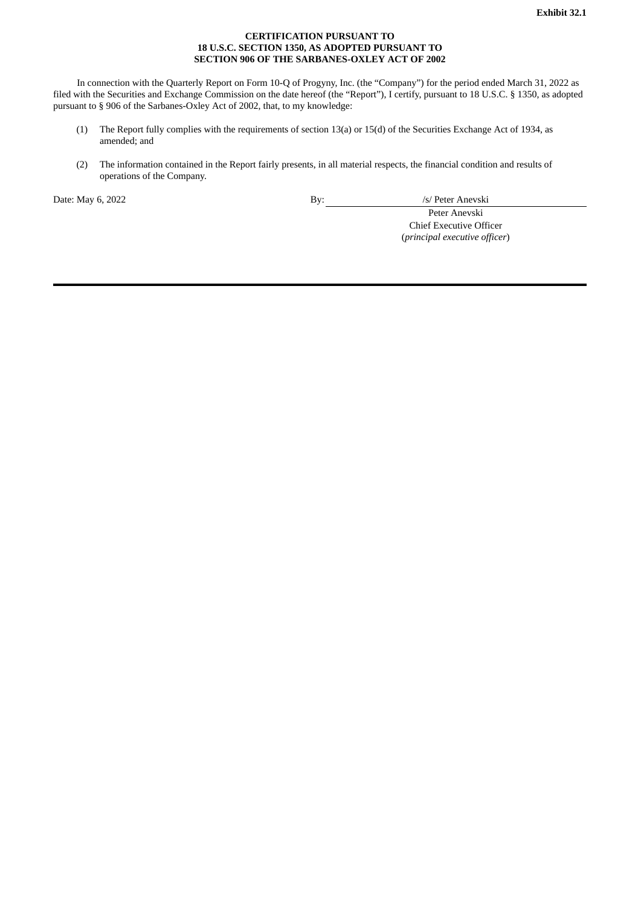**Exhibit 32.1**

**CERTIFICATION PURSUANT TO  
18 U.S.C. SECTION 1350, AS ADOPTED PURSUANT TO  
SECTION 906 OF THE SARBANES-OXLEY ACT OF 2002**

In connection with the Quarterly Report on Form 10-Q of Progyny, Inc. (the "Company") for the period ended March 31, 2022 as filed with the Securities and Exchange Commission on the date hereof (the "Report"), I certify, pursuant to 18 U.S.C. § 1350, as adopted pursuant to § 906 of the Sarbanes-Oxley Act of 2002, that, to my knowledge:

(1) The Report fully complies with the requirements of section 13(a) or 15(d) of the Securities Exchange Act of 1934, as amended; and

(2) The information contained in the Report fairly presents, in all material respects, the financial condition and results of operations of the Company.

Date: May 6, 2022

By: /s/ Peter Anevski  
Peter Anevski  
Chief Executive Officer  
(*principal executive officer*)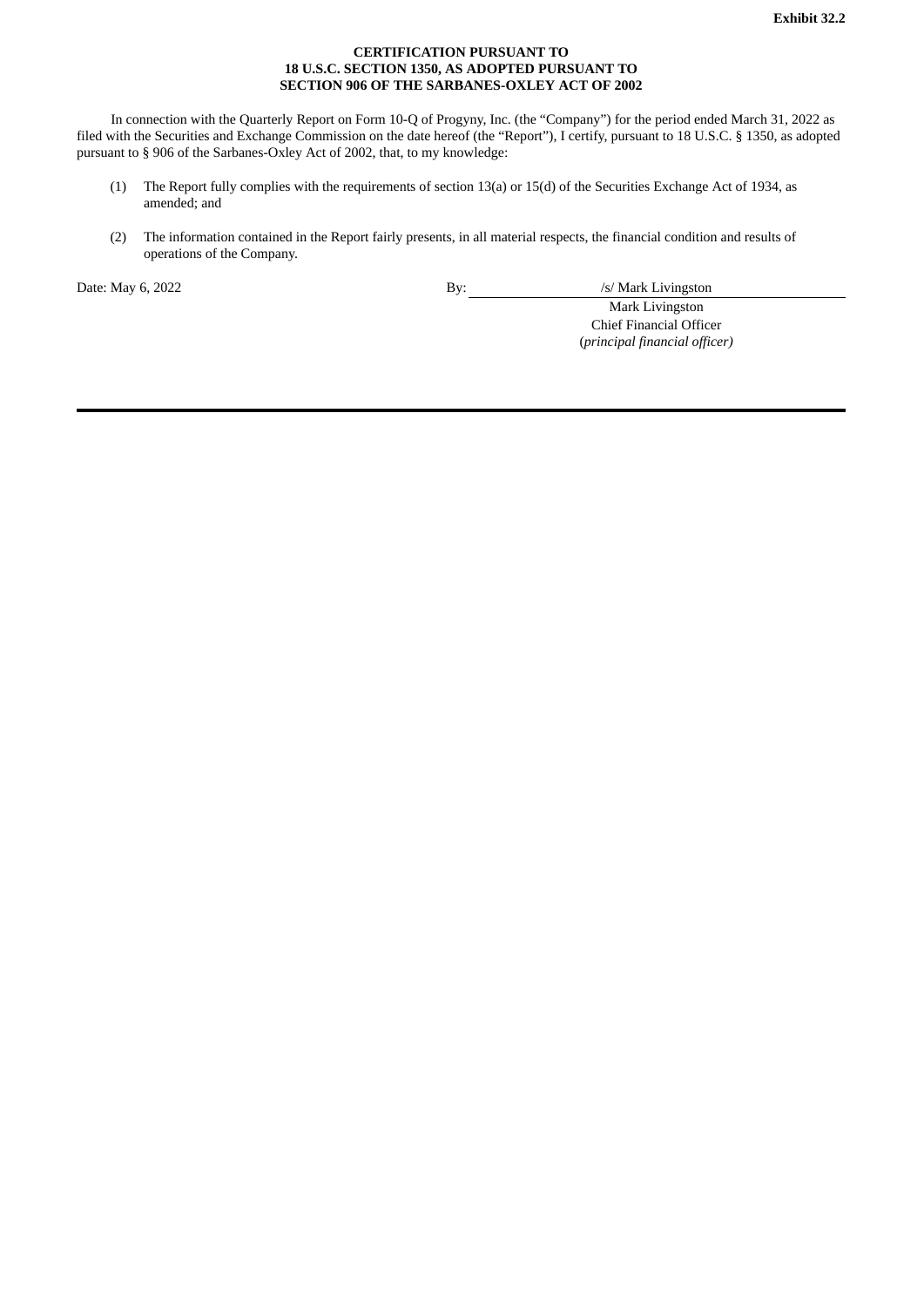**Exhibit 32.2**

**CERTIFICATION PURSUANT TO**
**18 U.S.C. SECTION 1350, AS ADOPTED PURSUANT TO**
**SECTION 906 OF THE SARBANES-OXLEY ACT OF 2002**

In connection with the Quarterly Report on Form 10-Q of Progyny, Inc. (the "Company") for the period ended March 31, 2022 as filed with the Securities and Exchange Commission on the date hereof (the "Report"), I certify, pursuant to 18 U.S.C. § 1350, as adopted pursuant to § 906 of the Sarbanes-Oxley Act of 2002, that, to my knowledge:

(1) The Report fully complies with the requirements of section 13(a) or 15(d) of the Securities Exchange Act of 1934, as amended; and

(2) The information contained in the Report fairly presents, in all material respects, the financial condition and results of operations of the Company.

Date: May 6, 2022

By: /s/ Mark Livingston
Mark Livingston
Chief Financial Officer
(*principal financial officer)*